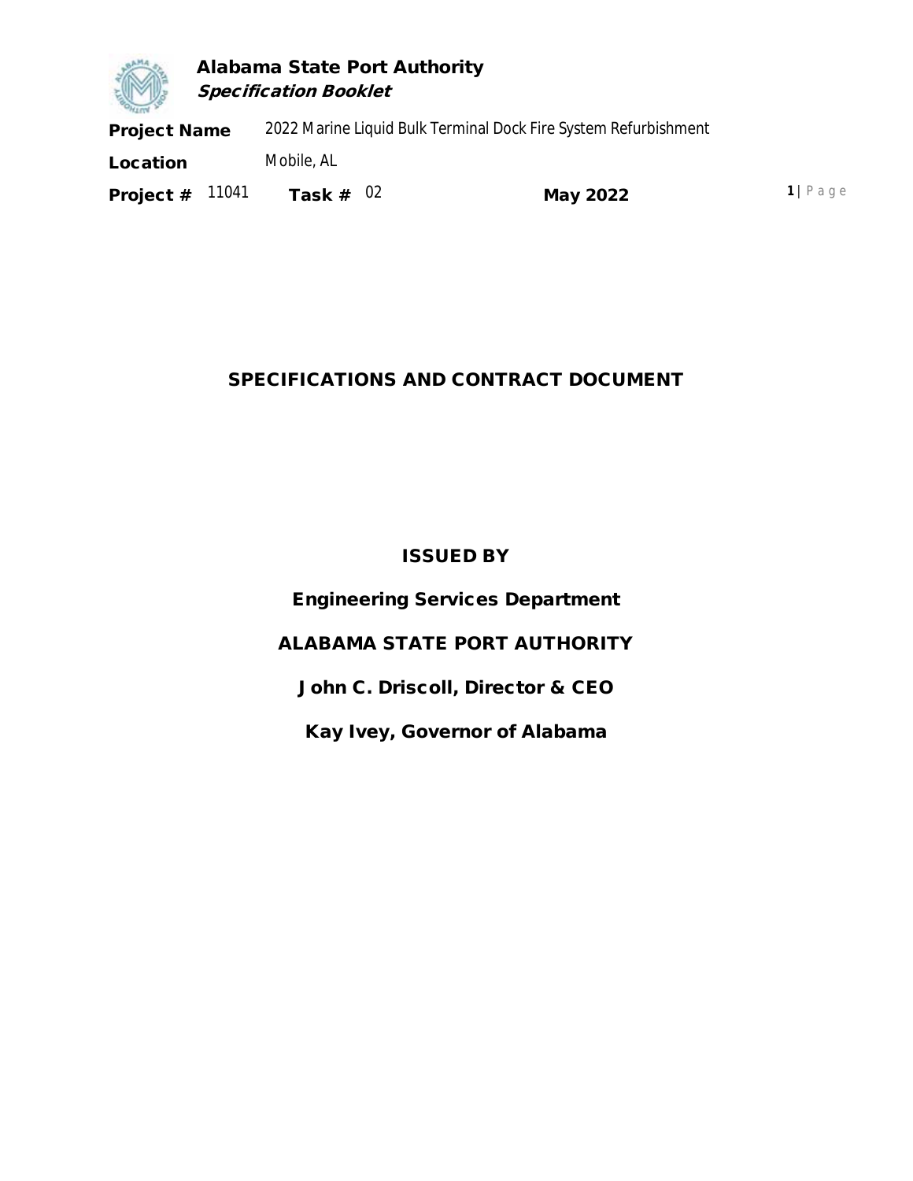**Alabama State Port Authority**
***Specification Booklet***

| | |
|---|---|
| **Project Name** | 2022 Marine Liquid Bulk Terminal Dock Fire System Refurbishment |
| **Location** | Mobile, AL |
| **Project #** 11041 | **Task #** 02 |

**May 2022**

# SPECIFICATIONS AND CONTRACT DOCUMENT

## ISSUED BY

**Engineering Services Department**

**ALABAMA STATE PORT AUTHORITY**

**John C. Driscoll, Director & CEO**

**Kay Ivey, Governor of Alabama**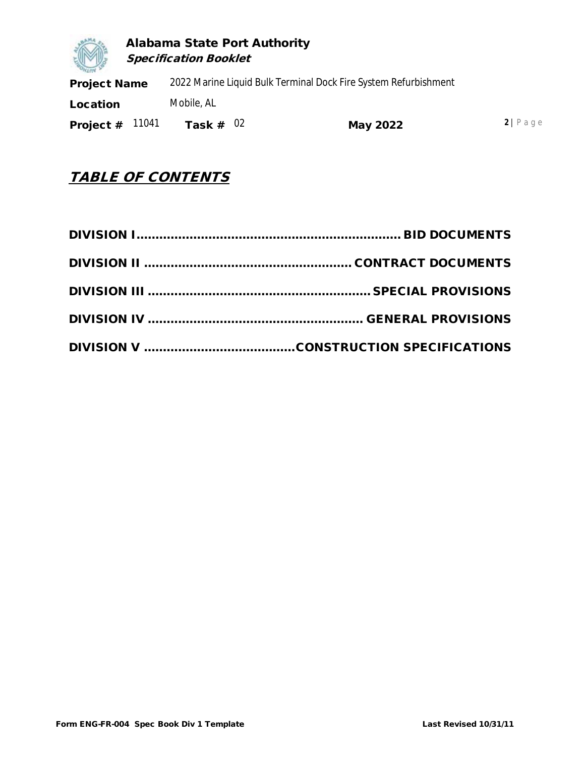# TABLE OF CONTENTS

**DIVISION I ...................................................................... BID DOCUMENTS**

**DIVISION II ..................................................... CONTRACT DOCUMENTS**

**DIVISION III ......................................................... SPECIAL PROVISIONS**

**DIVISION IV ....................................................... GENERAL PROVISIONS**

**DIVISION V .......................................CONSTRUCTION SPECIFICATIONS**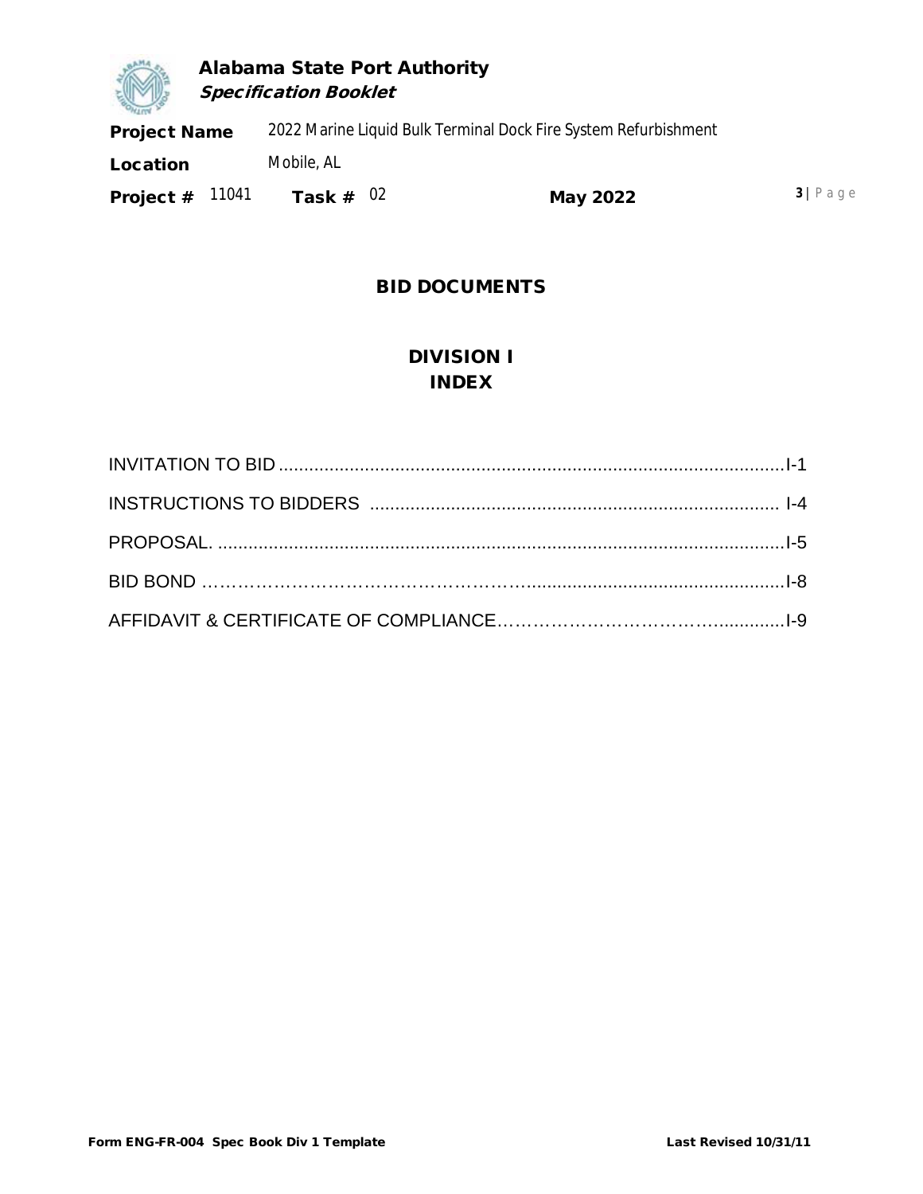# BID DOCUMENTS

## DIVISION I
## INDEX

| | |
|---|---|
| INVITATION TO BID | I-1 |
| INSTRUCTIONS TO BIDDERS | I-4 |
| PROPOSAL. | I-5 |
| BID BOND | I-8 |
| AFFIDAVIT & CERTIFICATE OF COMPLIANCE | I-9 |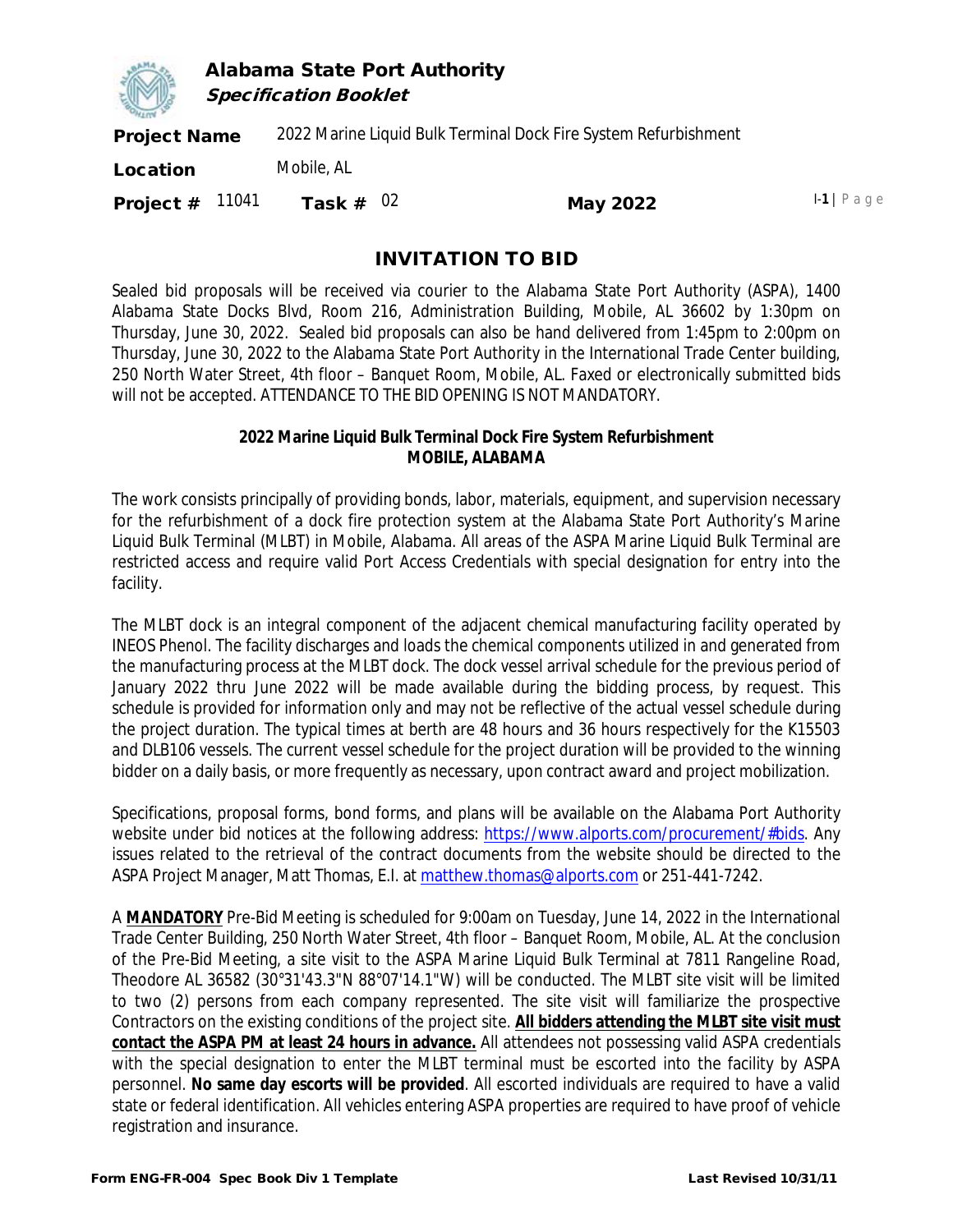# INVITATION TO BID

Sealed bid proposals will be received via courier to the Alabama State Port Authority (ASPA), 1400 Alabama State Docks Blvd, Room 216, Administration Building, Mobile, AL 36602 by 1:30pm on Thursday, June 30, 2022. Sealed bid proposals can also be hand delivered from 1:45pm to 2:00pm on Thursday, June 30, 2022 to the Alabama State Port Authority in the International Trade Center building, 250 North Water Street, 4th floor – Banquet Room, Mobile, AL. Faxed or electronically submitted bids will not be accepted. ATTENDANCE TO THE BID OPENING IS NOT MANDATORY.

**2022 Marine Liquid Bulk Terminal Dock Fire System Refurbishment**
**MOBILE, ALABAMA**

The work consists principally of providing bonds, labor, materials, equipment, and supervision necessary for the refurbishment of a dock fire protection system at the Alabama State Port Authority's Marine Liquid Bulk Terminal (MLBT) in Mobile, Alabama. All areas of the ASPA Marine Liquid Bulk Terminal are restricted access and require valid Port Access Credentials with special designation for entry into the facility.

The MLBT dock is an integral component of the adjacent chemical manufacturing facility operated by INEOS Phenol. The facility discharges and loads the chemical components utilized in and generated from the manufacturing process at the MLBT dock. The dock vessel arrival schedule for the previous period of January 2022 thru June 2022 will be made available during the bidding process, by request. This schedule is provided for information only and may not be reflective of the actual vessel schedule during the project duration. The typical times at berth are 48 hours and 36 hours respectively for the K15503 and DLB106 vessels. The current vessel schedule for the project duration will be provided to the winning bidder on a daily basis, or more frequently as necessary, upon contract award and project mobilization.

Specifications, proposal forms, bond forms, and plans will be available on the Alabama Port Authority website under bid notices at the following address: https://www.alports.com/procurement/#bids. Any issues related to the retrieval of the contract documents from the website should be directed to the ASPA Project Manager, Matt Thomas, E.I. at matthew.thomas@alports.com or 251-441-7242.

A **MANDATORY** Pre-Bid Meeting is scheduled for 9:00am on Tuesday, June 14, 2022 in the International Trade Center Building, 250 North Water Street, 4th floor – Banquet Room, Mobile, AL. At the conclusion of the Pre-Bid Meeting, a site visit to the ASPA Marine Liquid Bulk Terminal at 7811 Rangeline Road, Theodore AL 36582 (30°31'43.3"N 88°07'14.1"W) will be conducted. The MLBT site visit will be limited to two (2) persons from each company represented. The site visit will familiarize the prospective Contractors on the existing conditions of the project site. **All bidders attending the MLBT site visit must contact the ASPA PM at least 24 hours in advance.** All attendees not possessing valid ASPA credentials with the special designation to enter the MLBT terminal must be escorted into the facility by ASPA personnel. **No same day escorts will be provided**. All escorted individuals are required to have a valid state or federal identification. All vehicles entering ASPA properties are required to have proof of vehicle registration and insurance.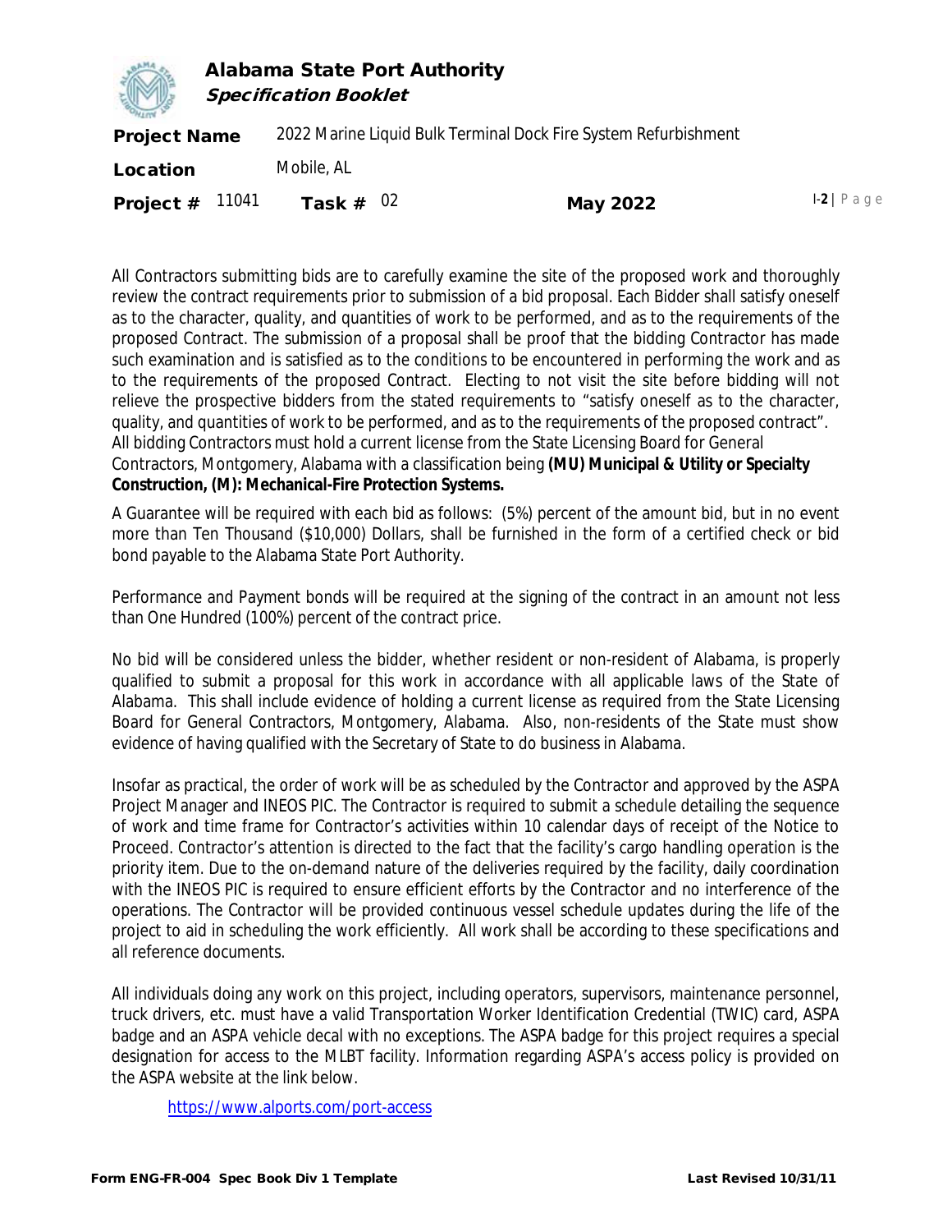All Contractors submitting bids are to carefully examine the site of the proposed work and thoroughly review the contract requirements prior to submission of a bid proposal. Each Bidder shall satisfy oneself as to the character, quality, and quantities of work to be performed, and as to the requirements of the proposed Contract. The submission of a proposal shall be proof that the bidding Contractor has made such examination and is satisfied as to the conditions to be encountered in performing the work and as to the requirements of the proposed Contract. Electing to not visit the site before bidding will not relieve the prospective bidders from the stated requirements to "satisfy oneself as to the character, quality, and quantities of work to be performed, and as to the requirements of the proposed contract". All bidding Contractors must hold a current license from the State Licensing Board for General Contractors, Montgomery, Alabama with a classification being **(MU) Municipal & Utility or Specialty Construction, (M): Mechanical-Fire Protection Systems.**

A Guarantee will be required with each bid as follows: (5%) percent of the amount bid, but in no event more than Ten Thousand ($10,000) Dollars, shall be furnished in the form of a certified check or bid bond payable to the Alabama State Port Authority.

Performance and Payment bonds will be required at the signing of the contract in an amount not less than One Hundred (100%) percent of the contract price.

No bid will be considered unless the bidder, whether resident or non-resident of Alabama, is properly qualified to submit a proposal for this work in accordance with all applicable laws of the State of Alabama. This shall include evidence of holding a current license as required from the State Licensing Board for General Contractors, Montgomery, Alabama. Also, non-residents of the State must show evidence of having qualified with the Secretary of State to do business in Alabama.

Insofar as practical, the order of work will be as scheduled by the Contractor and approved by the ASPA Project Manager and INEOS PIC. The Contractor is required to submit a schedule detailing the sequence of work and time frame for Contractor's activities within 10 calendar days of receipt of the Notice to Proceed. Contractor's attention is directed to the fact that the facility's cargo handling operation is the priority item. Due to the on-demand nature of the deliveries required by the facility, daily coordination with the INEOS PIC is required to ensure efficient efforts by the Contractor and no interference of the operations. The Contractor will be provided continuous vessel schedule updates during the life of the project to aid in scheduling the work efficiently. All work shall be according to these specifications and all reference documents.

All individuals doing any work on this project, including operators, supervisors, maintenance personnel, truck drivers, etc. must have a valid Transportation Worker Identification Credential (TWIC) card, ASPA badge and an ASPA vehicle decal with no exceptions. The ASPA badge for this project requires a special designation for access to the MLBT facility. Information regarding ASPA's access policy is provided on the ASPA website at the link below.

https://www.alports.com/port-access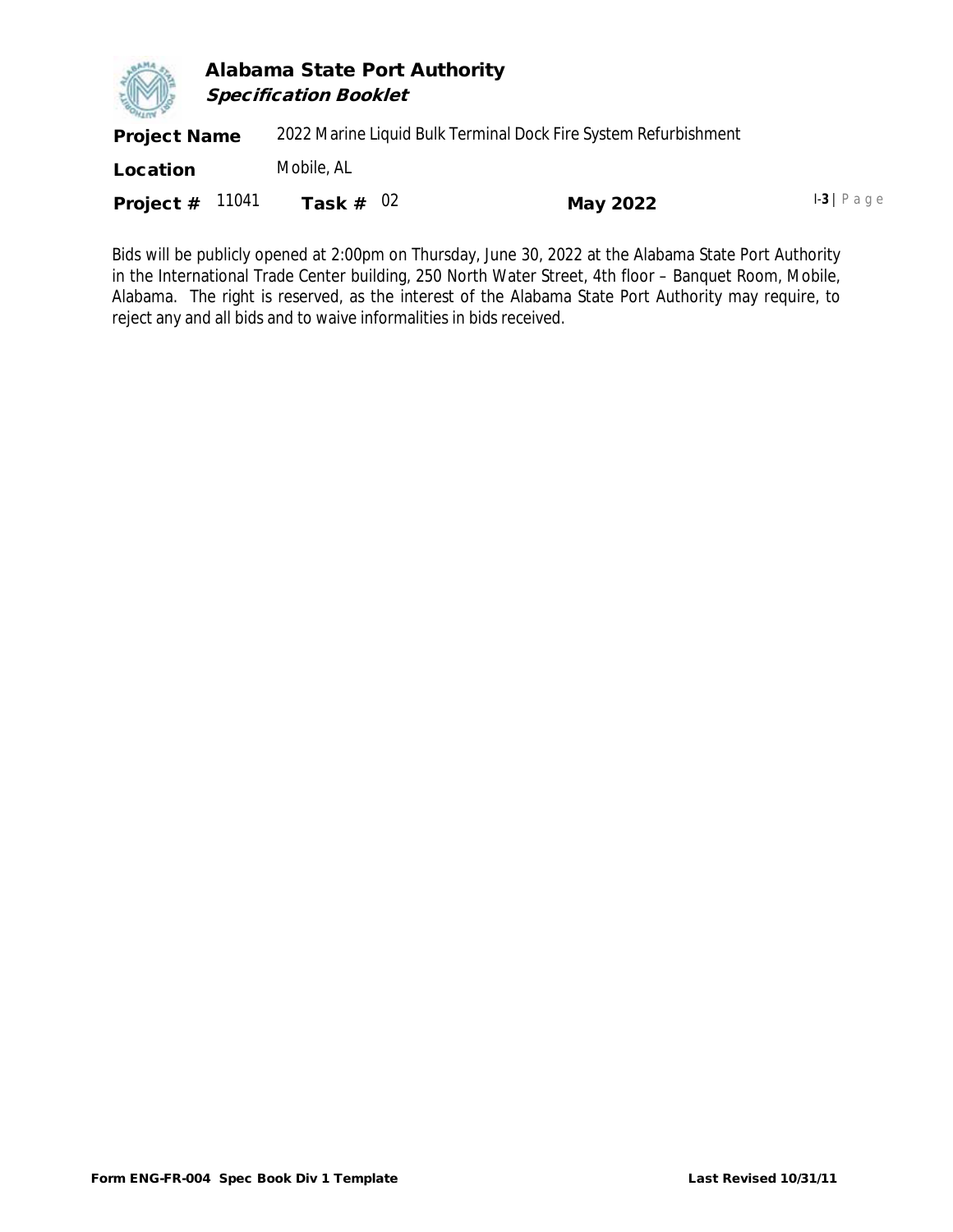Bids will be publicly opened at 2:00pm on Thursday, June 30, 2022 at the Alabama State Port Authority in the International Trade Center building, 250 North Water Street, 4th floor – Banquet Room, Mobile, Alabama. The right is reserved, as the interest of the Alabama State Port Authority may require, to reject any and all bids and to waive informalities in bids received.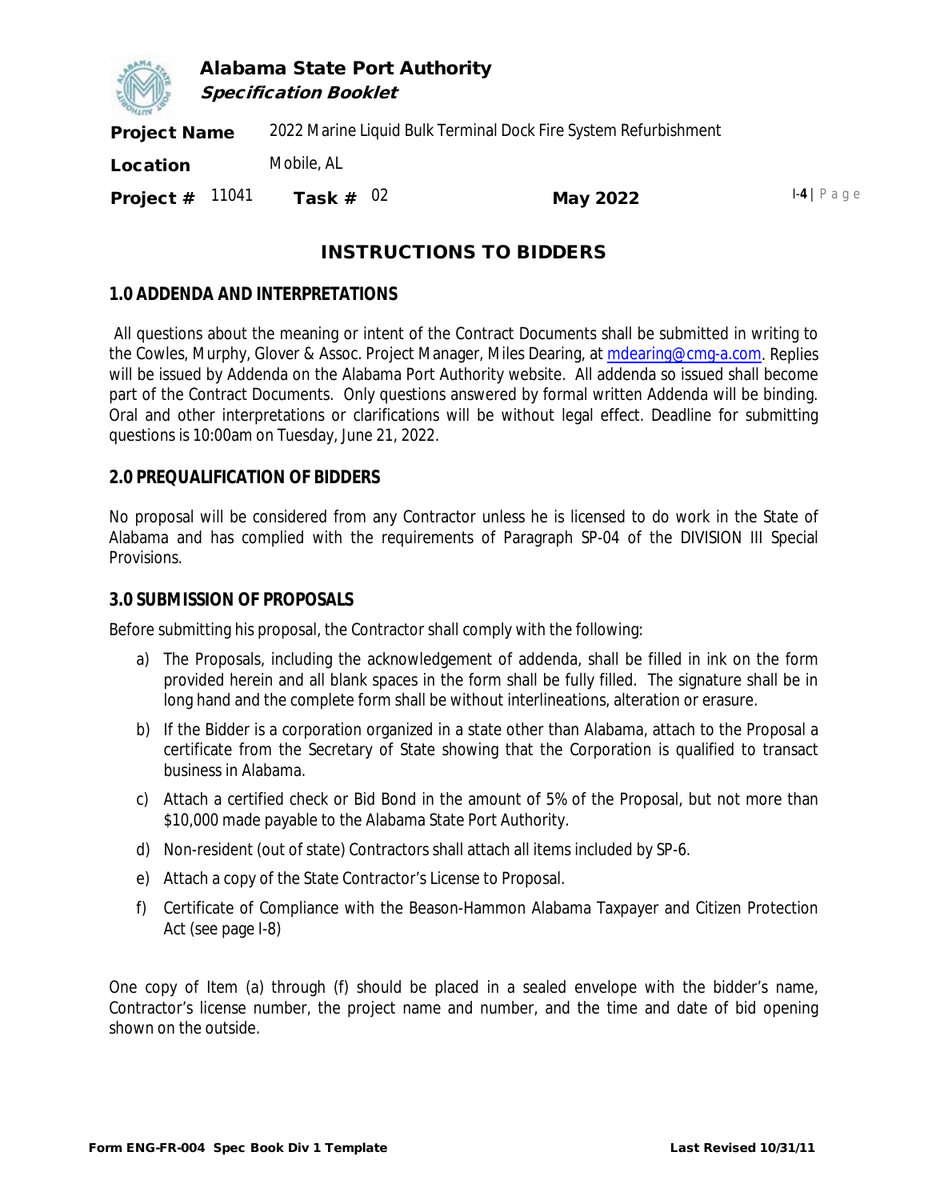# INSTRUCTIONS TO BIDDERS

## 1.0 ADDENDA AND INTERPRETATIONS

All questions about the meaning or intent of the Contract Documents shall be submitted in writing to the Cowles, Murphy, Glover & Assoc. Project Manager, Miles Dearing, at mdearing@cmg-a.com. Replies will be issued by Addenda on the Alabama Port Authority website. All addenda so issued shall become part of the Contract Documents. Only questions answered by formal written Addenda will be binding. Oral and other interpretations or clarifications will be without legal effect. Deadline for submitting questions is 10:00am on Tuesday, June 21, 2022.

## 2.0 PREQUALIFICATION OF BIDDERS

No proposal will be considered from any Contractor unless he is licensed to do work in the State of Alabama and has complied with the requirements of Paragraph SP-04 of the DIVISION III Special Provisions.

## 3.0 SUBMISSION OF PROPOSALS

Before submitting his proposal, the Contractor shall comply with the following:

a) The Proposals, including the acknowledgement of addenda, shall be filled in ink on the form provided herein and all blank spaces in the form shall be fully filled. The signature shall be in long hand and the complete form shall be without interlineations, alteration or erasure.

b) If the Bidder is a corporation organized in a state other than Alabama, attach to the Proposal a certificate from the Secretary of State showing that the Corporation is qualified to transact business in Alabama.

c) Attach a certified check or Bid Bond in the amount of 5% of the Proposal, but not more than $10,000 made payable to the Alabama State Port Authority.

d) Non-resident (out of state) Contractors shall attach all items included by SP-6.

e) Attach a copy of the State Contractor's License to Proposal.

f) Certificate of Compliance with the Beason-Hammon Alabama Taxpayer and Citizen Protection Act (see page I-8)

One copy of Item (a) through (f) should be placed in a sealed envelope with the bidder's name, Contractor's license number, the project name and number, and the time and date of bid opening shown on the outside.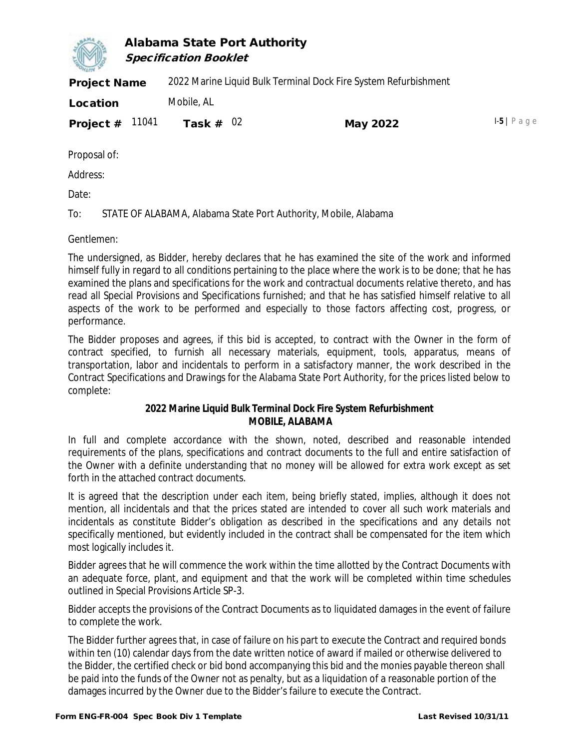Proposal of:

Address:

Date:

To: STATE OF ALABAMA, Alabama State Port Authority, Mobile, Alabama

Gentlemen:

The undersigned, as Bidder, hereby declares that he has examined the site of the work and informed himself fully in regard to all conditions pertaining to the place where the work is to be done; that he has examined the plans and specifications for the work and contractual documents relative thereto, and has read all Special Provisions and Specifications furnished; and that he has satisfied himself relative to all aspects of the work to be performed and especially to those factors affecting cost, progress, or performance.

The Bidder proposes and agrees, if this bid is accepted, to contract with the Owner in the form of contract specified, to furnish all necessary materials, equipment, tools, apparatus, means of transportation, labor and incidentals to perform in a satisfactory manner, the work described in the Contract Specifications and Drawings for the Alabama State Port Authority, for the prices listed below to complete:

**2022 Marine Liquid Bulk Terminal Dock Fire System Refurbishment**
**MOBILE, ALABAMA**

In full and complete accordance with the shown, noted, described and reasonable intended requirements of the plans, specifications and contract documents to the full and entire satisfaction of the Owner with a definite understanding that no money will be allowed for extra work except as set forth in the attached contract documents.

It is agreed that the description under each item, being briefly stated, implies, although it does not mention, all incidentals and that the prices stated are intended to cover all such work materials and incidentals as constitute Bidder's obligation as described in the specifications and any details not specifically mentioned, but evidently included in the contract shall be compensated for the item which most logically includes it.

Bidder agrees that he will commence the work within the time allotted by the Contract Documents with an adequate force, plant, and equipment and that the work will be completed within time schedules outlined in Special Provisions Article SP-3.

Bidder accepts the provisions of the Contract Documents as to liquidated damages in the event of failure to complete the work.

The Bidder further agrees that, in case of failure on his part to execute the Contract and required bonds within ten (10) calendar days from the date written notice of award if mailed or otherwise delivered to the Bidder, the certified check or bid bond accompanying this bid and the monies payable thereon shall be paid into the funds of the Owner not as penalty, but as a liquidation of a reasonable portion of the damages incurred by the Owner due to the Bidder's failure to execute the Contract.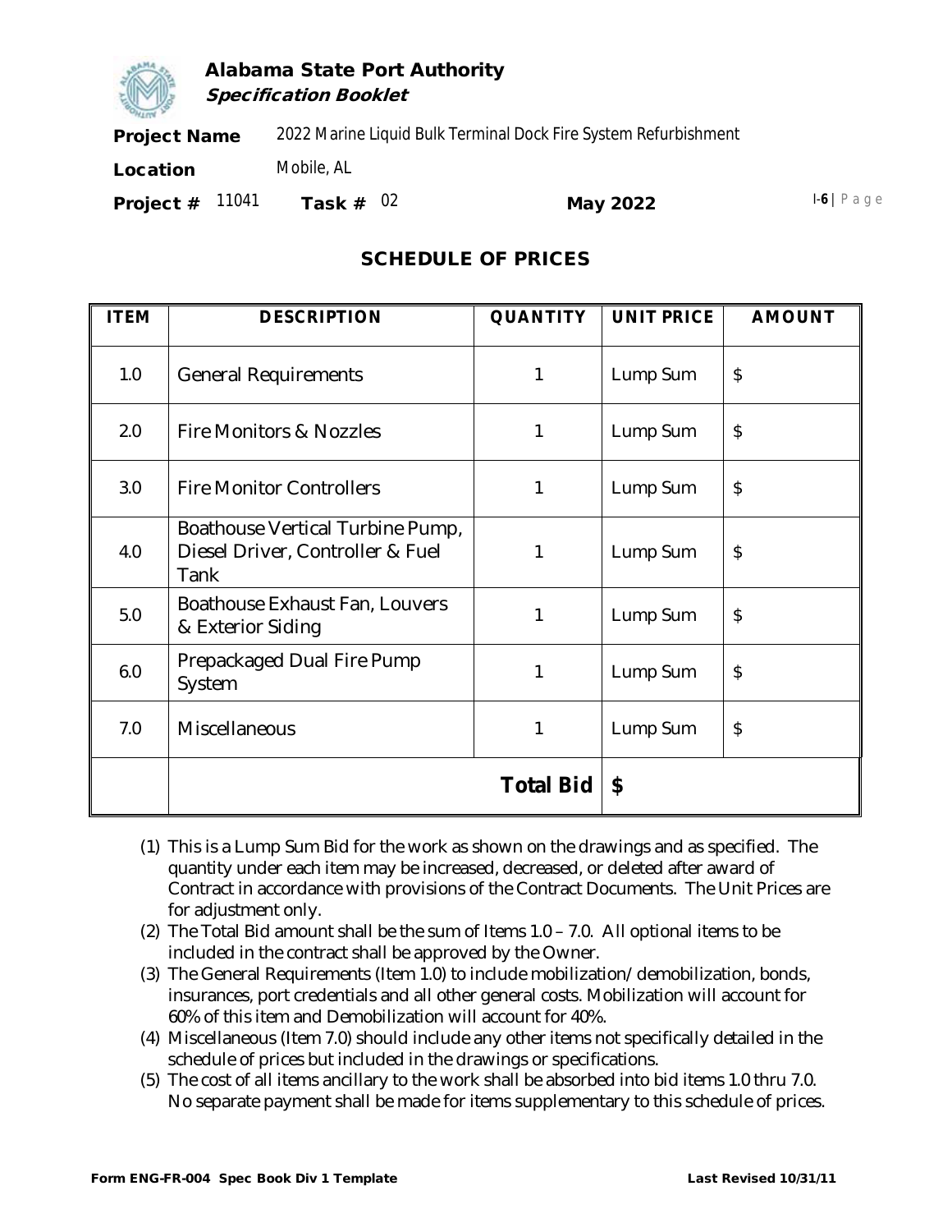## SCHEDULE OF PRICES

| ITEM | DESCRIPTION | QUANTITY | UNIT PRICE | AMOUNT |
|---|---|---|---|---|
| 1.0 | General Requirements | 1 | Lump Sum | $ |
| 2.0 | Fire Monitors & Nozzles | 1 | Lump Sum | $ |
| 3.0 | Fire Monitor Controllers | 1 | Lump Sum | $ |
| 4.0 | Boathouse Vertical Turbine Pump, Diesel Driver, Controller & Fuel Tank | 1 | Lump Sum | $ |
| 5.0 | Boathouse Exhaust Fan, Louvers & Exterior Siding | 1 | Lump Sum | $ |
| 6.0 | Prepackaged Dual Fire Pump System | 1 | Lump Sum | $ |
| 7.0 | Miscellaneous | 1 | Lump Sum | $ |
| | | **Total Bid** | **$** | |

(1) This is a Lump Sum Bid for the work as shown on the drawings and as specified. The quantity under each item may be increased, decreased, or deleted after award of Contract in accordance with provisions of the Contract Documents. The Unit Prices are for adjustment only.

(2) The Total Bid amount shall be the sum of Items 1.0 – 7.0. All optional items to be included in the contract shall be approved by the Owner.

(3) The General Requirements (Item 1.0) to include mobilization/demobilization, bonds, insurances, port credentials and all other general costs. Mobilization will account for 60% of this item and Demobilization will account for 40%.

(4) Miscellaneous (Item 7.0) should include any other items not specifically detailed in the schedule of prices but included in the drawings or specifications.

(5) The cost of all items ancillary to the work shall be absorbed into bid items 1.0 thru 7.0. No separate payment shall be made for items supplementary to this schedule of prices.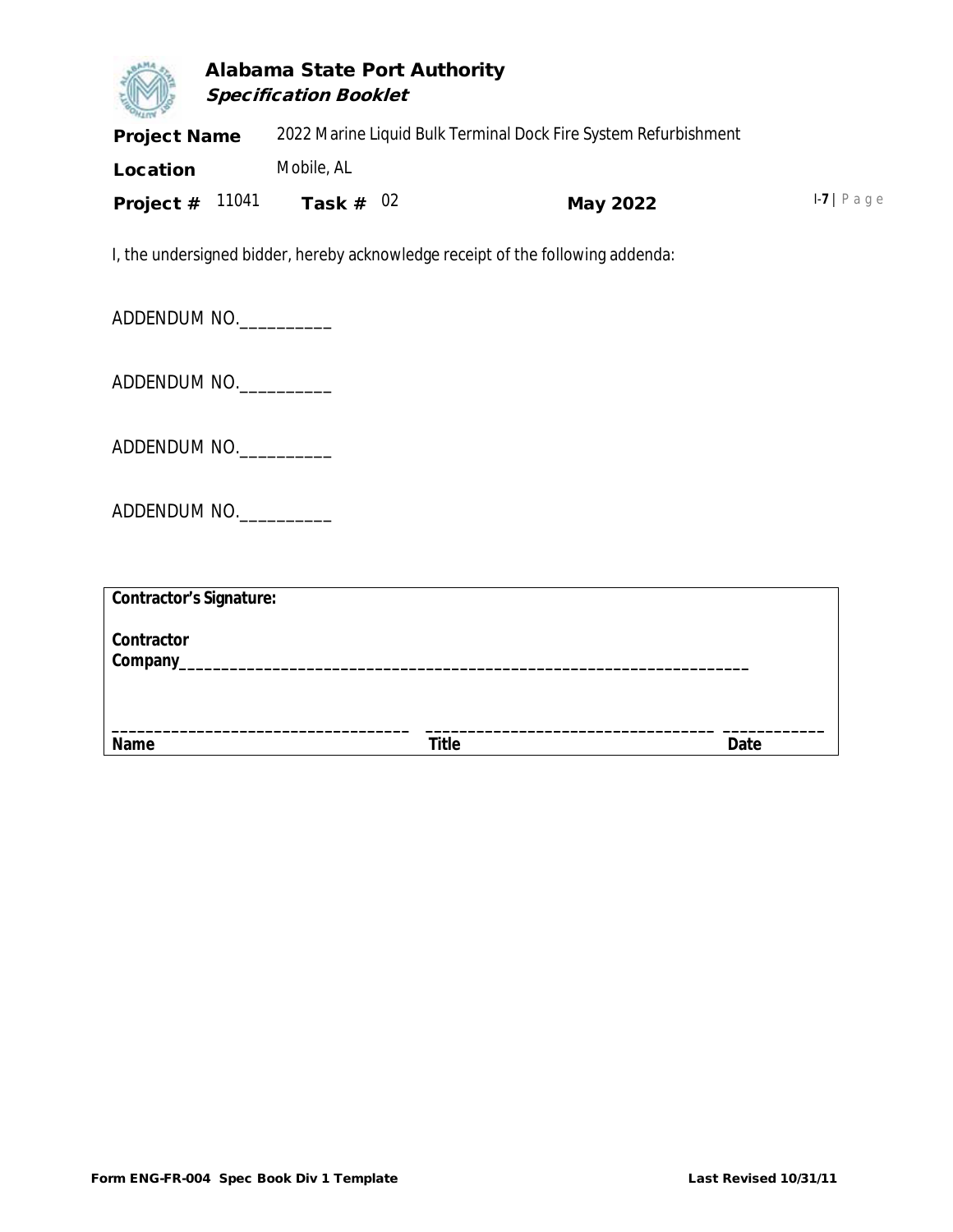**Alabama State Port Authority**
***Specification Booklet***

**Project Name** 2022 Marine Liquid Bulk Terminal Dock Fire System Refurbishment

**Location** Mobile, AL

**Project #** 11041 **Task #** 02 **May 2022**

I, the undersigned bidder, hereby acknowledge receipt of the following addenda:

ADDENDUM NO.__________

ADDENDUM NO.__________

ADDENDUM NO.__________

ADDENDUM NO.__________

**Contractor's Signature:**

**Contractor Company**_________________________________________________________________

| ___________________________________ | ________________________________ | ____________ |
|---|---|---|
| **Name** | **Title** | **Date** |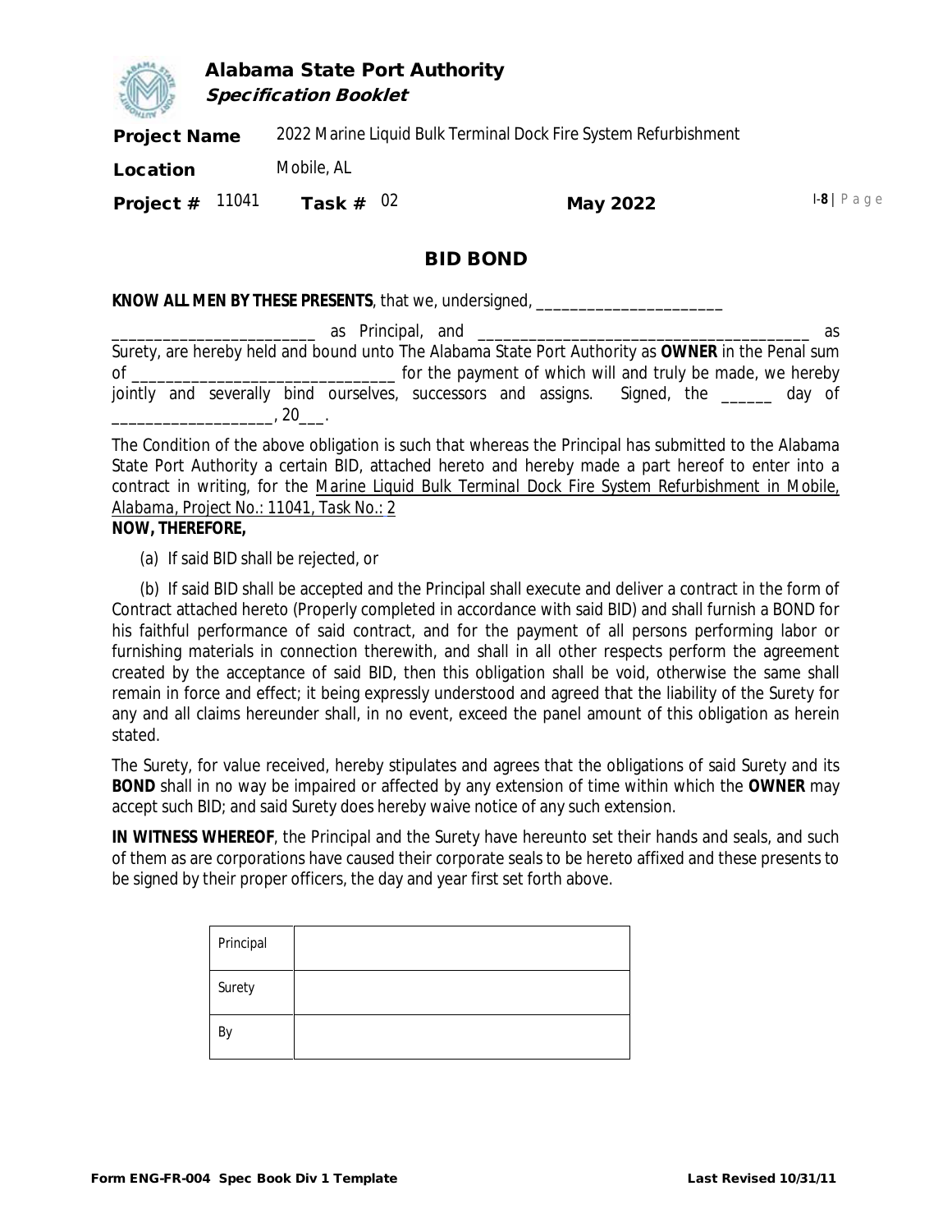# BID BOND

**KNOW ALL MEN BY THESE PRESENTS**, that we, undersigned, ______________________ ________________________ as Principal, and ________________________________________ as Surety, are hereby held and bound unto The Alabama State Port Authority as **OWNER** in the Penal sum of ______________________________ for the payment of which will and truly be made, we hereby jointly and severally bind ourselves, successors and assigns. Signed, the ______ day of __________________, 20___.

The Condition of the above obligation is such that whereas the Principal has submitted to the Alabama State Port Authority a certain BID, attached hereto and hereby made a part hereof to enter into a contract in writing, for the Marine Liquid Bulk Terminal Dock Fire System Refurbishment in Mobile, Alabama, Project No.: 11041, Task No.: 2

**NOW, THEREFORE,**

(a) If said BID shall be rejected, or

(b) If said BID shall be accepted and the Principal shall execute and deliver a contract in the form of Contract attached hereto (Properly completed in accordance with said BID) and shall furnish a BOND for his faithful performance of said contract, and for the payment of all persons performing labor or furnishing materials in connection therewith, and shall in all other respects perform the agreement created by the acceptance of said BID, then this obligation shall be void, otherwise the same shall remain in force and effect; it being expressly understood and agreed that the liability of the Surety for any and all claims hereunder shall, in no event, exceed the panel amount of this obligation as herein stated.

The Surety, for value received, hereby stipulates and agrees that the obligations of said Surety and its **BOND** shall in no way be impaired or affected by any extension of time within which the **OWNER** may accept such BID; and said Surety does hereby waive notice of any such extension.

**IN WITNESS WHEREOF**, the Principal and the Surety have hereunto set their hands and seals, and such of them as are corporations have caused their corporate seals to be hereto affixed and these presents to be signed by their proper officers, the day and year first set forth above.

| Principal | |
|---|---|
| Surety | |
| By | |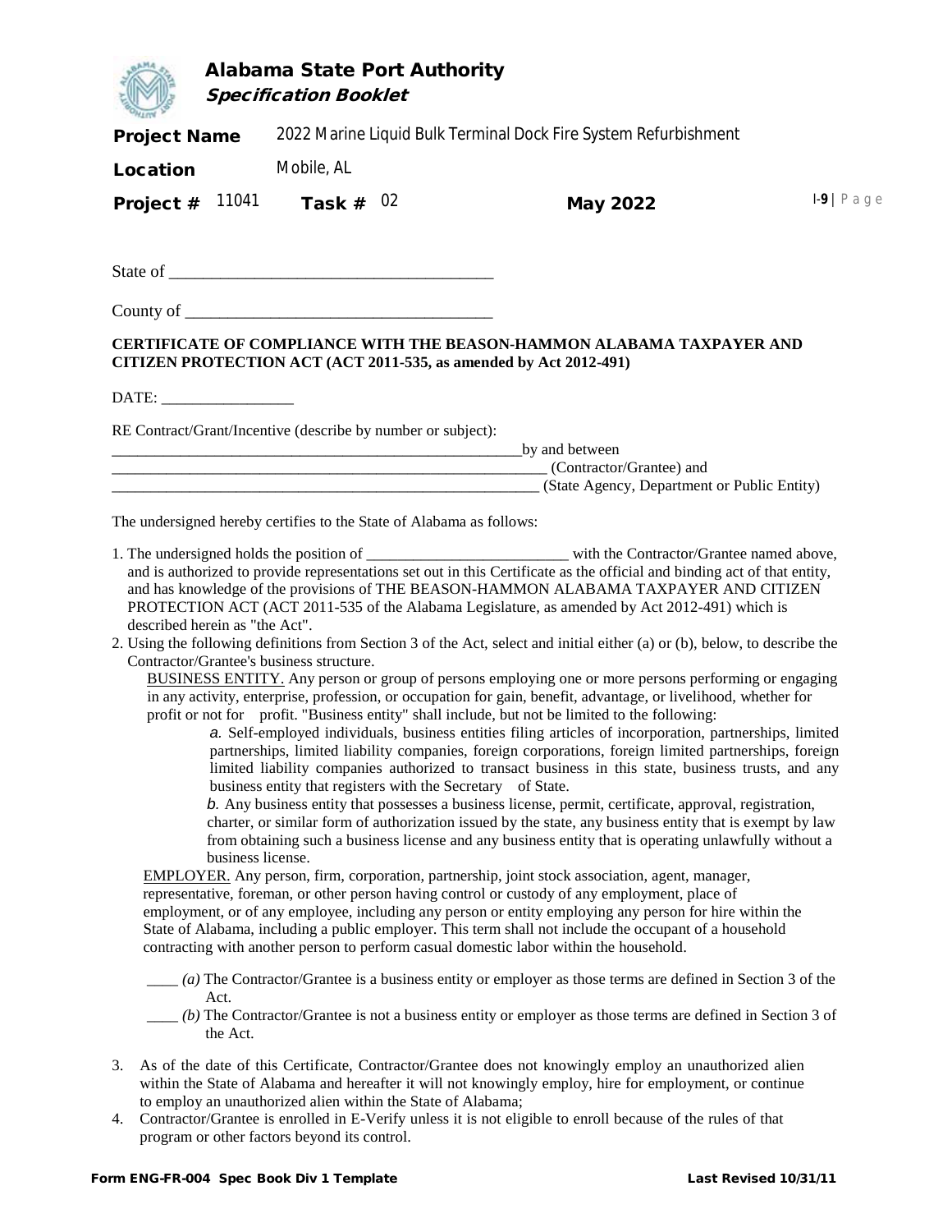State of ______________________________________

County of ____________________________________

**CERTIFICATE OF COMPLIANCE WITH THE BEASON-HAMMON ALABAMA TAXPAYER AND CITIZEN PROTECTION ACT (ACT 2011-535, as amended by Act 2012-491)**

DATE: _________________

RE Contract/Grant/Incentive (describe by number or subject):
_____________________________________________________by and between
_________________________________________________________ (Contractor/Grantee) and
_________________________________________________________ (State Agency, Department or Public Entity)

The undersigned hereby certifies to the State of Alabama as follows:

1. The undersigned holds the position of __________________________ with the Contractor/Grantee named above, and is authorized to provide representations set out in this Certificate as the official and binding act of that entity, and has knowledge of the provisions of THE BEASON-HAMMON ALABAMA TAXPAYER AND CITIZEN PROTECTION ACT (ACT 2011-535 of the Alabama Legislature, as amended by Act 2012-491) which is described herein as "the Act".
2. Using the following definitions from Section 3 of the Act, select and initial either (a) or (b), below, to describe the Contractor/Grantee's business structure.

   BUSINESS ENTITY. Any person or group of persons employing one or more persons performing or engaging in any activity, enterprise, profession, or occupation for gain, benefit, advantage, or livelihood, whether for profit or not for profit. "Business entity" shall include, but not be limited to the following:

   *a.* Self-employed individuals, business entities filing articles of incorporation, partnerships, limited partnerships, limited liability companies, foreign corporations, foreign limited partnerships, foreign limited liability companies authorized to transact business in this state, business trusts, and any business entity that registers with the Secretary of State.

   *b.* Any business entity that possesses a business license, permit, certificate, approval, registration, charter, or similar form of authorization issued by the state, any business entity that is exempt by law from obtaining such a business license and any business entity that is operating unlawfully without a business license.

   EMPLOYER. Any person, firm, corporation, partnership, joint stock association, agent, manager, representative, foreman, or other person having control or custody of any employment, place of employment, or of any employee, including any person or entity employing any person for hire within the State of Alabama, including a public employer. This term shall not include the occupant of a household contracting with another person to perform casual domestic labor within the household.

   ____ *(a)* The Contractor/Grantee is a business entity or employer as those terms are defined in Section 3 of the Act.

   ____ *(b)* The Contractor/Grantee is not a business entity or employer as those terms are defined in Section 3 of the Act.

3. As of the date of this Certificate, Contractor/Grantee does not knowingly employ an unauthorized alien within the State of Alabama and hereafter it will not knowingly employ, hire for employment, or continue to employ an unauthorized alien within the State of Alabama;
4. Contractor/Grantee is enrolled in E-Verify unless it is not eligible to enroll because of the rules of that program or other factors beyond its control.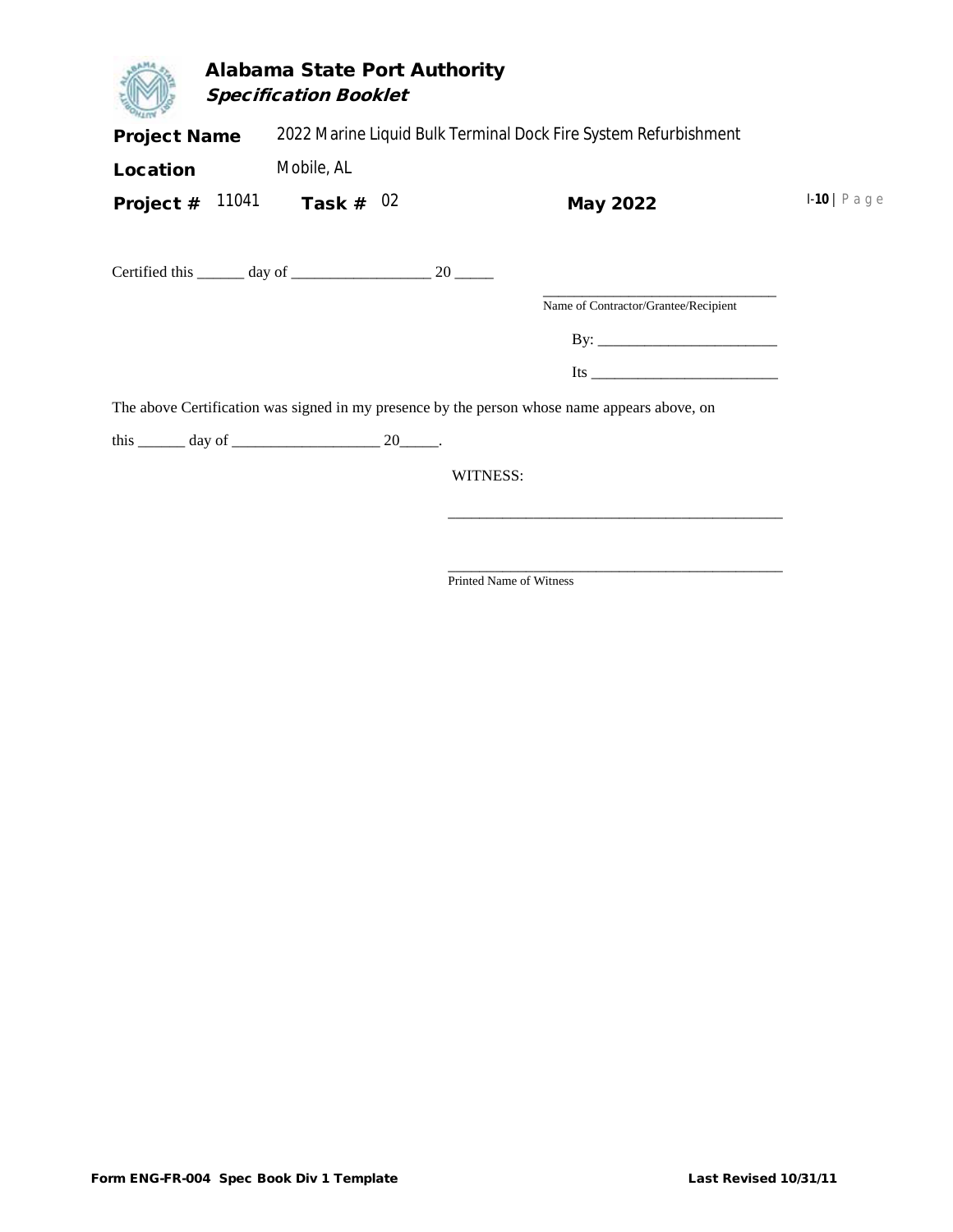Certified this ______ day of __________________ 20 _____

________________________________
Name of Contractor/Grantee/Recipient

By: ________________________

Its _________________________

The above Certification was signed in my presence by the person whose name appears above, on

this ______ day of ___________________ 20_____.

WITNESS:

_____________________________________________

_____________________________________________
Printed Name of Witness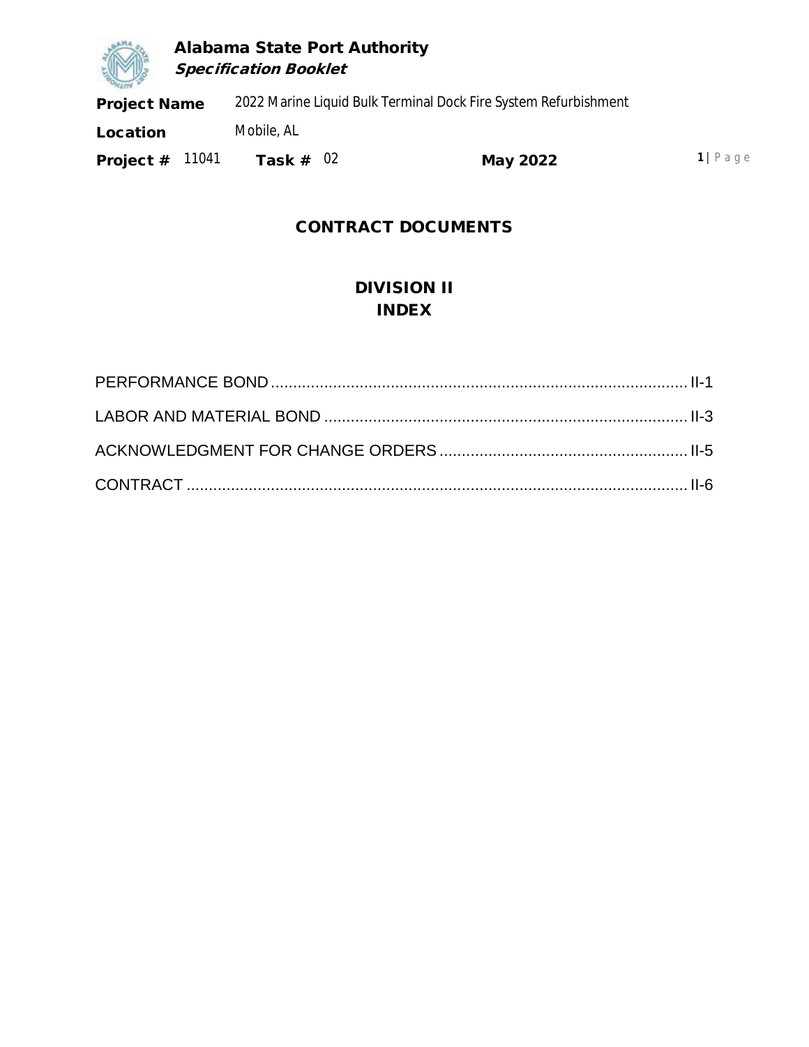# CONTRACT DOCUMENTS

## DIVISION II
## INDEX

PERFORMANCE BOND ............................................................ II-1

LABOR AND MATERIAL BOND ............................................... II-3

ACKNOWLEDGMENT FOR CHANGE ORDERS ......................... II-5

CONTRACT ............................................................................ II-6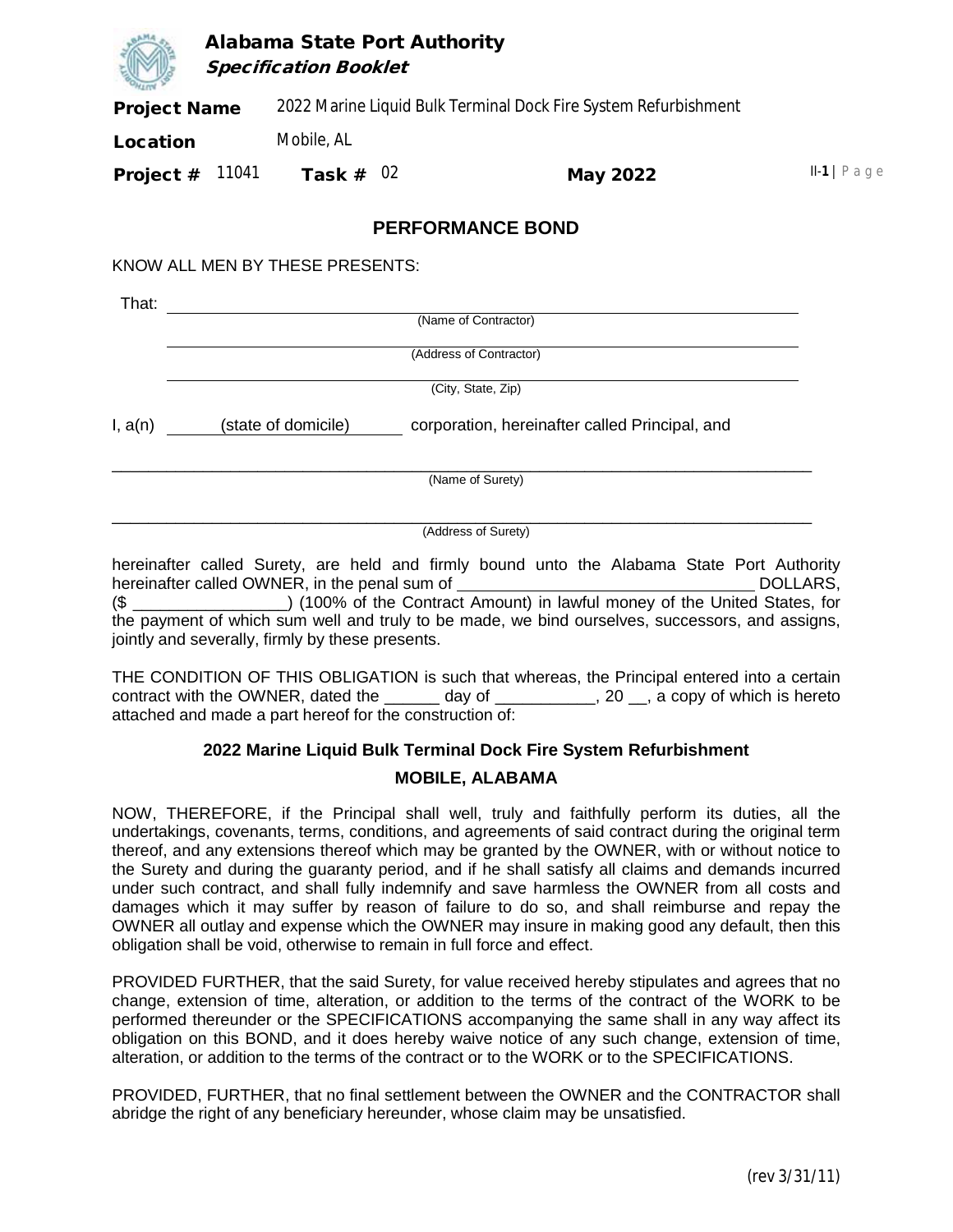# PERFORMANCE BOND

KNOW ALL MEN BY THESE PRESENTS:

That: \_\_\_\_\_\_\_\_\_\_\_\_\_\_\_\_\_\_\_\_\_\_\_\_\_\_\_\_\_\_\_\_\_\_\_\_\_\_\_\_\_\_\_\_\_\_\_\_
(Name of Contractor)

\_\_\_\_\_\_\_\_\_\_\_\_\_\_\_\_\_\_\_\_\_\_\_\_\_\_\_\_\_\_\_\_\_\_\_\_\_\_\_\_\_\_\_\_\_\_\_\_
(Address of Contractor)

\_\_\_\_\_\_\_\_\_\_\_\_\_\_\_\_\_\_\_\_\_\_\_\_\_\_\_\_\_\_\_\_\_\_\_\_\_\_\_\_\_\_\_\_\_\_\_\_
(City, State, Zip)

I, a(n) (state of domicile) corporation, hereinafter called Principal, and

\_\_\_\_\_\_\_\_\_\_\_\_\_\_\_\_\_\_\_\_\_\_\_\_\_\_\_\_\_\_\_\_\_\_\_\_\_\_\_\_\_\_\_\_\_\_\_\_
(Name of Surety)

\_\_\_\_\_\_\_\_\_\_\_\_\_\_\_\_\_\_\_\_\_\_\_\_\_\_\_\_\_\_\_\_\_\_\_\_\_\_\_\_\_\_\_\_\_\_\_\_
(Address of Surety)

hereinafter called Surety, are held and firmly bound unto the Alabama State Port Authority hereinafter called OWNER, in the penal sum of \_\_\_\_\_\_\_\_\_\_\_\_\_\_\_\_\_\_\_\_\_\_\_\_\_\_\_\_\_\_\_\_ DOLLARS, ($ \_\_\_\_\_\_\_\_\_\_\_\_\_\_\_\_\_) (100% of the Contract Amount) in lawful money of the United States, for the payment of which sum well and truly to be made, we bind ourselves, successors, and assigns, jointly and severally, firmly by these presents.

THE CONDITION OF THIS OBLIGATION is such that whereas, the Principal entered into a certain contract with the OWNER, dated the \_\_\_\_\_\_ day of \_\_\_\_\_\_\_\_\_\_\_, 20 \_\_, a copy of which is hereto attached and made a part hereof for the construction of:

**2022 Marine Liquid Bulk Terminal Dock Fire System Refurbishment**

**MOBILE, ALABAMA**

NOW, THEREFORE, if the Principal shall well, truly and faithfully perform its duties, all the undertakings, covenants, terms, conditions, and agreements of said contract during the original term thereof, and any extensions thereof which may be granted by the OWNER, with or without notice to the Surety and during the guaranty period, and if he shall satisfy all claims and demands incurred under such contract, and shall fully indemnify and save harmless the OWNER from all costs and damages which it may suffer by reason of failure to do so, and shall reimburse and repay the OWNER all outlay and expense which the OWNER may insure in making good any default, then this obligation shall be void, otherwise to remain in full force and effect.

PROVIDED FURTHER, that the said Surety, for value received hereby stipulates and agrees that no change, extension of time, alteration, or addition to the terms of the contract of the WORK to be performed thereunder or the SPECIFICATIONS accompanying the same shall in any way affect its obligation on this BOND, and it does hereby waive notice of any such change, extension of time, alteration, or addition to the terms of the contract or to the WORK or to the SPECIFICATIONS.

PROVIDED, FURTHER, that no final settlement between the OWNER and the CONTRACTOR shall abridge the right of any beneficiary hereunder, whose claim may be unsatisfied.

(rev 3/31/11)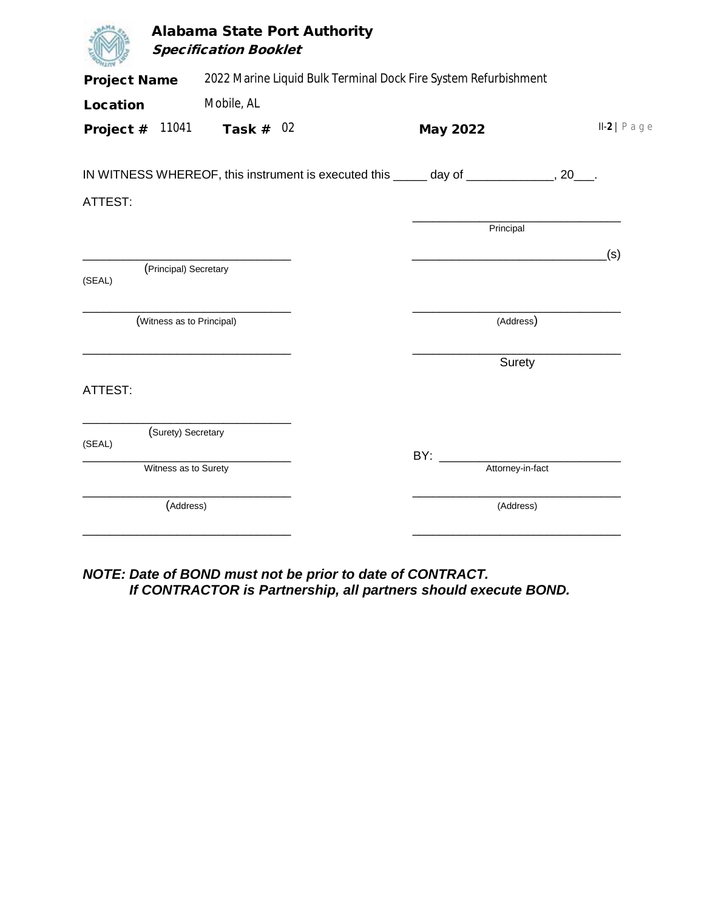IN WITNESS WHEREOF, this instrument is executed this _____ day of _____________, 20___.

ATTEST:

| | |
|---|---|
| | ______________________________ Principal |
| ______________________________ (Principal) Secretary (SEAL) | ______________________________(s) |
| ______________________________ (Witness as to Principal) | ______________________________ (Address) |
| ______________________________ | ______________________________ Surety |

ATTEST:

| | |
|---|---|
| ______________________________ (Surety) Secretary (SEAL) | |
| ______________________________ Witness as to Surety | BY: __________________________ Attorney-in-fact |
| ______________________________ (Address) | ______________________________ (Address) |
| ______________________________ | ______________________________ |

***NOTE: Date of BOND must not be prior to date of CONTRACT.***
***If CONTRACTOR is Partnership, all partners should execute BOND.***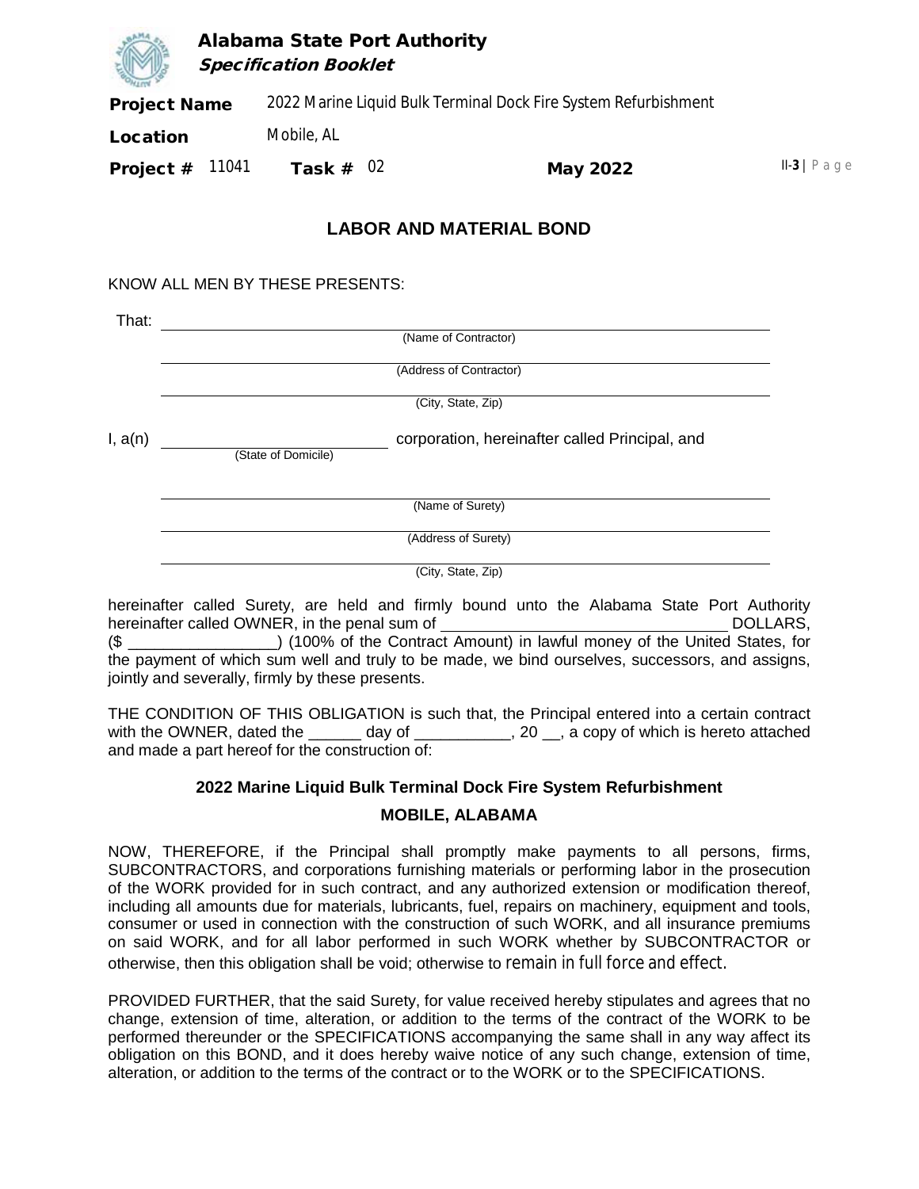# LABOR AND MATERIAL BOND

KNOW ALL MEN BY THESE PRESENTS:

That: ______________________________________________
(Name of Contractor)

______________________________________________
(Address of Contractor)

______________________________________________
(City, State, Zip)

I, a(n) ____________________ corporation, hereinafter called Principal, and
(State of Domicile)

______________________________________________
(Name of Surety)

______________________________________________
(Address of Surety)

______________________________________________
(City, State, Zip)

hereinafter called Surety, are held and firmly bound unto the Alabama State Port Authority hereinafter called OWNER, in the penal sum of ______________________________ DOLLARS, ($ ________________) (100% of the Contract Amount) in lawful money of the United States, for the payment of which sum well and truly to be made, we bind ourselves, successors, and assigns, jointly and severally, firmly by these presents.

THE CONDITION OF THIS OBLIGATION is such that, the Principal entered into a certain contract with the OWNER, dated the ______ day of ___________, 20 __, a copy of which is hereto attached and made a part hereof for the construction of:

**2022 Marine Liquid Bulk Terminal Dock Fire System Refurbishment**

**MOBILE, ALABAMA**

NOW, THEREFORE, if the Principal shall promptly make payments to all persons, firms, SUBCONTRACTORS, and corporations furnishing materials or performing labor in the prosecution of the WORK provided for in such contract, and any authorized extension or modification thereof, including all amounts due for materials, lubricants, fuel, repairs on machinery, equipment and tools, consumer or used in connection with the construction of such WORK, and all insurance premiums on said WORK, and for all labor performed in such WORK whether by SUBCONTRACTOR or otherwise, then this obligation shall be void; otherwise to remain in full force and effect.

PROVIDED FURTHER, that the said Surety, for value received hereby stipulates and agrees that no change, extension of time, alteration, or addition to the terms of the contract of the WORK to be performed thereunder or the SPECIFICATIONS accompanying the same shall in any way affect its obligation on this BOND, and it does hereby waive notice of any such change, extension of time, alteration, or addition to the terms of the contract or to the WORK or to the SPECIFICATIONS.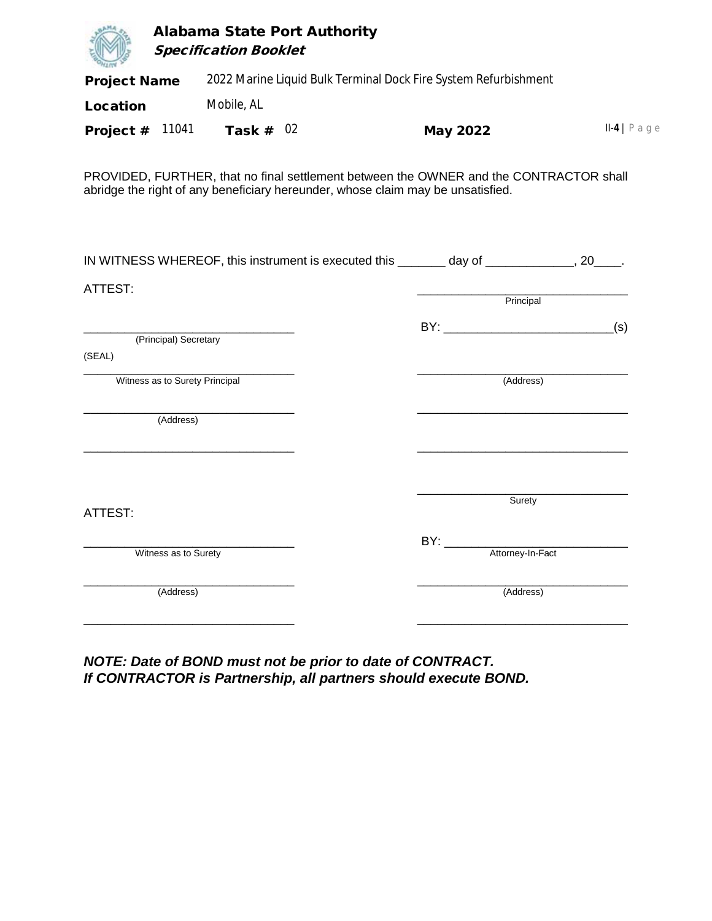PROVIDED, FURTHER, that no final settlement between the OWNER and the CONTRACTOR shall abridge the right of any beneficiary hereunder, whose claim may be unsatisfied.

IN WITNESS WHEREOF, this instrument is executed this _______ day of _____________, 20____.

ATTEST:

| | |
|---|---|
| | _______________________________ Principal |
| _______________________________ (Principal) Secretary | BY: _________________________(s) |
| (SEAL) | |
| _______________________________ Witness as to Surety Principal | _______________________________ (Address) |
| _______________________________ (Address) | _______________________________ |
| _______________________________ | _______________________________ |
| | _______________________________ Surety |

ATTEST:

| | |
|---|---|
| _______________________________ Witness as to Surety | BY: ___________________________ Attorney-In-Fact |
| _______________________________ (Address) | _______________________________ (Address) |
| _______________________________ | _______________________________ |

***NOTE: Date of BOND must not be prior to date of CONTRACT.***
***If CONTRACTOR is Partnership, all partners should execute BOND.***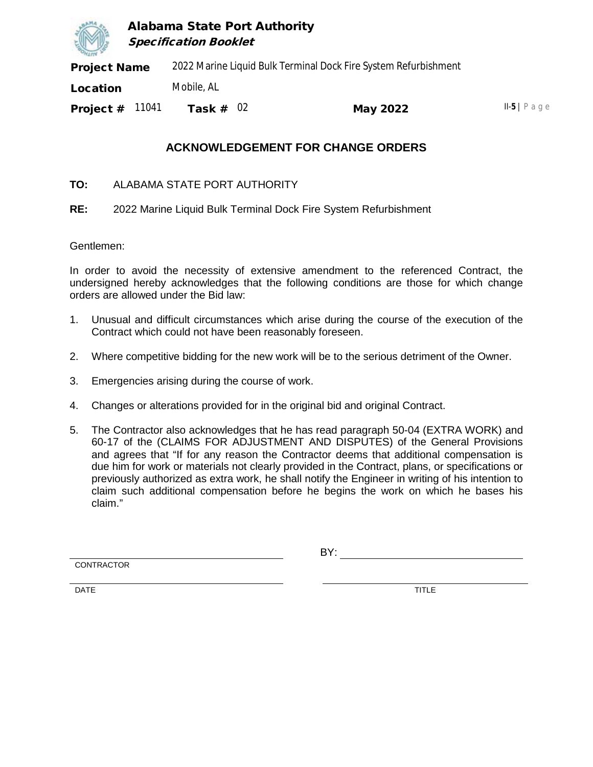# ACKNOWLEDGEMENT FOR CHANGE ORDERS

**TO:** ALABAMA STATE PORT AUTHORITY

**RE:** 2022 Marine Liquid Bulk Terminal Dock Fire System Refurbishment

Gentlemen:

In order to avoid the necessity of extensive amendment to the referenced Contract, the undersigned hereby acknowledges that the following conditions are those for which change orders are allowed under the Bid law:

1. Unusual and difficult circumstances which arise during the course of the execution of the Contract which could not have been reasonably foreseen.
2. Where competitive bidding for the new work will be to the serious detriment of the Owner.
3. Emergencies arising during the course of work.
4. Changes or alterations provided for in the original bid and original Contract.
5. The Contractor also acknowledges that he has read paragraph 50-04 (EXTRA WORK) and 60-17 of the (CLAIMS FOR ADJUSTMENT AND DISPUTES) of the General Provisions and agrees that "If for any reason the Contractor deems that additional compensation is due him for work or materials not clearly provided in the Contract, plans, or specifications or previously authorized as extra work, he shall notify the Engineer in writing of his intention to claim such additional compensation before he begins the work on which he bases his claim."

_______________________________ BY: _______________________________

CONTRACTOR

_______________________________ _______________________________

DATE TITLE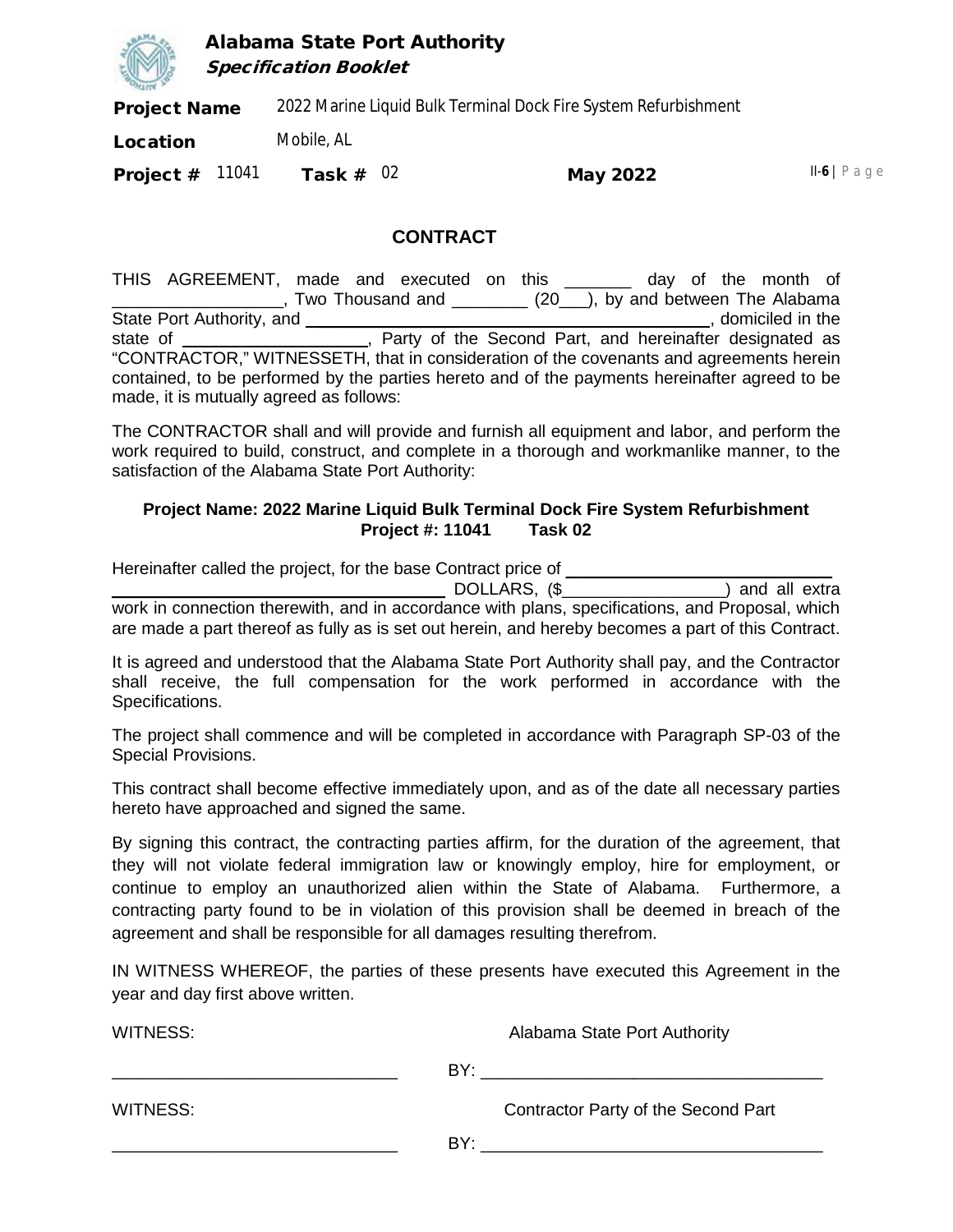## CONTRACT

THIS AGREEMENT, made and executed on this _______ day of the month of __________________, Two Thousand and ________ (20___), by and between The Alabama State Port Authority, and _______________________________________, domiciled in the state of ____________________, Party of the Second Part, and hereinafter designated as "CONTRACTOR," WITNESSETH, that in consideration of the covenants and agreements herein contained, to be performed by the parties hereto and of the payments hereinafter agreed to be made, it is mutually agreed as follows:

The CONTRACTOR shall and will provide and furnish all equipment and labor, and perform the work required to build, construct, and complete in a thorough and workmanlike manner, to the satisfaction of the Alabama State Port Authority:

**Project Name: 2022 Marine Liquid Bulk Terminal Dock Fire System Refurbishment**
**Project #: 11041 Task 02**

Hereinafter called the project, for the base Contract price of ____________________________ ____________________________________ DOLLARS, ($_________________) and all extra work in connection therewith, and in accordance with plans, specifications, and Proposal, which are made a part thereof as fully as is set out herein, and hereby becomes a part of this Contract.

It is agreed and understood that the Alabama State Port Authority shall pay, and the Contractor shall receive, the full compensation for the work performed in accordance with the Specifications.

The project shall commence and will be completed in accordance with Paragraph SP-03 of the Special Provisions.

This contract shall become effective immediately upon, and as of the date all necessary parties hereto have approached and signed the same.

By signing this contract, the contracting parties affirm, for the duration of the agreement, that they will not violate federal immigration law or knowingly employ, hire for employment, or continue to employ an unauthorized alien within the State of Alabama. Furthermore, a contracting party found to be in violation of this provision shall be deemed in breach of the agreement and shall be responsible for all damages resulting therefrom.

IN WITNESS WHEREOF, the parties of these presents have executed this Agreement in the year and day first above written.

WITNESS: Alabama State Port Authority

______________________________ BY: _____________________________________

WITNESS: Contractor Party of the Second Part

______________________________ BY: _____________________________________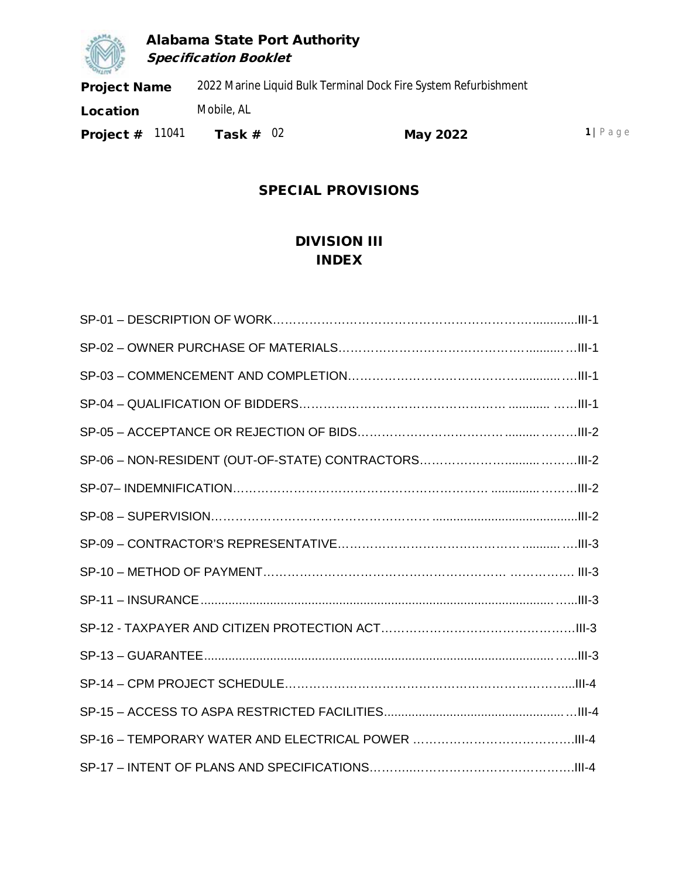# SPECIAL PROVISIONS

## DIVISION III
## INDEX

SP-01 – DESCRIPTION OF WORK……………………………………………………………..............III-1

SP-02 – OWNER PURCHASE OF MATERIALS……………………………………………...........…III-1

SP-03 – COMMENCEMENT AND COMPLETION…………………………………………...........….III-1

SP-04 – QUALIFICATION OF BIDDERS…………………………………………… ............ ……III-1

SP-05 – ACCEPTANCE OR REJECTION OF BIDS……………………………….........………III-2

SP-06 – NON-RESIDENT (OUT-OF-STATE) CONTRACTORS……………………..........………III-2

SP-07– INDEMNIFICATION………………………………………………………… .............………III-2

SP-08 – SUPERVISION……………………………………………… .........................................III-2

SP-09 – CONTRACTOR'S REPRESENTATIVE……………………………………… ...........….III-3

SP-10 – METHOD OF PAYMENT…………………………………………………… ……………. III-3

SP-11 – INSURANCE....................................................................................................…...III-3

SP-12 - TAXPAYER AND CITIZEN PROTECTION ACT………………………………………….III-3

SP-13 – GUARANTEE.....................................................................................................…...III-3

SP-14 – CPM PROJECT SCHEDULE…………………………………………………………….....III-4

SP-15 – ACCESS TO ASPA RESTRICTED FACILITIES....................................................…III-4

SP-16 – TEMPORARY WATER AND ELECTRICAL POWER ………………………………….III-4

SP-17 – INTENT OF PLANS AND SPECIFICATIONS………...……………………………….III-4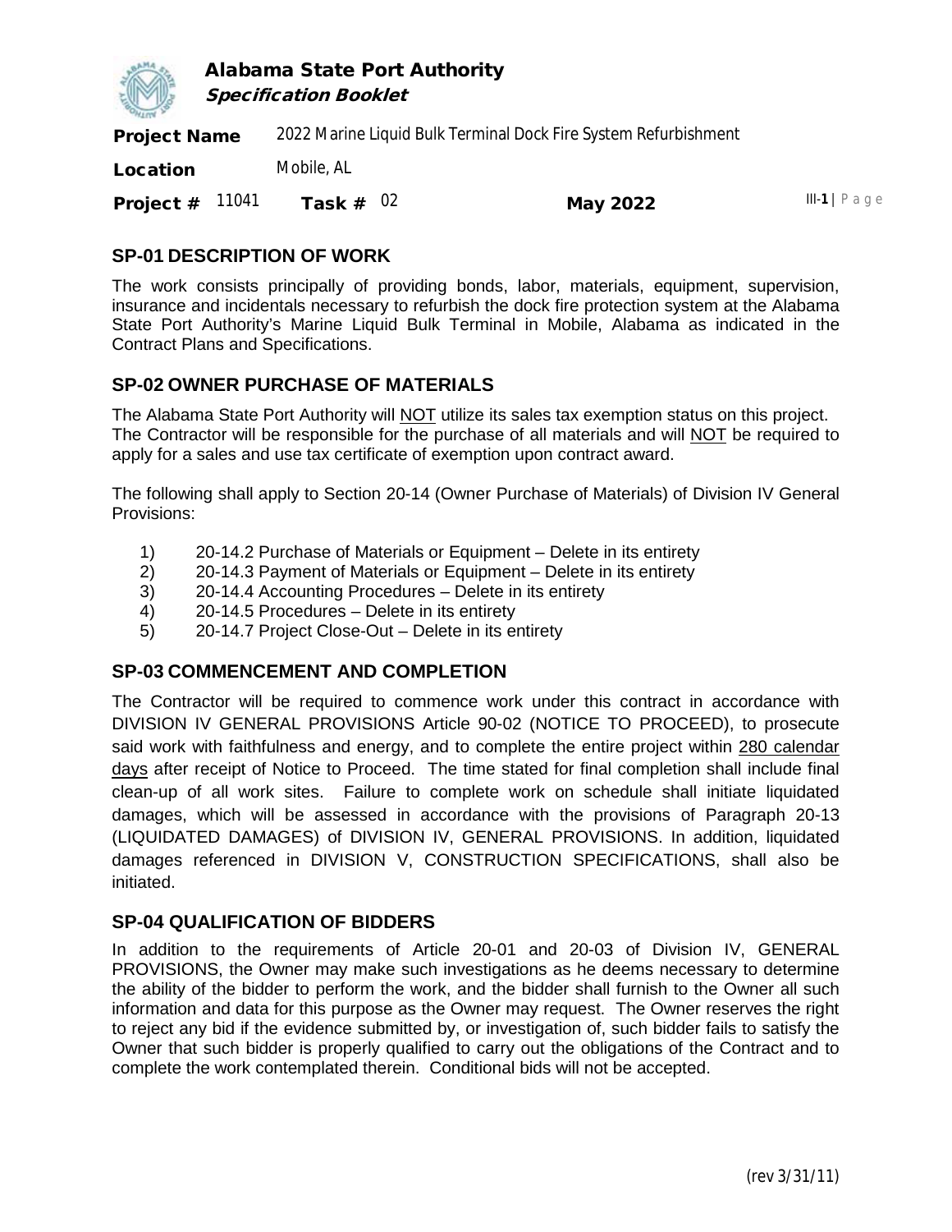## SP-01 DESCRIPTION OF WORK

The work consists principally of providing bonds, labor, materials, equipment, supervision, insurance and incidentals necessary to refurbish the dock fire protection system at the Alabama State Port Authority's Marine Liquid Bulk Terminal in Mobile, Alabama as indicated in the Contract Plans and Specifications.

## SP-02 OWNER PURCHASE OF MATERIALS

The Alabama State Port Authority will NOT utilize its sales tax exemption status on this project. The Contractor will be responsible for the purchase of all materials and will NOT be required to apply for a sales and use tax certificate of exemption upon contract award.

The following shall apply to Section 20-14 (Owner Purchase of Materials) of Division IV General Provisions:

1) 20-14.2 Purchase of Materials or Equipment – Delete in its entirety
2) 20-14.3 Payment of Materials or Equipment – Delete in its entirety
3) 20-14.4 Accounting Procedures – Delete in its entirety
4) 20-14.5 Procedures – Delete in its entirety
5) 20-14.7 Project Close-Out – Delete in its entirety

## SP-03 COMMENCEMENT AND COMPLETION

The Contractor will be required to commence work under this contract in accordance with DIVISION IV GENERAL PROVISIONS Article 90-02 (NOTICE TO PROCEED), to prosecute said work with faithfulness and energy, and to complete the entire project within 280 calendar days after receipt of Notice to Proceed. The time stated for final completion shall include final clean-up of all work sites. Failure to complete work on schedule shall initiate liquidated damages, which will be assessed in accordance with the provisions of Paragraph 20-13 (LIQUIDATED DAMAGES) of DIVISION IV, GENERAL PROVISIONS. In addition, liquidated damages referenced in DIVISION V, CONSTRUCTION SPECIFICATIONS, shall also be initiated.

## SP-04 QUALIFICATION OF BIDDERS

In addition to the requirements of Article 20-01 and 20-03 of Division IV, GENERAL PROVISIONS, the Owner may make such investigations as he deems necessary to determine the ability of the bidder to perform the work, and the bidder shall furnish to the Owner all such information and data for this purpose as the Owner may request. The Owner reserves the right to reject any bid if the evidence submitted by, or investigation of, such bidder fails to satisfy the Owner that such bidder is properly qualified to carry out the obligations of the Contract and to complete the work contemplated therein. Conditional bids will not be accepted.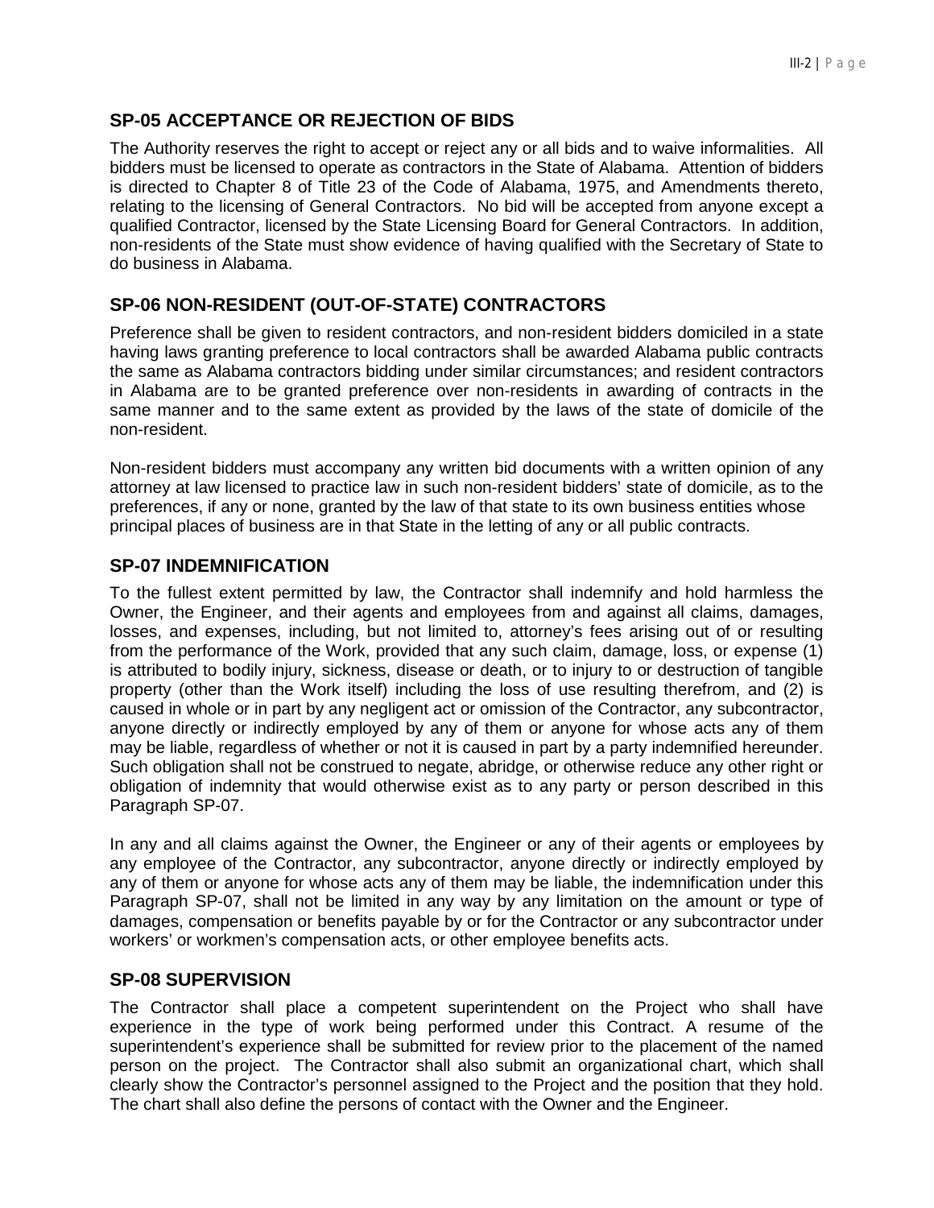## SP-05 ACCEPTANCE OR REJECTION OF BIDS

The Authority reserves the right to accept or reject any or all bids and to waive informalities. All bidders must be licensed to operate as contractors in the State of Alabama. Attention of bidders is directed to Chapter 8 of Title 23 of the Code of Alabama, 1975, and Amendments thereto, relating to the licensing of General Contractors. No bid will be accepted from anyone except a qualified Contractor, licensed by the State Licensing Board for General Contractors. In addition, non-residents of the State must show evidence of having qualified with the Secretary of State to do business in Alabama.

## SP-06 NON-RESIDENT (OUT-OF-STATE) CONTRACTORS

Preference shall be given to resident contractors, and non-resident bidders domiciled in a state having laws granting preference to local contractors shall be awarded Alabama public contracts the same as Alabama contractors bidding under similar circumstances; and resident contractors in Alabama are to be granted preference over non-residents in awarding of contracts in the same manner and to the same extent as provided by the laws of the state of domicile of the non-resident.

Non-resident bidders must accompany any written bid documents with a written opinion of any attorney at law licensed to practice law in such non-resident bidders' state of domicile, as to the preferences, if any or none, granted by the law of that state to its own business entities whose principal places of business are in that State in the letting of any or all public contracts.

## SP-07 INDEMNIFICATION

To the fullest extent permitted by law, the Contractor shall indemnify and hold harmless the Owner, the Engineer, and their agents and employees from and against all claims, damages, losses, and expenses, including, but not limited to, attorney's fees arising out of or resulting from the performance of the Work, provided that any such claim, damage, loss, or expense (1) is attributed to bodily injury, sickness, disease or death, or to injury to or destruction of tangible property (other than the Work itself) including the loss of use resulting therefrom, and (2) is caused in whole or in part by any negligent act or omission of the Contractor, any subcontractor, anyone directly or indirectly employed by any of them or anyone for whose acts any of them may be liable, regardless of whether or not it is caused in part by a party indemnified hereunder. Such obligation shall not be construed to negate, abridge, or otherwise reduce any other right or obligation of indemnity that would otherwise exist as to any party or person described in this Paragraph SP-07.

In any and all claims against the Owner, the Engineer or any of their agents or employees by any employee of the Contractor, any subcontractor, anyone directly or indirectly employed by any of them or anyone for whose acts any of them may be liable, the indemnification under this Paragraph SP-07, shall not be limited in any way by any limitation on the amount or type of damages, compensation or benefits payable by or for the Contractor or any subcontractor under workers' or workmen's compensation acts, or other employee benefits acts.

## SP-08 SUPERVISION

The Contractor shall place a competent superintendent on the Project who shall have experience in the type of work being performed under this Contract. A resume of the superintendent's experience shall be submitted for review prior to the placement of the named person on the project. The Contractor shall also submit an organizational chart, which shall clearly show the Contractor's personnel assigned to the Project and the position that they hold. The chart shall also define the persons of contact with the Owner and the Engineer.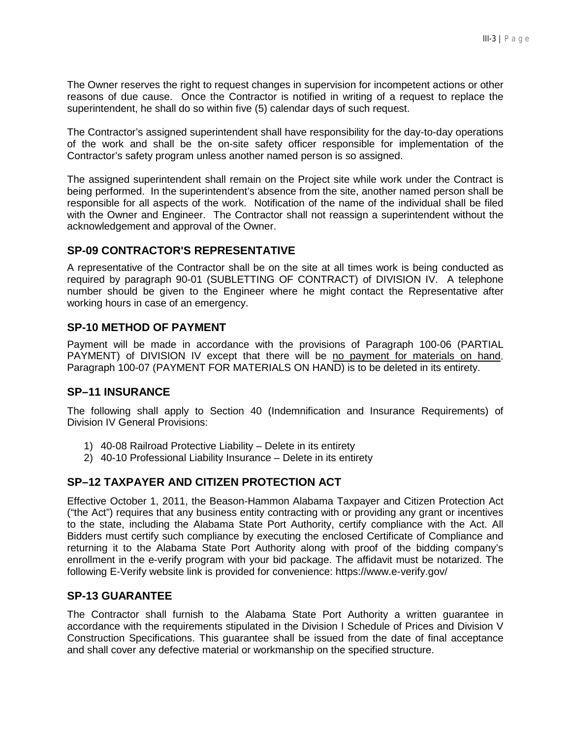The Owner reserves the right to request changes in supervision for incompetent actions or other reasons of due cause. Once the Contractor is notified in writing of a request to replace the superintendent, he shall do so within five (5) calendar days of such request.

The Contractor's assigned superintendent shall have responsibility for the day-to-day operations of the work and shall be the on-site safety officer responsible for implementation of the Contractor's safety program unless another named person is so assigned.

The assigned superintendent shall remain on the Project site while work under the Contract is being performed. In the superintendent's absence from the site, another named person shall be responsible for all aspects of the work. Notification of the name of the individual shall be filed with the Owner and Engineer. The Contractor shall not reassign a superintendent without the acknowledgement and approval of the Owner.

## SP-09 CONTRACTOR'S REPRESENTATIVE

A representative of the Contractor shall be on the site at all times work is being conducted as required by paragraph 90-01 (SUBLETTING OF CONTRACT) of DIVISION IV. A telephone number should be given to the Engineer where he might contact the Representative after working hours in case of an emergency.

## SP-10 METHOD OF PAYMENT

Payment will be made in accordance with the provisions of Paragraph 100-06 (PARTIAL PAYMENT) of DIVISION IV except that there will be <u>no payment for materials on hand</u>. Paragraph 100-07 (PAYMENT FOR MATERIALS ON HAND) is to be deleted in its entirety.

## SP–11 INSURANCE

The following shall apply to Section 40 (Indemnification and Insurance Requirements) of Division IV General Provisions:

1) 40-08 Railroad Protective Liability – Delete in its entirety
2) 40-10 Professional Liability Insurance – Delete in its entirety

## SP–12 TAXPAYER AND CITIZEN PROTECTION ACT

Effective October 1, 2011, the Beason-Hammon Alabama Taxpayer and Citizen Protection Act ("the Act") requires that any business entity contracting with or providing any grant or incentives to the state, including the Alabama State Port Authority, certify compliance with the Act. All Bidders must certify such compliance by executing the enclosed Certificate of Compliance and returning it to the Alabama State Port Authority along with proof of the bidding company's enrollment in the e-verify program with your bid package. The affidavit must be notarized. The following E-Verify website link is provided for convenience: https://www.e-verify.gov/

## SP-13 GUARANTEE

The Contractor shall furnish to the Alabama State Port Authority a written guarantee in accordance with the requirements stipulated in the Division I Schedule of Prices and Division V Construction Specifications. This guarantee shall be issued from the date of final acceptance and shall cover any defective material or workmanship on the specified structure.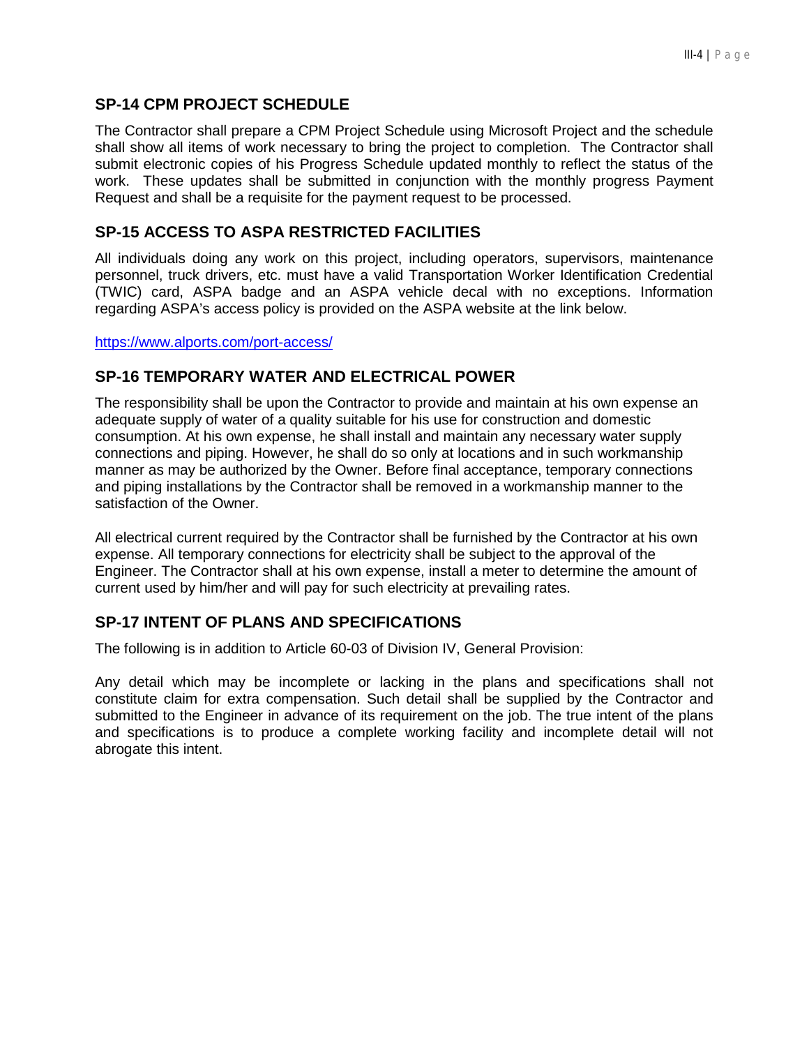## SP-14 CPM PROJECT SCHEDULE

The Contractor shall prepare a CPM Project Schedule using Microsoft Project and the schedule shall show all items of work necessary to bring the project to completion. The Contractor shall submit electronic copies of his Progress Schedule updated monthly to reflect the status of the work. These updates shall be submitted in conjunction with the monthly progress Payment Request and shall be a requisite for the payment request to be processed.

## SP-15 ACCESS TO ASPA RESTRICTED FACILITIES

All individuals doing any work on this project, including operators, supervisors, maintenance personnel, truck drivers, etc. must have a valid Transportation Worker Identification Credential (TWIC) card, ASPA badge and an ASPA vehicle decal with no exceptions. Information regarding ASPA's access policy is provided on the ASPA website at the link below.

https://www.alports.com/port-access/

## SP-16 TEMPORARY WATER AND ELECTRICAL POWER

The responsibility shall be upon the Contractor to provide and maintain at his own expense an adequate supply of water of a quality suitable for his use for construction and domestic consumption. At his own expense, he shall install and maintain any necessary water supply connections and piping. However, he shall do so only at locations and in such workmanship manner as may be authorized by the Owner. Before final acceptance, temporary connections and piping installations by the Contractor shall be removed in a workmanship manner to the satisfaction of the Owner.

All electrical current required by the Contractor shall be furnished by the Contractor at his own expense. All temporary connections for electricity shall be subject to the approval of the Engineer. The Contractor shall at his own expense, install a meter to determine the amount of current used by him/her and will pay for such electricity at prevailing rates.

## SP-17 INTENT OF PLANS AND SPECIFICATIONS

The following is in addition to Article 60-03 of Division IV, General Provision:

Any detail which may be incomplete or lacking in the plans and specifications shall not constitute claim for extra compensation. Such detail shall be supplied by the Contractor and submitted to the Engineer in advance of its requirement on the job. The true intent of the plans and specifications is to produce a complete working facility and incomplete detail will not abrogate this intent.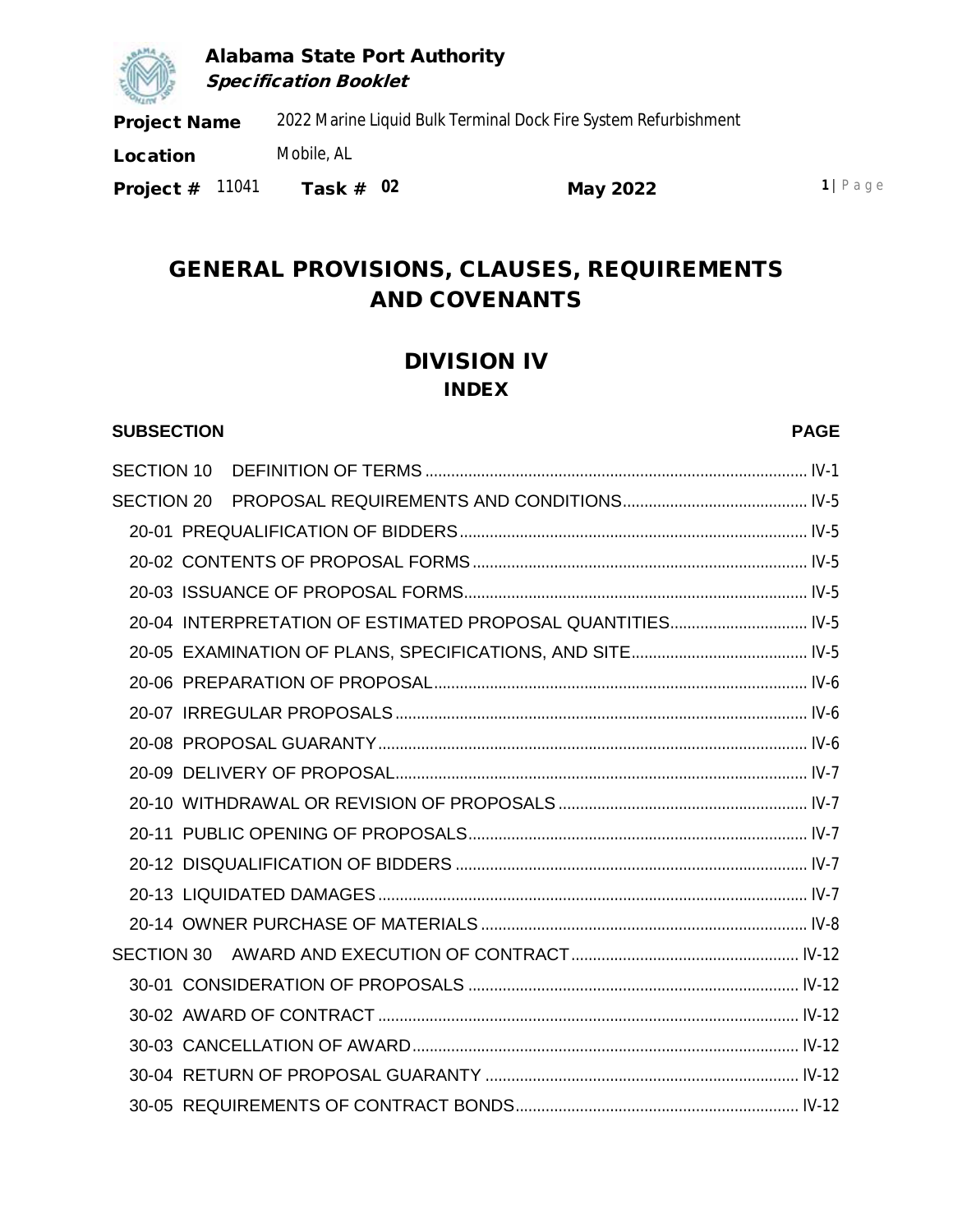# GENERAL PROVISIONS, CLAUSES, REQUIREMENTS AND COVENANTS

## DIVISION IV

### INDEX

| SUBSECTION | PAGE |
|---|---|
| SECTION 10 DEFINITION OF TERMS | IV-1 |
| SECTION 20 PROPOSAL REQUIREMENTS AND CONDITIONS | IV-5 |
| 20-01 PREQUALIFICATION OF BIDDERS | IV-5 |
| 20-02 CONTENTS OF PROPOSAL FORMS | IV-5 |
| 20-03 ISSUANCE OF PROPOSAL FORMS | IV-5 |
| 20-04 INTERPRETATION OF ESTIMATED PROPOSAL QUANTITIES | IV-5 |
| 20-05 EXAMINATION OF PLANS, SPECIFICATIONS, AND SITE | IV-5 |
| 20-06 PREPARATION OF PROPOSAL | IV-6 |
| 20-07 IRREGULAR PROPOSALS | IV-6 |
| 20-08 PROPOSAL GUARANTY | IV-6 |
| 20-09 DELIVERY OF PROPOSAL | IV-7 |
| 20-10 WITHDRAWAL OR REVISION OF PROPOSALS | IV-7 |
| 20-11 PUBLIC OPENING OF PROPOSALS | IV-7 |
| 20-12 DISQUALIFICATION OF BIDDERS | IV-7 |
| 20-13 LIQUIDATED DAMAGES | IV-7 |
| 20-14 OWNER PURCHASE OF MATERIALS | IV-8 |
| SECTION 30 AWARD AND EXECUTION OF CONTRACT | IV-12 |
| 30-01 CONSIDERATION OF PROPOSALS | IV-12 |
| 30-02 AWARD OF CONTRACT | IV-12 |
| 30-03 CANCELLATION OF AWARD | IV-12 |
| 30-04 RETURN OF PROPOSAL GUARANTY | IV-12 |
| 30-05 REQUIREMENTS OF CONTRACT BONDS | IV-12 |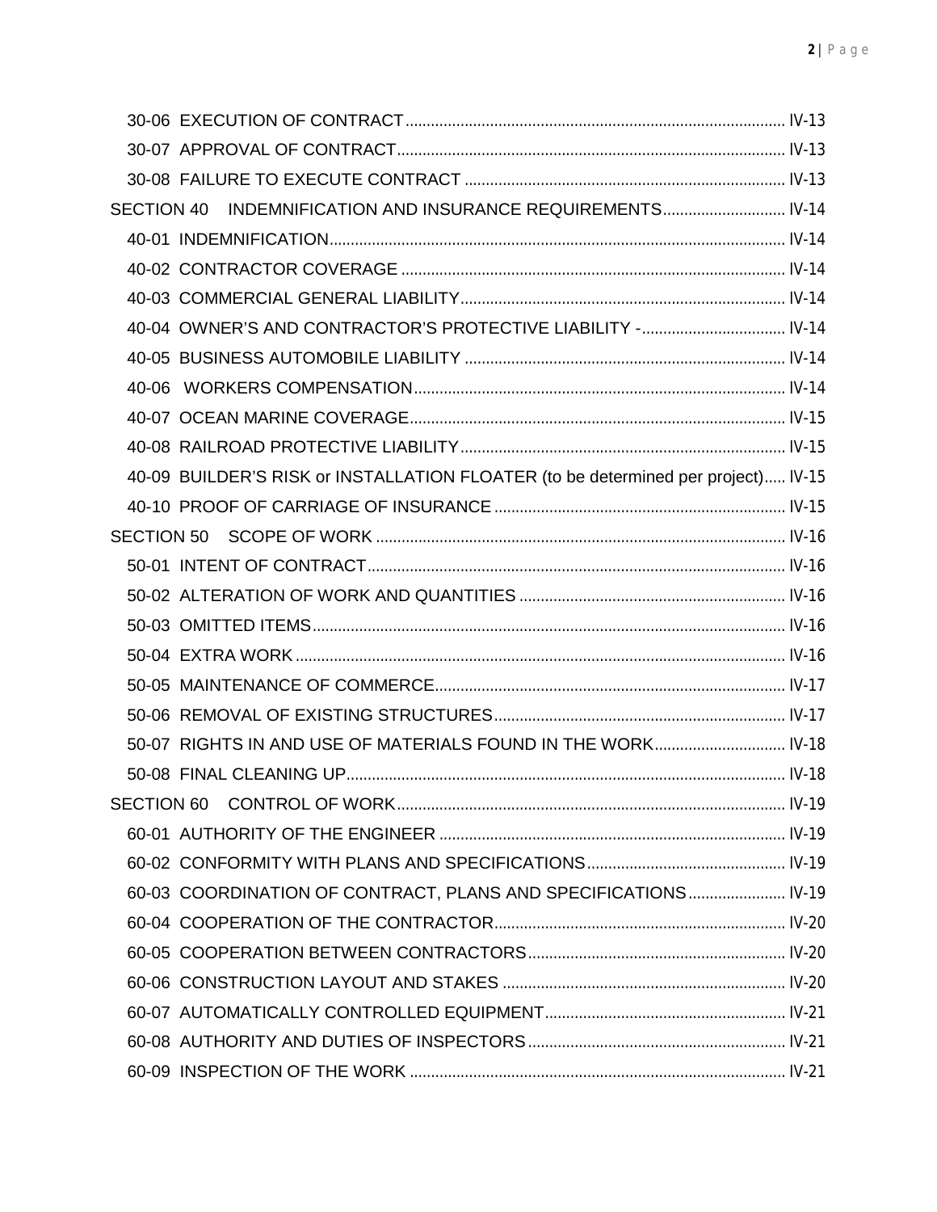30-06 EXECUTION OF CONTRACT ........................................................................................ IV-13
30-07 APPROVAL OF CONTRACT ........................................................................................ IV-13
30-08 FAILURE TO EXECUTE CONTRACT ........................................................................ IV-13
SECTION 40 INDEMNIFICATION AND INSURANCE REQUIREMENTS ............................ IV-14
40-01 INDEMNIFICATION ........................................................................................................ IV-14
40-02 CONTRACTOR COVERAGE ........................................................................................ IV-14
40-03 COMMERCIAL GENERAL LIABILITY ........................................................................ IV-14
40-04 OWNER'S AND CONTRACTOR'S PROTECTIVE LIABILITY - ................................. IV-14
40-05 BUSINESS AUTOMOBILE LIABILITY ........................................................................ IV-14
40-06 WORKERS COMPENSATION ...................................................................................... IV-14
40-07 OCEAN MARINE COVERAGE ...................................................................................... IV-15
40-08 RAILROAD PROTECTIVE LIABILITY ........................................................................ IV-15
40-09 BUILDER'S RISK or INSTALLATION FLOATER (to be determined per project) ..... IV-15
40-10 PROOF OF CARRIAGE OF INSURANCE ................................................................... IV-15
SECTION 50 SCOPE OF WORK ................................................................................................ IV-16
50-01 INTENT OF CONTRACT ................................................................................................. IV-16
50-02 ALTERATION OF WORK AND QUANTITIES .............................................................. IV-16
50-03 OMITTED ITEMS ............................................................................................................. IV-16
50-04 EXTRA WORK ................................................................................................................. IV-16
50-05 MAINTENANCE OF COMMERCE ................................................................................. IV-17
50-06 REMOVAL OF EXISTING STRUCTURES ................................................................... IV-17
50-07 RIGHTS IN AND USE OF MATERIALS FOUND IN THE WORK .............................. IV-18
50-08 FINAL CLEANING UP ...................................................................................................... IV-18
SECTION 60 CONTROL OF WORK .......................................................................................... IV-19
60-01 AUTHORITY OF THE ENGINEER ................................................................................ IV-19
60-02 CONFORMITY WITH PLANS AND SPECIFICATIONS .............................................. IV-19
60-03 COORDINATION OF CONTRACT, PLANS AND SPECIFICATIONS ...................... IV-19
60-04 COOPERATION OF THE CONTRACTOR ................................................................... IV-20
60-05 COOPERATION BETWEEN CONTRACTORS ............................................................ IV-20
60-06 CONSTRUCTION LAYOUT AND STAKES .................................................................. IV-20
60-07 AUTOMATICALLY CONTROLLED EQUIPMENT ........................................................ IV-21
60-08 AUTHORITY AND DUTIES OF INSPECTORS ............................................................ IV-21
60-09 INSPECTION OF THE WORK ........................................................................................ IV-21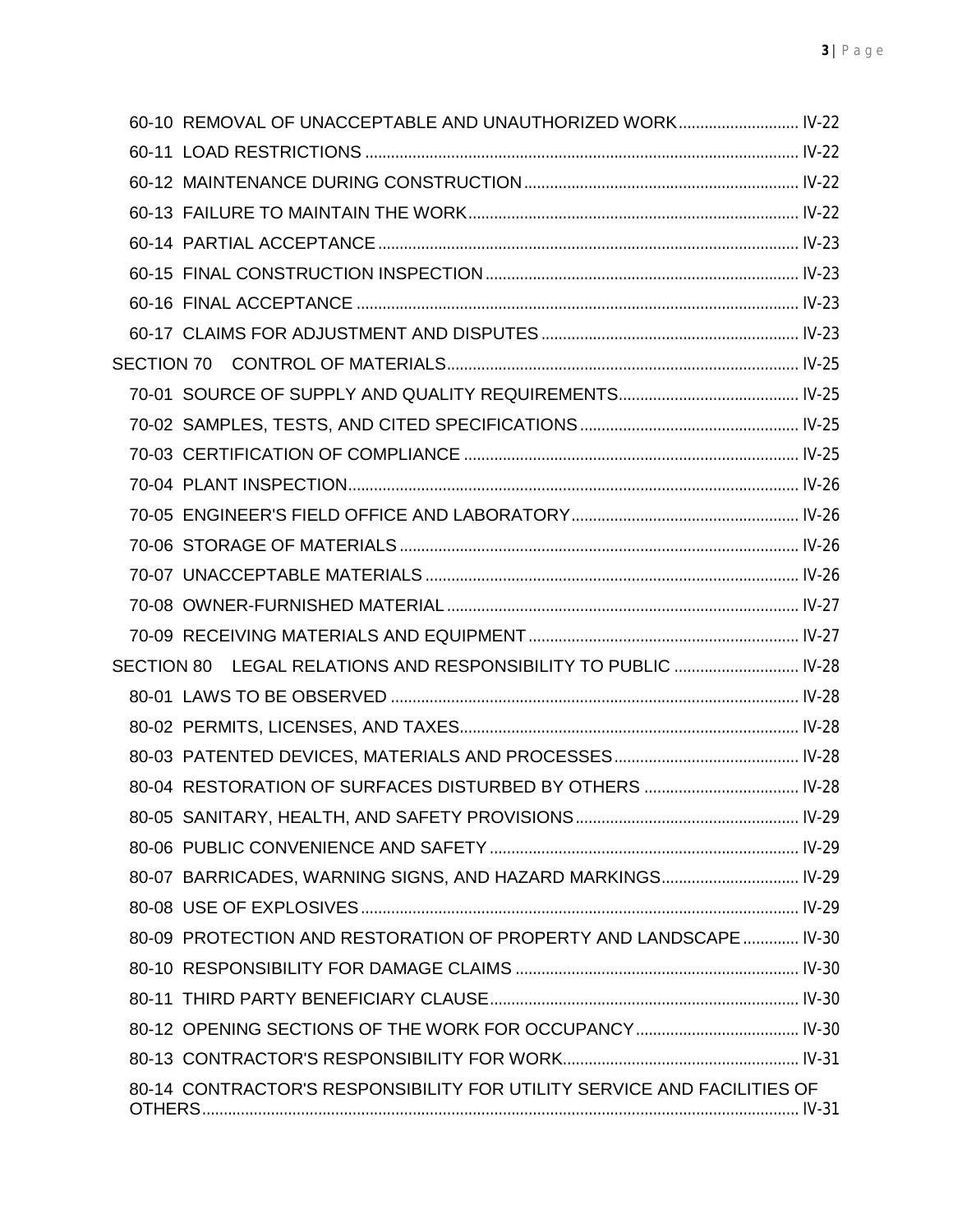60-10 REMOVAL OF UNACCEPTABLE AND UNAUTHORIZED WORK ............................ IV-22
60-11 LOAD RESTRICTIONS .................................................................................................... IV-22
60-12 MAINTENANCE DURING CONSTRUCTION ............................................................... IV-22
60-13 FAILURE TO MAINTAIN THE WORK ............................................................................ IV-22
60-14 PARTIAL ACCEPTANCE ................................................................................................. IV-23
60-15 FINAL CONSTRUCTION INSPECTION ........................................................................ IV-23
60-16 FINAL ACCEPTANCE ...................................................................................................... IV-23
60-17 CLAIMS FOR ADJUSTMENT AND DISPUTES ............................................................ IV-23
SECTION 70 CONTROL OF MATERIALS ................................................................................. IV-25
70-01 SOURCE OF SUPPLY AND QUALITY REQUIREMENTS .......................................... IV-25
70-02 SAMPLES, TESTS, AND CITED SPECIFICATIONS .................................................. IV-25
70-03 CERTIFICATION OF COMPLIANCE ............................................................................. IV-25
70-04 PLANT INSPECTION ........................................................................................................ IV-26
70-05 ENGINEER'S FIELD OFFICE AND LABORATORY .................................................... IV-26
70-06 STORAGE OF MATERIALS ............................................................................................ IV-26
70-07 UNACCEPTABLE MATERIALS ...................................................................................... IV-26
70-08 OWNER-FURNISHED MATERIAL ................................................................................. IV-27
70-09 RECEIVING MATERIALS AND EQUIPMENT .............................................................. IV-27
SECTION 80 LEGAL RELATIONS AND RESPONSIBILITY TO PUBLIC ............................. IV-28
80-01 LAWS TO BE OBSERVED .............................................................................................. IV-28
80-02 PERMITS, LICENSES, AND TAXES .............................................................................. IV-28
80-03 PATENTED DEVICES, MATERIALS AND PROCESSES ........................................... IV-28
80-04 RESTORATION OF SURFACES DISTURBED BY OTHERS .................................... IV-28
80-05 SANITARY, HEALTH, AND SAFETY PROVISIONS .................................................... IV-29
80-06 PUBLIC CONVENIENCE AND SAFETY ....................................................................... IV-29
80-07 BARRICADES, WARNING SIGNS, AND HAZARD MARKINGS ................................ IV-29
80-08 USE OF EXPLOSIVES ..................................................................................................... IV-29
80-09 PROTECTION AND RESTORATION OF PROPERTY AND LANDSCAPE ............. IV-30
80-10 RESPONSIBILITY FOR DAMAGE CLAIMS ................................................................. IV-30
80-11 THIRD PARTY BENEFICIARY CLAUSE ....................................................................... IV-30
80-12 OPENING SECTIONS OF THE WORK FOR OCCUPANCY ...................................... IV-30
80-13 CONTRACTOR'S RESPONSIBILITY FOR WORK ...................................................... IV-31
80-14 CONTRACTOR'S RESPONSIBILITY FOR UTILITY SERVICE AND FACILITIES OF OTHERS ........................................................................................................................................ IV-31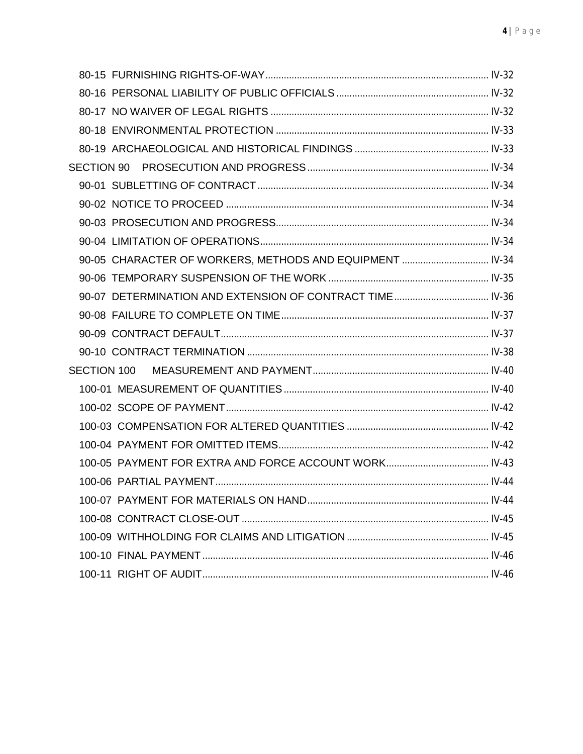80-15 FURNISHING RIGHTS-OF-WAY .................................................................................... IV-32
80-16 PERSONAL LIABILITY OF PUBLIC OFFICIALS .......................................................... IV-32
80-17 NO WAIVER OF LEGAL RIGHTS .................................................................................. IV-32
80-18 ENVIRONMENTAL PROTECTION ................................................................................ IV-33
80-19 ARCHAEOLOGICAL AND HISTORICAL FINDINGS .................................................. IV-33
SECTION 90 PROSECUTION AND PROGRESS .................................................................... IV-34
90-01 SUBLETTING OF CONTRACT ....................................................................................... IV-34
90-02 NOTICE TO PROCEED ................................................................................................... IV-34
90-03 PROSECUTION AND PROGRESS ................................................................................ IV-34
90-04 LIMITATION OF OPERATIONS ...................................................................................... IV-34
90-05 CHARACTER OF WORKERS, METHODS AND EQUIPMENT ................................. IV-34
90-06 TEMPORARY SUSPENSION OF THE WORK ............................................................. IV-35
90-07 DETERMINATION AND EXTENSION OF CONTRACT TIME .................................... IV-36
90-08 FAILURE TO COMPLETE ON TIME .............................................................................. IV-37
90-09 CONTRACT DEFAULT ..................................................................................................... IV-37
90-10 CONTRACT TERMINATION ........................................................................................... IV-38
SECTION 100 MEASUREMENT AND PAYMENT .................................................................. IV-40
100-01 MEASUREMENT OF QUANTITIES ............................................................................. IV-40
100-02 SCOPE OF PAYMENT ................................................................................................... IV-42
100-03 COMPENSATION FOR ALTERED QUANTITIES ...................................................... IV-42
100-04 PAYMENT FOR OMITTED ITEMS ............................................................................... IV-42
100-05 PAYMENT FOR EXTRA AND FORCE ACCOUNT WORK ....................................... IV-43
100-06 PARTIAL PAYMENT ....................................................................................................... IV-44
100-07 PAYMENT FOR MATERIALS ON HAND .................................................................... IV-44
100-08 CONTRACT CLOSE-OUT ............................................................................................. IV-45
100-09 WITHHOLDING FOR CLAIMS AND LITIGATION ..................................................... IV-45
100-10 FINAL PAYMENT ............................................................................................................ IV-46
100-11 RIGHT OF AUDIT ............................................................................................................ IV-46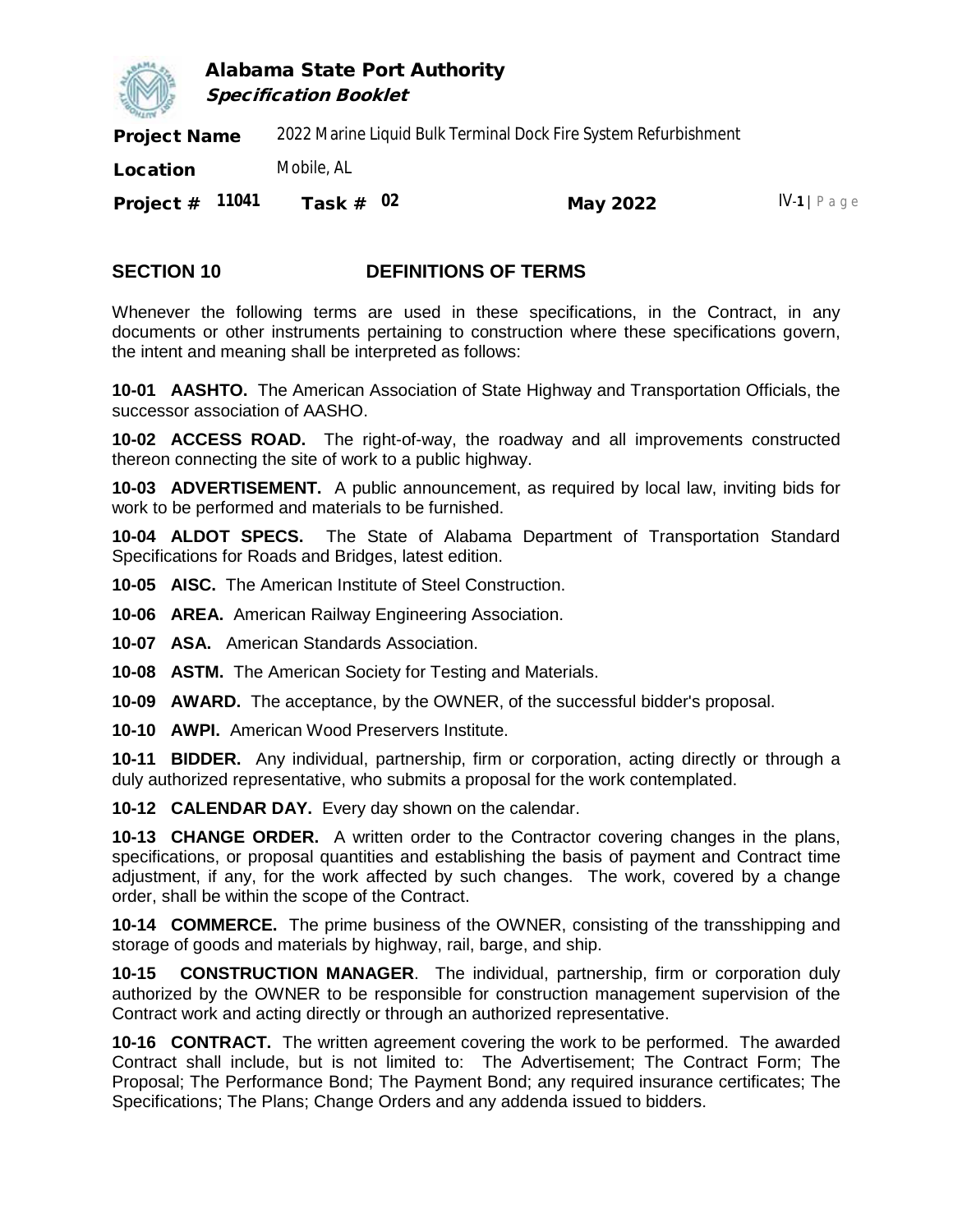## SECTION 10 DEFINITIONS OF TERMS

Whenever the following terms are used in these specifications, in the Contract, in any documents or other instruments pertaining to construction where these specifications govern, the intent and meaning shall be interpreted as follows:

**10-01 AASHTO.** The American Association of State Highway and Transportation Officials, the successor association of AASHO.

**10-02 ACCESS ROAD.** The right-of-way, the roadway and all improvements constructed thereon connecting the site of work to a public highway.

**10-03 ADVERTISEMENT.** A public announcement, as required by local law, inviting bids for work to be performed and materials to be furnished.

**10-04 ALDOT SPECS.** The State of Alabama Department of Transportation Standard Specifications for Roads and Bridges, latest edition.

**10-05 AISC.** The American Institute of Steel Construction.

**10-06 AREA.** American Railway Engineering Association.

**10-07 ASA.** American Standards Association.

**10-08 ASTM.** The American Society for Testing and Materials.

**10-09 AWARD.** The acceptance, by the OWNER, of the successful bidder's proposal.

**10-10 AWPI.** American Wood Preservers Institute.

**10-11 BIDDER.** Any individual, partnership, firm or corporation, acting directly or through a duly authorized representative, who submits a proposal for the work contemplated.

**10-12 CALENDAR DAY.** Every day shown on the calendar.

**10-13 CHANGE ORDER.** A written order to the Contractor covering changes in the plans, specifications, or proposal quantities and establishing the basis of payment and Contract time adjustment, if any, for the work affected by such changes. The work, covered by a change order, shall be within the scope of the Contract.

**10-14 COMMERCE.** The prime business of the OWNER, consisting of the transshipping and storage of goods and materials by highway, rail, barge, and ship.

**10-15 CONSTRUCTION MANAGER**. The individual, partnership, firm or corporation duly authorized by the OWNER to be responsible for construction management supervision of the Contract work and acting directly or through an authorized representative.

**10-16 CONTRACT.** The written agreement covering the work to be performed. The awarded Contract shall include, but is not limited to: The Advertisement; The Contract Form; The Proposal; The Performance Bond; The Payment Bond; any required insurance certificates; The Specifications; The Plans; Change Orders and any addenda issued to bidders.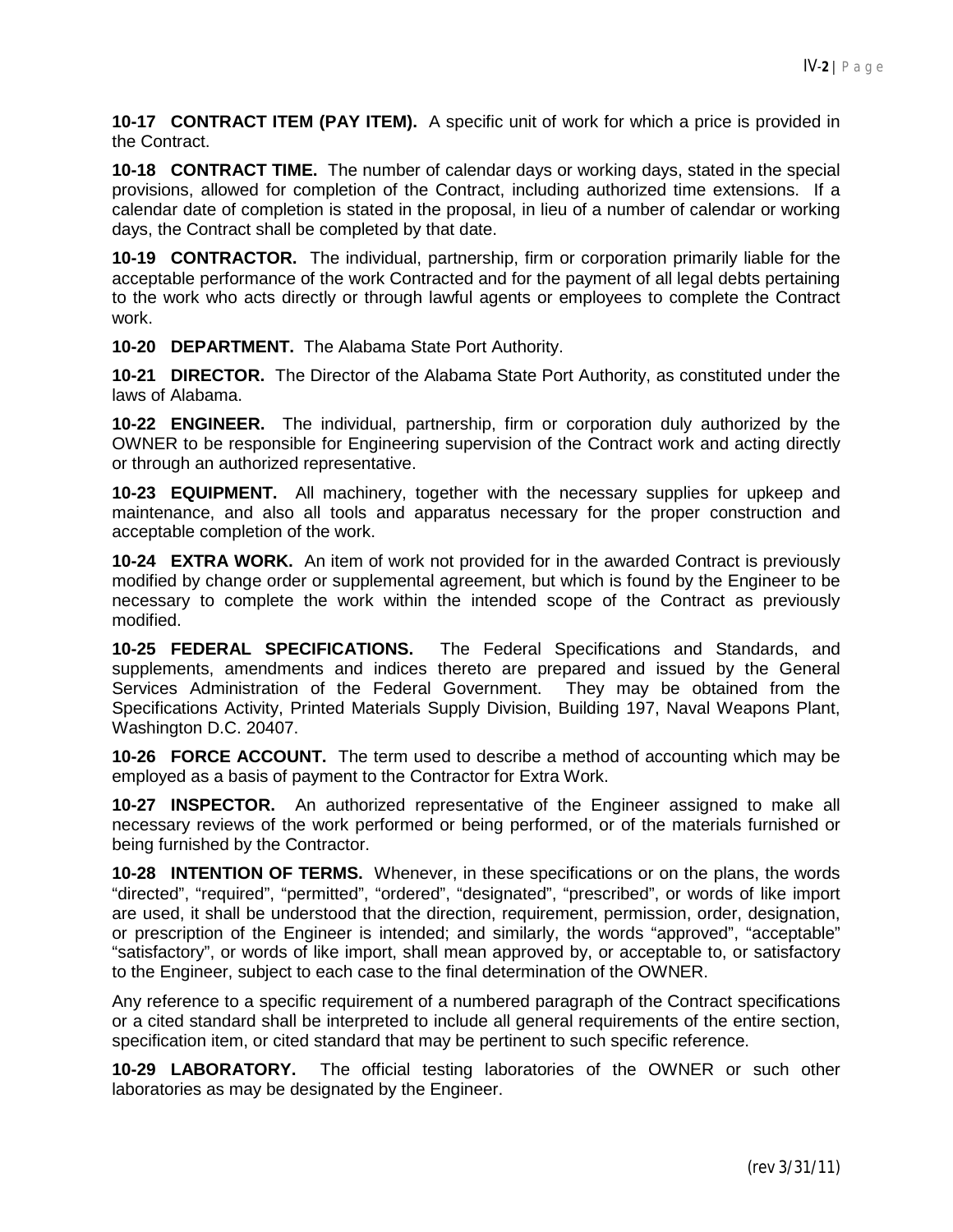**10-17 CONTRACT ITEM (PAY ITEM).** A specific unit of work for which a price is provided in the Contract.

**10-18 CONTRACT TIME.** The number of calendar days or working days, stated in the special provisions, allowed for completion of the Contract, including authorized time extensions. If a calendar date of completion is stated in the proposal, in lieu of a number of calendar or working days, the Contract shall be completed by that date.

**10-19 CONTRACTOR.** The individual, partnership, firm or corporation primarily liable for the acceptable performance of the work Contracted and for the payment of all legal debts pertaining to the work who acts directly or through lawful agents or employees to complete the Contract work.

**10-20 DEPARTMENT.** The Alabama State Port Authority.

**10-21 DIRECTOR.** The Director of the Alabama State Port Authority, as constituted under the laws of Alabama.

**10-22 ENGINEER.** The individual, partnership, firm or corporation duly authorized by the OWNER to be responsible for Engineering supervision of the Contract work and acting directly or through an authorized representative.

**10-23 EQUIPMENT.** All machinery, together with the necessary supplies for upkeep and maintenance, and also all tools and apparatus necessary for the proper construction and acceptable completion of the work.

**10-24 EXTRA WORK.** An item of work not provided for in the awarded Contract is previously modified by change order or supplemental agreement, but which is found by the Engineer to be necessary to complete the work within the intended scope of the Contract as previously modified.

**10-25 FEDERAL SPECIFICATIONS.** The Federal Specifications and Standards, and supplements, amendments and indices thereto are prepared and issued by the General Services Administration of the Federal Government. They may be obtained from the Specifications Activity, Printed Materials Supply Division, Building 197, Naval Weapons Plant, Washington D.C. 20407.

**10-26 FORCE ACCOUNT.** The term used to describe a method of accounting which may be employed as a basis of payment to the Contractor for Extra Work.

**10-27 INSPECTOR.** An authorized representative of the Engineer assigned to make all necessary reviews of the work performed or being performed, or of the materials furnished or being furnished by the Contractor.

**10-28 INTENTION OF TERMS.** Whenever, in these specifications or on the plans, the words "directed", "required", "permitted", "ordered", "designated", "prescribed", or words of like import are used, it shall be understood that the direction, requirement, permission, order, designation, or prescription of the Engineer is intended; and similarly, the words "approved", "acceptable" "satisfactory", or words of like import, shall mean approved by, or acceptable to, or satisfactory to the Engineer, subject to each case to the final determination of the OWNER.

Any reference to a specific requirement of a numbered paragraph of the Contract specifications or a cited standard shall be interpreted to include all general requirements of the entire section, specification item, or cited standard that may be pertinent to such specific reference.

**10-29 LABORATORY.** The official testing laboratories of the OWNER or such other laboratories as may be designated by the Engineer.

(rev 3/31/11)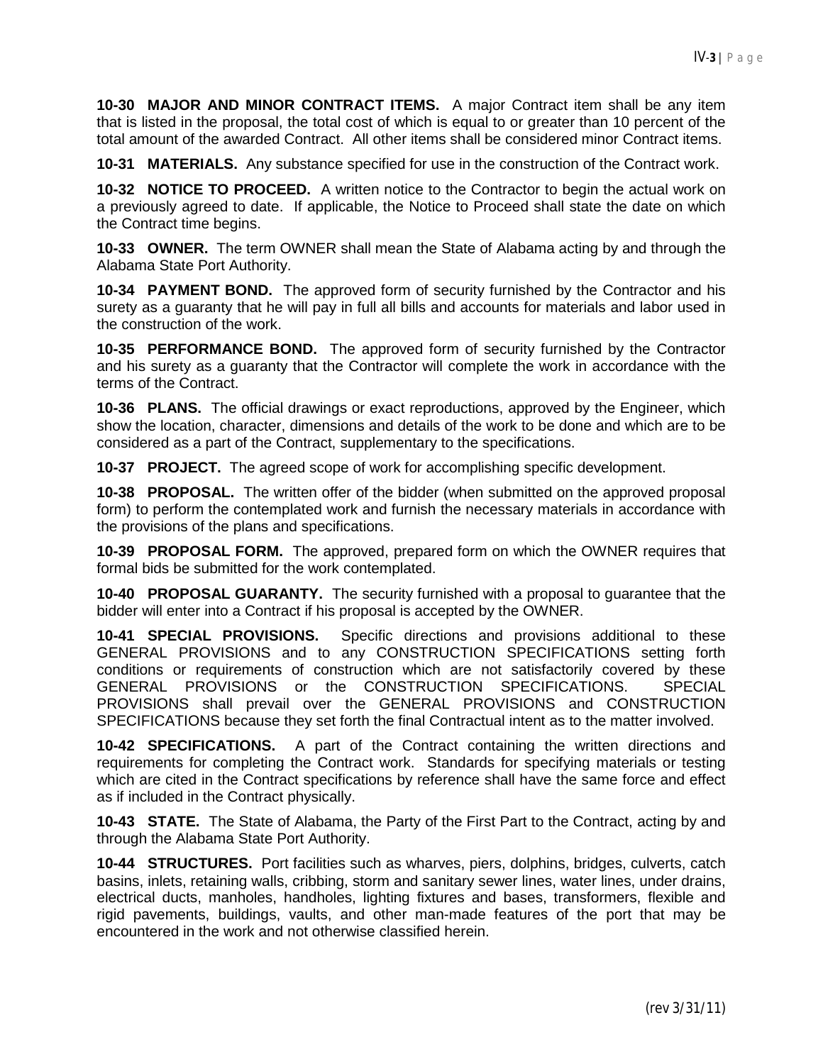**10-30 MAJOR AND MINOR CONTRACT ITEMS.** A major Contract item shall be any item that is listed in the proposal, the total cost of which is equal to or greater than 10 percent of the total amount of the awarded Contract. All other items shall be considered minor Contract items.

**10-31 MATERIALS.** Any substance specified for use in the construction of the Contract work.

**10-32 NOTICE TO PROCEED.** A written notice to the Contractor to begin the actual work on a previously agreed to date. If applicable, the Notice to Proceed shall state the date on which the Contract time begins.

**10-33 OWNER.** The term OWNER shall mean the State of Alabama acting by and through the Alabama State Port Authority.

**10-34 PAYMENT BOND.** The approved form of security furnished by the Contractor and his surety as a guaranty that he will pay in full all bills and accounts for materials and labor used in the construction of the work.

**10-35 PERFORMANCE BOND.** The approved form of security furnished by the Contractor and his surety as a guaranty that the Contractor will complete the work in accordance with the terms of the Contract.

**10-36 PLANS.** The official drawings or exact reproductions, approved by the Engineer, which show the location, character, dimensions and details of the work to be done and which are to be considered as a part of the Contract, supplementary to the specifications.

**10-37 PROJECT.** The agreed scope of work for accomplishing specific development.

**10-38 PROPOSAL.** The written offer of the bidder (when submitted on the approved proposal form) to perform the contemplated work and furnish the necessary materials in accordance with the provisions of the plans and specifications.

**10-39 PROPOSAL FORM.** The approved, prepared form on which the OWNER requires that formal bids be submitted for the work contemplated.

**10-40 PROPOSAL GUARANTY.** The security furnished with a proposal to guarantee that the bidder will enter into a Contract if his proposal is accepted by the OWNER.

**10-41 SPECIAL PROVISIONS.** Specific directions and provisions additional to these GENERAL PROVISIONS and to any CONSTRUCTION SPECIFICATIONS setting forth conditions or requirements of construction which are not satisfactorily covered by these GENERAL PROVISIONS or the CONSTRUCTION SPECIFICATIONS. SPECIAL PROVISIONS shall prevail over the GENERAL PROVISIONS and CONSTRUCTION SPECIFICATIONS because they set forth the final Contractual intent as to the matter involved.

**10-42 SPECIFICATIONS.** A part of the Contract containing the written directions and requirements for completing the Contract work. Standards for specifying materials or testing which are cited in the Contract specifications by reference shall have the same force and effect as if included in the Contract physically.

**10-43 STATE.** The State of Alabama, the Party of the First Part to the Contract, acting by and through the Alabama State Port Authority.

**10-44 STRUCTURES.** Port facilities such as wharves, piers, dolphins, bridges, culverts, catch basins, inlets, retaining walls, cribbing, storm and sanitary sewer lines, water lines, under drains, electrical ducts, manholes, handholes, lighting fixtures and bases, transformers, flexible and rigid pavements, buildings, vaults, and other man-made features of the port that may be encountered in the work and not otherwise classified herein.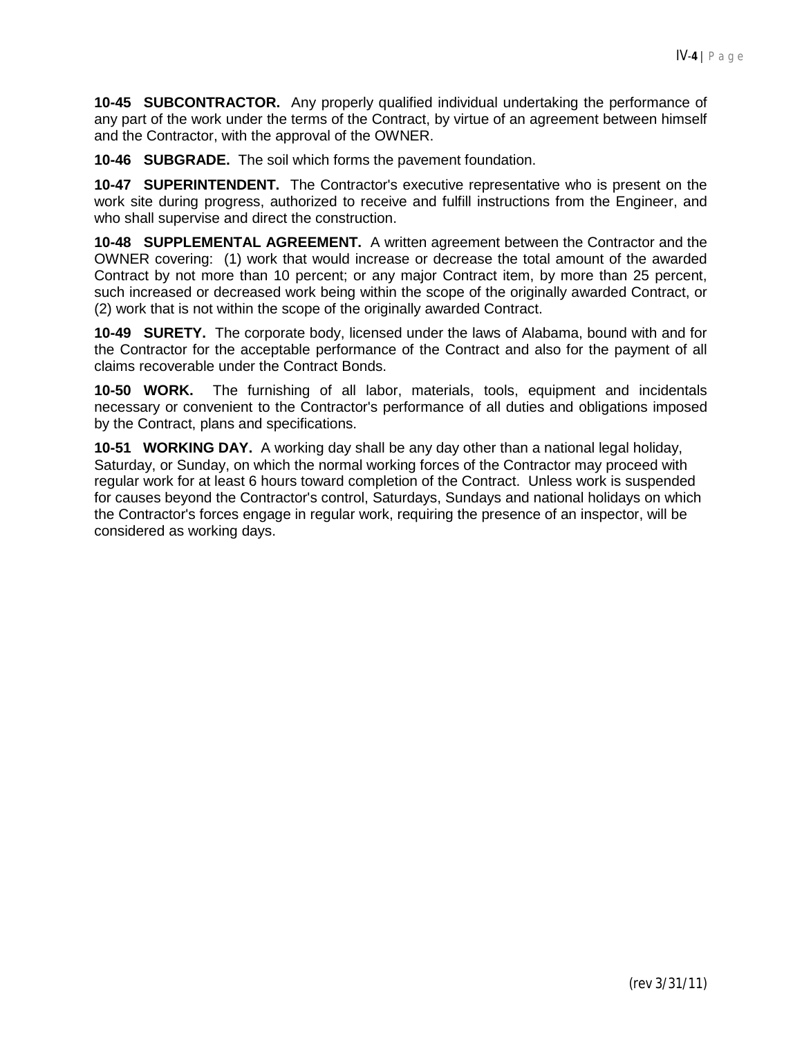**10-45 SUBCONTRACTOR.** Any properly qualified individual undertaking the performance of any part of the work under the terms of the Contract, by virtue of an agreement between himself and the Contractor, with the approval of the OWNER.

**10-46 SUBGRADE.** The soil which forms the pavement foundation.

**10-47 SUPERINTENDENT.** The Contractor's executive representative who is present on the work site during progress, authorized to receive and fulfill instructions from the Engineer, and who shall supervise and direct the construction.

**10-48 SUPPLEMENTAL AGREEMENT.** A written agreement between the Contractor and the OWNER covering: (1) work that would increase or decrease the total amount of the awarded Contract by not more than 10 percent; or any major Contract item, by more than 25 percent, such increased or decreased work being within the scope of the originally awarded Contract, or (2) work that is not within the scope of the originally awarded Contract.

**10-49 SURETY.** The corporate body, licensed under the laws of Alabama, bound with and for the Contractor for the acceptable performance of the Contract and also for the payment of all claims recoverable under the Contract Bonds.

**10-50 WORK.** The furnishing of all labor, materials, tools, equipment and incidentals necessary or convenient to the Contractor's performance of all duties and obligations imposed by the Contract, plans and specifications.

**10-51 WORKING DAY.** A working day shall be any day other than a national legal holiday, Saturday, or Sunday, on which the normal working forces of the Contractor may proceed with regular work for at least 6 hours toward completion of the Contract. Unless work is suspended for causes beyond the Contractor's control, Saturdays, Sundays and national holidays on which the Contractor's forces engage in regular work, requiring the presence of an inspector, will be considered as working days.

(rev 3/31/11)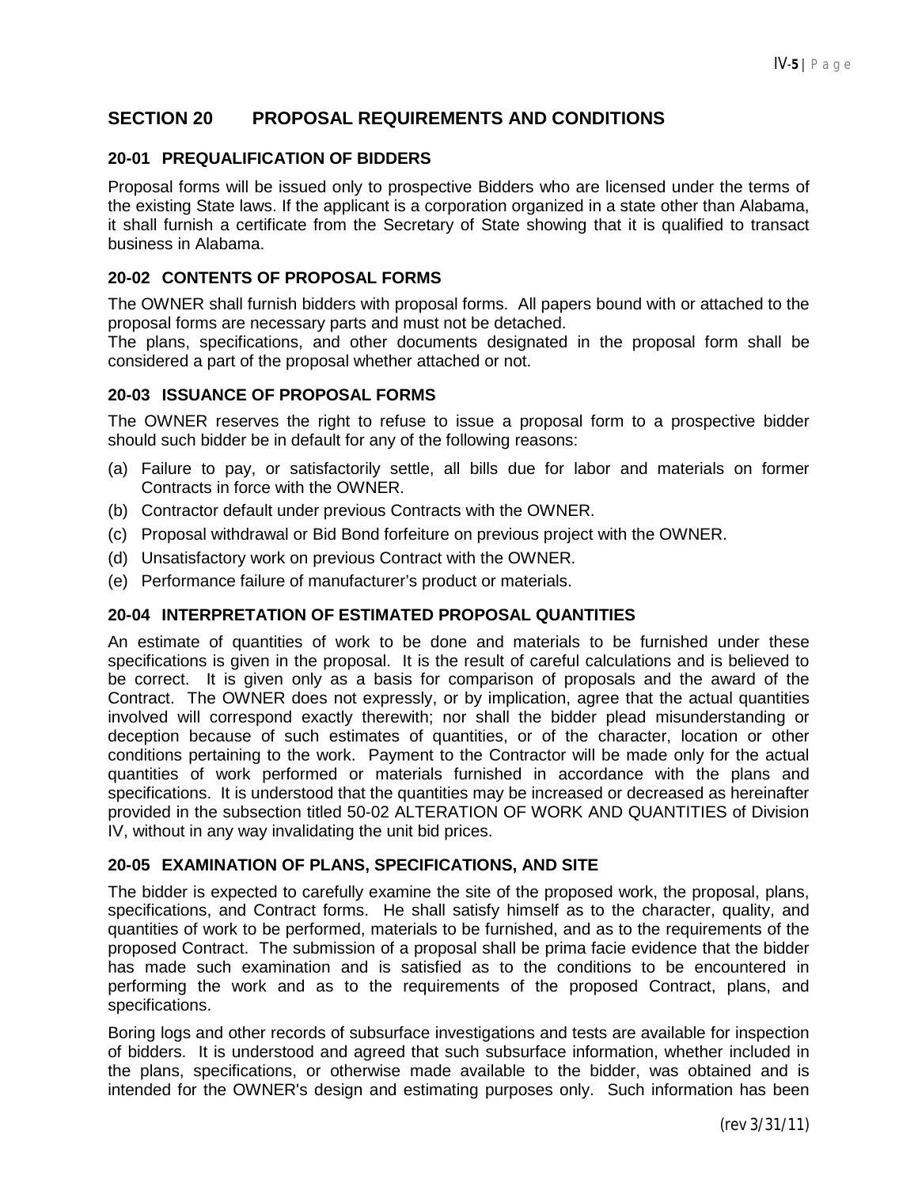## SECTION 20 PROPOSAL REQUIREMENTS AND CONDITIONS

### 20-01 PREQUALIFICATION OF BIDDERS

Proposal forms will be issued only to prospective Bidders who are licensed under the terms of the existing State laws. If the applicant is a corporation organized in a state other than Alabama, it shall furnish a certificate from the Secretary of State showing that it is qualified to transact business in Alabama.

### 20-02 CONTENTS OF PROPOSAL FORMS

The OWNER shall furnish bidders with proposal forms. All papers bound with or attached to the proposal forms are necessary parts and must not be detached.
The plans, specifications, and other documents designated in the proposal form shall be considered a part of the proposal whether attached or not.

### 20-03 ISSUANCE OF PROPOSAL FORMS

The OWNER reserves the right to refuse to issue a proposal form to a prospective bidder should such bidder be in default for any of the following reasons:

(a) Failure to pay, or satisfactorily settle, all bills due for labor and materials on former Contracts in force with the OWNER.
(b) Contractor default under previous Contracts with the OWNER.
(c) Proposal withdrawal or Bid Bond forfeiture on previous project with the OWNER.
(d) Unsatisfactory work on previous Contract with the OWNER.
(e) Performance failure of manufacturer's product or materials.

### 20-04 INTERPRETATION OF ESTIMATED PROPOSAL QUANTITIES

An estimate of quantities of work to be done and materials to be furnished under these specifications is given in the proposal. It is the result of careful calculations and is believed to be correct. It is given only as a basis for comparison of proposals and the award of the Contract. The OWNER does not expressly, or by implication, agree that the actual quantities involved will correspond exactly therewith; nor shall the bidder plead misunderstanding or deception because of such estimates of quantities, or of the character, location or other conditions pertaining to the work. Payment to the Contractor will be made only for the actual quantities of work performed or materials furnished in accordance with the plans and specifications. It is understood that the quantities may be increased or decreased as hereinafter provided in the subsection titled 50-02 ALTERATION OF WORK AND QUANTITIES of Division IV, without in any way invalidating the unit bid prices.

### 20-05 EXAMINATION OF PLANS, SPECIFICATIONS, AND SITE

The bidder is expected to carefully examine the site of the proposed work, the proposal, plans, specifications, and Contract forms. He shall satisfy himself as to the character, quality, and quantities of work to be performed, materials to be furnished, and as to the requirements of the proposed Contract. The submission of a proposal shall be prima facie evidence that the bidder has made such examination and is satisfied as to the conditions to be encountered in performing the work and as to the requirements of the proposed Contract, plans, and specifications.

Boring logs and other records of subsurface investigations and tests are available for inspection of bidders. It is understood and agreed that such subsurface information, whether included in the plans, specifications, or otherwise made available to the bidder, was obtained and is intended for the OWNER's design and estimating purposes only. Such information has been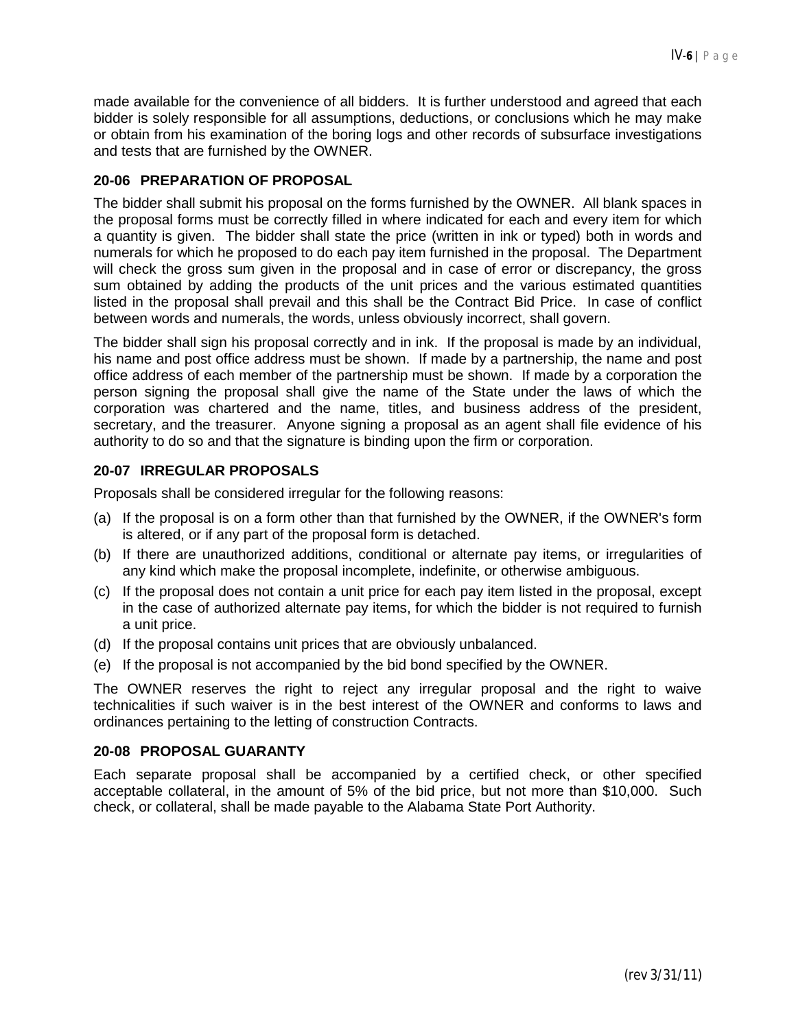made available for the convenience of all bidders. It is further understood and agreed that each bidder is solely responsible for all assumptions, deductions, or conclusions which he may make or obtain from his examination of the boring logs and other records of subsurface investigations and tests that are furnished by the OWNER.

### 20-06 PREPARATION OF PROPOSAL

The bidder shall submit his proposal on the forms furnished by the OWNER. All blank spaces in the proposal forms must be correctly filled in where indicated for each and every item for which a quantity is given. The bidder shall state the price (written in ink or typed) both in words and numerals for which he proposed to do each pay item furnished in the proposal. The Department will check the gross sum given in the proposal and in case of error or discrepancy, the gross sum obtained by adding the products of the unit prices and the various estimated quantities listed in the proposal shall prevail and this shall be the Contract Bid Price. In case of conflict between words and numerals, the words, unless obviously incorrect, shall govern.

The bidder shall sign his proposal correctly and in ink. If the proposal is made by an individual, his name and post office address must be shown. If made by a partnership, the name and post office address of each member of the partnership must be shown. If made by a corporation the person signing the proposal shall give the name of the State under the laws of which the corporation was chartered and the name, titles, and business address of the president, secretary, and the treasurer. Anyone signing a proposal as an agent shall file evidence of his authority to do so and that the signature is binding upon the firm or corporation.

### 20-07 IRREGULAR PROPOSALS

Proposals shall be considered irregular for the following reasons:

(a) If the proposal is on a form other than that furnished by the OWNER, if the OWNER's form is altered, or if any part of the proposal form is detached.

(b) If there are unauthorized additions, conditional or alternate pay items, or irregularities of any kind which make the proposal incomplete, indefinite, or otherwise ambiguous.

(c) If the proposal does not contain a unit price for each pay item listed in the proposal, except in the case of authorized alternate pay items, for which the bidder is not required to furnish a unit price.

(d) If the proposal contains unit prices that are obviously unbalanced.

(e) If the proposal is not accompanied by the bid bond specified by the OWNER.

The OWNER reserves the right to reject any irregular proposal and the right to waive technicalities if such waiver is in the best interest of the OWNER and conforms to laws and ordinances pertaining to the letting of construction Contracts.

### 20-08 PROPOSAL GUARANTY

Each separate proposal shall be accompanied by a certified check, or other specified acceptable collateral, in the amount of 5% of the bid price, but not more than $10,000. Such check, or collateral, shall be made payable to the Alabama State Port Authority.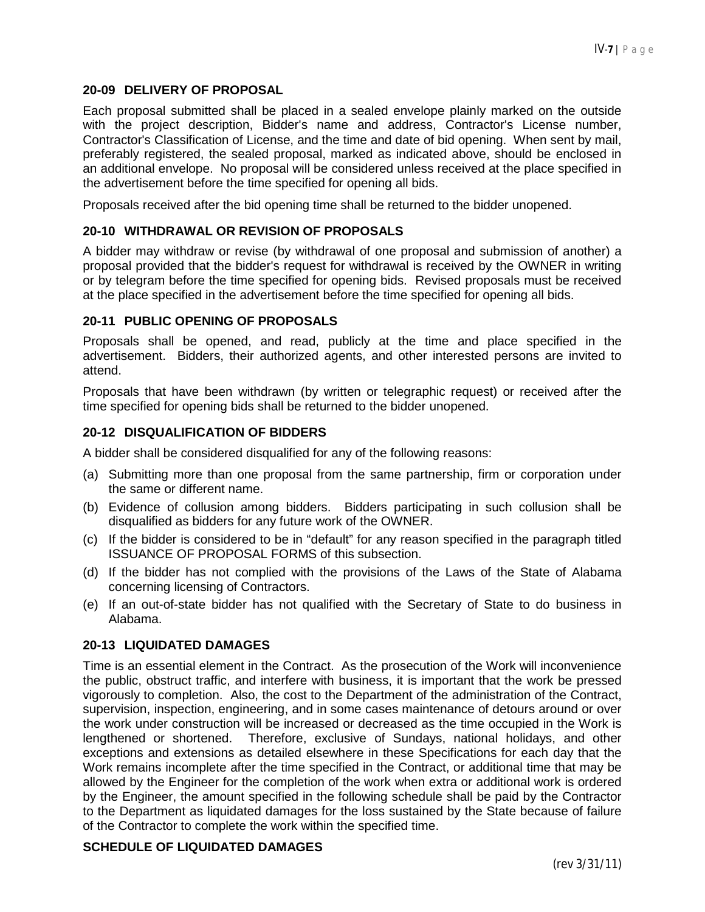### 20-09 DELIVERY OF PROPOSAL

Each proposal submitted shall be placed in a sealed envelope plainly marked on the outside with the project description, Bidder's name and address, Contractor's License number, Contractor's Classification of License, and the time and date of bid opening. When sent by mail, preferably registered, the sealed proposal, marked as indicated above, should be enclosed in an additional envelope. No proposal will be considered unless received at the place specified in the advertisement before the time specified for opening all bids.

Proposals received after the bid opening time shall be returned to the bidder unopened.

### 20-10 WITHDRAWAL OR REVISION OF PROPOSALS

A bidder may withdraw or revise (by withdrawal of one proposal and submission of another) a proposal provided that the bidder's request for withdrawal is received by the OWNER in writing or by telegram before the time specified for opening bids. Revised proposals must be received at the place specified in the advertisement before the time specified for opening all bids.

### 20-11 PUBLIC OPENING OF PROPOSALS

Proposals shall be opened, and read, publicly at the time and place specified in the advertisement. Bidders, their authorized agents, and other interested persons are invited to attend.

Proposals that have been withdrawn (by written or telegraphic request) or received after the time specified for opening bids shall be returned to the bidder unopened.

### 20-12 DISQUALIFICATION OF BIDDERS

A bidder shall be considered disqualified for any of the following reasons:

(a) Submitting more than one proposal from the same partnership, firm or corporation under the same or different name.

(b) Evidence of collusion among bidders. Bidders participating in such collusion shall be disqualified as bidders for any future work of the OWNER.

(c) If the bidder is considered to be in "default" for any reason specified in the paragraph titled ISSUANCE OF PROPOSAL FORMS of this subsection.

(d) If the bidder has not complied with the provisions of the Laws of the State of Alabama concerning licensing of Contractors.

(e) If an out-of-state bidder has not qualified with the Secretary of State to do business in Alabama.

### 20-13 LIQUIDATED DAMAGES

Time is an essential element in the Contract. As the prosecution of the Work will inconvenience the public, obstruct traffic, and interfere with business, it is important that the work be pressed vigorously to completion. Also, the cost to the Department of the administration of the Contract, supervision, inspection, engineering, and in some cases maintenance of detours around or over the work under construction will be increased or decreased as the time occupied in the Work is lengthened or shortened. Therefore, exclusive of Sundays, national holidays, and other exceptions and extensions as detailed elsewhere in these Specifications for each day that the Work remains incomplete after the time specified in the Contract, or additional time that may be allowed by the Engineer for the completion of the work when extra or additional work is ordered by the Engineer, the amount specified in the following schedule shall be paid by the Contractor to the Department as liquidated damages for the loss sustained by the State because of failure of the Contractor to complete the work within the specified time.

**SCHEDULE OF LIQUIDATED DAMAGES**

(rev 3/31/11)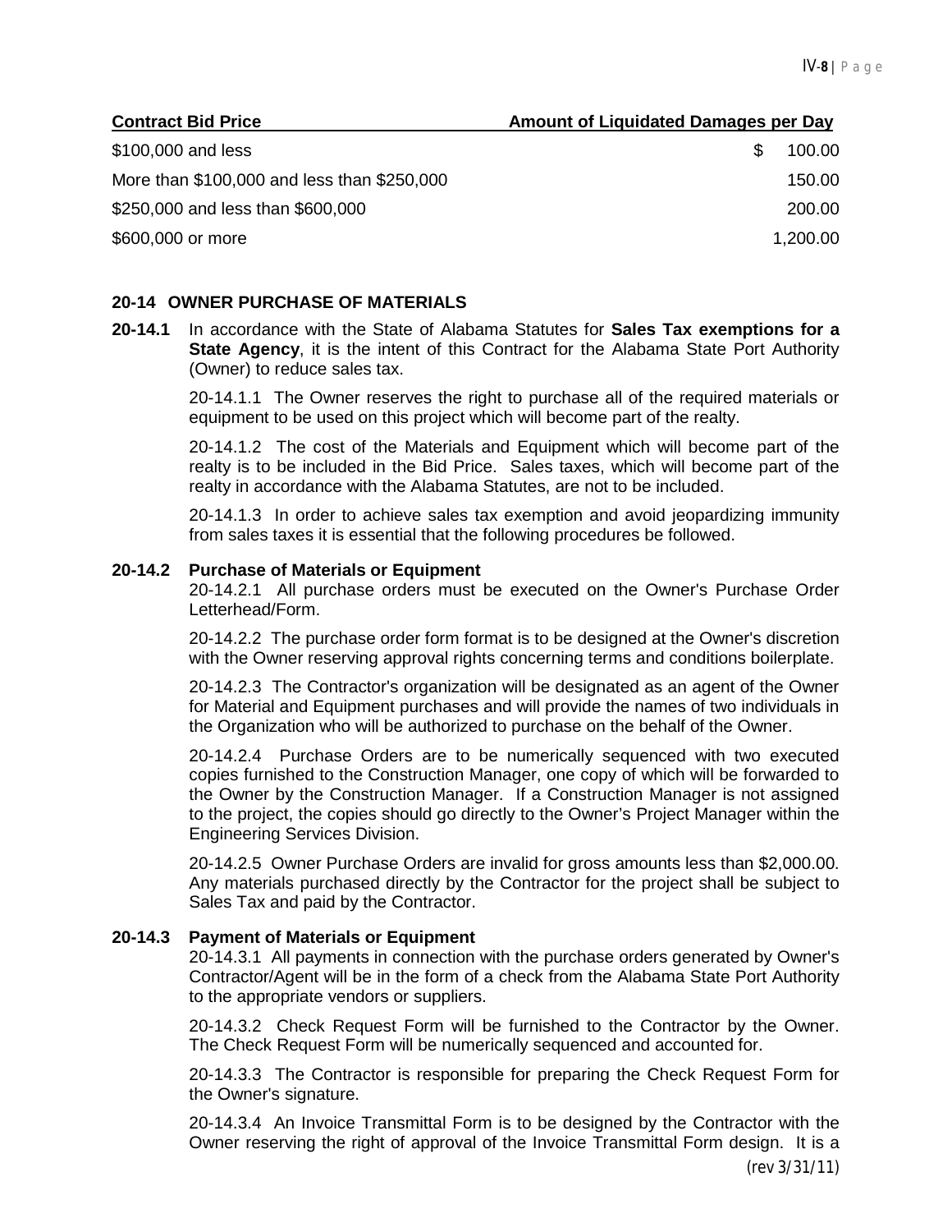| Contract Bid Price | Amount of Liquidated Damages per Day |
|---|---|
| \$100,000 and less | \$ 100.00 |
| More than \$100,000 and less than \$250,000 | 150.00 |
| \$250,000 and less than \$600,000 | 200.00 |
| \$600,000 or more | 1,200.00 |

## 20-14 OWNER PURCHASE OF MATERIALS

**20-14.1** In accordance with the State of Alabama Statutes for **Sales Tax exemptions for a State Agency**, it is the intent of this Contract for the Alabama State Port Authority (Owner) to reduce sales tax.

20-14.1.1 The Owner reserves the right to purchase all of the required materials or equipment to be used on this project which will become part of the realty.

20-14.1.2 The cost of the Materials and Equipment which will become part of the realty is to be included in the Bid Price. Sales taxes, which will become part of the realty in accordance with the Alabama Statutes, are not to be included.

20-14.1.3 In order to achieve sales tax exemption and avoid jeopardizing immunity from sales taxes it is essential that the following procedures be followed.

### 20-14.2 Purchase of Materials or Equipment

20-14.2.1 All purchase orders must be executed on the Owner's Purchase Order Letterhead/Form.

20-14.2.2 The purchase order form format is to be designed at the Owner's discretion with the Owner reserving approval rights concerning terms and conditions boilerplate.

20-14.2.3 The Contractor's organization will be designated as an agent of the Owner for Material and Equipment purchases and will provide the names of two individuals in the Organization who will be authorized to purchase on the behalf of the Owner.

20-14.2.4 Purchase Orders are to be numerically sequenced with two executed copies furnished to the Construction Manager, one copy of which will be forwarded to the Owner by the Construction Manager. If a Construction Manager is not assigned to the project, the copies should go directly to the Owner’s Project Manager within the Engineering Services Division.

20-14.2.5 Owner Purchase Orders are invalid for gross amounts less than \$2,000.00. Any materials purchased directly by the Contractor for the project shall be subject to Sales Tax and paid by the Contractor.

### 20-14.3 Payment of Materials or Equipment

20-14.3.1 All payments in connection with the purchase orders generated by Owner's Contractor/Agent will be in the form of a check from the Alabama State Port Authority to the appropriate vendors or suppliers.

20-14.3.2 Check Request Form will be furnished to the Contractor by the Owner. The Check Request Form will be numerically sequenced and accounted for.

20-14.3.3 The Contractor is responsible for preparing the Check Request Form for the Owner's signature.

20-14.3.4 An Invoice Transmittal Form is to be designed by the Contractor with the Owner reserving the right of approval of the Invoice Transmittal Form design. It is a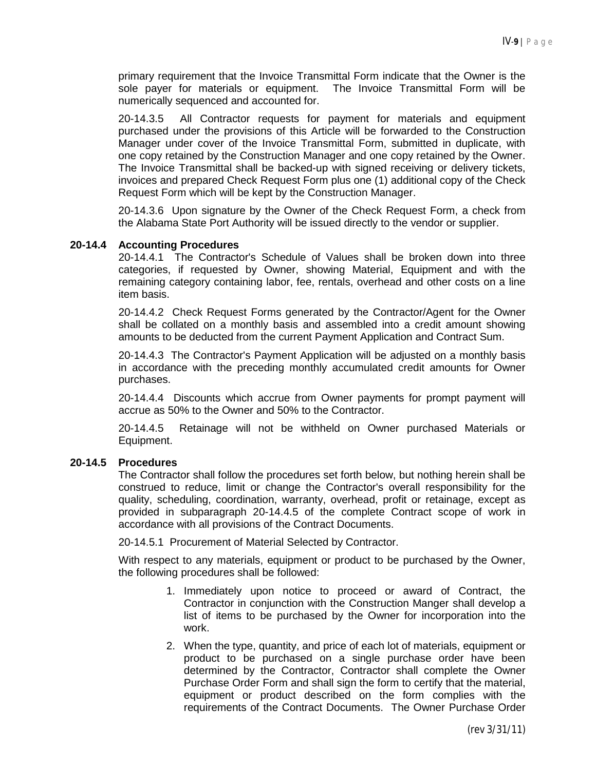primary requirement that the Invoice Transmittal Form indicate that the Owner is the sole payer for materials or equipment. The Invoice Transmittal Form will be numerically sequenced and accounted for.

20-14.3.5 All Contractor requests for payment for materials and equipment purchased under the provisions of this Article will be forwarded to the Construction Manager under cover of the Invoice Transmittal Form, submitted in duplicate, with one copy retained by the Construction Manager and one copy retained by the Owner. The Invoice Transmittal shall be backed-up with signed receiving or delivery tickets, invoices and prepared Check Request Form plus one (1) additional copy of the Check Request Form which will be kept by the Construction Manager.

20-14.3.6 Upon signature by the Owner of the Check Request Form, a check from the Alabama State Port Authority will be issued directly to the vendor or supplier.

**20-14.4 Accounting Procedures**

20-14.4.1 The Contractor's Schedule of Values shall be broken down into three categories, if requested by Owner, showing Material, Equipment and with the remaining category containing labor, fee, rentals, overhead and other costs on a line item basis.

20-14.4.2 Check Request Forms generated by the Contractor/Agent for the Owner shall be collated on a monthly basis and assembled into a credit amount showing amounts to be deducted from the current Payment Application and Contract Sum.

20-14.4.3 The Contractor's Payment Application will be adjusted on a monthly basis in accordance with the preceding monthly accumulated credit amounts for Owner purchases.

20-14.4.4 Discounts which accrue from Owner payments for prompt payment will accrue as 50% to the Owner and 50% to the Contractor.

20-14.4.5 Retainage will not be withheld on Owner purchased Materials or Equipment.

**20-14.5 Procedures**

The Contractor shall follow the procedures set forth below, but nothing herein shall be construed to reduce, limit or change the Contractor's overall responsibility for the quality, scheduling, coordination, warranty, overhead, profit or retainage, except as provided in subparagraph 20-14.4.5 of the complete Contract scope of work in accordance with all provisions of the Contract Documents.

20-14.5.1 Procurement of Material Selected by Contractor.

With respect to any materials, equipment or product to be purchased by the Owner, the following procedures shall be followed:

1. Immediately upon notice to proceed or award of Contract, the Contractor in conjunction with the Construction Manger shall develop a list of items to be purchased by the Owner for incorporation into the work.
2. When the type, quantity, and price of each lot of materials, equipment or product to be purchased on a single purchase order have been determined by the Contractor, Contractor shall complete the Owner Purchase Order Form and shall sign the form to certify that the material, equipment or product described on the form complies with the requirements of the Contract Documents. The Owner Purchase Order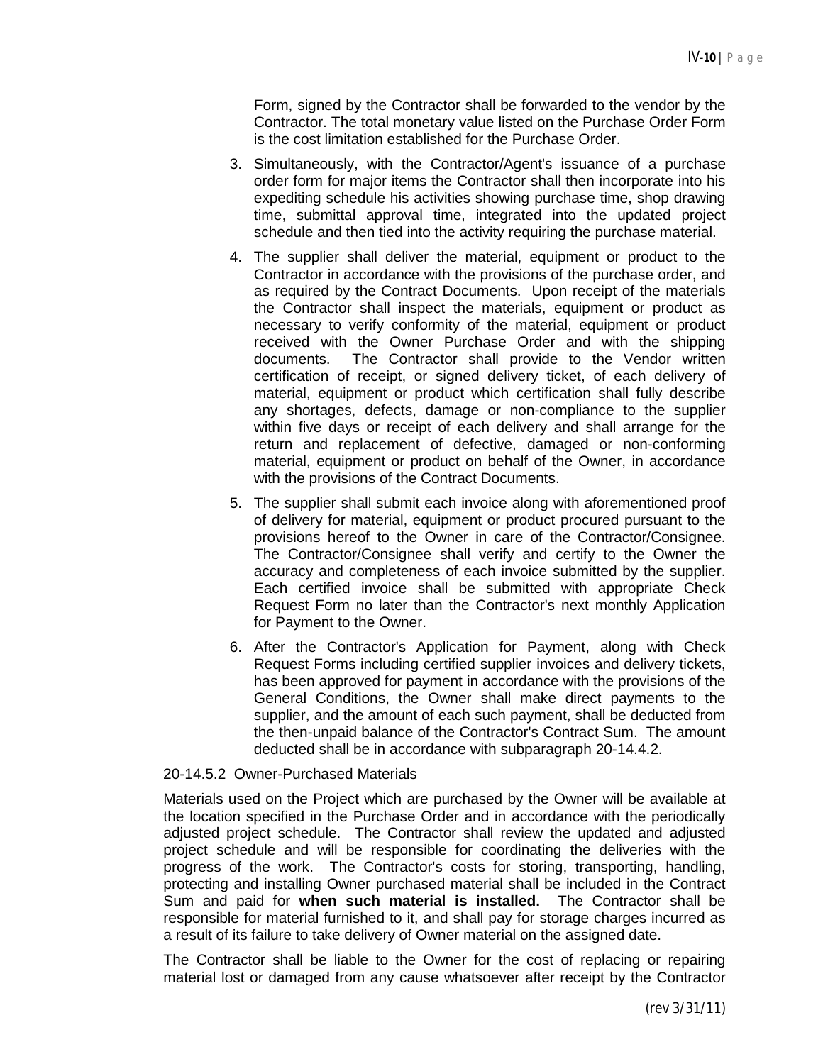Form, signed by the Contractor shall be forwarded to the vendor by the Contractor. The total monetary value listed on the Purchase Order Form is the cost limitation established for the Purchase Order.

3. Simultaneously, with the Contractor/Agent's issuance of a purchase order form for major items the Contractor shall then incorporate into his expediting schedule his activities showing purchase time, shop drawing time, submittal approval time, integrated into the updated project schedule and then tied into the activity requiring the purchase material.

4. The supplier shall deliver the material, equipment or product to the Contractor in accordance with the provisions of the purchase order, and as required by the Contract Documents. Upon receipt of the materials the Contractor shall inspect the materials, equipment or product as necessary to verify conformity of the material, equipment or product received with the Owner Purchase Order and with the shipping documents. The Contractor shall provide to the Vendor written certification of receipt, or signed delivery ticket, of each delivery of material, equipment or product which certification shall fully describe any shortages, defects, damage or non-compliance to the supplier within five days or receipt of each delivery and shall arrange for the return and replacement of defective, damaged or non-conforming material, equipment or product on behalf of the Owner, in accordance with the provisions of the Contract Documents.

5. The supplier shall submit each invoice along with aforementioned proof of delivery for material, equipment or product procured pursuant to the provisions hereof to the Owner in care of the Contractor/Consignee. The Contractor/Consignee shall verify and certify to the Owner the accuracy and completeness of each invoice submitted by the supplier. Each certified invoice shall be submitted with appropriate Check Request Form no later than the Contractor's next monthly Application for Payment to the Owner.

6. After the Contractor's Application for Payment, along with Check Request Forms including certified supplier invoices and delivery tickets, has been approved for payment in accordance with the provisions of the General Conditions, the Owner shall make direct payments to the supplier, and the amount of each such payment, shall be deducted from the then-unpaid balance of the Contractor's Contract Sum. The amount deducted shall be in accordance with subparagraph 20-14.4.2.

20-14.5.2 Owner-Purchased Materials

Materials used on the Project which are purchased by the Owner will be available at the location specified in the Purchase Order and in accordance with the periodically adjusted project schedule. The Contractor shall review the updated and adjusted project schedule and will be responsible for coordinating the deliveries with the progress of the work. The Contractor's costs for storing, transporting, handling, protecting and installing Owner purchased material shall be included in the Contract Sum and paid for **when such material is installed.** The Contractor shall be responsible for material furnished to it, and shall pay for storage charges incurred as a result of its failure to take delivery of Owner material on the assigned date.

The Contractor shall be liable to the Owner for the cost of replacing or repairing material lost or damaged from any cause whatsoever after receipt by the Contractor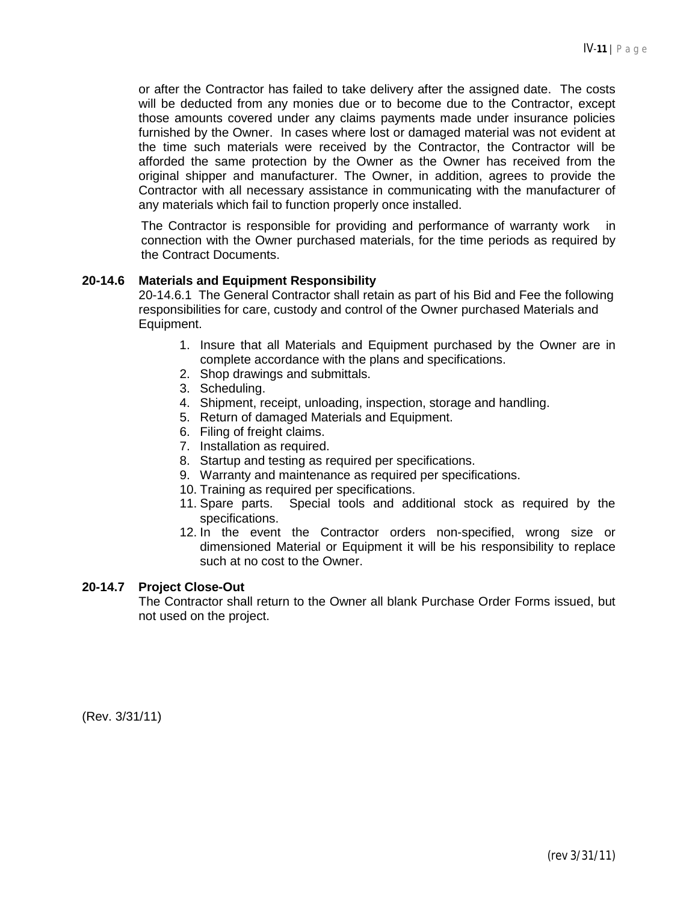or after the Contractor has failed to take delivery after the assigned date. The costs will be deducted from any monies due or to become due to the Contractor, except those amounts covered under any claims payments made under insurance policies furnished by the Owner. In cases where lost or damaged material was not evident at the time such materials were received by the Contractor, the Contractor will be afforded the same protection by the Owner as the Owner has received from the original shipper and manufacturer. The Owner, in addition, agrees to provide the Contractor with all necessary assistance in communicating with the manufacturer of any materials which fail to function properly once installed.

The Contractor is responsible for providing and performance of warranty work in connection with the Owner purchased materials, for the time periods as required by the Contract Documents.

**20-14.6 Materials and Equipment Responsibility**

20-14.6.1 The General Contractor shall retain as part of his Bid and Fee the following responsibilities for care, custody and control of the Owner purchased Materials and Equipment.

1. Insure that all Materials and Equipment purchased by the Owner are in complete accordance with the plans and specifications.
2. Shop drawings and submittals.
3. Scheduling.
4. Shipment, receipt, unloading, inspection, storage and handling.
5. Return of damaged Materials and Equipment.
6. Filing of freight claims.
7. Installation as required.
8. Startup and testing as required per specifications.
9. Warranty and maintenance as required per specifications.
10. Training as required per specifications.
11. Spare parts. Special tools and additional stock as required by the specifications.
12. In the event the Contractor orders non-specified, wrong size or dimensioned Material or Equipment it will be his responsibility to replace such at no cost to the Owner.

**20-14.7 Project Close-Out**

The Contractor shall return to the Owner all blank Purchase Order Forms issued, but not used on the project.

(Rev. 3/31/11)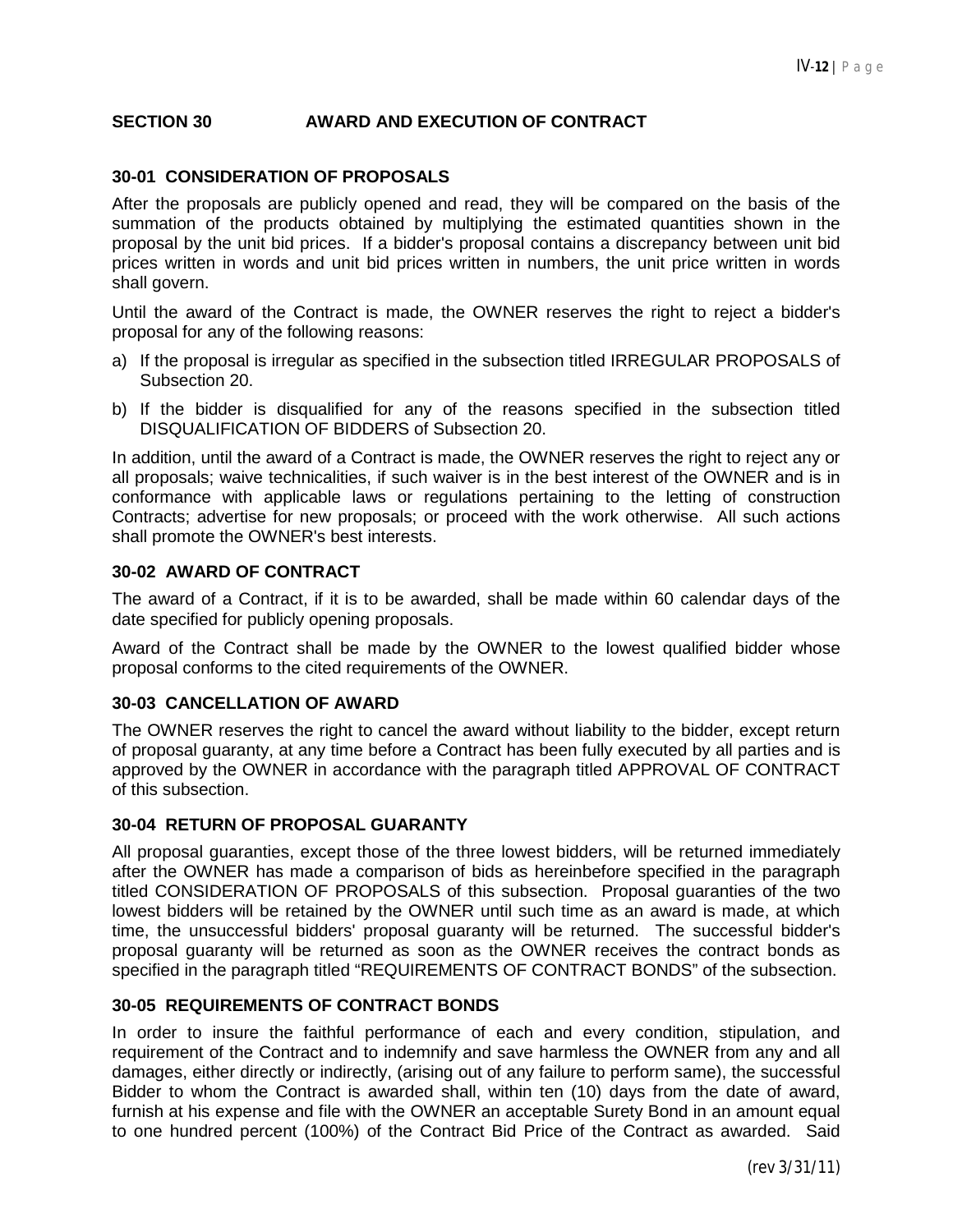## SECTION 30 AWARD AND EXECUTION OF CONTRACT

### 30-01 CONSIDERATION OF PROPOSALS

After the proposals are publicly opened and read, they will be compared on the basis of the summation of the products obtained by multiplying the estimated quantities shown in the proposal by the unit bid prices. If a bidder's proposal contains a discrepancy between unit bid prices written in words and unit bid prices written in numbers, the unit price written in words shall govern.

Until the award of the Contract is made, the OWNER reserves the right to reject a bidder's proposal for any of the following reasons:

a) If the proposal is irregular as specified in the subsection titled IRREGULAR PROPOSALS of Subsection 20.

b) If the bidder is disqualified for any of the reasons specified in the subsection titled DISQUALIFICATION OF BIDDERS of Subsection 20.

In addition, until the award of a Contract is made, the OWNER reserves the right to reject any or all proposals; waive technicalities, if such waiver is in the best interest of the OWNER and is in conformance with applicable laws or regulations pertaining to the letting of construction Contracts; advertise for new proposals; or proceed with the work otherwise. All such actions shall promote the OWNER's best interests.

### 30-02 AWARD OF CONTRACT

The award of a Contract, if it is to be awarded, shall be made within 60 calendar days of the date specified for publicly opening proposals.

Award of the Contract shall be made by the OWNER to the lowest qualified bidder whose proposal conforms to the cited requirements of the OWNER.

### 30-03 CANCELLATION OF AWARD

The OWNER reserves the right to cancel the award without liability to the bidder, except return of proposal guaranty, at any time before a Contract has been fully executed by all parties and is approved by the OWNER in accordance with the paragraph titled APPROVAL OF CONTRACT of this subsection.

### 30-04 RETURN OF PROPOSAL GUARANTY

All proposal guaranties, except those of the three lowest bidders, will be returned immediately after the OWNER has made a comparison of bids as hereinbefore specified in the paragraph titled CONSIDERATION OF PROPOSALS of this subsection. Proposal guaranties of the two lowest bidders will be retained by the OWNER until such time as an award is made, at which time, the unsuccessful bidders' proposal guaranty will be returned. The successful bidder's proposal guaranty will be returned as soon as the OWNER receives the contract bonds as specified in the paragraph titled "REQUIREMENTS OF CONTRACT BONDS" of the subsection.

### 30-05 REQUIREMENTS OF CONTRACT BONDS

In order to insure the faithful performance of each and every condition, stipulation, and requirement of the Contract and to indemnify and save harmless the OWNER from any and all damages, either directly or indirectly, (arising out of any failure to perform same), the successful Bidder to whom the Contract is awarded shall, within ten (10) days from the date of award, furnish at his expense and file with the OWNER an acceptable Surety Bond in an amount equal to one hundred percent (100%) of the Contract Bid Price of the Contract as awarded. Said

(rev 3/31/11)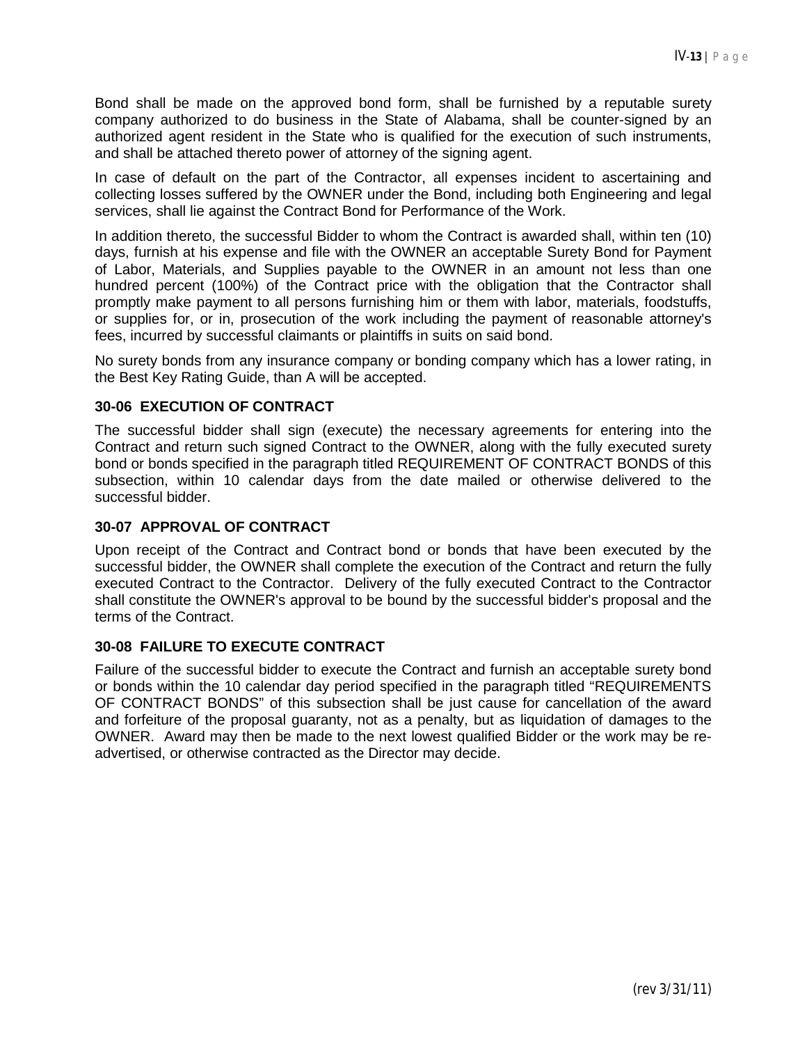Bond shall be made on the approved bond form, shall be furnished by a reputable surety company authorized to do business in the State of Alabama, shall be counter-signed by an authorized agent resident in the State who is qualified for the execution of such instruments, and shall be attached thereto power of attorney of the signing agent.

In case of default on the part of the Contractor, all expenses incident to ascertaining and collecting losses suffered by the OWNER under the Bond, including both Engineering and legal services, shall lie against the Contract Bond for Performance of the Work.

In addition thereto, the successful Bidder to whom the Contract is awarded shall, within ten (10) days, furnish at his expense and file with the OWNER an acceptable Surety Bond for Payment of Labor, Materials, and Supplies payable to the OWNER in an amount not less than one hundred percent (100%) of the Contract price with the obligation that the Contractor shall promptly make payment to all persons furnishing him or them with labor, materials, foodstuffs, or supplies for, or in, prosecution of the work including the payment of reasonable attorney's fees, incurred by successful claimants or plaintiffs in suits on said bond.

No surety bonds from any insurance company or bonding company which has a lower rating, in the Best Key Rating Guide, than A will be accepted.

### 30-06 EXECUTION OF CONTRACT

The successful bidder shall sign (execute) the necessary agreements for entering into the Contract and return such signed Contract to the OWNER, along with the fully executed surety bond or bonds specified in the paragraph titled REQUIREMENT OF CONTRACT BONDS of this subsection, within 10 calendar days from the date mailed or otherwise delivered to the successful bidder.

### 30-07 APPROVAL OF CONTRACT

Upon receipt of the Contract and Contract bond or bonds that have been executed by the successful bidder, the OWNER shall complete the execution of the Contract and return the fully executed Contract to the Contractor. Delivery of the fully executed Contract to the Contractor shall constitute the OWNER's approval to be bound by the successful bidder's proposal and the terms of the Contract.

### 30-08 FAILURE TO EXECUTE CONTRACT

Failure of the successful bidder to execute the Contract and furnish an acceptable surety bond or bonds within the 10 calendar day period specified in the paragraph titled "REQUIREMENTS OF CONTRACT BONDS" of this subsection shall be just cause for cancellation of the award and forfeiture of the proposal guaranty, not as a penalty, but as liquidation of damages to the OWNER. Award may then be made to the next lowest qualified Bidder or the work may be re-advertised, or otherwise contracted as the Director may decide.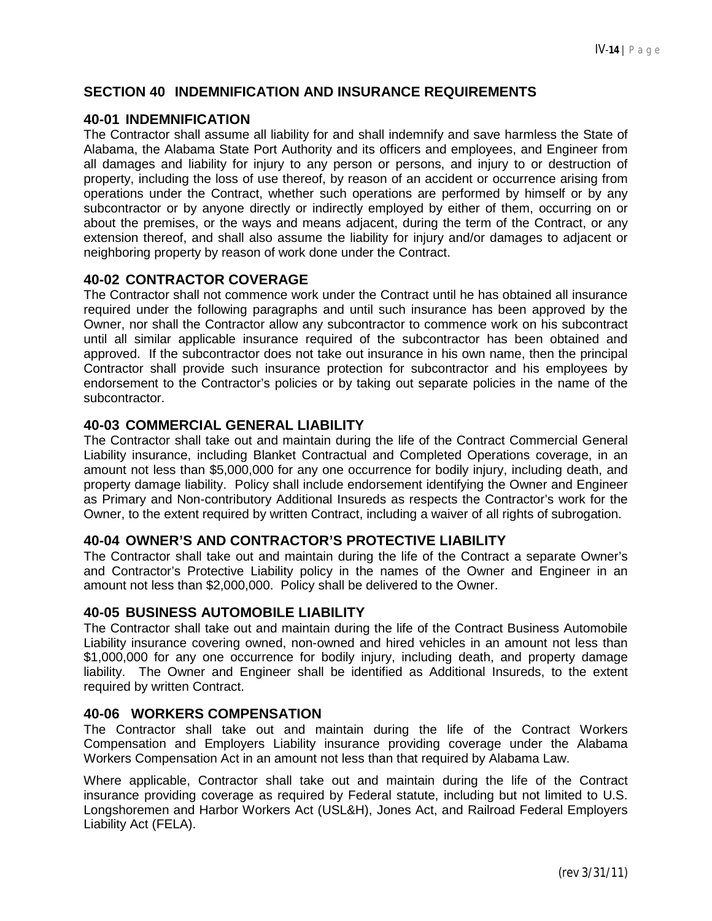## SECTION 40 INDEMNIFICATION AND INSURANCE REQUIREMENTS

### 40-01 INDEMNIFICATION

The Contractor shall assume all liability for and shall indemnify and save harmless the State of Alabama, the Alabama State Port Authority and its officers and employees, and Engineer from all damages and liability for injury to any person or persons, and injury to or destruction of property, including the loss of use thereof, by reason of an accident or occurrence arising from operations under the Contract, whether such operations are performed by himself or by any subcontractor or by anyone directly or indirectly employed by either of them, occurring on or about the premises, or the ways and means adjacent, during the term of the Contract, or any extension thereof, and shall also assume the liability for injury and/or damages to adjacent or neighboring property by reason of work done under the Contract.

### 40-02 CONTRACTOR COVERAGE

The Contractor shall not commence work under the Contract until he has obtained all insurance required under the following paragraphs and until such insurance has been approved by the Owner, nor shall the Contractor allow any subcontractor to commence work on his subcontract until all similar applicable insurance required of the subcontractor has been obtained and approved. If the subcontractor does not take out insurance in his own name, then the principal Contractor shall provide such insurance protection for subcontractor and his employees by endorsement to the Contractor's policies or by taking out separate policies in the name of the subcontractor.

### 40-03 COMMERCIAL GENERAL LIABILITY

The Contractor shall take out and maintain during the life of the Contract Commercial General Liability insurance, including Blanket Contractual and Completed Operations coverage, in an amount not less than $5,000,000 for any one occurrence for bodily injury, including death, and property damage liability. Policy shall include endorsement identifying the Owner and Engineer as Primary and Non-contributory Additional Insureds as respects the Contractor's work for the Owner, to the extent required by written Contract, including a waiver of all rights of subrogation.

### 40-04 OWNER'S AND CONTRACTOR'S PROTECTIVE LIABILITY

The Contractor shall take out and maintain during the life of the Contract a separate Owner's and Contractor's Protective Liability policy in the names of the Owner and Engineer in an amount not less than $2,000,000. Policy shall be delivered to the Owner.

### 40-05 BUSINESS AUTOMOBILE LIABILITY

The Contractor shall take out and maintain during the life of the Contract Business Automobile Liability insurance covering owned, non-owned and hired vehicles in an amount not less than $1,000,000 for any one occurrence for bodily injury, including death, and property damage liability. The Owner and Engineer shall be identified as Additional Insureds, to the extent required by written Contract.

### 40-06 WORKERS COMPENSATION

The Contractor shall take out and maintain during the life of the Contract Workers Compensation and Employers Liability insurance providing coverage under the Alabama Workers Compensation Act in an amount not less than that required by Alabama Law.

Where applicable, Contractor shall take out and maintain during the life of the Contract insurance providing coverage as required by Federal statute, including but not limited to U.S. Longshoremen and Harbor Workers Act (USL&H), Jones Act, and Railroad Federal Employers Liability Act (FELA).

(rev 3/31/11)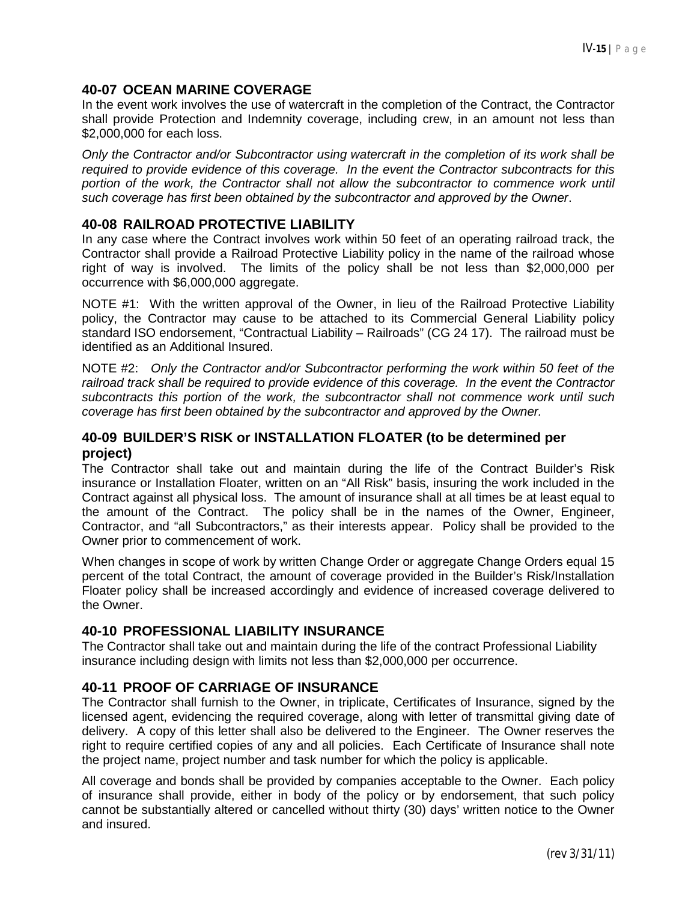## 40-07 OCEAN MARINE COVERAGE

In the event work involves the use of watercraft in the completion of the Contract, the Contractor shall provide Protection and Indemnity coverage, including crew, in an amount not less than $2,000,000 for each loss.

*Only the Contractor and/or Subcontractor using watercraft in the completion of its work shall be required to provide evidence of this coverage. In the event the Contractor subcontracts for this portion of the work, the Contractor shall not allow the subcontractor to commence work until such coverage has first been obtained by the subcontractor and approved by the Owner*.

## 40-08 RAILROAD PROTECTIVE LIABILITY

In any case where the Contract involves work within 50 feet of an operating railroad track, the Contractor shall provide a Railroad Protective Liability policy in the name of the railroad whose right of way is involved. The limits of the policy shall be not less than $2,000,000 per occurrence with $6,000,000 aggregate.

NOTE #1: With the written approval of the Owner, in lieu of the Railroad Protective Liability policy, the Contractor may cause to be attached to its Commercial General Liability policy standard ISO endorsement, "Contractual Liability – Railroads" (CG 24 17). The railroad must be identified as an Additional Insured.

NOTE #2: *Only the Contractor and/or Subcontractor performing the work within 50 feet of the railroad track shall be required to provide evidence of this coverage. In the event the Contractor subcontracts this portion of the work, the subcontractor shall not commence work until such coverage has first been obtained by the subcontractor and approved by the Owner.*

## 40-09 BUILDER'S RISK or INSTALLATION FLOATER (to be determined per project)

The Contractor shall take out and maintain during the life of the Contract Builder's Risk insurance or Installation Floater, written on an "All Risk" basis, insuring the work included in the Contract against all physical loss. The amount of insurance shall at all times be at least equal to the amount of the Contract. The policy shall be in the names of the Owner, Engineer, Contractor, and "all Subcontractors," as their interests appear. Policy shall be provided to the Owner prior to commencement of work.

When changes in scope of work by written Change Order or aggregate Change Orders equal 15 percent of the total Contract, the amount of coverage provided in the Builder's Risk/Installation Floater policy shall be increased accordingly and evidence of increased coverage delivered to the Owner.

## 40-10 PROFESSIONAL LIABILITY INSURANCE

The Contractor shall take out and maintain during the life of the contract Professional Liability insurance including design with limits not less than $2,000,000 per occurrence.

## 40-11 PROOF OF CARRIAGE OF INSURANCE

The Contractor shall furnish to the Owner, in triplicate, Certificates of Insurance, signed by the licensed agent, evidencing the required coverage, along with letter of transmittal giving date of delivery. A copy of this letter shall also be delivered to the Engineer. The Owner reserves the right to require certified copies of any and all policies. Each Certificate of Insurance shall note the project name, project number and task number for which the policy is applicable.

All coverage and bonds shall be provided by companies acceptable to the Owner. Each policy of insurance shall provide, either in body of the policy or by endorsement, that such policy cannot be substantially altered or cancelled without thirty (30) days' written notice to the Owner and insured.

(rev 3/31/11)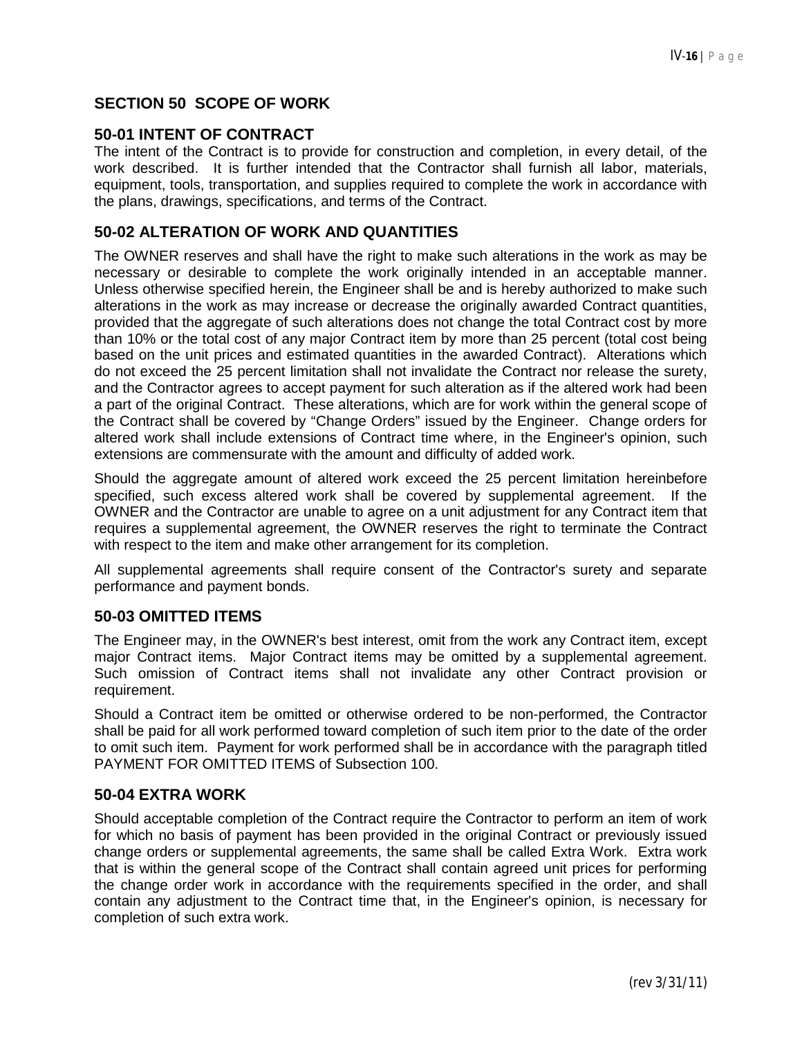## SECTION 50 SCOPE OF WORK

### 50-01 INTENT OF CONTRACT

The intent of the Contract is to provide for construction and completion, in every detail, of the work described. It is further intended that the Contractor shall furnish all labor, materials, equipment, tools, transportation, and supplies required to complete the work in accordance with the plans, drawings, specifications, and terms of the Contract.

### 50-02 ALTERATION OF WORK AND QUANTITIES

The OWNER reserves and shall have the right to make such alterations in the work as may be necessary or desirable to complete the work originally intended in an acceptable manner. Unless otherwise specified herein, the Engineer shall be and is hereby authorized to make such alterations in the work as may increase or decrease the originally awarded Contract quantities, provided that the aggregate of such alterations does not change the total Contract cost by more than 10% or the total cost of any major Contract item by more than 25 percent (total cost being based on the unit prices and estimated quantities in the awarded Contract). Alterations which do not exceed the 25 percent limitation shall not invalidate the Contract nor release the surety, and the Contractor agrees to accept payment for such alteration as if the altered work had been a part of the original Contract. These alterations, which are for work within the general scope of the Contract shall be covered by "Change Orders" issued by the Engineer. Change orders for altered work shall include extensions of Contract time where, in the Engineer's opinion, such extensions are commensurate with the amount and difficulty of added work.

Should the aggregate amount of altered work exceed the 25 percent limitation hereinbefore specified, such excess altered work shall be covered by supplemental agreement. If the OWNER and the Contractor are unable to agree on a unit adjustment for any Contract item that requires a supplemental agreement, the OWNER reserves the right to terminate the Contract with respect to the item and make other arrangement for its completion.

All supplemental agreements shall require consent of the Contractor's surety and separate performance and payment bonds.

### 50-03 OMITTED ITEMS

The Engineer may, in the OWNER's best interest, omit from the work any Contract item, except major Contract items. Major Contract items may be omitted by a supplemental agreement. Such omission of Contract items shall not invalidate any other Contract provision or requirement.

Should a Contract item be omitted or otherwise ordered to be non-performed, the Contractor shall be paid for all work performed toward completion of such item prior to the date of the order to omit such item. Payment for work performed shall be in accordance with the paragraph titled PAYMENT FOR OMITTED ITEMS of Subsection 100.

### 50-04 EXTRA WORK

Should acceptable completion of the Contract require the Contractor to perform an item of work for which no basis of payment has been provided in the original Contract or previously issued change orders or supplemental agreements, the same shall be called Extra Work. Extra work that is within the general scope of the Contract shall contain agreed unit prices for performing the change order work in accordance with the requirements specified in the order, and shall contain any adjustment to the Contract time that, in the Engineer's opinion, is necessary for completion of such extra work.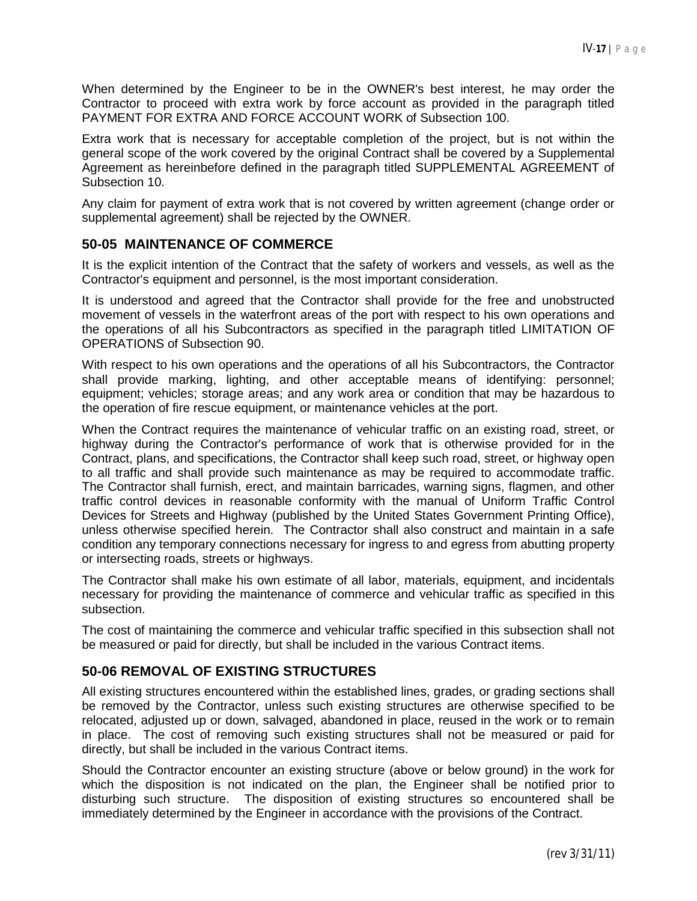When determined by the Engineer to be in the OWNER's best interest, he may order the Contractor to proceed with extra work by force account as provided in the paragraph titled PAYMENT FOR EXTRA AND FORCE ACCOUNT WORK of Subsection 100.

Extra work that is necessary for acceptable completion of the project, but is not within the general scope of the work covered by the original Contract shall be covered by a Supplemental Agreement as hereinbefore defined in the paragraph titled SUPPLEMENTAL AGREEMENT of Subsection 10.

Any claim for payment of extra work that is not covered by written agreement (change order or supplemental agreement) shall be rejected by the OWNER.

## 50-05 MAINTENANCE OF COMMERCE

It is the explicit intention of the Contract that the safety of workers and vessels, as well as the Contractor's equipment and personnel, is the most important consideration.

It is understood and agreed that the Contractor shall provide for the free and unobstructed movement of vessels in the waterfront areas of the port with respect to his own operations and the operations of all his Subcontractors as specified in the paragraph titled LIMITATION OF OPERATIONS of Subsection 90.

With respect to his own operations and the operations of all his Subcontractors, the Contractor shall provide marking, lighting, and other acceptable means of identifying: personnel; equipment; vehicles; storage areas; and any work area or condition that may be hazardous to the operation of fire rescue equipment, or maintenance vehicles at the port.

When the Contract requires the maintenance of vehicular traffic on an existing road, street, or highway during the Contractor's performance of work that is otherwise provided for in the Contract, plans, and specifications, the Contractor shall keep such road, street, or highway open to all traffic and shall provide such maintenance as may be required to accommodate traffic. The Contractor shall furnish, erect, and maintain barricades, warning signs, flagmen, and other traffic control devices in reasonable conformity with the manual of Uniform Traffic Control Devices for Streets and Highway (published by the United States Government Printing Office), unless otherwise specified herein. The Contractor shall also construct and maintain in a safe condition any temporary connections necessary for ingress to and egress from abutting property or intersecting roads, streets or highways.

The Contractor shall make his own estimate of all labor, materials, equipment, and incidentals necessary for providing the maintenance of commerce and vehicular traffic as specified in this subsection.

The cost of maintaining the commerce and vehicular traffic specified in this subsection shall not be measured or paid for directly, but shall be included in the various Contract items.

## 50-06 REMOVAL OF EXISTING STRUCTURES

All existing structures encountered within the established lines, grades, or grading sections shall be removed by the Contractor, unless such existing structures are otherwise specified to be relocated, adjusted up or down, salvaged, abandoned in place, reused in the work or to remain in place. The cost of removing such existing structures shall not be measured or paid for directly, but shall be included in the various Contract items.

Should the Contractor encounter an existing structure (above or below ground) in the work for which the disposition is not indicated on the plan, the Engineer shall be notified prior to disturbing such structure. The disposition of existing structures so encountered shall be immediately determined by the Engineer in accordance with the provisions of the Contract.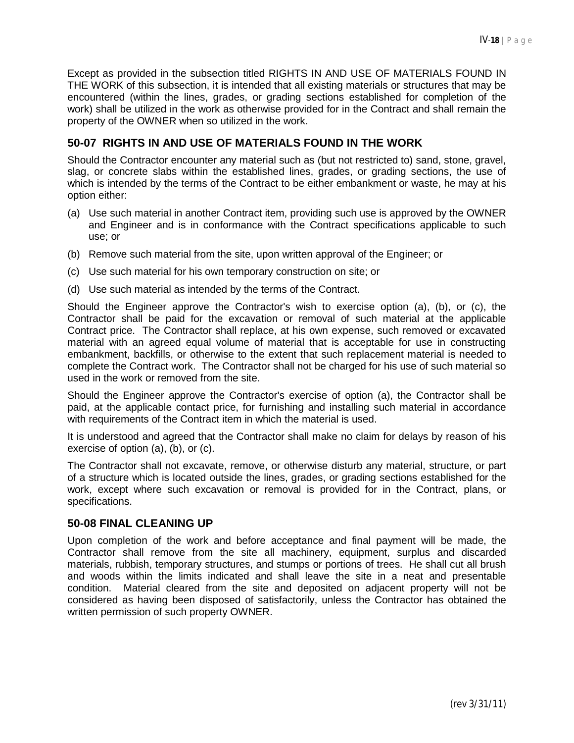Except as provided in the subsection titled RIGHTS IN AND USE OF MATERIALS FOUND IN THE WORK of this subsection, it is intended that all existing materials or structures that may be encountered (within the lines, grades, or grading sections established for completion of the work) shall be utilized in the work as otherwise provided for in the Contract and shall remain the property of the OWNER when so utilized in the work.

## 50-07 RIGHTS IN AND USE OF MATERIALS FOUND IN THE WORK

Should the Contractor encounter any material such as (but not restricted to) sand, stone, gravel, slag, or concrete slabs within the established lines, grades, or grading sections, the use of which is intended by the terms of the Contract to be either embankment or waste, he may at his option either:

(a) Use such material in another Contract item, providing such use is approved by the OWNER and Engineer and is in conformance with the Contract specifications applicable to such use; or

(b) Remove such material from the site, upon written approval of the Engineer; or

(c) Use such material for his own temporary construction on site; or

(d) Use such material as intended by the terms of the Contract.

Should the Engineer approve the Contractor's wish to exercise option (a), (b), or (c), the Contractor shall be paid for the excavation or removal of such material at the applicable Contract price. The Contractor shall replace, at his own expense, such removed or excavated material with an agreed equal volume of material that is acceptable for use in constructing embankment, backfills, or otherwise to the extent that such replacement material is needed to complete the Contract work. The Contractor shall not be charged for his use of such material so used in the work or removed from the site.

Should the Engineer approve the Contractor's exercise of option (a), the Contractor shall be paid, at the applicable contact price, for furnishing and installing such material in accordance with requirements of the Contract item in which the material is used.

It is understood and agreed that the Contractor shall make no claim for delays by reason of his exercise of option (a), (b), or (c).

The Contractor shall not excavate, remove, or otherwise disturb any material, structure, or part of a structure which is located outside the lines, grades, or grading sections established for the work, except where such excavation or removal is provided for in the Contract, plans, or specifications.

## 50-08 FINAL CLEANING UP

Upon completion of the work and before acceptance and final payment will be made, the Contractor shall remove from the site all machinery, equipment, surplus and discarded materials, rubbish, temporary structures, and stumps or portions of trees. He shall cut all brush and woods within the limits indicated and shall leave the site in a neat and presentable condition. Material cleared from the site and deposited on adjacent property will not be considered as having been disposed of satisfactorily, unless the Contractor has obtained the written permission of such property OWNER.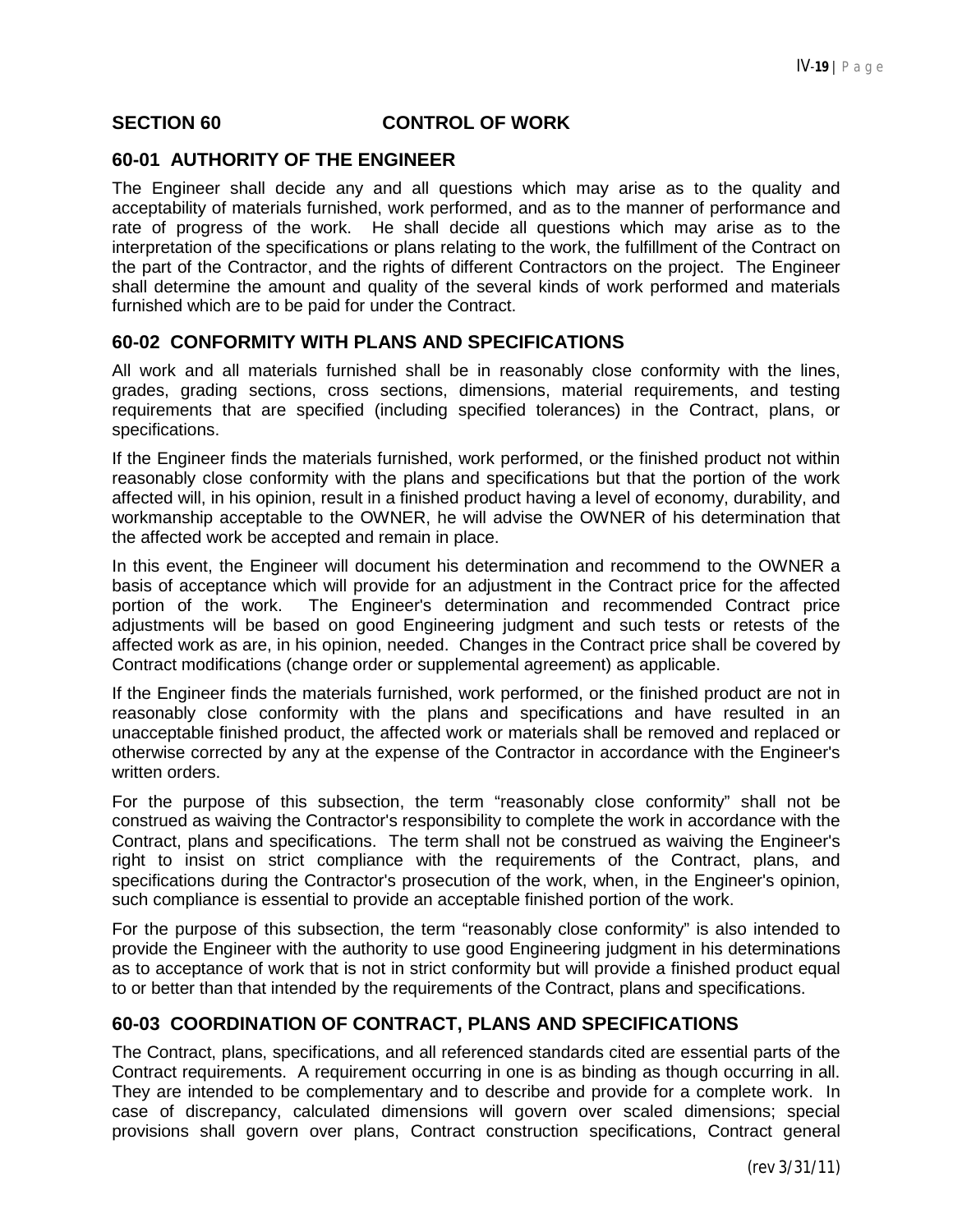## SECTION 60 CONTROL OF WORK

### 60-01 AUTHORITY OF THE ENGINEER

The Engineer shall decide any and all questions which may arise as to the quality and acceptability of materials furnished, work performed, and as to the manner of performance and rate of progress of the work. He shall decide all questions which may arise as to the interpretation of the specifications or plans relating to the work, the fulfillment of the Contract on the part of the Contractor, and the rights of different Contractors on the project. The Engineer shall determine the amount and quality of the several kinds of work performed and materials furnished which are to be paid for under the Contract.

### 60-02 CONFORMITY WITH PLANS AND SPECIFICATIONS

All work and all materials furnished shall be in reasonably close conformity with the lines, grades, grading sections, cross sections, dimensions, material requirements, and testing requirements that are specified (including specified tolerances) in the Contract, plans, or specifications.

If the Engineer finds the materials furnished, work performed, or the finished product not within reasonably close conformity with the plans and specifications but that the portion of the work affected will, in his opinion, result in a finished product having a level of economy, durability, and workmanship acceptable to the OWNER, he will advise the OWNER of his determination that the affected work be accepted and remain in place.

In this event, the Engineer will document his determination and recommend to the OWNER a basis of acceptance which will provide for an adjustment in the Contract price for the affected portion of the work. The Engineer's determination and recommended Contract price adjustments will be based on good Engineering judgment and such tests or retests of the affected work as are, in his opinion, needed. Changes in the Contract price shall be covered by Contract modifications (change order or supplemental agreement) as applicable.

If the Engineer finds the materials furnished, work performed, or the finished product are not in reasonably close conformity with the plans and specifications and have resulted in an unacceptable finished product, the affected work or materials shall be removed and replaced or otherwise corrected by any at the expense of the Contractor in accordance with the Engineer's written orders.

For the purpose of this subsection, the term "reasonably close conformity" shall not be construed as waiving the Contractor's responsibility to complete the work in accordance with the Contract, plans and specifications. The term shall not be construed as waiving the Engineer's right to insist on strict compliance with the requirements of the Contract, plans, and specifications during the Contractor's prosecution of the work, when, in the Engineer's opinion, such compliance is essential to provide an acceptable finished portion of the work.

For the purpose of this subsection, the term "reasonably close conformity" is also intended to provide the Engineer with the authority to use good Engineering judgment in his determinations as to acceptance of work that is not in strict conformity but will provide a finished product equal to or better than that intended by the requirements of the Contract, plans and specifications.

### 60-03 COORDINATION OF CONTRACT, PLANS AND SPECIFICATIONS

The Contract, plans, specifications, and all referenced standards cited are essential parts of the Contract requirements. A requirement occurring in one is as binding as though occurring in all. They are intended to be complementary and to describe and provide for a complete work. In case of discrepancy, calculated dimensions will govern over scaled dimensions; special provisions shall govern over plans, Contract construction specifications, Contract general

(rev 3/31/11)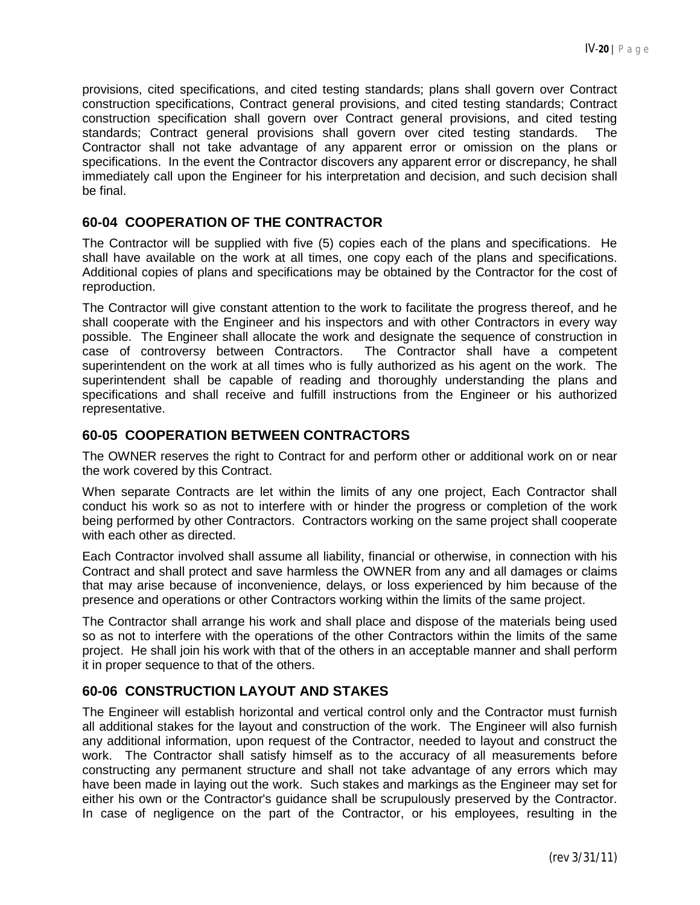provisions, cited specifications, and cited testing standards; plans shall govern over Contract construction specifications, Contract general provisions, and cited testing standards; Contract construction specification shall govern over Contract general provisions, and cited testing standards; Contract general provisions shall govern over cited testing standards. The Contractor shall not take advantage of any apparent error or omission on the plans or specifications. In the event the Contractor discovers any apparent error or discrepancy, he shall immediately call upon the Engineer for his interpretation and decision, and such decision shall be final.

## 60-04 COOPERATION OF THE CONTRACTOR

The Contractor will be supplied with five (5) copies each of the plans and specifications. He shall have available on the work at all times, one copy each of the plans and specifications. Additional copies of plans and specifications may be obtained by the Contractor for the cost of reproduction.

The Contractor will give constant attention to the work to facilitate the progress thereof, and he shall cooperate with the Engineer and his inspectors and with other Contractors in every way possible. The Engineer shall allocate the work and designate the sequence of construction in case of controversy between Contractors. The Contractor shall have a competent superintendent on the work at all times who is fully authorized as his agent on the work. The superintendent shall be capable of reading and thoroughly understanding the plans and specifications and shall receive and fulfill instructions from the Engineer or his authorized representative.

## 60-05 COOPERATION BETWEEN CONTRACTORS

The OWNER reserves the right to Contract for and perform other or additional work on or near the work covered by this Contract.

When separate Contracts are let within the limits of any one project, Each Contractor shall conduct his work so as not to interfere with or hinder the progress or completion of the work being performed by other Contractors. Contractors working on the same project shall cooperate with each other as directed.

Each Contractor involved shall assume all liability, financial or otherwise, in connection with his Contract and shall protect and save harmless the OWNER from any and all damages or claims that may arise because of inconvenience, delays, or loss experienced by him because of the presence and operations or other Contractors working within the limits of the same project.

The Contractor shall arrange his work and shall place and dispose of the materials being used so as not to interfere with the operations of the other Contractors within the limits of the same project. He shall join his work with that of the others in an acceptable manner and shall perform it in proper sequence to that of the others.

## 60-06 CONSTRUCTION LAYOUT AND STAKES

The Engineer will establish horizontal and vertical control only and the Contractor must furnish all additional stakes for the layout and construction of the work. The Engineer will also furnish any additional information, upon request of the Contractor, needed to layout and construct the work. The Contractor shall satisfy himself as to the accuracy of all measurements before constructing any permanent structure and shall not take advantage of any errors which may have been made in laying out the work. Such stakes and markings as the Engineer may set for either his own or the Contractor's guidance shall be scrupulously preserved by the Contractor. In case of negligence on the part of the Contractor, or his employees, resulting in the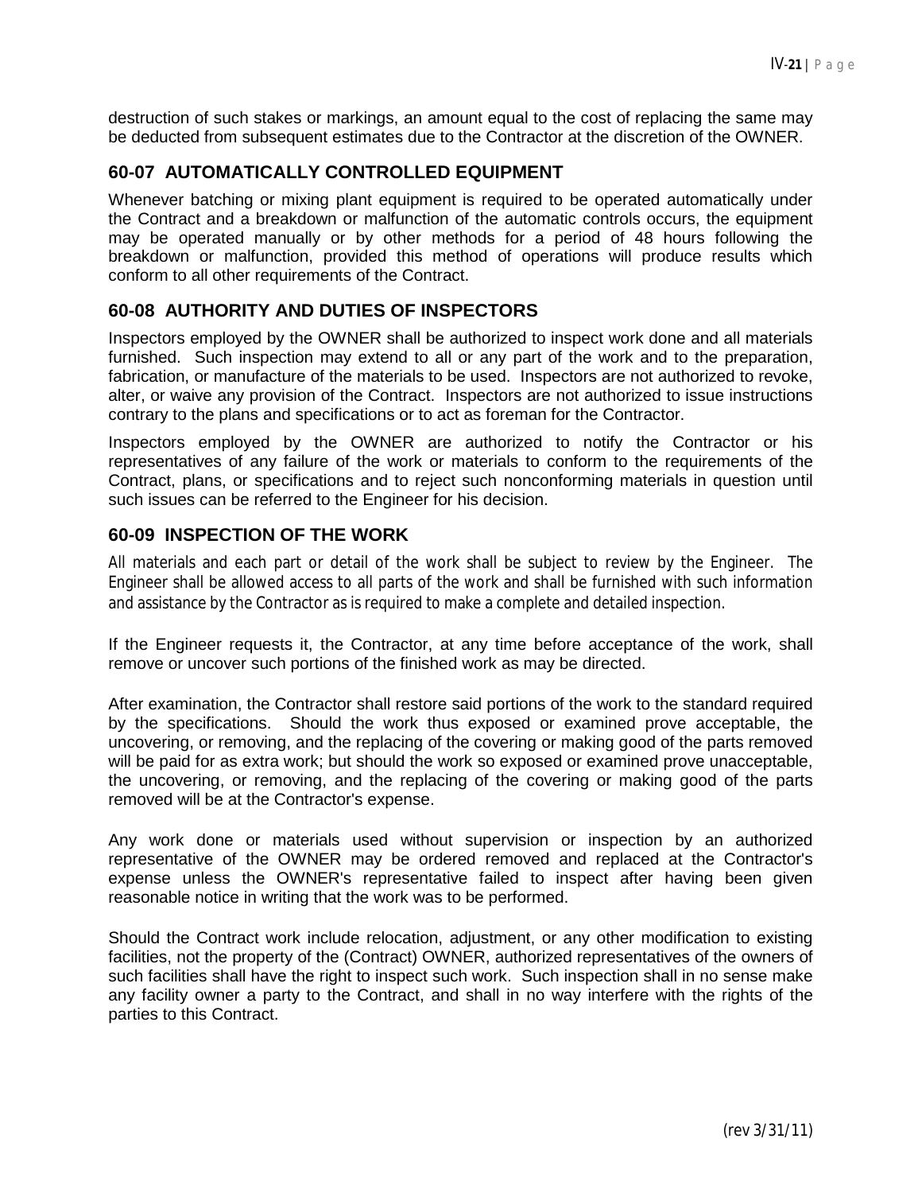destruction of such stakes or markings, an amount equal to the cost of replacing the same may be deducted from subsequent estimates due to the Contractor at the discretion of the OWNER.

## 60-07 AUTOMATICALLY CONTROLLED EQUIPMENT

Whenever batching or mixing plant equipment is required to be operated automatically under the Contract and a breakdown or malfunction of the automatic controls occurs, the equipment may be operated manually or by other methods for a period of 48 hours following the breakdown or malfunction, provided this method of operations will produce results which conform to all other requirements of the Contract.

## 60-08 AUTHORITY AND DUTIES OF INSPECTORS

Inspectors employed by the OWNER shall be authorized to inspect work done and all materials furnished. Such inspection may extend to all or any part of the work and to the preparation, fabrication, or manufacture of the materials to be used. Inspectors are not authorized to revoke, alter, or waive any provision of the Contract. Inspectors are not authorized to issue instructions contrary to the plans and specifications or to act as foreman for the Contractor.

Inspectors employed by the OWNER are authorized to notify the Contractor or his representatives of any failure of the work or materials to conform to the requirements of the Contract, plans, or specifications and to reject such nonconforming materials in question until such issues can be referred to the Engineer for his decision.

## 60-09 INSPECTION OF THE WORK

All materials and each part or detail of the work shall be subject to review by the Engineer. The Engineer shall be allowed access to all parts of the work and shall be furnished with such information and assistance by the Contractor as is required to make a complete and detailed inspection.

If the Engineer requests it, the Contractor, at any time before acceptance of the work, shall remove or uncover such portions of the finished work as may be directed.

After examination, the Contractor shall restore said portions of the work to the standard required by the specifications. Should the work thus exposed or examined prove acceptable, the uncovering, or removing, and the replacing of the covering or making good of the parts removed will be paid for as extra work; but should the work so exposed or examined prove unacceptable, the uncovering, or removing, and the replacing of the covering or making good of the parts removed will be at the Contractor's expense.

Any work done or materials used without supervision or inspection by an authorized representative of the OWNER may be ordered removed and replaced at the Contractor's expense unless the OWNER's representative failed to inspect after having been given reasonable notice in writing that the work was to be performed.

Should the Contract work include relocation, adjustment, or any other modification to existing facilities, not the property of the (Contract) OWNER, authorized representatives of the owners of such facilities shall have the right to inspect such work. Such inspection shall in no sense make any facility owner a party to the Contract, and shall in no way interfere with the rights of the parties to this Contract.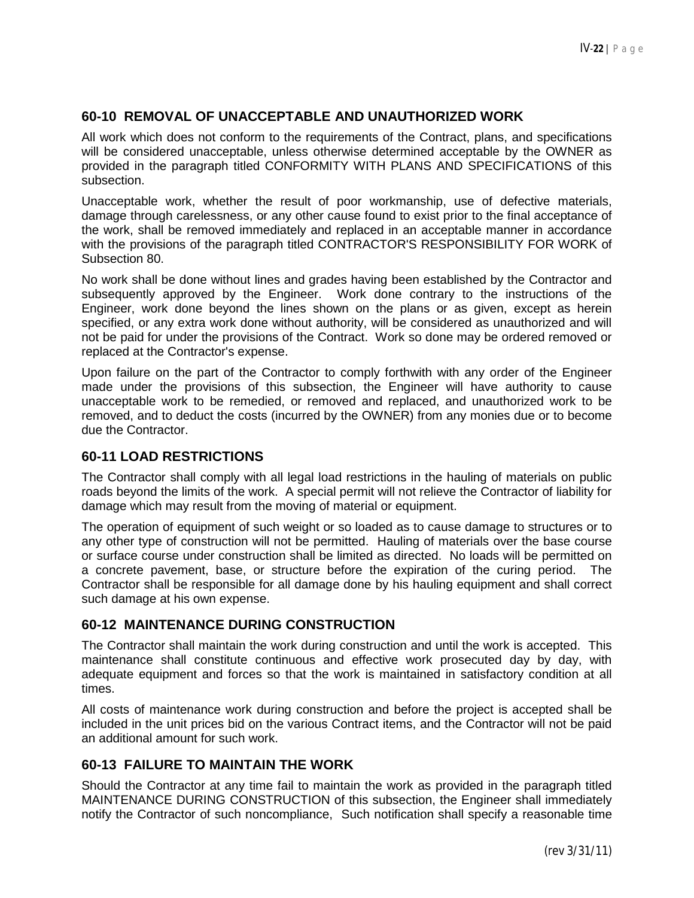## 60-10 REMOVAL OF UNACCEPTABLE AND UNAUTHORIZED WORK

All work which does not conform to the requirements of the Contract, plans, and specifications will be considered unacceptable, unless otherwise determined acceptable by the OWNER as provided in the paragraph titled CONFORMITY WITH PLANS AND SPECIFICATIONS of this subsection.

Unacceptable work, whether the result of poor workmanship, use of defective materials, damage through carelessness, or any other cause found to exist prior to the final acceptance of the work, shall be removed immediately and replaced in an acceptable manner in accordance with the provisions of the paragraph titled CONTRACTOR'S RESPONSIBILITY FOR WORK of Subsection 80.

No work shall be done without lines and grades having been established by the Contractor and subsequently approved by the Engineer. Work done contrary to the instructions of the Engineer, work done beyond the lines shown on the plans or as given, except as herein specified, or any extra work done without authority, will be considered as unauthorized and will not be paid for under the provisions of the Contract. Work so done may be ordered removed or replaced at the Contractor's expense.

Upon failure on the part of the Contractor to comply forthwith with any order of the Engineer made under the provisions of this subsection, the Engineer will have authority to cause unacceptable work to be remedied, or removed and replaced, and unauthorized work to be removed, and to deduct the costs (incurred by the OWNER) from any monies due or to become due the Contractor.

## 60-11 LOAD RESTRICTIONS

The Contractor shall comply with all legal load restrictions in the hauling of materials on public roads beyond the limits of the work. A special permit will not relieve the Contractor of liability for damage which may result from the moving of material or equipment.

The operation of equipment of such weight or so loaded as to cause damage to structures or to any other type of construction will not be permitted. Hauling of materials over the base course or surface course under construction shall be limited as directed. No loads will be permitted on a concrete pavement, base, or structure before the expiration of the curing period. The Contractor shall be responsible for all damage done by his hauling equipment and shall correct such damage at his own expense.

## 60-12 MAINTENANCE DURING CONSTRUCTION

The Contractor shall maintain the work during construction and until the work is accepted. This maintenance shall constitute continuous and effective work prosecuted day by day, with adequate equipment and forces so that the work is maintained in satisfactory condition at all times.

All costs of maintenance work during construction and before the project is accepted shall be included in the unit prices bid on the various Contract items, and the Contractor will not be paid an additional amount for such work.

## 60-13 FAILURE TO MAINTAIN THE WORK

Should the Contractor at any time fail to maintain the work as provided in the paragraph titled MAINTENANCE DURING CONSTRUCTION of this subsection, the Engineer shall immediately notify the Contractor of such noncompliance, Such notification shall specify a reasonable time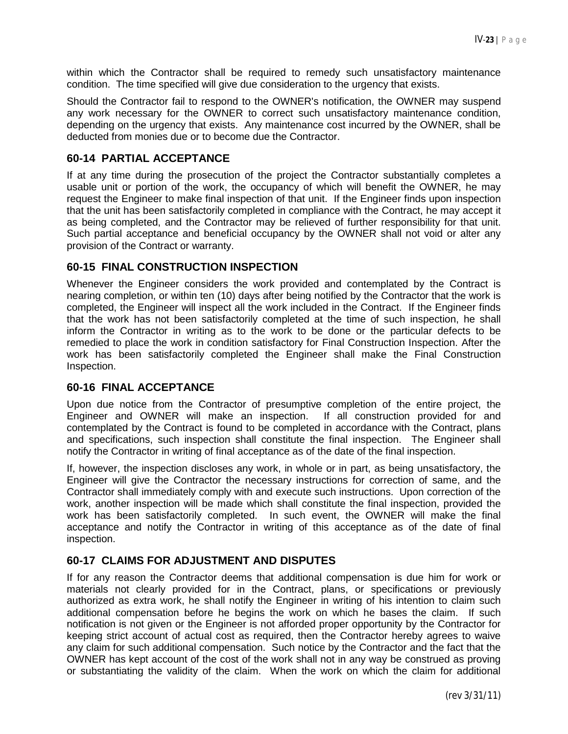within which the Contractor shall be required to remedy such unsatisfactory maintenance condition. The time specified will give due consideration to the urgency that exists.

Should the Contractor fail to respond to the OWNER's notification, the OWNER may suspend any work necessary for the OWNER to correct such unsatisfactory maintenance condition, depending on the urgency that exists. Any maintenance cost incurred by the OWNER, shall be deducted from monies due or to become due the Contractor.

## 60-14 PARTIAL ACCEPTANCE

If at any time during the prosecution of the project the Contractor substantially completes a usable unit or portion of the work, the occupancy of which will benefit the OWNER, he may request the Engineer to make final inspection of that unit. If the Engineer finds upon inspection that the unit has been satisfactorily completed in compliance with the Contract, he may accept it as being completed, and the Contractor may be relieved of further responsibility for that unit. Such partial acceptance and beneficial occupancy by the OWNER shall not void or alter any provision of the Contract or warranty.

## 60-15 FINAL CONSTRUCTION INSPECTION

Whenever the Engineer considers the work provided and contemplated by the Contract is nearing completion, or within ten (10) days after being notified by the Contractor that the work is completed, the Engineer will inspect all the work included in the Contract. If the Engineer finds that the work has not been satisfactorily completed at the time of such inspection, he shall inform the Contractor in writing as to the work to be done or the particular defects to be remedied to place the work in condition satisfactory for Final Construction Inspection. After the work has been satisfactorily completed the Engineer shall make the Final Construction Inspection.

## 60-16 FINAL ACCEPTANCE

Upon due notice from the Contractor of presumptive completion of the entire project, the Engineer and OWNER will make an inspection. If all construction provided for and contemplated by the Contract is found to be completed in accordance with the Contract, plans and specifications, such inspection shall constitute the final inspection. The Engineer shall notify the Contractor in writing of final acceptance as of the date of the final inspection.

If, however, the inspection discloses any work, in whole or in part, as being unsatisfactory, the Engineer will give the Contractor the necessary instructions for correction of same, and the Contractor shall immediately comply with and execute such instructions. Upon correction of the work, another inspection will be made which shall constitute the final inspection, provided the work has been satisfactorily completed. In such event, the OWNER will make the final acceptance and notify the Contractor in writing of this acceptance as of the date of final inspection.

## 60-17 CLAIMS FOR ADJUSTMENT AND DISPUTES

If for any reason the Contractor deems that additional compensation is due him for work or materials not clearly provided for in the Contract, plans, or specifications or previously authorized as extra work, he shall notify the Engineer in writing of his intention to claim such additional compensation before he begins the work on which he bases the claim. If such notification is not given or the Engineer is not afforded proper opportunity by the Contractor for keeping strict account of actual cost as required, then the Contractor hereby agrees to waive any claim for such additional compensation. Such notice by the Contractor and the fact that the OWNER has kept account of the cost of the work shall not in any way be construed as proving or substantiating the validity of the claim. When the work on which the claim for additional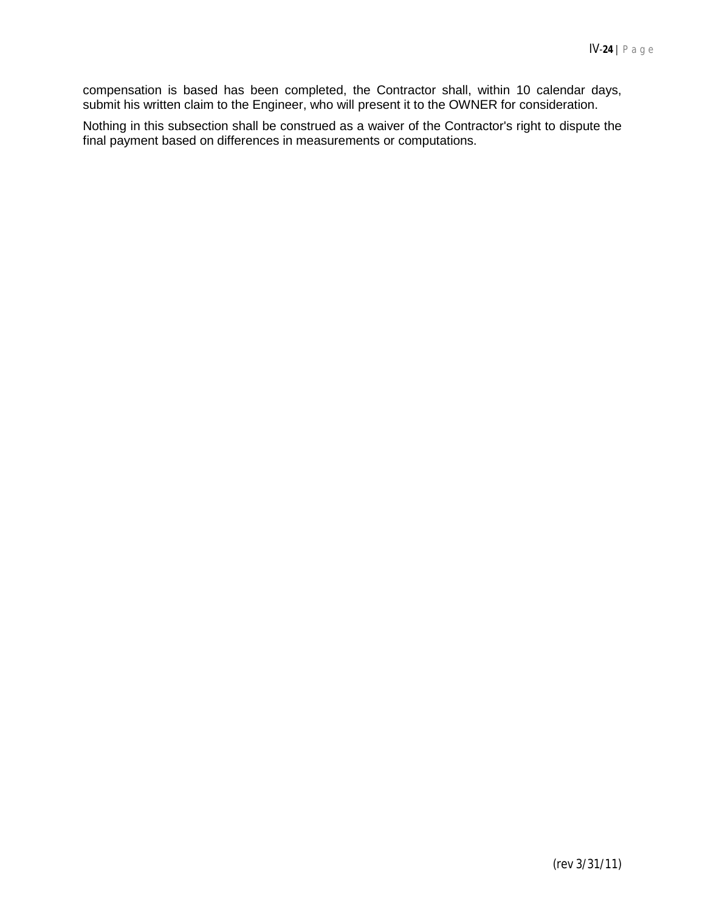compensation is based has been completed, the Contractor shall, within 10 calendar days, submit his written claim to the Engineer, who will present it to the OWNER for consideration.

Nothing in this subsection shall be construed as a waiver of the Contractor's right to dispute the final payment based on differences in measurements or computations.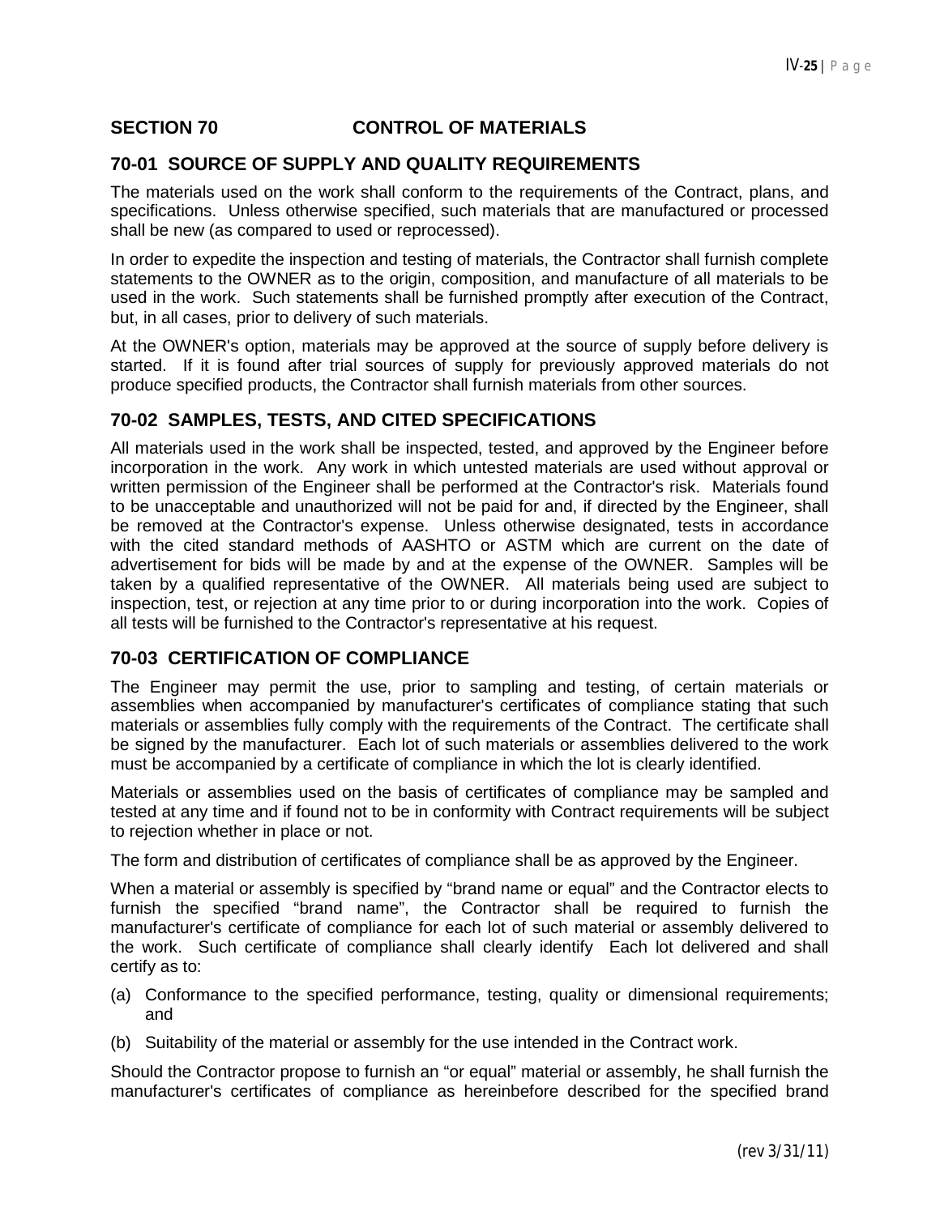## SECTION 70 CONTROL OF MATERIALS

### 70-01 SOURCE OF SUPPLY AND QUALITY REQUIREMENTS

The materials used on the work shall conform to the requirements of the Contract, plans, and specifications. Unless otherwise specified, such materials that are manufactured or processed shall be new (as compared to used or reprocessed).

In order to expedite the inspection and testing of materials, the Contractor shall furnish complete statements to the OWNER as to the origin, composition, and manufacture of all materials to be used in the work. Such statements shall be furnished promptly after execution of the Contract, but, in all cases, prior to delivery of such materials.

At the OWNER's option, materials may be approved at the source of supply before delivery is started. If it is found after trial sources of supply for previously approved materials do not produce specified products, the Contractor shall furnish materials from other sources.

### 70-02 SAMPLES, TESTS, AND CITED SPECIFICATIONS

All materials used in the work shall be inspected, tested, and approved by the Engineer before incorporation in the work. Any work in which untested materials are used without approval or written permission of the Engineer shall be performed at the Contractor's risk. Materials found to be unacceptable and unauthorized will not be paid for and, if directed by the Engineer, shall be removed at the Contractor's expense. Unless otherwise designated, tests in accordance with the cited standard methods of AASHTO or ASTM which are current on the date of advertisement for bids will be made by and at the expense of the OWNER. Samples will be taken by a qualified representative of the OWNER. All materials being used are subject to inspection, test, or rejection at any time prior to or during incorporation into the work. Copies of all tests will be furnished to the Contractor's representative at his request.

### 70-03 CERTIFICATION OF COMPLIANCE

The Engineer may permit the use, prior to sampling and testing, of certain materials or assemblies when accompanied by manufacturer's certificates of compliance stating that such materials or assemblies fully comply with the requirements of the Contract. The certificate shall be signed by the manufacturer. Each lot of such materials or assemblies delivered to the work must be accompanied by a certificate of compliance in which the lot is clearly identified.

Materials or assemblies used on the basis of certificates of compliance may be sampled and tested at any time and if found not to be in conformity with Contract requirements will be subject to rejection whether in place or not.

The form and distribution of certificates of compliance shall be as approved by the Engineer.

When a material or assembly is specified by "brand name or equal" and the Contractor elects to furnish the specified "brand name", the Contractor shall be required to furnish the manufacturer's certificate of compliance for each lot of such material or assembly delivered to the work. Such certificate of compliance shall clearly identify Each lot delivered and shall certify as to:

(a) Conformance to the specified performance, testing, quality or dimensional requirements; and

(b) Suitability of the material or assembly for the use intended in the Contract work.

Should the Contractor propose to furnish an "or equal" material or assembly, he shall furnish the manufacturer's certificates of compliance as hereinbefore described for the specified brand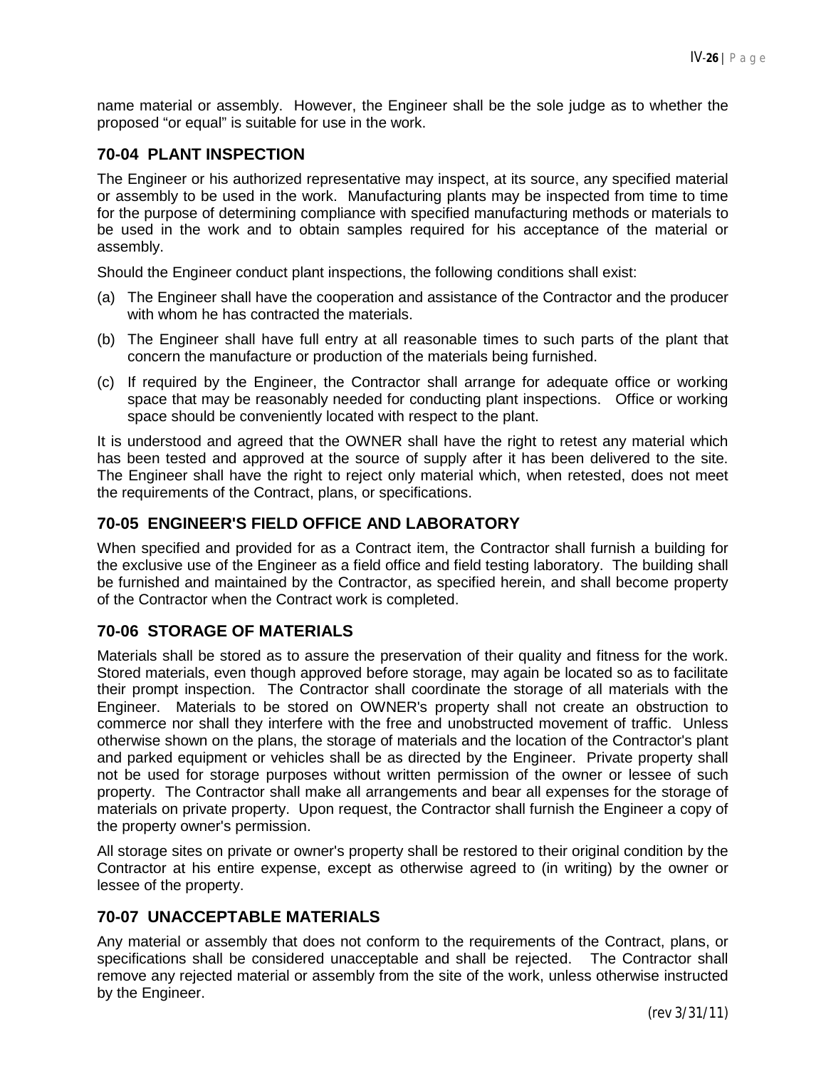name material or assembly. However, the Engineer shall be the sole judge as to whether the proposed "or equal" is suitable for use in the work.

## 70-04 PLANT INSPECTION

The Engineer or his authorized representative may inspect, at its source, any specified material or assembly to be used in the work. Manufacturing plants may be inspected from time to time for the purpose of determining compliance with specified manufacturing methods or materials to be used in the work and to obtain samples required for his acceptance of the material or assembly.

Should the Engineer conduct plant inspections, the following conditions shall exist:

(a) The Engineer shall have the cooperation and assistance of the Contractor and the producer with whom he has contracted the materials.

(b) The Engineer shall have full entry at all reasonable times to such parts of the plant that concern the manufacture or production of the materials being furnished.

(c) If required by the Engineer, the Contractor shall arrange for adequate office or working space that may be reasonably needed for conducting plant inspections. Office or working space should be conveniently located with respect to the plant.

It is understood and agreed that the OWNER shall have the right to retest any material which has been tested and approved at the source of supply after it has been delivered to the site. The Engineer shall have the right to reject only material which, when retested, does not meet the requirements of the Contract, plans, or specifications.

## 70-05 ENGINEER'S FIELD OFFICE AND LABORATORY

When specified and provided for as a Contract item, the Contractor shall furnish a building for the exclusive use of the Engineer as a field office and field testing laboratory. The building shall be furnished and maintained by the Contractor, as specified herein, and shall become property of the Contractor when the Contract work is completed.

## 70-06 STORAGE OF MATERIALS

Materials shall be stored as to assure the preservation of their quality and fitness for the work. Stored materials, even though approved before storage, may again be located so as to facilitate their prompt inspection. The Contractor shall coordinate the storage of all materials with the Engineer. Materials to be stored on OWNER's property shall not create an obstruction to commerce nor shall they interfere with the free and unobstructed movement of traffic. Unless otherwise shown on the plans, the storage of materials and the location of the Contractor's plant and parked equipment or vehicles shall be as directed by the Engineer. Private property shall not be used for storage purposes without written permission of the owner or lessee of such property. The Contractor shall make all arrangements and bear all expenses for the storage of materials on private property. Upon request, the Contractor shall furnish the Engineer a copy of the property owner's permission.

All storage sites on private or owner's property shall be restored to their original condition by the Contractor at his entire expense, except as otherwise agreed to (in writing) by the owner or lessee of the property.

## 70-07 UNACCEPTABLE MATERIALS

Any material or assembly that does not conform to the requirements of the Contract, plans, or specifications shall be considered unacceptable and shall be rejected. The Contractor shall remove any rejected material or assembly from the site of the work, unless otherwise instructed by the Engineer.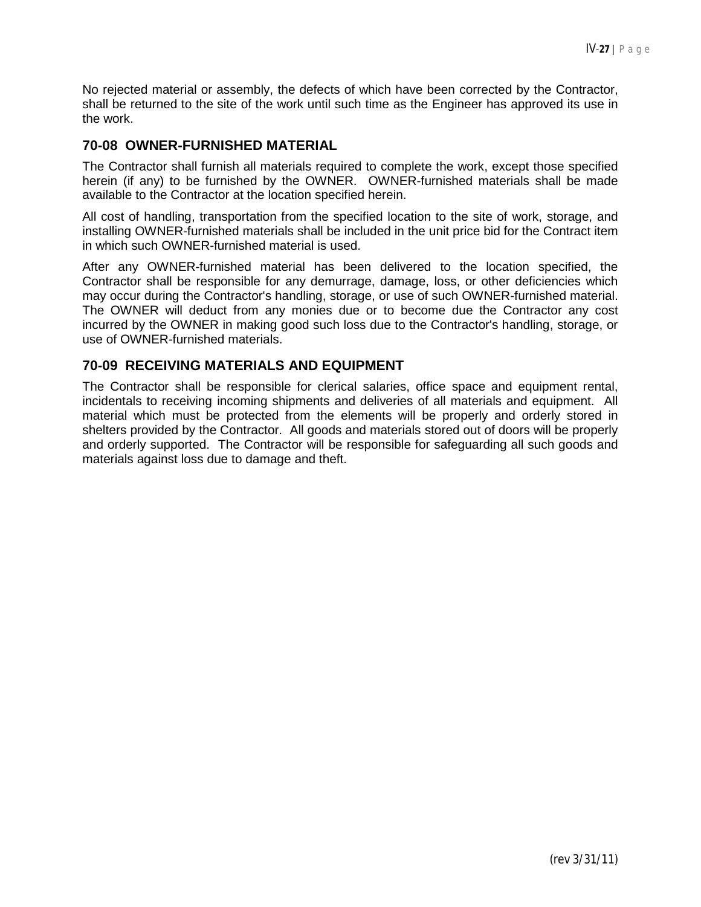No rejected material or assembly, the defects of which have been corrected by the Contractor, shall be returned to the site of the work until such time as the Engineer has approved its use in the work.

### 70-08 OWNER-FURNISHED MATERIAL

The Contractor shall furnish all materials required to complete the work, except those specified herein (if any) to be furnished by the OWNER. OWNER-furnished materials shall be made available to the Contractor at the location specified herein.

All cost of handling, transportation from the specified location to the site of work, storage, and installing OWNER-furnished materials shall be included in the unit price bid for the Contract item in which such OWNER-furnished material is used.

After any OWNER-furnished material has been delivered to the location specified, the Contractor shall be responsible for any demurrage, damage, loss, or other deficiencies which may occur during the Contractor's handling, storage, or use of such OWNER-furnished material. The OWNER will deduct from any monies due or to become due the Contractor any cost incurred by the OWNER in making good such loss due to the Contractor's handling, storage, or use of OWNER-furnished materials.

### 70-09 RECEIVING MATERIALS AND EQUIPMENT

The Contractor shall be responsible for clerical salaries, office space and equipment rental, incidentals to receiving incoming shipments and deliveries of all materials and equipment. All material which must be protected from the elements will be properly and orderly stored in shelters provided by the Contractor. All goods and materials stored out of doors will be properly and orderly supported. The Contractor will be responsible for safeguarding all such goods and materials against loss due to damage and theft.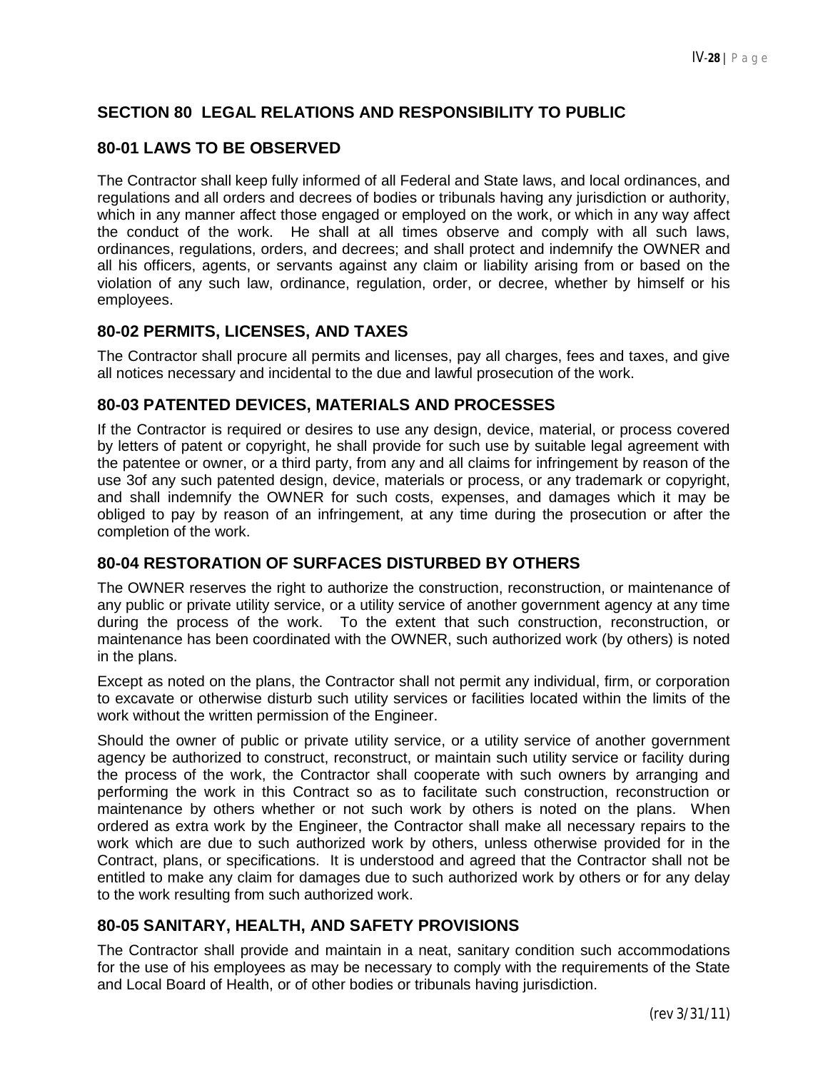## SECTION 80 LEGAL RELATIONS AND RESPONSIBILITY TO PUBLIC

### 80-01 LAWS TO BE OBSERVED

The Contractor shall keep fully informed of all Federal and State laws, and local ordinances, and regulations and all orders and decrees of bodies or tribunals having any jurisdiction or authority, which in any manner affect those engaged or employed on the work, or which in any way affect the conduct of the work. He shall at all times observe and comply with all such laws, ordinances, regulations, orders, and decrees; and shall protect and indemnify the OWNER and all his officers, agents, or servants against any claim or liability arising from or based on the violation of any such law, ordinance, regulation, order, or decree, whether by himself or his employees.

### 80-02 PERMITS, LICENSES, AND TAXES

The Contractor shall procure all permits and licenses, pay all charges, fees and taxes, and give all notices necessary and incidental to the due and lawful prosecution of the work.

### 80-03 PATENTED DEVICES, MATERIALS AND PROCESSES

If the Contractor is required or desires to use any design, device, material, or process covered by letters of patent or copyright, he shall provide for such use by suitable legal agreement with the patentee or owner, or a third party, from any and all claims for infringement by reason of the use 3of any such patented design, device, materials or process, or any trademark or copyright, and shall indemnify the OWNER for such costs, expenses, and damages which it may be obliged to pay by reason of an infringement, at any time during the prosecution or after the completion of the work.

### 80-04 RESTORATION OF SURFACES DISTURBED BY OTHERS

The OWNER reserves the right to authorize the construction, reconstruction, or maintenance of any public or private utility service, or a utility service of another government agency at any time during the process of the work. To the extent that such construction, reconstruction, or maintenance has been coordinated with the OWNER, such authorized work (by others) is noted in the plans.

Except as noted on the plans, the Contractor shall not permit any individual, firm, or corporation to excavate or otherwise disturb such utility services or facilities located within the limits of the work without the written permission of the Engineer.

Should the owner of public or private utility service, or a utility service of another government agency be authorized to construct, reconstruct, or maintain such utility service or facility during the process of the work, the Contractor shall cooperate with such owners by arranging and performing the work in this Contract so as to facilitate such construction, reconstruction or maintenance by others whether or not such work by others is noted on the plans. When ordered as extra work by the Engineer, the Contractor shall make all necessary repairs to the work which are due to such authorized work by others, unless otherwise provided for in the Contract, plans, or specifications. It is understood and agreed that the Contractor shall not be entitled to make any claim for damages due to such authorized work by others or for any delay to the work resulting from such authorized work.

### 80-05 SANITARY, HEALTH, AND SAFETY PROVISIONS

The Contractor shall provide and maintain in a neat, sanitary condition such accommodations for the use of his employees as may be necessary to comply with the requirements of the State and Local Board of Health, or of other bodies or tribunals having jurisdiction.

(rev 3/31/11)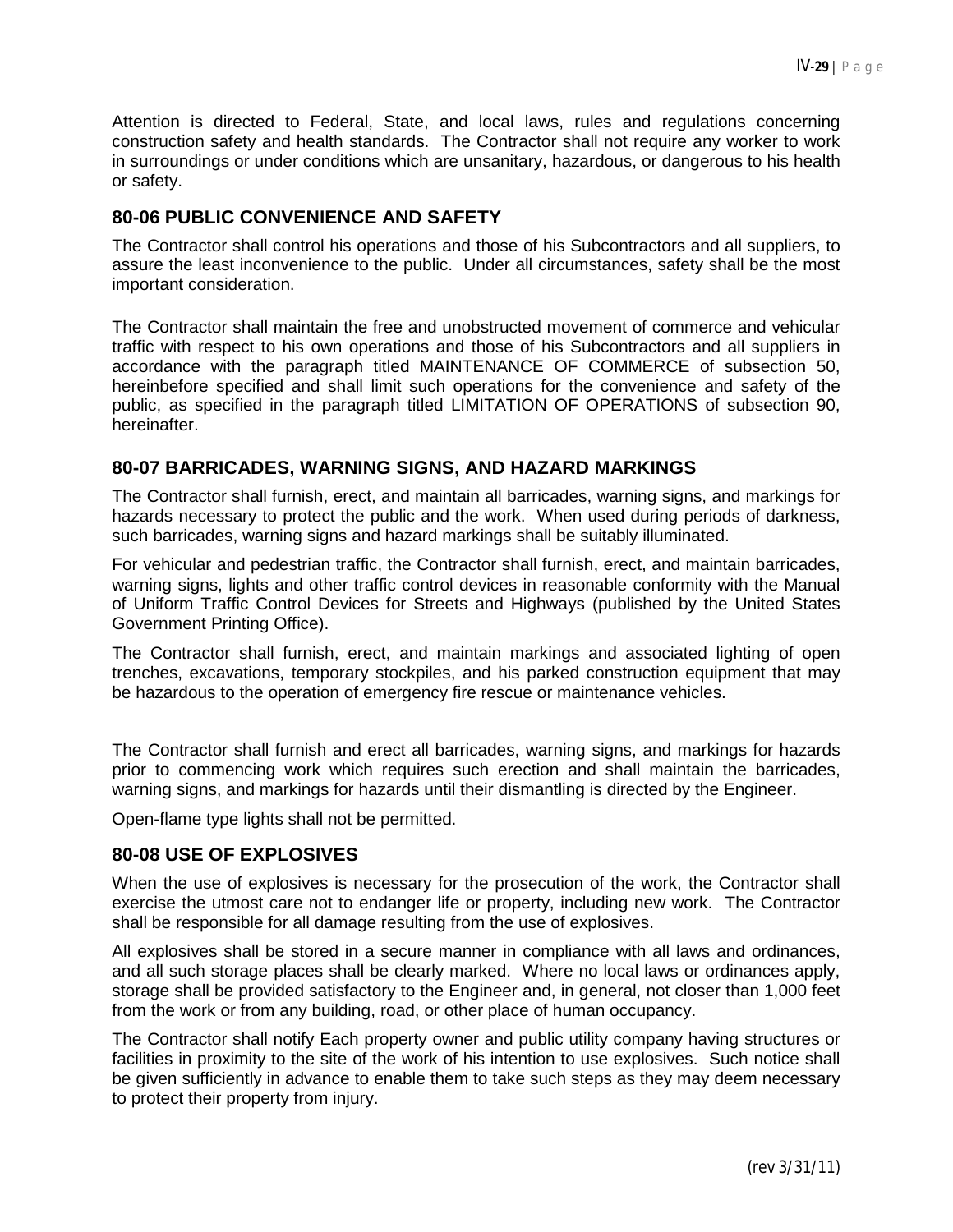Attention is directed to Federal, State, and local laws, rules and regulations concerning construction safety and health standards. The Contractor shall not require any worker to work in surroundings or under conditions which are unsanitary, hazardous, or dangerous to his health or safety.

## 80-06 PUBLIC CONVENIENCE AND SAFETY

The Contractor shall control his operations and those of his Subcontractors and all suppliers, to assure the least inconvenience to the public. Under all circumstances, safety shall be the most important consideration.

The Contractor shall maintain the free and unobstructed movement of commerce and vehicular traffic with respect to his own operations and those of his Subcontractors and all suppliers in accordance with the paragraph titled MAINTENANCE OF COMMERCE of subsection 50, hereinbefore specified and shall limit such operations for the convenience and safety of the public, as specified in the paragraph titled LIMITATION OF OPERATIONS of subsection 90, hereinafter.

## 80-07 BARRICADES, WARNING SIGNS, AND HAZARD MARKINGS

The Contractor shall furnish, erect, and maintain all barricades, warning signs, and markings for hazards necessary to protect the public and the work. When used during periods of darkness, such barricades, warning signs and hazard markings shall be suitably illuminated.

For vehicular and pedestrian traffic, the Contractor shall furnish, erect, and maintain barricades, warning signs, lights and other traffic control devices in reasonable conformity with the Manual of Uniform Traffic Control Devices for Streets and Highways (published by the United States Government Printing Office).

The Contractor shall furnish, erect, and maintain markings and associated lighting of open trenches, excavations, temporary stockpiles, and his parked construction equipment that may be hazardous to the operation of emergency fire rescue or maintenance vehicles.

The Contractor shall furnish and erect all barricades, warning signs, and markings for hazards prior to commencing work which requires such erection and shall maintain the barricades, warning signs, and markings for hazards until their dismantling is directed by the Engineer.

Open-flame type lights shall not be permitted.

## 80-08 USE OF EXPLOSIVES

When the use of explosives is necessary for the prosecution of the work, the Contractor shall exercise the utmost care not to endanger life or property, including new work. The Contractor shall be responsible for all damage resulting from the use of explosives.

All explosives shall be stored in a secure manner in compliance with all laws and ordinances, and all such storage places shall be clearly marked. Where no local laws or ordinances apply, storage shall be provided satisfactory to the Engineer and, in general, not closer than 1,000 feet from the work or from any building, road, or other place of human occupancy.

The Contractor shall notify Each property owner and public utility company having structures or facilities in proximity to the site of the work of his intention to use explosives. Such notice shall be given sufficiently in advance to enable them to take such steps as they may deem necessary to protect their property from injury.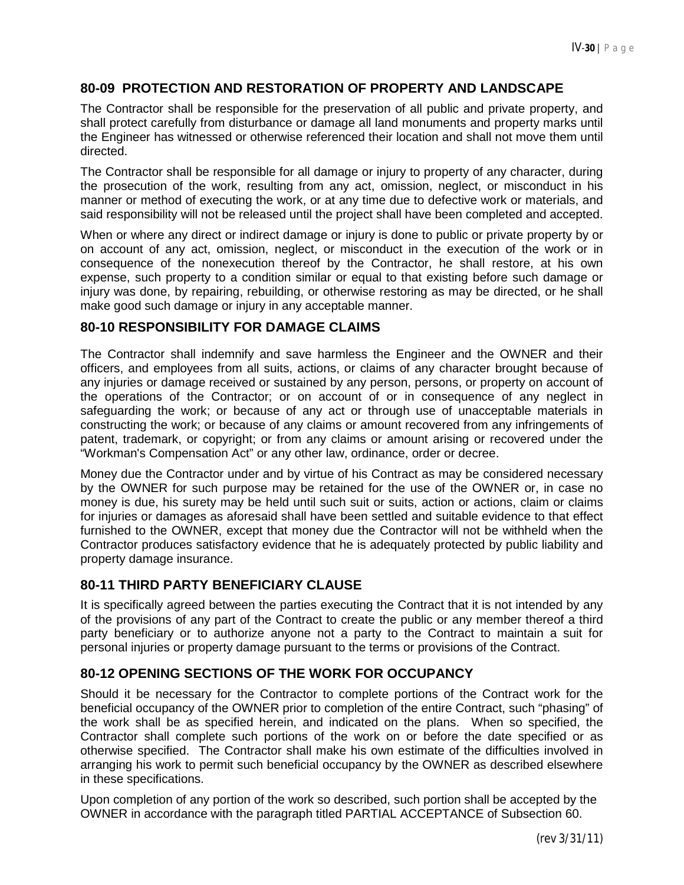## 80-09 PROTECTION AND RESTORATION OF PROPERTY AND LANDSCAPE

The Contractor shall be responsible for the preservation of all public and private property, and shall protect carefully from disturbance or damage all land monuments and property marks until the Engineer has witnessed or otherwise referenced their location and shall not move them until directed.

The Contractor shall be responsible for all damage or injury to property of any character, during the prosecution of the work, resulting from any act, omission, neglect, or misconduct in his manner or method of executing the work, or at any time due to defective work or materials, and said responsibility will not be released until the project shall have been completed and accepted.

When or where any direct or indirect damage or injury is done to public or private property by or on account of any act, omission, neglect, or misconduct in the execution of the work or in consequence of the nonexecution thereof by the Contractor, he shall restore, at his own expense, such property to a condition similar or equal to that existing before such damage or injury was done, by repairing, rebuilding, or otherwise restoring as may be directed, or he shall make good such damage or injury in any acceptable manner.

## 80-10 RESPONSIBILITY FOR DAMAGE CLAIMS

The Contractor shall indemnify and save harmless the Engineer and the OWNER and their officers, and employees from all suits, actions, or claims of any character brought because of any injuries or damage received or sustained by any person, persons, or property on account of the operations of the Contractor; or on account of or in consequence of any neglect in safeguarding the work; or because of any act or through use of unacceptable materials in constructing the work; or because of any claims or amount recovered from any infringements of patent, trademark, or copyright; or from any claims or amount arising or recovered under the "Workman's Compensation Act" or any other law, ordinance, order or decree.

Money due the Contractor under and by virtue of his Contract as may be considered necessary by the OWNER for such purpose may be retained for the use of the OWNER or, in case no money is due, his surety may be held until such suit or suits, action or actions, claim or claims for injuries or damages as aforesaid shall have been settled and suitable evidence to that effect furnished to the OWNER, except that money due the Contractor will not be withheld when the Contractor produces satisfactory evidence that he is adequately protected by public liability and property damage insurance.

## 80-11 THIRD PARTY BENEFICIARY CLAUSE

It is specifically agreed between the parties executing the Contract that it is not intended by any of the provisions of any part of the Contract to create the public or any member thereof a third party beneficiary or to authorize anyone not a party to the Contract to maintain a suit for personal injuries or property damage pursuant to the terms or provisions of the Contract.

## 80-12 OPENING SECTIONS OF THE WORK FOR OCCUPANCY

Should it be necessary for the Contractor to complete portions of the Contract work for the beneficial occupancy of the OWNER prior to completion of the entire Contract, such "phasing" of the work shall be as specified herein, and indicated on the plans. When so specified, the Contractor shall complete such portions of the work on or before the date specified or as otherwise specified. The Contractor shall make his own estimate of the difficulties involved in arranging his work to permit such beneficial occupancy by the OWNER as described elsewhere in these specifications.

Upon completion of any portion of the work so described, such portion shall be accepted by the OWNER in accordance with the paragraph titled PARTIAL ACCEPTANCE of Subsection 60.

(rev 3/31/11)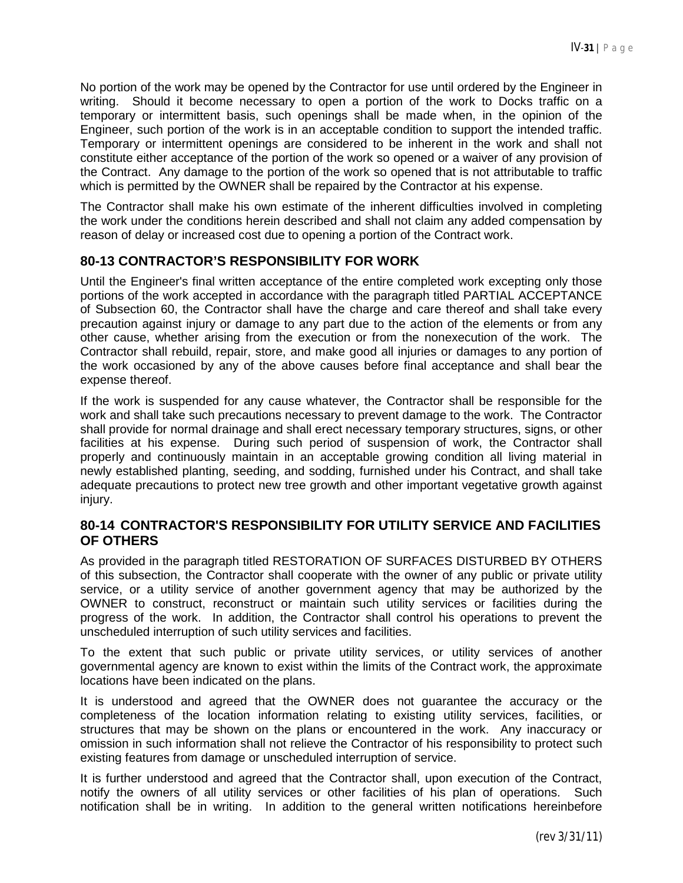No portion of the work may be opened by the Contractor for use until ordered by the Engineer in writing. Should it become necessary to open a portion of the work to Docks traffic on a temporary or intermittent basis, such openings shall be made when, in the opinion of the Engineer, such portion of the work is in an acceptable condition to support the intended traffic. Temporary or intermittent openings are considered to be inherent in the work and shall not constitute either acceptance of the portion of the work so opened or a waiver of any provision of the Contract. Any damage to the portion of the work so opened that is not attributable to traffic which is permitted by the OWNER shall be repaired by the Contractor at his expense.

The Contractor shall make his own estimate of the inherent difficulties involved in completing the work under the conditions herein described and shall not claim any added compensation by reason of delay or increased cost due to opening a portion of the Contract work.

## 80-13 CONTRACTOR'S RESPONSIBILITY FOR WORK

Until the Engineer's final written acceptance of the entire completed work excepting only those portions of the work accepted in accordance with the paragraph titled PARTIAL ACCEPTANCE of Subsection 60, the Contractor shall have the charge and care thereof and shall take every precaution against injury or damage to any part due to the action of the elements or from any other cause, whether arising from the execution or from the nonexecution of the work. The Contractor shall rebuild, repair, store, and make good all injuries or damages to any portion of the work occasioned by any of the above causes before final acceptance and shall bear the expense thereof.

If the work is suspended for any cause whatever, the Contractor shall be responsible for the work and shall take such precautions necessary to prevent damage to the work. The Contractor shall provide for normal drainage and shall erect necessary temporary structures, signs, or other facilities at his expense. During such period of suspension of work, the Contractor shall properly and continuously maintain in an acceptable growing condition all living material in newly established planting, seeding, and sodding, furnished under his Contract, and shall take adequate precautions to protect new tree growth and other important vegetative growth against injury.

## 80-14 CONTRACTOR'S RESPONSIBILITY FOR UTILITY SERVICE AND FACILITIES OF OTHERS

As provided in the paragraph titled RESTORATION OF SURFACES DISTURBED BY OTHERS of this subsection, the Contractor shall cooperate with the owner of any public or private utility service, or a utility service of another government agency that may be authorized by the OWNER to construct, reconstruct or maintain such utility services or facilities during the progress of the work. In addition, the Contractor shall control his operations to prevent the unscheduled interruption of such utility services and facilities.

To the extent that such public or private utility services, or utility services of another governmental agency are known to exist within the limits of the Contract work, the approximate locations have been indicated on the plans.

It is understood and agreed that the OWNER does not guarantee the accuracy or the completeness of the location information relating to existing utility services, facilities, or structures that may be shown on the plans or encountered in the work. Any inaccuracy or omission in such information shall not relieve the Contractor of his responsibility to protect such existing features from damage or unscheduled interruption of service.

It is further understood and agreed that the Contractor shall, upon execution of the Contract, notify the owners of all utility services or other facilities of his plan of operations. Such notification shall be in writing. In addition to the general written notifications hereinbefore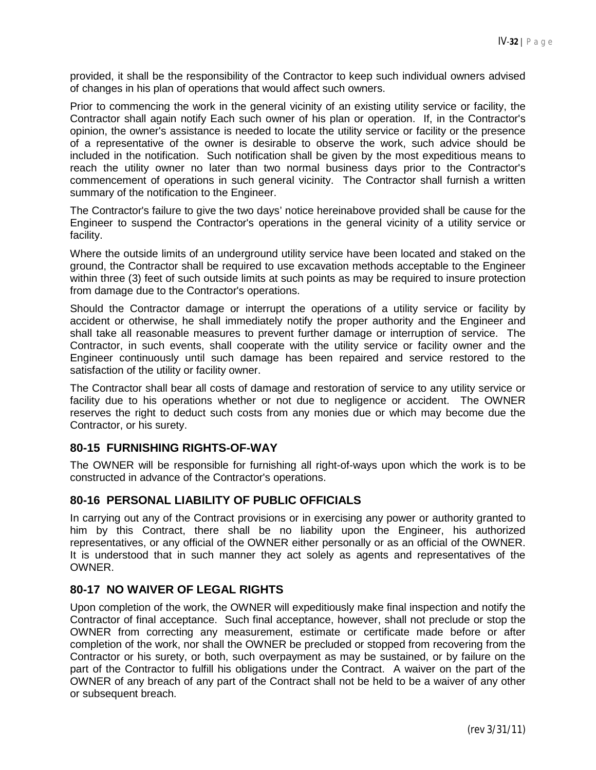provided, it shall be the responsibility of the Contractor to keep such individual owners advised of changes in his plan of operations that would affect such owners.

Prior to commencing the work in the general vicinity of an existing utility service or facility, the Contractor shall again notify Each such owner of his plan or operation. If, in the Contractor's opinion, the owner's assistance is needed to locate the utility service or facility or the presence of a representative of the owner is desirable to observe the work, such advice should be included in the notification. Such notification shall be given by the most expeditious means to reach the utility owner no later than two normal business days prior to the Contractor's commencement of operations in such general vicinity. The Contractor shall furnish a written summary of the notification to the Engineer.

The Contractor's failure to give the two days' notice hereinabove provided shall be cause for the Engineer to suspend the Contractor's operations in the general vicinity of a utility service or facility.

Where the outside limits of an underground utility service have been located and staked on the ground, the Contractor shall be required to use excavation methods acceptable to the Engineer within three (3) feet of such outside limits at such points as may be required to insure protection from damage due to the Contractor's operations.

Should the Contractor damage or interrupt the operations of a utility service or facility by accident or otherwise, he shall immediately notify the proper authority and the Engineer and shall take all reasonable measures to prevent further damage or interruption of service. The Contractor, in such events, shall cooperate with the utility service or facility owner and the Engineer continuously until such damage has been repaired and service restored to the satisfaction of the utility or facility owner.

The Contractor shall bear all costs of damage and restoration of service to any utility service or facility due to his operations whether or not due to negligence or accident. The OWNER reserves the right to deduct such costs from any monies due or which may become due the Contractor, or his surety.

## 80-15 FURNISHING RIGHTS-OF-WAY

The OWNER will be responsible for furnishing all right-of-ways upon which the work is to be constructed in advance of the Contractor's operations.

## 80-16 PERSONAL LIABILITY OF PUBLIC OFFICIALS

In carrying out any of the Contract provisions or in exercising any power or authority granted to him by this Contract, there shall be no liability upon the Engineer, his authorized representatives, or any official of the OWNER either personally or as an official of the OWNER. It is understood that in such manner they act solely as agents and representatives of the OWNER.

## 80-17 NO WAIVER OF LEGAL RIGHTS

Upon completion of the work, the OWNER will expeditiously make final inspection and notify the Contractor of final acceptance. Such final acceptance, however, shall not preclude or stop the OWNER from correcting any measurement, estimate or certificate made before or after completion of the work, nor shall the OWNER be precluded or stopped from recovering from the Contractor or his surety, or both, such overpayment as may be sustained, or by failure on the part of the Contractor to fulfill his obligations under the Contract. A waiver on the part of the OWNER of any breach of any part of the Contract shall not be held to be a waiver of any other or subsequent breach.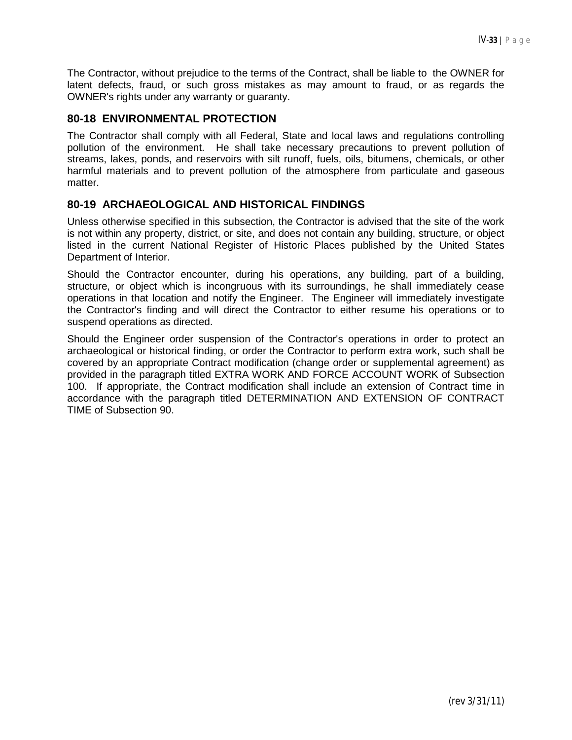The Contractor, without prejudice to the terms of the Contract, shall be liable to the OWNER for latent defects, fraud, or such gross mistakes as may amount to fraud, or as regards the OWNER's rights under any warranty or guaranty.

## 80-18 ENVIRONMENTAL PROTECTION

The Contractor shall comply with all Federal, State and local laws and regulations controlling pollution of the environment. He shall take necessary precautions to prevent pollution of streams, lakes, ponds, and reservoirs with silt runoff, fuels, oils, bitumens, chemicals, or other harmful materials and to prevent pollution of the atmosphere from particulate and gaseous matter.

## 80-19 ARCHAEOLOGICAL AND HISTORICAL FINDINGS

Unless otherwise specified in this subsection, the Contractor is advised that the site of the work is not within any property, district, or site, and does not contain any building, structure, or object listed in the current National Register of Historic Places published by the United States Department of Interior.

Should the Contractor encounter, during his operations, any building, part of a building, structure, or object which is incongruous with its surroundings, he shall immediately cease operations in that location and notify the Engineer. The Engineer will immediately investigate the Contractor's finding and will direct the Contractor to either resume his operations or to suspend operations as directed.

Should the Engineer order suspension of the Contractor's operations in order to protect an archaeological or historical finding, or order the Contractor to perform extra work, such shall be covered by an appropriate Contract modification (change order or supplemental agreement) as provided in the paragraph titled EXTRA WORK AND FORCE ACCOUNT WORK of Subsection 100. If appropriate, the Contract modification shall include an extension of Contract time in accordance with the paragraph titled DETERMINATION AND EXTENSION OF CONTRACT TIME of Subsection 90.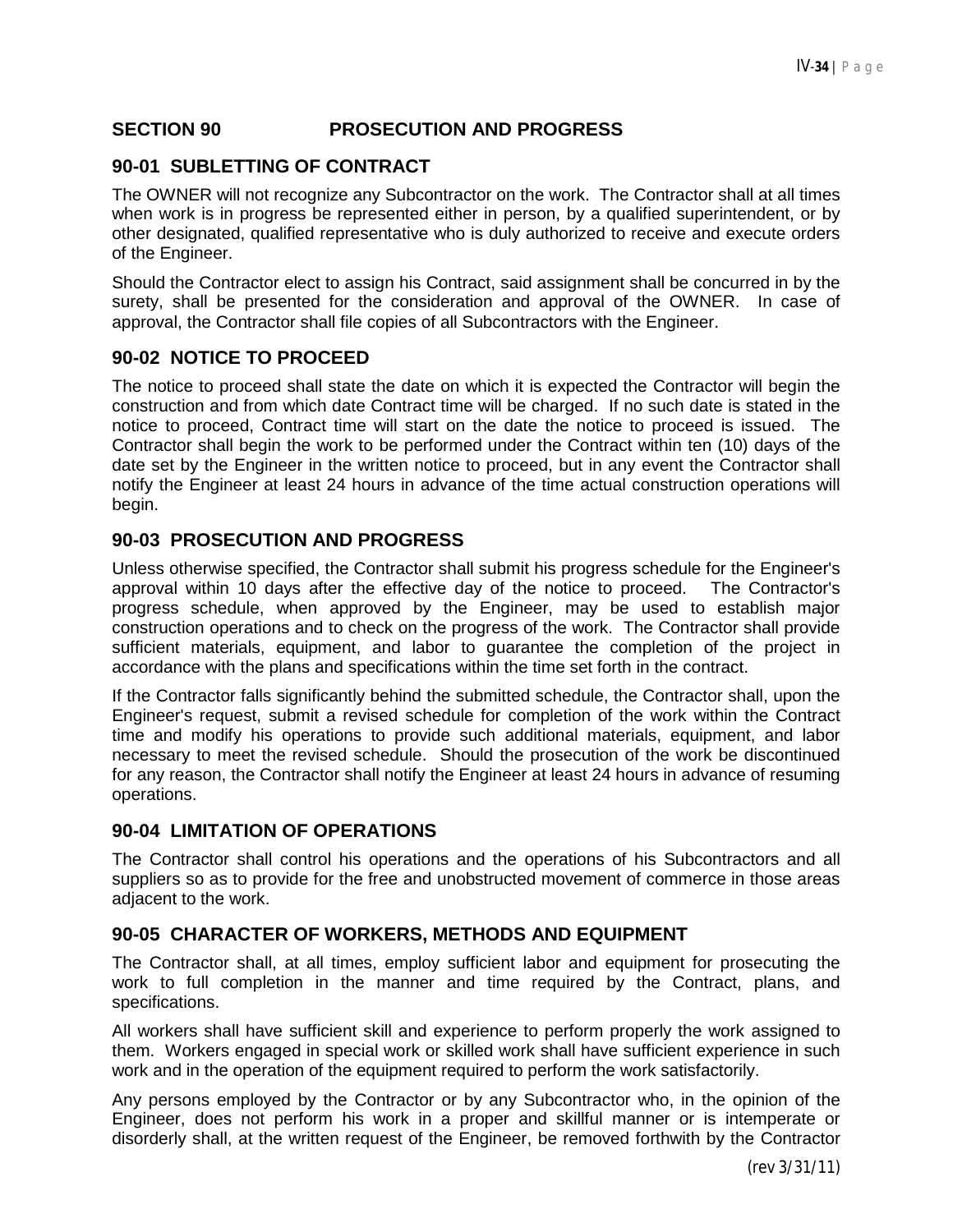## SECTION 90 PROSECUTION AND PROGRESS

### 90-01 SUBLETTING OF CONTRACT

The OWNER will not recognize any Subcontractor on the work. The Contractor shall at all times when work is in progress be represented either in person, by a qualified superintendent, or by other designated, qualified representative who is duly authorized to receive and execute orders of the Engineer.

Should the Contractor elect to assign his Contract, said assignment shall be concurred in by the surety, shall be presented for the consideration and approval of the OWNER. In case of approval, the Contractor shall file copies of all Subcontractors with the Engineer.

### 90-02 NOTICE TO PROCEED

The notice to proceed shall state the date on which it is expected the Contractor will begin the construction and from which date Contract time will be charged. If no such date is stated in the notice to proceed, Contract time will start on the date the notice to proceed is issued. The Contractor shall begin the work to be performed under the Contract within ten (10) days of the date set by the Engineer in the written notice to proceed, but in any event the Contractor shall notify the Engineer at least 24 hours in advance of the time actual construction operations will begin.

### 90-03 PROSECUTION AND PROGRESS

Unless otherwise specified, the Contractor shall submit his progress schedule for the Engineer's approval within 10 days after the effective day of the notice to proceed. The Contractor's progress schedule, when approved by the Engineer, may be used to establish major construction operations and to check on the progress of the work. The Contractor shall provide sufficient materials, equipment, and labor to guarantee the completion of the project in accordance with the plans and specifications within the time set forth in the contract.

If the Contractor falls significantly behind the submitted schedule, the Contractor shall, upon the Engineer's request, submit a revised schedule for completion of the work within the Contract time and modify his operations to provide such additional materials, equipment, and labor necessary to meet the revised schedule. Should the prosecution of the work be discontinued for any reason, the Contractor shall notify the Engineer at least 24 hours in advance of resuming operations.

### 90-04 LIMITATION OF OPERATIONS

The Contractor shall control his operations and the operations of his Subcontractors and all suppliers so as to provide for the free and unobstructed movement of commerce in those areas adjacent to the work.

### 90-05 CHARACTER OF WORKERS, METHODS AND EQUIPMENT

The Contractor shall, at all times, employ sufficient labor and equipment for prosecuting the work to full completion in the manner and time required by the Contract, plans, and specifications.

All workers shall have sufficient skill and experience to perform properly the work assigned to them. Workers engaged in special work or skilled work shall have sufficient experience in such work and in the operation of the equipment required to perform the work satisfactorily.

Any persons employed by the Contractor or by any Subcontractor who, in the opinion of the Engineer, does not perform his work in a proper and skillful manner or is intemperate or disorderly shall, at the written request of the Engineer, be removed forthwith by the Contractor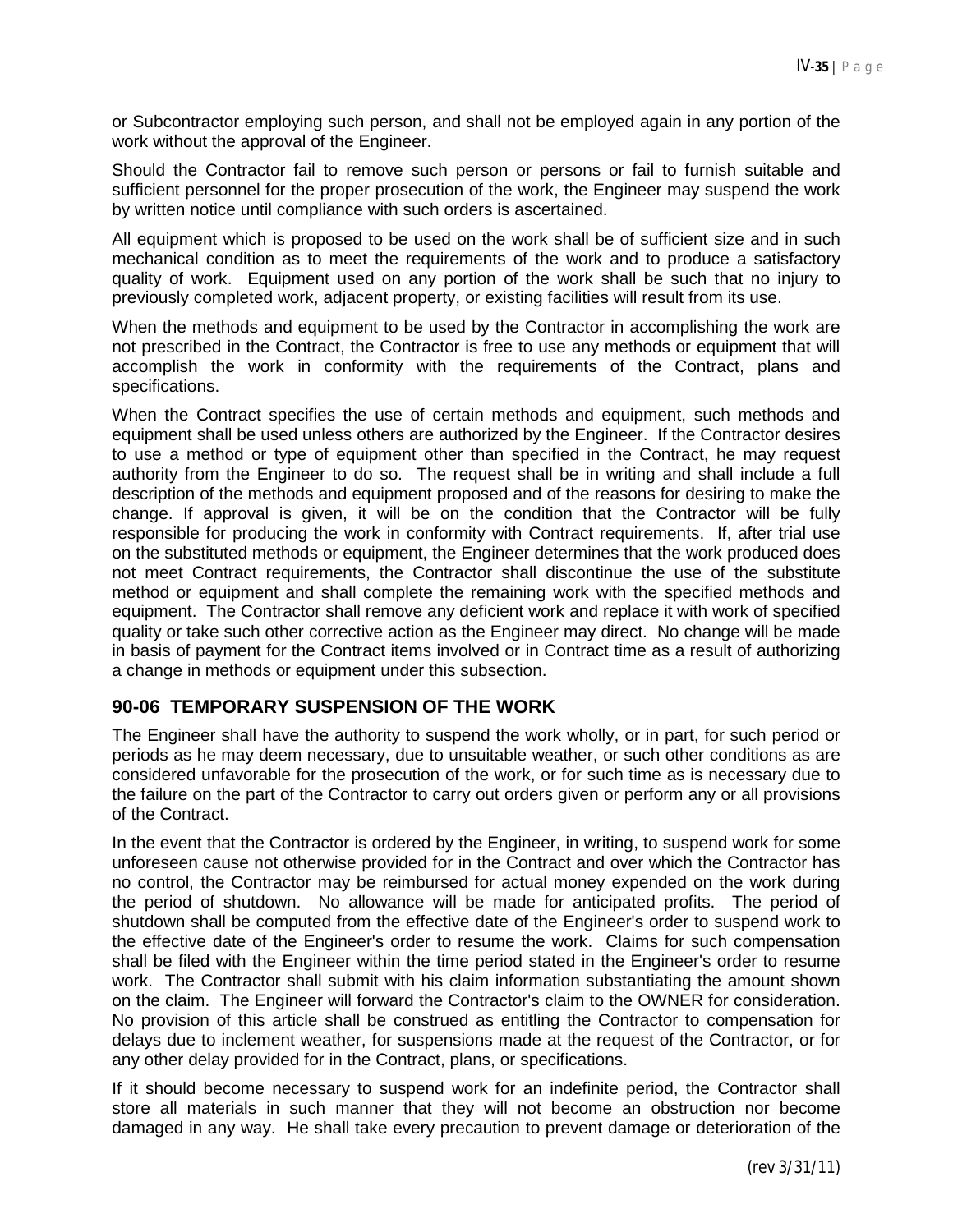or Subcontractor employing such person, and shall not be employed again in any portion of the work without the approval of the Engineer.

Should the Contractor fail to remove such person or persons or fail to furnish suitable and sufficient personnel for the proper prosecution of the work, the Engineer may suspend the work by written notice until compliance with such orders is ascertained.

All equipment which is proposed to be used on the work shall be of sufficient size and in such mechanical condition as to meet the requirements of the work and to produce a satisfactory quality of work. Equipment used on any portion of the work shall be such that no injury to previously completed work, adjacent property, or existing facilities will result from its use.

When the methods and equipment to be used by the Contractor in accomplishing the work are not prescribed in the Contract, the Contractor is free to use any methods or equipment that will accomplish the work in conformity with the requirements of the Contract, plans and specifications.

When the Contract specifies the use of certain methods and equipment, such methods and equipment shall be used unless others are authorized by the Engineer. If the Contractor desires to use a method or type of equipment other than specified in the Contract, he may request authority from the Engineer to do so. The request shall be in writing and shall include a full description of the methods and equipment proposed and of the reasons for desiring to make the change. If approval is given, it will be on the condition that the Contractor will be fully responsible for producing the work in conformity with Contract requirements. If, after trial use on the substituted methods or equipment, the Engineer determines that the work produced does not meet Contract requirements, the Contractor shall discontinue the use of the substitute method or equipment and shall complete the remaining work with the specified methods and equipment. The Contractor shall remove any deficient work and replace it with work of specified quality or take such other corrective action as the Engineer may direct. No change will be made in basis of payment for the Contract items involved or in Contract time as a result of authorizing a change in methods or equipment under this subsection.

## 90-06 TEMPORARY SUSPENSION OF THE WORK

The Engineer shall have the authority to suspend the work wholly, or in part, for such period or periods as he may deem necessary, due to unsuitable weather, or such other conditions as are considered unfavorable for the prosecution of the work, or for such time as is necessary due to the failure on the part of the Contractor to carry out orders given or perform any or all provisions of the Contract.

In the event that the Contractor is ordered by the Engineer, in writing, to suspend work for some unforeseen cause not otherwise provided for in the Contract and over which the Contractor has no control, the Contractor may be reimbursed for actual money expended on the work during the period of shutdown. No allowance will be made for anticipated profits. The period of shutdown shall be computed from the effective date of the Engineer's order to suspend work to the effective date of the Engineer's order to resume the work. Claims for such compensation shall be filed with the Engineer within the time period stated in the Engineer's order to resume work. The Contractor shall submit with his claim information substantiating the amount shown on the claim. The Engineer will forward the Contractor's claim to the OWNER for consideration. No provision of this article shall be construed as entitling the Contractor to compensation for delays due to inclement weather, for suspensions made at the request of the Contractor, or for any other delay provided for in the Contract, plans, or specifications.

If it should become necessary to suspend work for an indefinite period, the Contractor shall store all materials in such manner that they will not become an obstruction nor become damaged in any way. He shall take every precaution to prevent damage or deterioration of the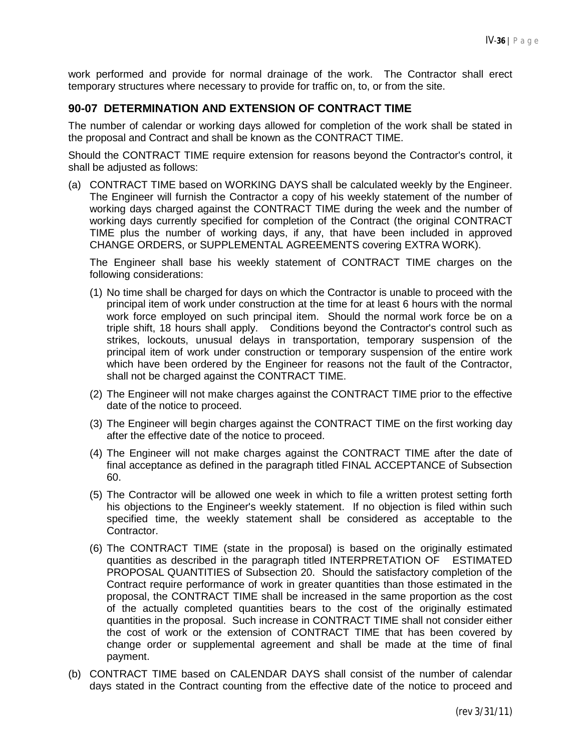work performed and provide for normal drainage of the work. The Contractor shall erect temporary structures where necessary to provide for traffic on, to, or from the site.

## 90-07 DETERMINATION AND EXTENSION OF CONTRACT TIME

The number of calendar or working days allowed for completion of the work shall be stated in the proposal and Contract and shall be known as the CONTRACT TIME.

Should the CONTRACT TIME require extension for reasons beyond the Contractor's control, it shall be adjusted as follows:

(a) CONTRACT TIME based on WORKING DAYS shall be calculated weekly by the Engineer. The Engineer will furnish the Contractor a copy of his weekly statement of the number of working days charged against the CONTRACT TIME during the week and the number of working days currently specified for completion of the Contract (the original CONTRACT TIME plus the number of working days, if any, that have been included in approved CHANGE ORDERS, or SUPPLEMENTAL AGREEMENTS covering EXTRA WORK).

   The Engineer shall base his weekly statement of CONTRACT TIME charges on the following considerations:

   (1) No time shall be charged for days on which the Contractor is unable to proceed with the principal item of work under construction at the time for at least 6 hours with the normal work force employed on such principal item. Should the normal work force be on a triple shift, 18 hours shall apply. Conditions beyond the Contractor's control such as strikes, lockouts, unusual delays in transportation, temporary suspension of the principal item of work under construction or temporary suspension of the entire work which have been ordered by the Engineer for reasons not the fault of the Contractor, shall not be charged against the CONTRACT TIME.

   (2) The Engineer will not make charges against the CONTRACT TIME prior to the effective date of the notice to proceed.

   (3) The Engineer will begin charges against the CONTRACT TIME on the first working day after the effective date of the notice to proceed.

   (4) The Engineer will not make charges against the CONTRACT TIME after the date of final acceptance as defined in the paragraph titled FINAL ACCEPTANCE of Subsection 60.

   (5) The Contractor will be allowed one week in which to file a written protest setting forth his objections to the Engineer's weekly statement. If no objection is filed within such specified time, the weekly statement shall be considered as acceptable to the Contractor.

   (6) The CONTRACT TIME (state in the proposal) is based on the originally estimated quantities as described in the paragraph titled INTERPRETATION OF ESTIMATED PROPOSAL QUANTITIES of Subsection 20. Should the satisfactory completion of the Contract require performance of work in greater quantities than those estimated in the proposal, the CONTRACT TIME shall be increased in the same proportion as the cost of the actually completed quantities bears to the cost of the originally estimated quantities in the proposal. Such increase in CONTRACT TIME shall not consider either the cost of work or the extension of CONTRACT TIME that has been covered by change order or supplemental agreement and shall be made at the time of final payment.

(b) CONTRACT TIME based on CALENDAR DAYS shall consist of the number of calendar days stated in the Contract counting from the effective date of the notice to proceed and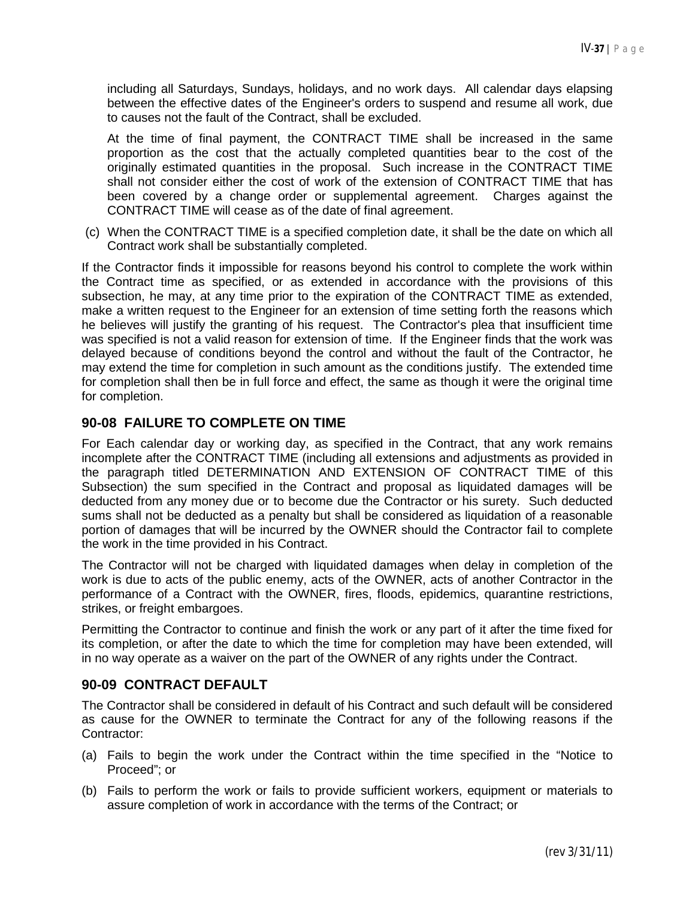including all Saturdays, Sundays, holidays, and no work days. All calendar days elapsing between the effective dates of the Engineer's orders to suspend and resume all work, due to causes not the fault of the Contract, shall be excluded.

At the time of final payment, the CONTRACT TIME shall be increased in the same proportion as the cost that the actually completed quantities bear to the cost of the originally estimated quantities in the proposal. Such increase in the CONTRACT TIME shall not consider either the cost of work of the extension of CONTRACT TIME that has been covered by a change order or supplemental agreement. Charges against the CONTRACT TIME will cease as of the date of final agreement.

(c) When the CONTRACT TIME is a specified completion date, it shall be the date on which all Contract work shall be substantially completed.

If the Contractor finds it impossible for reasons beyond his control to complete the work within the Contract time as specified, or as extended in accordance with the provisions of this subsection, he may, at any time prior to the expiration of the CONTRACT TIME as extended, make a written request to the Engineer for an extension of time setting forth the reasons which he believes will justify the granting of his request. The Contractor's plea that insufficient time was specified is not a valid reason for extension of time. If the Engineer finds that the work was delayed because of conditions beyond the control and without the fault of the Contractor, he may extend the time for completion in such amount as the conditions justify. The extended time for completion shall then be in full force and effect, the same as though it were the original time for completion.

## 90-08 FAILURE TO COMPLETE ON TIME

For Each calendar day or working day, as specified in the Contract, that any work remains incomplete after the CONTRACT TIME (including all extensions and adjustments as provided in the paragraph titled DETERMINATION AND EXTENSION OF CONTRACT TIME of this Subsection) the sum specified in the Contract and proposal as liquidated damages will be deducted from any money due or to become due the Contractor or his surety. Such deducted sums shall not be deducted as a penalty but shall be considered as liquidation of a reasonable portion of damages that will be incurred by the OWNER should the Contractor fail to complete the work in the time provided in his Contract.

The Contractor will not be charged with liquidated damages when delay in completion of the work is due to acts of the public enemy, acts of the OWNER, acts of another Contractor in the performance of a Contract with the OWNER, fires, floods, epidemics, quarantine restrictions, strikes, or freight embargoes.

Permitting the Contractor to continue and finish the work or any part of it after the time fixed for its completion, or after the date to which the time for completion may have been extended, will in no way operate as a waiver on the part of the OWNER of any rights under the Contract.

## 90-09 CONTRACT DEFAULT

The Contractor shall be considered in default of his Contract and such default will be considered as cause for the OWNER to terminate the Contract for any of the following reasons if the Contractor:

(a) Fails to begin the work under the Contract within the time specified in the "Notice to Proceed"; or

(b) Fails to perform the work or fails to provide sufficient workers, equipment or materials to assure completion of work in accordance with the terms of the Contract; or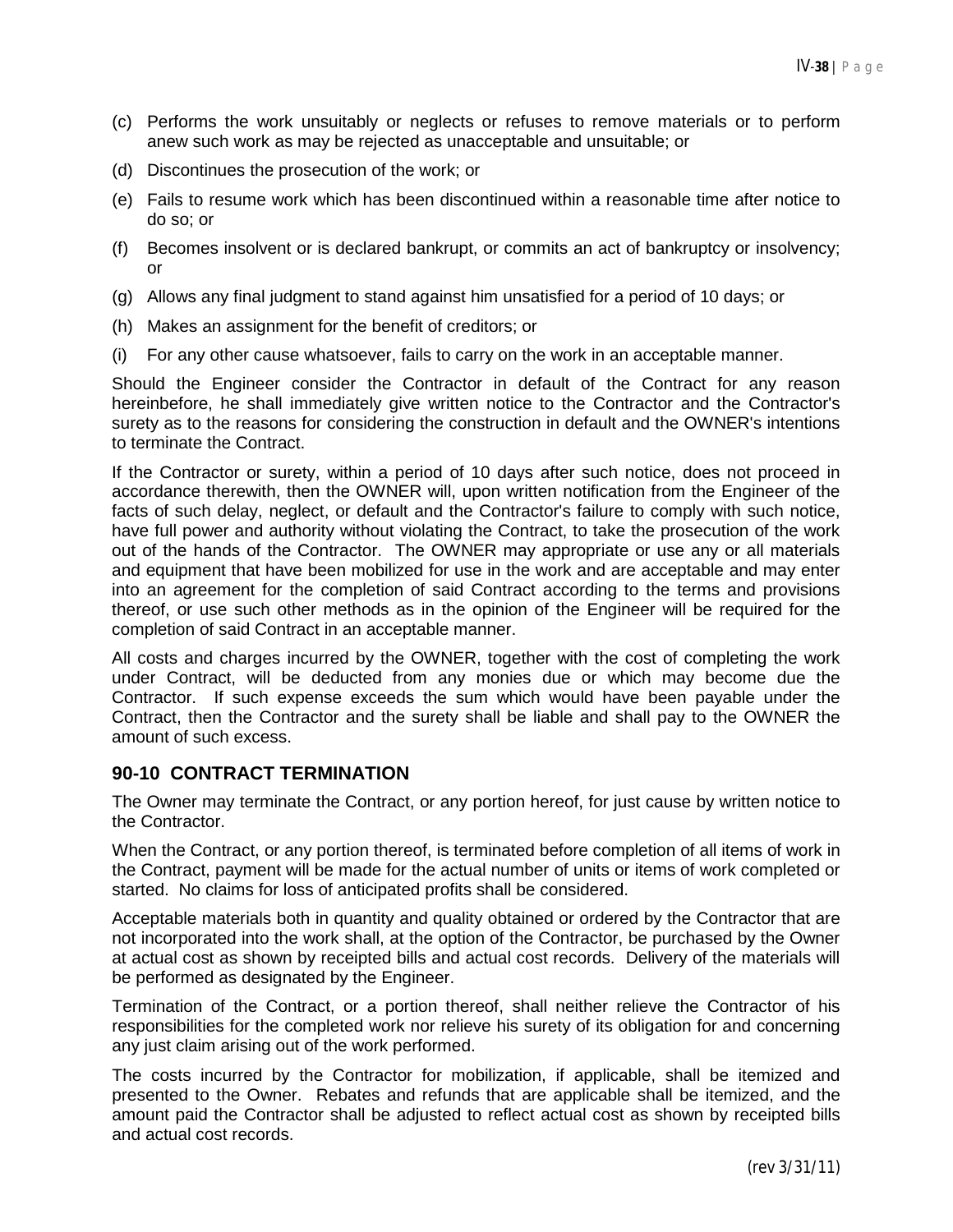(c) Performs the work unsuitably or neglects or refuses to remove materials or to perform anew such work as may be rejected as unacceptable and unsuitable; or

(d) Discontinues the prosecution of the work; or

(e) Fails to resume work which has been discontinued within a reasonable time after notice to do so; or

(f) Becomes insolvent or is declared bankrupt, or commits an act of bankruptcy or insolvency; or

(g) Allows any final judgment to stand against him unsatisfied for a period of 10 days; or

(h) Makes an assignment for the benefit of creditors; or

(i) For any other cause whatsoever, fails to carry on the work in an acceptable manner.

Should the Engineer consider the Contractor in default of the Contract for any reason hereinbefore, he shall immediately give written notice to the Contractor and the Contractor's surety as to the reasons for considering the construction in default and the OWNER's intentions to terminate the Contract.

If the Contractor or surety, within a period of 10 days after such notice, does not proceed in accordance therewith, then the OWNER will, upon written notification from the Engineer of the facts of such delay, neglect, or default and the Contractor's failure to comply with such notice, have full power and authority without violating the Contract, to take the prosecution of the work out of the hands of the Contractor. The OWNER may appropriate or use any or all materials and equipment that have been mobilized for use in the work and are acceptable and may enter into an agreement for the completion of said Contract according to the terms and provisions thereof, or use such other methods as in the opinion of the Engineer will be required for the completion of said Contract in an acceptable manner.

All costs and charges incurred by the OWNER, together with the cost of completing the work under Contract, will be deducted from any monies due or which may become due the Contractor. If such expense exceeds the sum which would have been payable under the Contract, then the Contractor and the surety shall be liable and shall pay to the OWNER the amount of such excess.

## 90-10 CONTRACT TERMINATION

The Owner may terminate the Contract, or any portion hereof, for just cause by written notice to the Contractor.

When the Contract, or any portion thereof, is terminated before completion of all items of work in the Contract, payment will be made for the actual number of units or items of work completed or started. No claims for loss of anticipated profits shall be considered.

Acceptable materials both in quantity and quality obtained or ordered by the Contractor that are not incorporated into the work shall, at the option of the Contractor, be purchased by the Owner at actual cost as shown by receipted bills and actual cost records. Delivery of the materials will be performed as designated by the Engineer.

Termination of the Contract, or a portion thereof, shall neither relieve the Contractor of his responsibilities for the completed work nor relieve his surety of its obligation for and concerning any just claim arising out of the work performed.

The costs incurred by the Contractor for mobilization, if applicable, shall be itemized and presented to the Owner. Rebates and refunds that are applicable shall be itemized, and the amount paid the Contractor shall be adjusted to reflect actual cost as shown by receipted bills and actual cost records.

(rev 3/31/11)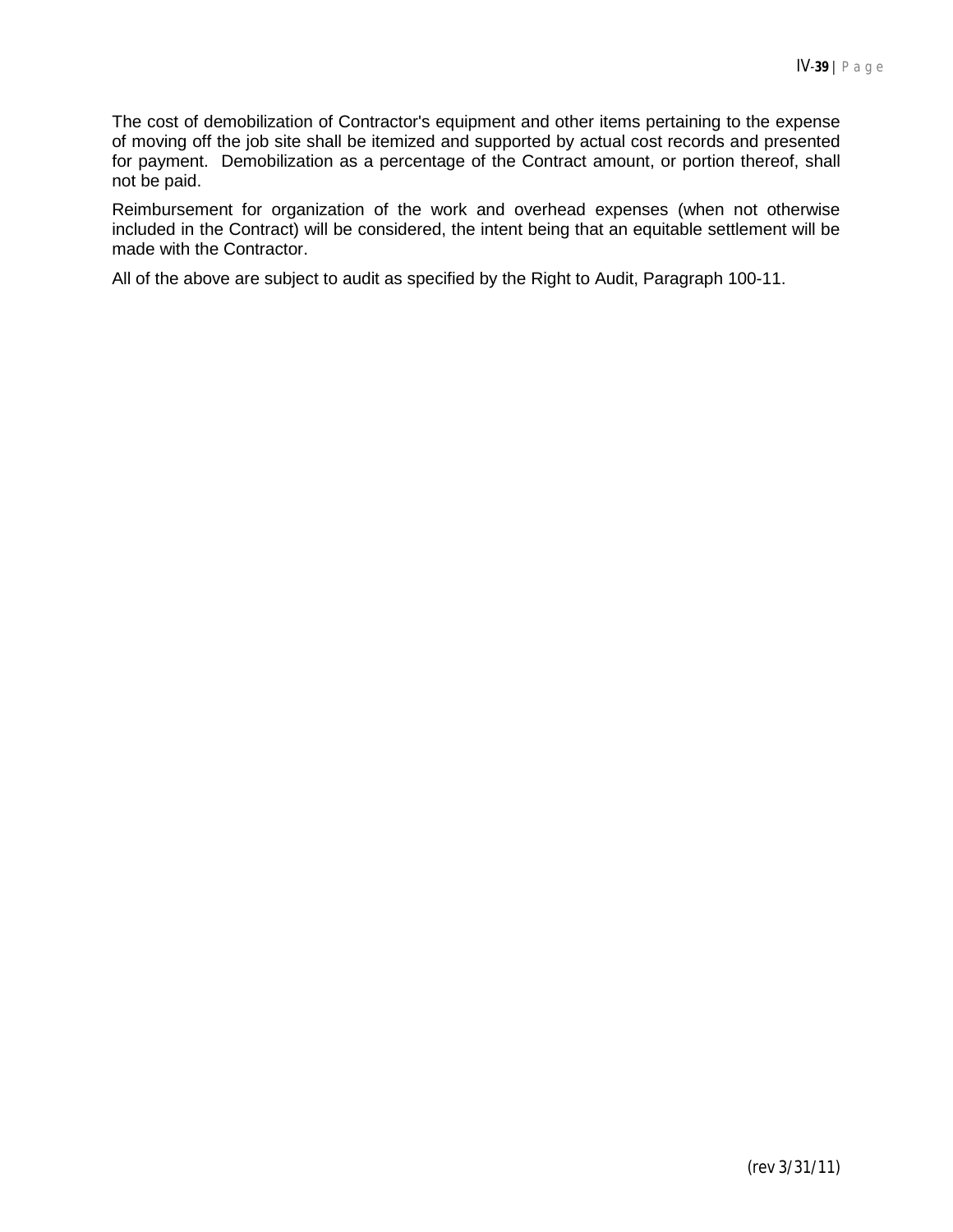The cost of demobilization of Contractor's equipment and other items pertaining to the expense of moving off the job site shall be itemized and supported by actual cost records and presented for payment. Demobilization as a percentage of the Contract amount, or portion thereof, shall not be paid.

Reimbursement for organization of the work and overhead expenses (when not otherwise included in the Contract) will be considered, the intent being that an equitable settlement will be made with the Contractor.

All of the above are subject to audit as specified by the Right to Audit, Paragraph 100-11.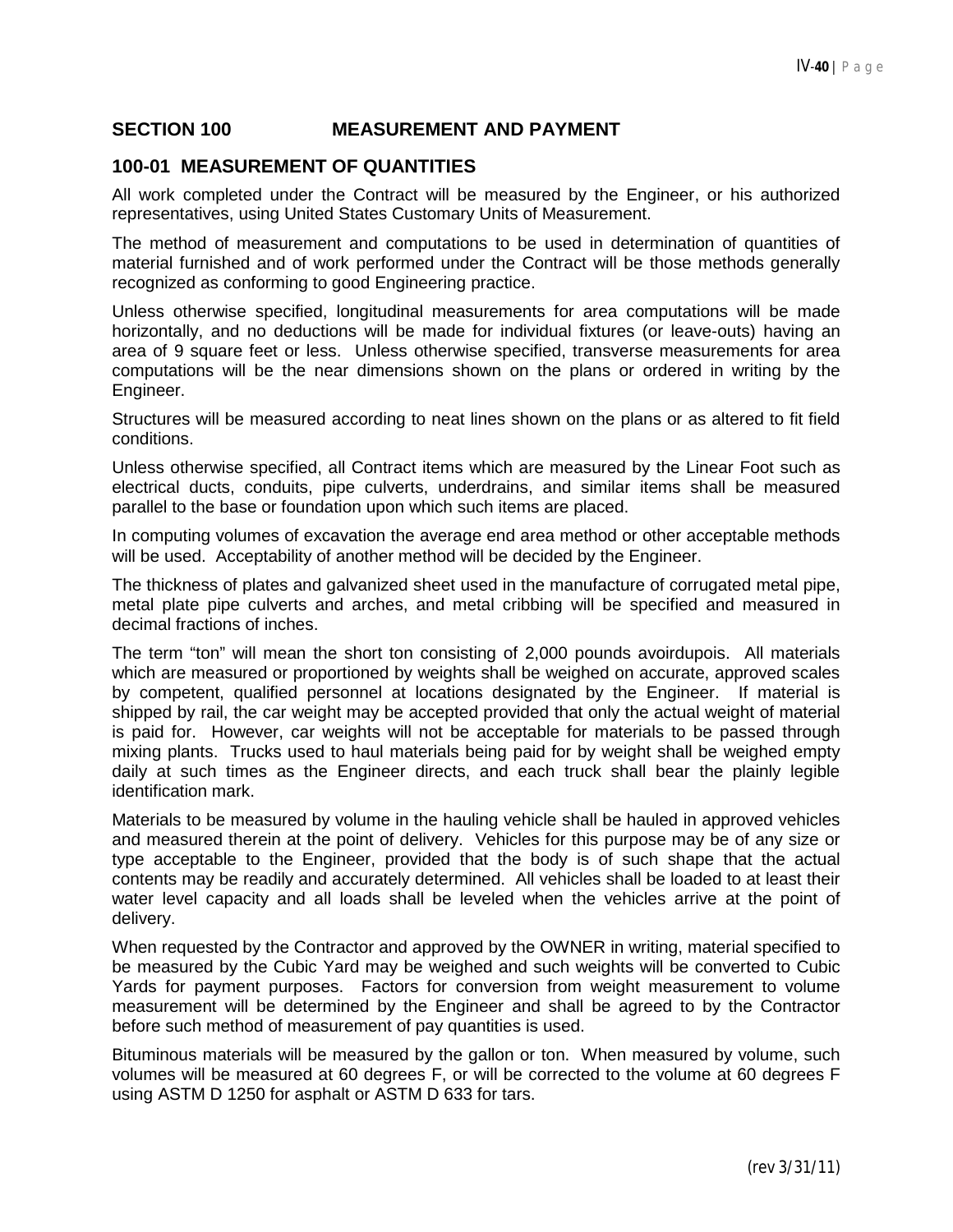## SECTION 100 MEASUREMENT AND PAYMENT

### 100-01 MEASUREMENT OF QUANTITIES

All work completed under the Contract will be measured by the Engineer, or his authorized representatives, using United States Customary Units of Measurement.

The method of measurement and computations to be used in determination of quantities of material furnished and of work performed under the Contract will be those methods generally recognized as conforming to good Engineering practice.

Unless otherwise specified, longitudinal measurements for area computations will be made horizontally, and no deductions will be made for individual fixtures (or leave-outs) having an area of 9 square feet or less. Unless otherwise specified, transverse measurements for area computations will be the near dimensions shown on the plans or ordered in writing by the Engineer.

Structures will be measured according to neat lines shown on the plans or as altered to fit field conditions.

Unless otherwise specified, all Contract items which are measured by the Linear Foot such as electrical ducts, conduits, pipe culverts, underdrains, and similar items shall be measured parallel to the base or foundation upon which such items are placed.

In computing volumes of excavation the average end area method or other acceptable methods will be used. Acceptability of another method will be decided by the Engineer.

The thickness of plates and galvanized sheet used in the manufacture of corrugated metal pipe, metal plate pipe culverts and arches, and metal cribbing will be specified and measured in decimal fractions of inches.

The term "ton" will mean the short ton consisting of 2,000 pounds avoirdupois. All materials which are measured or proportioned by weights shall be weighed on accurate, approved scales by competent, qualified personnel at locations designated by the Engineer. If material is shipped by rail, the car weight may be accepted provided that only the actual weight of material is paid for. However, car weights will not be acceptable for materials to be passed through mixing plants. Trucks used to haul materials being paid for by weight shall be weighed empty daily at such times as the Engineer directs, and each truck shall bear the plainly legible identification mark.

Materials to be measured by volume in the hauling vehicle shall be hauled in approved vehicles and measured therein at the point of delivery. Vehicles for this purpose may be of any size or type acceptable to the Engineer, provided that the body is of such shape that the actual contents may be readily and accurately determined. All vehicles shall be loaded to at least their water level capacity and all loads shall be leveled when the vehicles arrive at the point of delivery.

When requested by the Contractor and approved by the OWNER in writing, material specified to be measured by the Cubic Yard may be weighed and such weights will be converted to Cubic Yards for payment purposes. Factors for conversion from weight measurement to volume measurement will be determined by the Engineer and shall be agreed to by the Contractor before such method of measurement of pay quantities is used.

Bituminous materials will be measured by the gallon or ton. When measured by volume, such volumes will be measured at 60 degrees F, or will be corrected to the volume at 60 degrees F using ASTM D 1250 for asphalt or ASTM D 633 for tars.

(rev 3/31/11)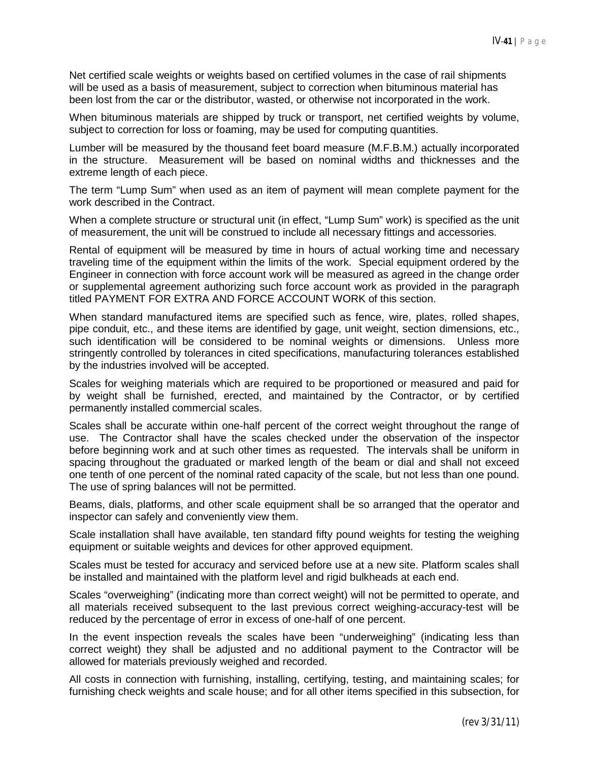Net certified scale weights or weights based on certified volumes in the case of rail shipments will be used as a basis of measurement, subject to correction when bituminous material has been lost from the car or the distributor, wasted, or otherwise not incorporated in the work.

When bituminous materials are shipped by truck or transport, net certified weights by volume, subject to correction for loss or foaming, may be used for computing quantities.

Lumber will be measured by the thousand feet board measure (M.F.B.M.) actually incorporated in the structure. Measurement will be based on nominal widths and thicknesses and the extreme length of each piece.

The term "Lump Sum" when used as an item of payment will mean complete payment for the work described in the Contract.

When a complete structure or structural unit (in effect, "Lump Sum" work) is specified as the unit of measurement, the unit will be construed to include all necessary fittings and accessories.

Rental of equipment will be measured by time in hours of actual working time and necessary traveling time of the equipment within the limits of the work. Special equipment ordered by the Engineer in connection with force account work will be measured as agreed in the change order or supplemental agreement authorizing such force account work as provided in the paragraph titled PAYMENT FOR EXTRA AND FORCE ACCOUNT WORK of this section.

When standard manufactured items are specified such as fence, wire, plates, rolled shapes, pipe conduit, etc., and these items are identified by gage, unit weight, section dimensions, etc., such identification will be considered to be nominal weights or dimensions. Unless more stringently controlled by tolerances in cited specifications, manufacturing tolerances established by the industries involved will be accepted.

Scales for weighing materials which are required to be proportioned or measured and paid for by weight shall be furnished, erected, and maintained by the Contractor, or by certified permanently installed commercial scales.

Scales shall be accurate within one-half percent of the correct weight throughout the range of use. The Contractor shall have the scales checked under the observation of the inspector before beginning work and at such other times as requested. The intervals shall be uniform in spacing throughout the graduated or marked length of the beam or dial and shall not exceed one tenth of one percent of the nominal rated capacity of the scale, but not less than one pound. The use of spring balances will not be permitted.

Beams, dials, platforms, and other scale equipment shall be so arranged that the operator and inspector can safely and conveniently view them.

Scale installation shall have available, ten standard fifty pound weights for testing the weighing equipment or suitable weights and devices for other approved equipment.

Scales must be tested for accuracy and serviced before use at a new site. Platform scales shall be installed and maintained with the platform level and rigid bulkheads at each end.

Scales "overweighing" (indicating more than correct weight) will not be permitted to operate, and all materials received subsequent to the last previous correct weighing-accuracy-test will be reduced by the percentage of error in excess of one-half of one percent.

In the event inspection reveals the scales have been "underweighing" (indicating less than correct weight) they shall be adjusted and no additional payment to the Contractor will be allowed for materials previously weighed and recorded.

All costs in connection with furnishing, installing, certifying, testing, and maintaining scales; for furnishing check weights and scale house; and for all other items specified in this subsection, for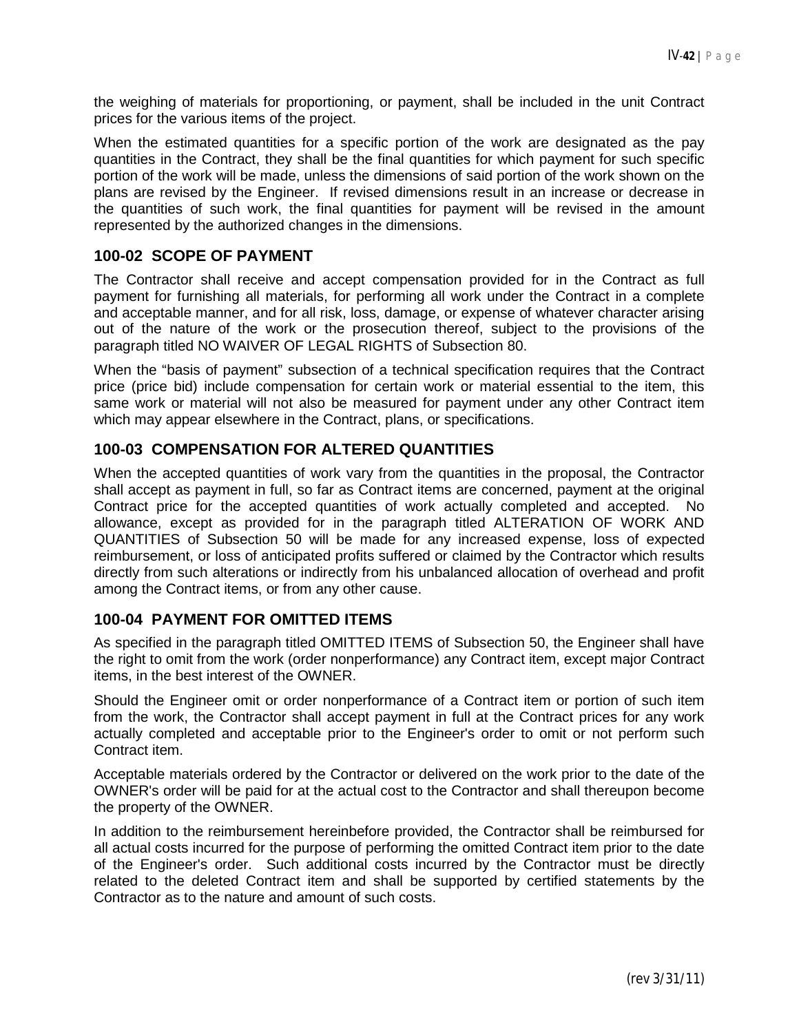the weighing of materials for proportioning, or payment, shall be included in the unit Contract prices for the various items of the project.

When the estimated quantities for a specific portion of the work are designated as the pay quantities in the Contract, they shall be the final quantities for which payment for such specific portion of the work will be made, unless the dimensions of said portion of the work shown on the plans are revised by the Engineer. If revised dimensions result in an increase or decrease in the quantities of such work, the final quantities for payment will be revised in the amount represented by the authorized changes in the dimensions.

## 100-02 SCOPE OF PAYMENT

The Contractor shall receive and accept compensation provided for in the Contract as full payment for furnishing all materials, for performing all work under the Contract in a complete and acceptable manner, and for all risk, loss, damage, or expense of whatever character arising out of the nature of the work or the prosecution thereof, subject to the provisions of the paragraph titled NO WAIVER OF LEGAL RIGHTS of Subsection 80.

When the "basis of payment" subsection of a technical specification requires that the Contract price (price bid) include compensation for certain work or material essential to the item, this same work or material will not also be measured for payment under any other Contract item which may appear elsewhere in the Contract, plans, or specifications.

## 100-03 COMPENSATION FOR ALTERED QUANTITIES

When the accepted quantities of work vary from the quantities in the proposal, the Contractor shall accept as payment in full, so far as Contract items are concerned, payment at the original Contract price for the accepted quantities of work actually completed and accepted. No allowance, except as provided for in the paragraph titled ALTERATION OF WORK AND QUANTITIES of Subsection 50 will be made for any increased expense, loss of expected reimbursement, or loss of anticipated profits suffered or claimed by the Contractor which results directly from such alterations or indirectly from his unbalanced allocation of overhead and profit among the Contract items, or from any other cause.

## 100-04 PAYMENT FOR OMITTED ITEMS

As specified in the paragraph titled OMITTED ITEMS of Subsection 50, the Engineer shall have the right to omit from the work (order nonperformance) any Contract item, except major Contract items, in the best interest of the OWNER.

Should the Engineer omit or order nonperformance of a Contract item or portion of such item from the work, the Contractor shall accept payment in full at the Contract prices for any work actually completed and acceptable prior to the Engineer's order to omit or not perform such Contract item.

Acceptable materials ordered by the Contractor or delivered on the work prior to the date of the OWNER's order will be paid for at the actual cost to the Contractor and shall thereupon become the property of the OWNER.

In addition to the reimbursement hereinbefore provided, the Contractor shall be reimbursed for all actual costs incurred for the purpose of performing the omitted Contract item prior to the date of the Engineer's order. Such additional costs incurred by the Contractor must be directly related to the deleted Contract item and shall be supported by certified statements by the Contractor as to the nature and amount of such costs.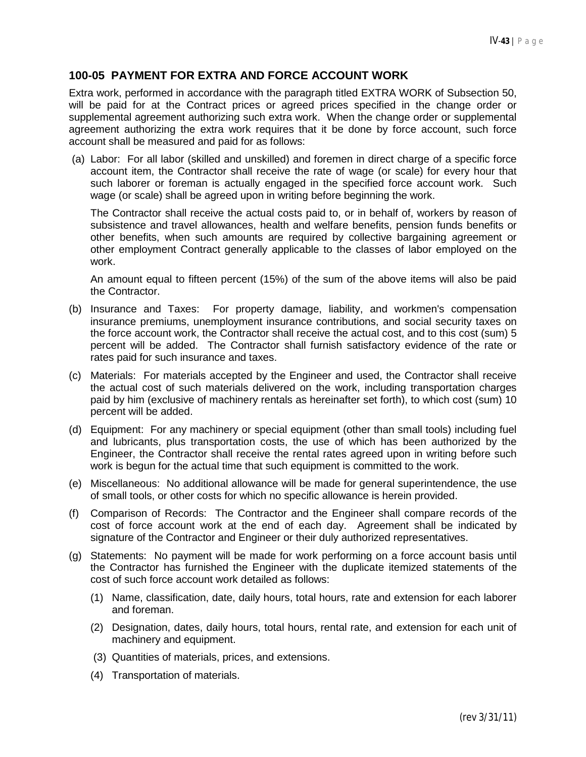## 100-05 PAYMENT FOR EXTRA AND FORCE ACCOUNT WORK

Extra work, performed in accordance with the paragraph titled EXTRA WORK of Subsection 50, will be paid for at the Contract prices or agreed prices specified in the change order or supplemental agreement authorizing such extra work. When the change order or supplemental agreement authorizing the extra work requires that it be done by force account, such force account shall be measured and paid for as follows:

(a) Labor: For all labor (skilled and unskilled) and foremen in direct charge of a specific force account item, the Contractor shall receive the rate of wage (or scale) for every hour that such laborer or foreman is actually engaged in the specified force account work. Such wage (or scale) shall be agreed upon in writing before beginning the work.

   The Contractor shall receive the actual costs paid to, or in behalf of, workers by reason of subsistence and travel allowances, health and welfare benefits, pension funds benefits or other benefits, when such amounts are required by collective bargaining agreement or other employment Contract generally applicable to the classes of labor employed on the work.

   An amount equal to fifteen percent (15%) of the sum of the above items will also be paid the Contractor.

(b) Insurance and Taxes: For property damage, liability, and workmen's compensation insurance premiums, unemployment insurance contributions, and social security taxes on the force account work, the Contractor shall receive the actual cost, and to this cost (sum) 5 percent will be added. The Contractor shall furnish satisfactory evidence of the rate or rates paid for such insurance and taxes.

(c) Materials: For materials accepted by the Engineer and used, the Contractor shall receive the actual cost of such materials delivered on the work, including transportation charges paid by him (exclusive of machinery rentals as hereinafter set forth), to which cost (sum) 10 percent will be added.

(d) Equipment: For any machinery or special equipment (other than small tools) including fuel and lubricants, plus transportation costs, the use of which has been authorized by the Engineer, the Contractor shall receive the rental rates agreed upon in writing before such work is begun for the actual time that such equipment is committed to the work.

(e) Miscellaneous: No additional allowance will be made for general superintendence, the use of small tools, or other costs for which no specific allowance is herein provided.

(f) Comparison of Records: The Contractor and the Engineer shall compare records of the cost of force account work at the end of each day. Agreement shall be indicated by signature of the Contractor and Engineer or their duly authorized representatives.

(g) Statements: No payment will be made for work performing on a force account basis until the Contractor has furnished the Engineer with the duplicate itemized statements of the cost of such force account work detailed as follows:

   (1) Name, classification, date, daily hours, total hours, rate and extension for each laborer and foreman.

   (2) Designation, dates, daily hours, total hours, rental rate, and extension for each unit of machinery and equipment.

   (3) Quantities of materials, prices, and extensions.

   (4) Transportation of materials.

(rev 3/31/11)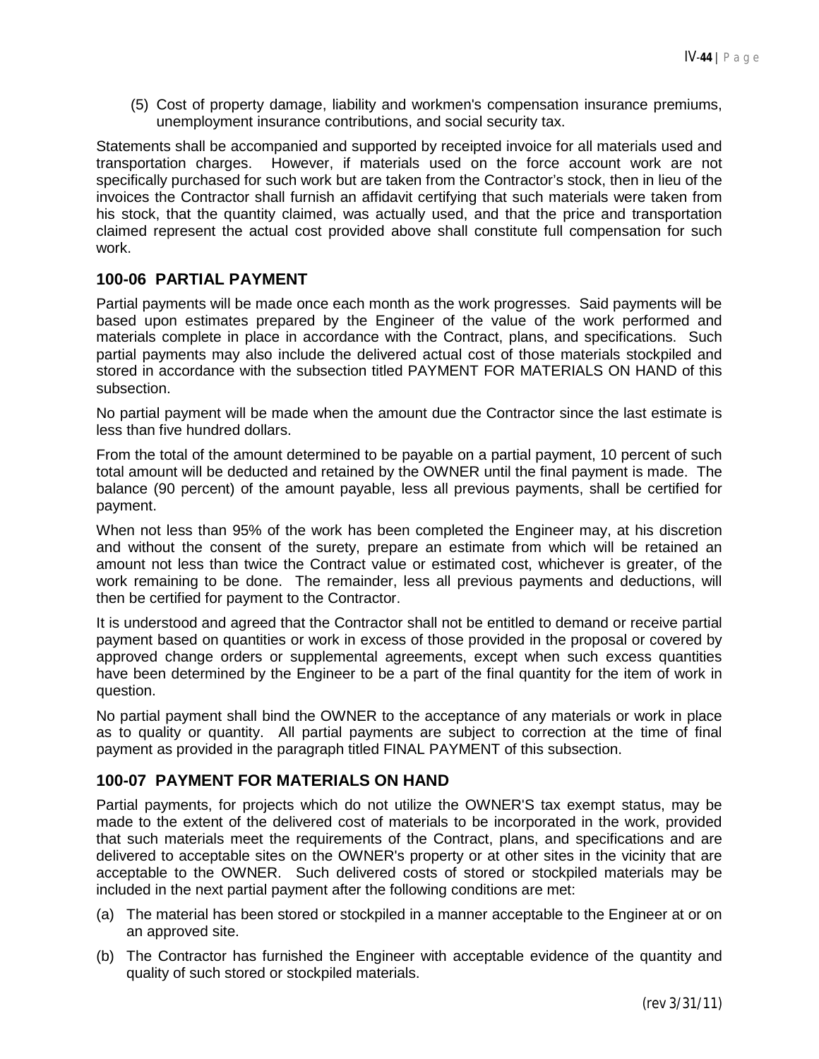(5) Cost of property damage, liability and workmen's compensation insurance premiums, unemployment insurance contributions, and social security tax.

Statements shall be accompanied and supported by receipted invoice for all materials used and transportation charges. However, if materials used on the force account work are not specifically purchased for such work but are taken from the Contractor's stock, then in lieu of the invoices the Contractor shall furnish an affidavit certifying that such materials were taken from his stock, that the quantity claimed, was actually used, and that the price and transportation claimed represent the actual cost provided above shall constitute full compensation for such work.

## 100-06 PARTIAL PAYMENT

Partial payments will be made once each month as the work progresses. Said payments will be based upon estimates prepared by the Engineer of the value of the work performed and materials complete in place in accordance with the Contract, plans, and specifications. Such partial payments may also include the delivered actual cost of those materials stockpiled and stored in accordance with the subsection titled PAYMENT FOR MATERIALS ON HAND of this subsection.

No partial payment will be made when the amount due the Contractor since the last estimate is less than five hundred dollars.

From the total of the amount determined to be payable on a partial payment, 10 percent of such total amount will be deducted and retained by the OWNER until the final payment is made. The balance (90 percent) of the amount payable, less all previous payments, shall be certified for payment.

When not less than 95% of the work has been completed the Engineer may, at his discretion and without the consent of the surety, prepare an estimate from which will be retained an amount not less than twice the Contract value or estimated cost, whichever is greater, of the work remaining to be done. The remainder, less all previous payments and deductions, will then be certified for payment to the Contractor.

It is understood and agreed that the Contractor shall not be entitled to demand or receive partial payment based on quantities or work in excess of those provided in the proposal or covered by approved change orders or supplemental agreements, except when such excess quantities have been determined by the Engineer to be a part of the final quantity for the item of work in question.

No partial payment shall bind the OWNER to the acceptance of any materials or work in place as to quality or quantity. All partial payments are subject to correction at the time of final payment as provided in the paragraph titled FINAL PAYMENT of this subsection.

## 100-07 PAYMENT FOR MATERIALS ON HAND

Partial payments, for projects which do not utilize the OWNER'S tax exempt status, may be made to the extent of the delivered cost of materials to be incorporated in the work, provided that such materials meet the requirements of the Contract, plans, and specifications and are delivered to acceptable sites on the OWNER's property or at other sites in the vicinity that are acceptable to the OWNER. Such delivered costs of stored or stockpiled materials may be included in the next partial payment after the following conditions are met:

(a) The material has been stored or stockpiled in a manner acceptable to the Engineer at or on an approved site.

(b) The Contractor has furnished the Engineer with acceptable evidence of the quantity and quality of such stored or stockpiled materials.

(rev 3/31/11)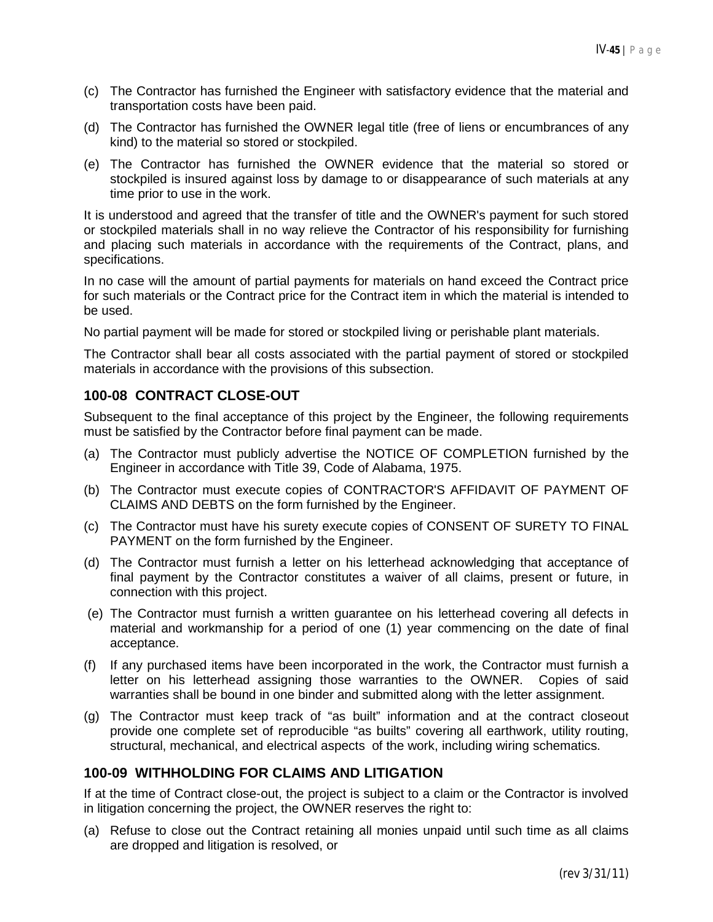(c) The Contractor has furnished the Engineer with satisfactory evidence that the material and transportation costs have been paid.

(d) The Contractor has furnished the OWNER legal title (free of liens or encumbrances of any kind) to the material so stored or stockpiled.

(e) The Contractor has furnished the OWNER evidence that the material so stored or stockpiled is insured against loss by damage to or disappearance of such materials at any time prior to use in the work.

It is understood and agreed that the transfer of title and the OWNER's payment for such stored or stockpiled materials shall in no way relieve the Contractor of his responsibility for furnishing and placing such materials in accordance with the requirements of the Contract, plans, and specifications.

In no case will the amount of partial payments for materials on hand exceed the Contract price for such materials or the Contract price for the Contract item in which the material is intended to be used.

No partial payment will be made for stored or stockpiled living or perishable plant materials.

The Contractor shall bear all costs associated with the partial payment of stored or stockpiled materials in accordance with the provisions of this subsection.

## 100-08 CONTRACT CLOSE-OUT

Subsequent to the final acceptance of this project by the Engineer, the following requirements must be satisfied by the Contractor before final payment can be made.

(a) The Contractor must publicly advertise the NOTICE OF COMPLETION furnished by the Engineer in accordance with Title 39, Code of Alabama, 1975.

(b) The Contractor must execute copies of CONTRACTOR'S AFFIDAVIT OF PAYMENT OF CLAIMS AND DEBTS on the form furnished by the Engineer.

(c) The Contractor must have his surety execute copies of CONSENT OF SURETY TO FINAL PAYMENT on the form furnished by the Engineer.

(d) The Contractor must furnish a letter on his letterhead acknowledging that acceptance of final payment by the Contractor constitutes a waiver of all claims, present or future, in connection with this project.

(e) The Contractor must furnish a written guarantee on his letterhead covering all defects in material and workmanship for a period of one (1) year commencing on the date of final acceptance.

(f) If any purchased items have been incorporated in the work, the Contractor must furnish a letter on his letterhead assigning those warranties to the OWNER. Copies of said warranties shall be bound in one binder and submitted along with the letter assignment.

(g) The Contractor must keep track of "as built" information and at the contract closeout provide one complete set of reproducible "as builts" covering all earthwork, utility routing, structural, mechanical, and electrical aspects of the work, including wiring schematics.

## 100-09 WITHHOLDING FOR CLAIMS AND LITIGATION

If at the time of Contract close-out, the project is subject to a claim or the Contractor is involved in litigation concerning the project, the OWNER reserves the right to:

(a) Refuse to close out the Contract retaining all monies unpaid until such time as all claims are dropped and litigation is resolved, or

(rev 3/31/11)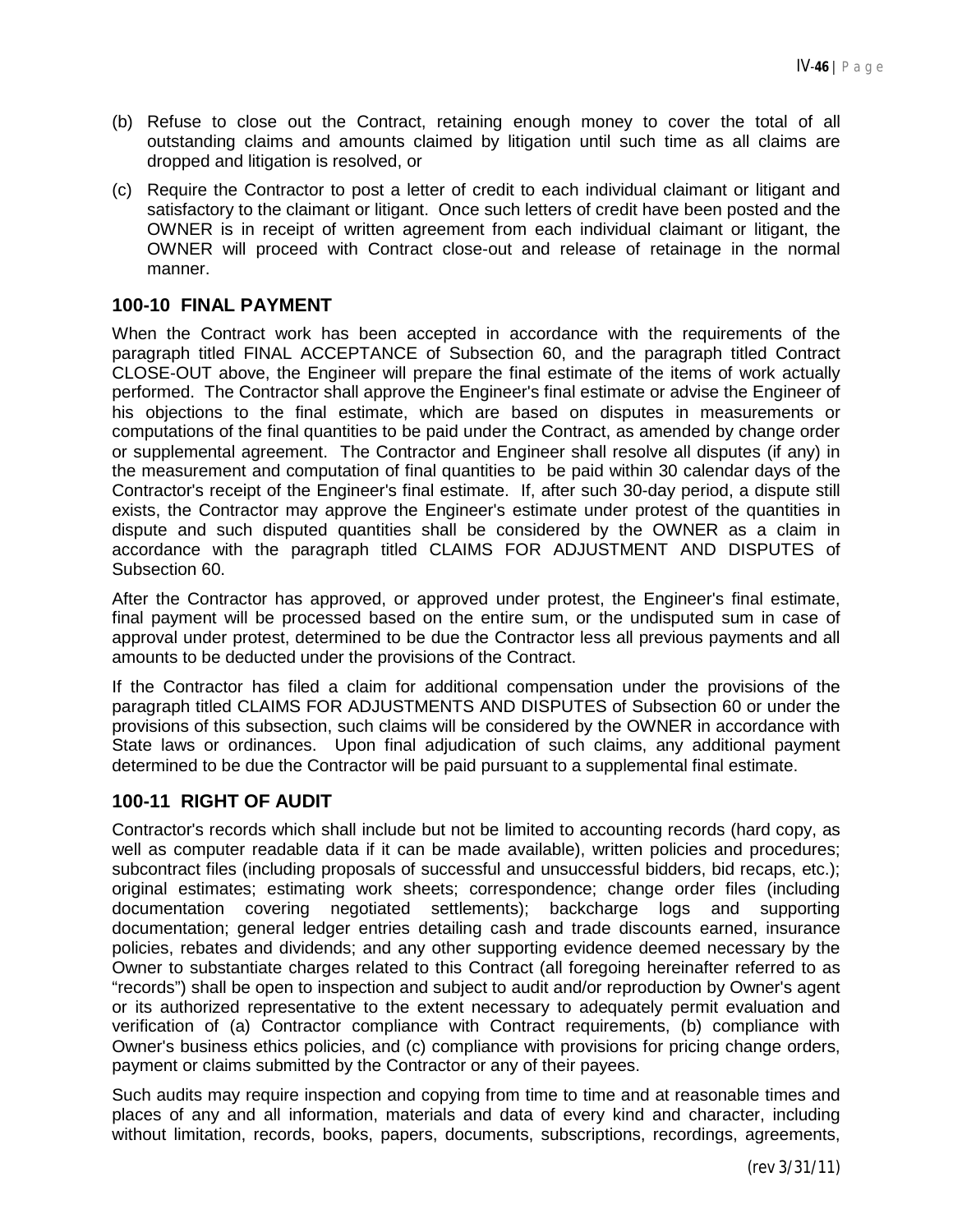(b) Refuse to close out the Contract, retaining enough money to cover the total of all outstanding claims and amounts claimed by litigation until such time as all claims are dropped and litigation is resolved, or

(c) Require the Contractor to post a letter of credit to each individual claimant or litigant and satisfactory to the claimant or litigant. Once such letters of credit have been posted and the OWNER is in receipt of written agreement from each individual claimant or litigant, the OWNER will proceed with Contract close-out and release of retainage in the normal manner.

## 100-10 FINAL PAYMENT

When the Contract work has been accepted in accordance with the requirements of the paragraph titled FINAL ACCEPTANCE of Subsection 60, and the paragraph titled Contract CLOSE-OUT above, the Engineer will prepare the final estimate of the items of work actually performed. The Contractor shall approve the Engineer's final estimate or advise the Engineer of his objections to the final estimate, which are based on disputes in measurements or computations of the final quantities to be paid under the Contract, as amended by change order or supplemental agreement. The Contractor and Engineer shall resolve all disputes (if any) in the measurement and computation of final quantities to be paid within 30 calendar days of the Contractor's receipt of the Engineer's final estimate. If, after such 30-day period, a dispute still exists, the Contractor may approve the Engineer's estimate under protest of the quantities in dispute and such disputed quantities shall be considered by the OWNER as a claim in accordance with the paragraph titled CLAIMS FOR ADJUSTMENT AND DISPUTES of Subsection 60.

After the Contractor has approved, or approved under protest, the Engineer's final estimate, final payment will be processed based on the entire sum, or the undisputed sum in case of approval under protest, determined to be due the Contractor less all previous payments and all amounts to be deducted under the provisions of the Contract.

If the Contractor has filed a claim for additional compensation under the provisions of the paragraph titled CLAIMS FOR ADJUSTMENTS AND DISPUTES of Subsection 60 or under the provisions of this subsection, such claims will be considered by the OWNER in accordance with State laws or ordinances. Upon final adjudication of such claims, any additional payment determined to be due the Contractor will be paid pursuant to a supplemental final estimate.

## 100-11 RIGHT OF AUDIT

Contractor's records which shall include but not be limited to accounting records (hard copy, as well as computer readable data if it can be made available), written policies and procedures; subcontract files (including proposals of successful and unsuccessful bidders, bid recaps, etc.); original estimates; estimating work sheets; correspondence; change order files (including documentation covering negotiated settlements); backcharge logs and supporting documentation; general ledger entries detailing cash and trade discounts earned, insurance policies, rebates and dividends; and any other supporting evidence deemed necessary by the Owner to substantiate charges related to this Contract (all foregoing hereinafter referred to as "records") shall be open to inspection and subject to audit and/or reproduction by Owner's agent or its authorized representative to the extent necessary to adequately permit evaluation and verification of (a) Contractor compliance with Contract requirements, (b) compliance with Owner's business ethics policies, and (c) compliance with provisions for pricing change orders, payment or claims submitted by the Contractor or any of their payees.

Such audits may require inspection and copying from time to time and at reasonable times and places of any and all information, materials and data of every kind and character, including without limitation, records, books, papers, documents, subscriptions, recordings, agreements,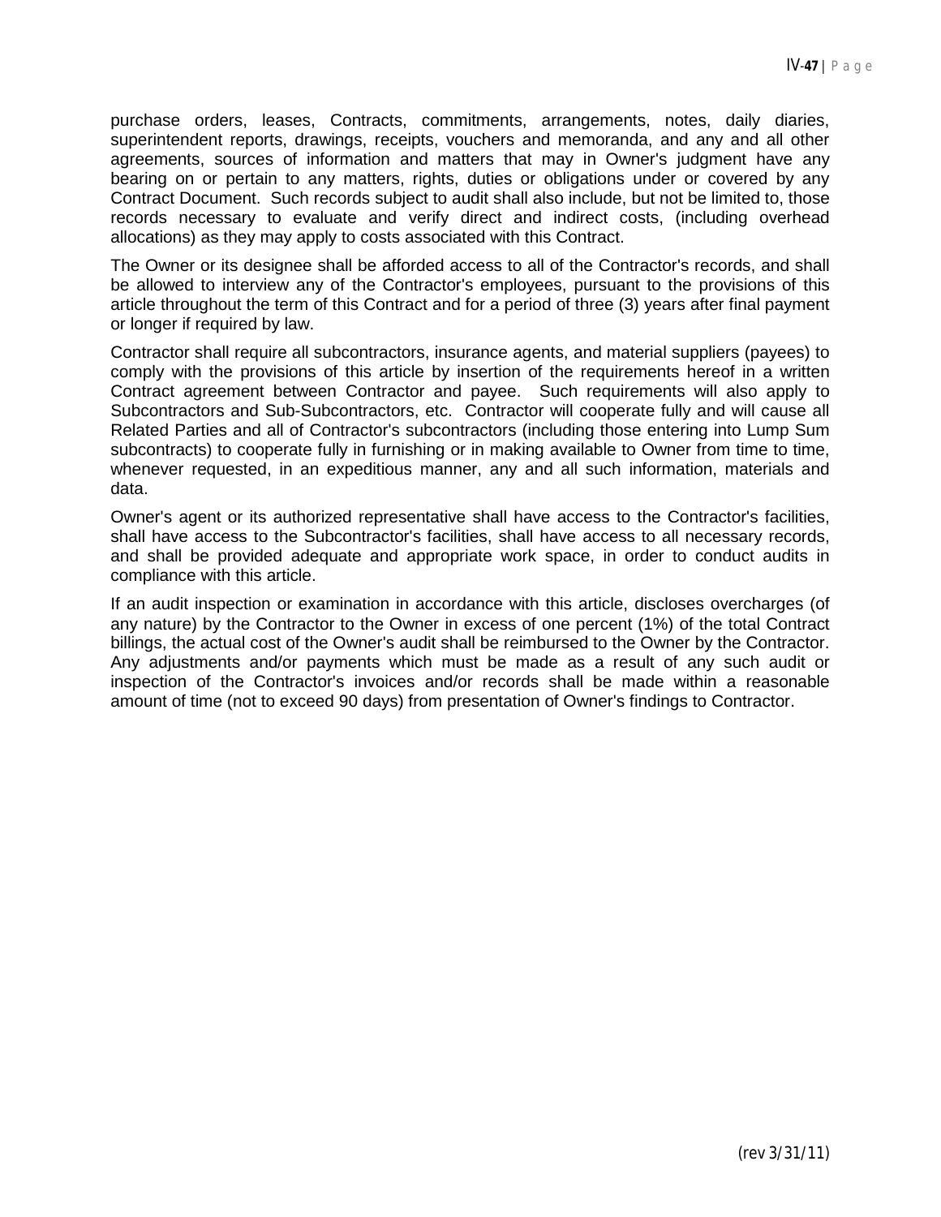purchase orders, leases, Contracts, commitments, arrangements, notes, daily diaries, superintendent reports, drawings, receipts, vouchers and memoranda, and any and all other agreements, sources of information and matters that may in Owner's judgment have any bearing on or pertain to any matters, rights, duties or obligations under or covered by any Contract Document. Such records subject to audit shall also include, but not be limited to, those records necessary to evaluate and verify direct and indirect costs, (including overhead allocations) as they may apply to costs associated with this Contract.

The Owner or its designee shall be afforded access to all of the Contractor's records, and shall be allowed to interview any of the Contractor's employees, pursuant to the provisions of this article throughout the term of this Contract and for a period of three (3) years after final payment or longer if required by law.

Contractor shall require all subcontractors, insurance agents, and material suppliers (payees) to comply with the provisions of this article by insertion of the requirements hereof in a written Contract agreement between Contractor and payee. Such requirements will also apply to Subcontractors and Sub-Subcontractors, etc. Contractor will cooperate fully and will cause all Related Parties and all of Contractor's subcontractors (including those entering into Lump Sum subcontracts) to cooperate fully in furnishing or in making available to Owner from time to time, whenever requested, in an expeditious manner, any and all such information, materials and data.

Owner's agent or its authorized representative shall have access to the Contractor's facilities, shall have access to the Subcontractor's facilities, shall have access to all necessary records, and shall be provided adequate and appropriate work space, in order to conduct audits in compliance with this article.

If an audit inspection or examination in accordance with this article, discloses overcharges (of any nature) by the Contractor to the Owner in excess of one percent (1%) of the total Contract billings, the actual cost of the Owner's audit shall be reimbursed to the Owner by the Contractor. Any adjustments and/or payments which must be made as a result of any such audit or inspection of the Contractor's invoices and/or records shall be made within a reasonable amount of time (not to exceed 90 days) from presentation of Owner's findings to Contractor.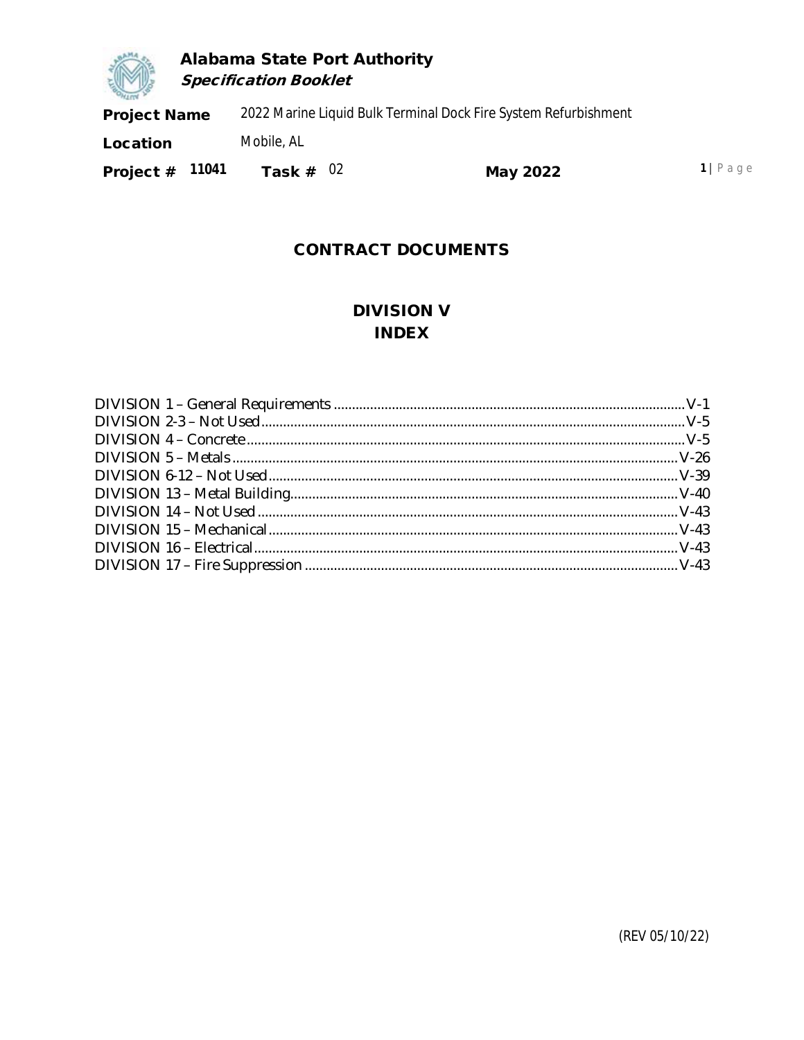## CONTRACT DOCUMENTS

## DIVISION V
## INDEX

DIVISION 1 – General Requirements ............................................................ V-1
DIVISION 2-3 – Not Used ............................................................ V-5
DIVISION 4 – Concrete ............................................................ V-5
DIVISION 5 – Metals ............................................................ V-26
DIVISION 6-12 – Not Used ............................................................ V-39
DIVISION 13 – Metal Building ............................................................ V-40
DIVISION 14 – Not Used ............................................................ V-43
DIVISION 15 – Mechanical ............................................................ V-43
DIVISION 16 – Electrical ............................................................ V-43
DIVISION 17 – Fire Suppression ............................................................ V-43

(REV 05/10/22)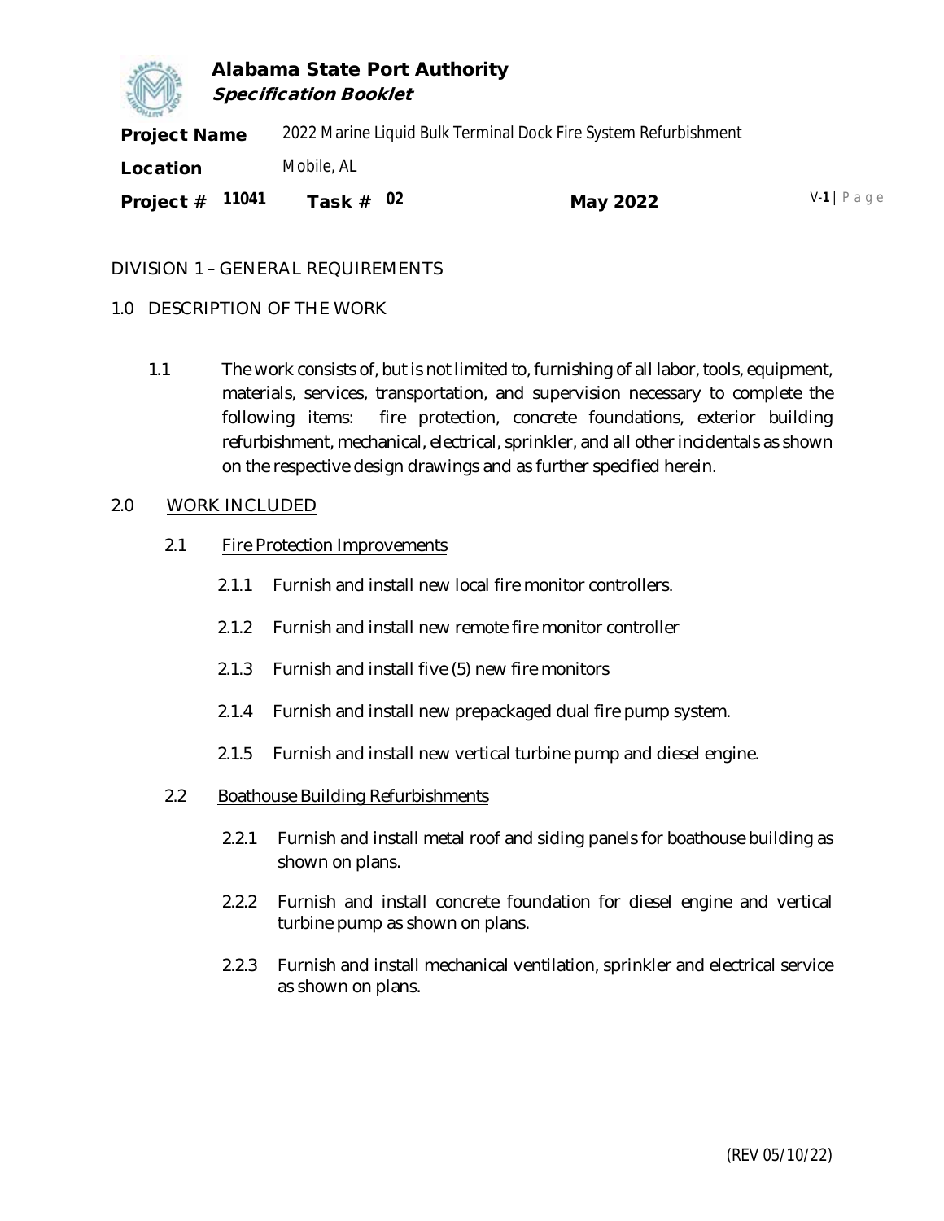DIVISION 1 – GENERAL REQUIREMENTS

## 1.0 DESCRIPTION OF THE WORK

1.1 The work consists of, but is not limited to, furnishing of all labor, tools, equipment, materials, services, transportation, and supervision necessary to complete the following items: fire protection, concrete foundations, exterior building refurbishment, mechanical, electrical, sprinkler, and all other incidentals as shown on the respective design drawings and as further specified herein.

## 2.0 WORK INCLUDED

### 2.1 Fire Protection Improvements

2.1.1 Furnish and install new local fire monitor controllers.

2.1.2 Furnish and install new remote fire monitor controller

2.1.3 Furnish and install five (5) new fire monitors

2.1.4 Furnish and install new prepackaged dual fire pump system.

2.1.5 Furnish and install new vertical turbine pump and diesel engine.

### 2.2 Boathouse Building Refurbishments

2.2.1 Furnish and install metal roof and siding panels for boathouse building as shown on plans.

2.2.2 Furnish and install concrete foundation for diesel engine and vertical turbine pump as shown on plans.

2.2.3 Furnish and install mechanical ventilation, sprinkler and electrical service as shown on plans.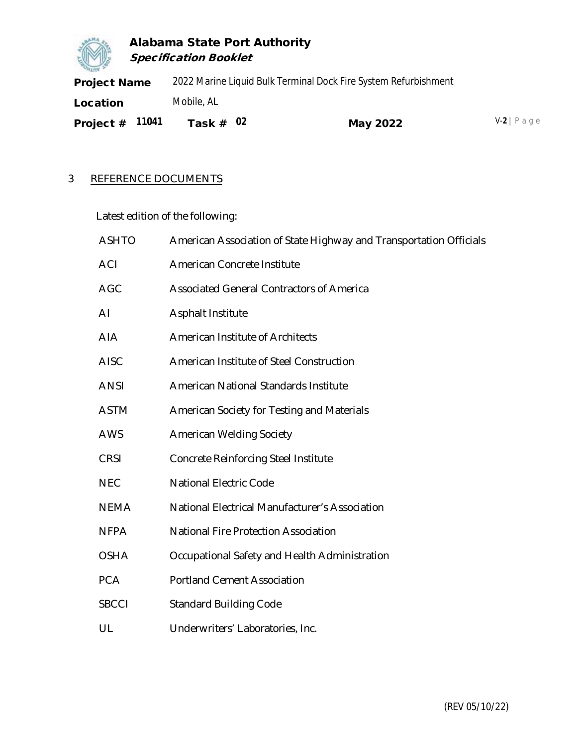## 3 REFERENCE DOCUMENTS

Latest edition of the following:

| | |
|---|---|
| ASHTO | American Association of State Highway and Transportation Officials |
| ACI | American Concrete Institute |
| AGC | Associated General Contractors of America |
| AI | Asphalt Institute |
| AIA | American Institute of Architects |
| AISC | American Institute of Steel Construction |
| ANSI | American National Standards Institute |
| ASTM | American Society for Testing and Materials |
| AWS | American Welding Society |
| CRSI | Concrete Reinforcing Steel Institute |
| NEC | National Electric Code |
| NEMA | National Electrical Manufacturer's Association |
| NFPA | National Fire Protection Association |
| OSHA | Occupational Safety and Health Administration |
| PCA | Portland Cement Association |
| SBCCI | Standard Building Code |
| UL | Underwriters' Laboratories, Inc. |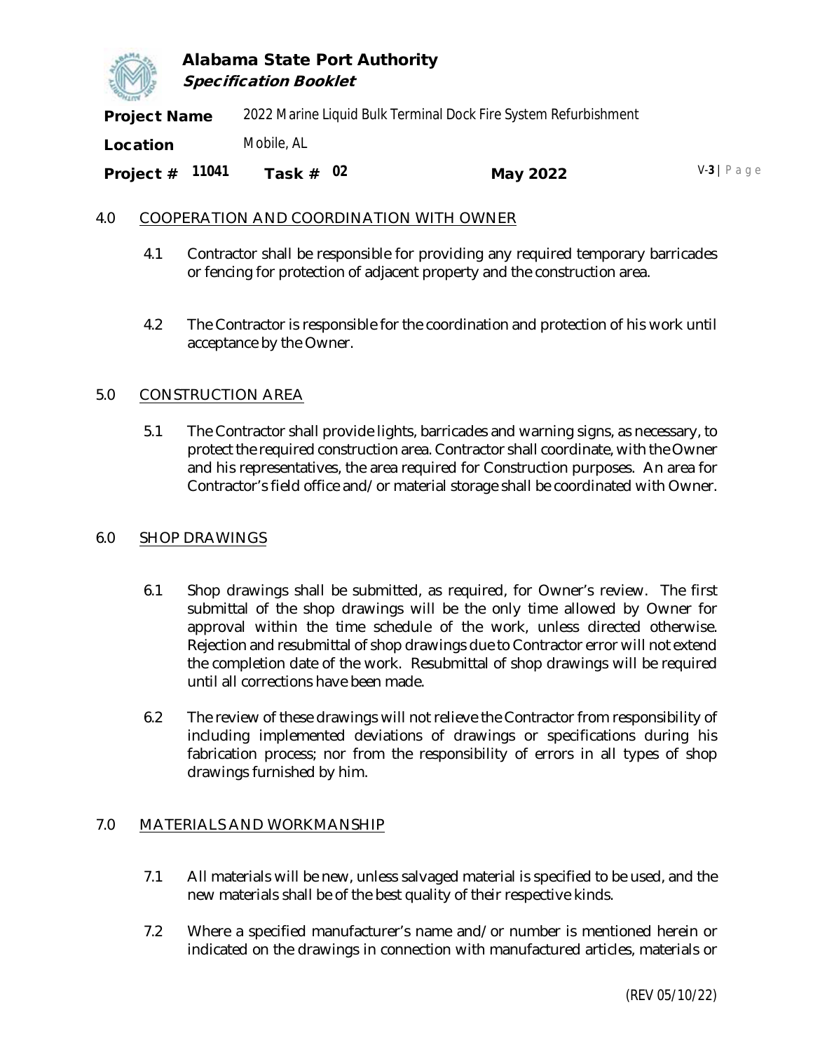## 4.0 COOPERATION AND COORDINATION WITH OWNER

4.1 Contractor shall be responsible for providing any required temporary barricades or fencing for protection of adjacent property and the construction area.

4.2 The Contractor is responsible for the coordination and protection of his work until acceptance by the Owner.

## 5.0 CONSTRUCTION AREA

5.1 The Contractor shall provide lights, barricades and warning signs, as necessary, to protect the required construction area. Contractor shall coordinate, with the Owner and his representatives, the area required for Construction purposes. An area for Contractor's field office and/or material storage shall be coordinated with Owner.

## 6.0 SHOP DRAWINGS

6.1 Shop drawings shall be submitted, as required, for Owner's review. The first submittal of the shop drawings will be the only time allowed by Owner for approval within the time schedule of the work, unless directed otherwise. Rejection and resubmittal of shop drawings due to Contractor error will not extend the completion date of the work. Resubmittal of shop drawings will be required until all corrections have been made.

6.2 The review of these drawings will not relieve the Contractor from responsibility of including implemented deviations of drawings or specifications during his fabrication process; nor from the responsibility of errors in all types of shop drawings furnished by him.

## 7.0 MATERIALS AND WORKMANSHIP

7.1 All materials will be new, unless salvaged material is specified to be used, and the new materials shall be of the best quality of their respective kinds.

7.2 Where a specified manufacturer's name and/or number is mentioned herein or indicated on the drawings in connection with manufactured articles, materials or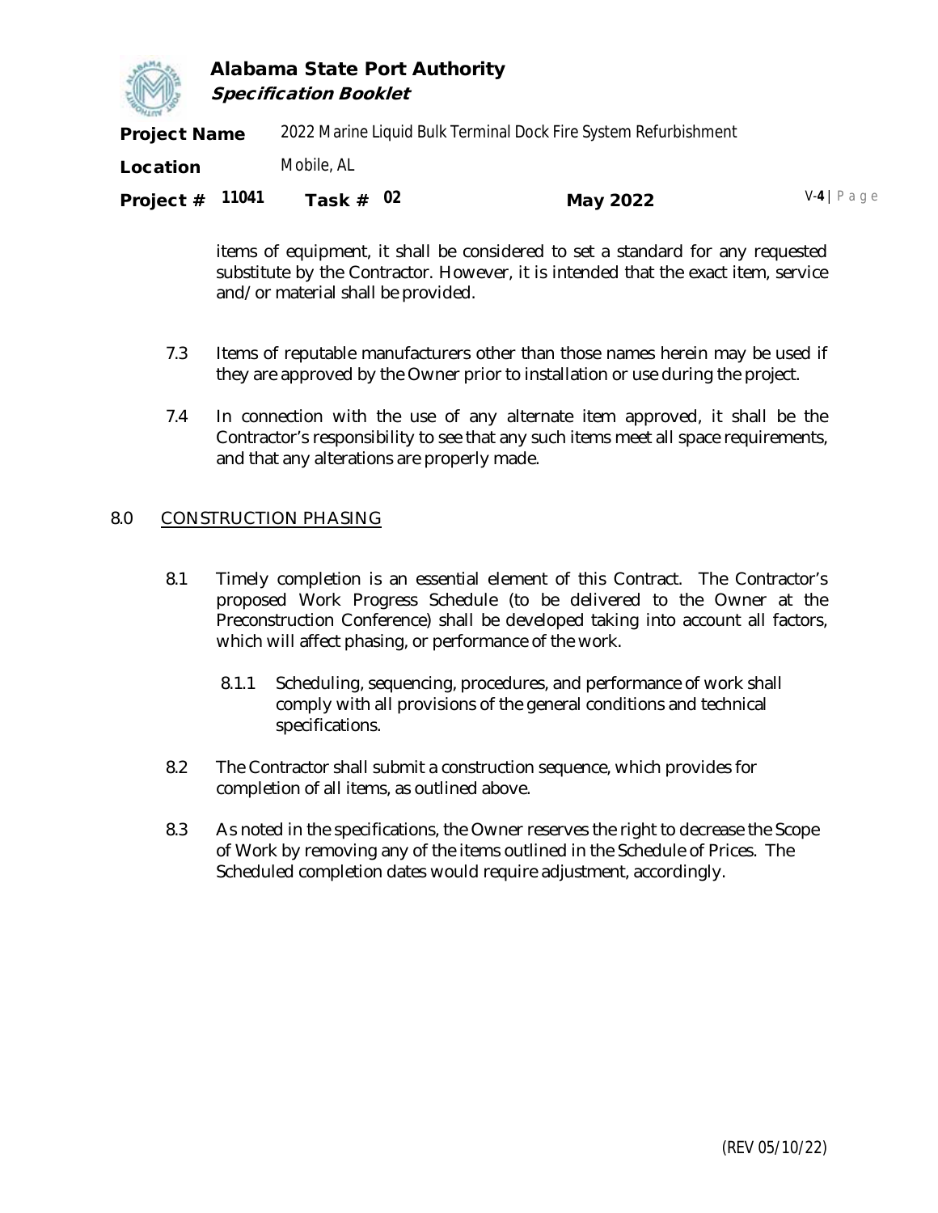items of equipment, it shall be considered to set a standard for any requested substitute by the Contractor. However, it is intended that the exact item, service and/or material shall be provided.

7.3 Items of reputable manufacturers other than those names herein may be used if they are approved by the Owner prior to installation or use during the project.

7.4 In connection with the use of any alternate item approved, it shall be the Contractor's responsibility to see that any such items meet all space requirements, and that any alterations are properly made.

## 8.0 CONSTRUCTION PHASING

8.1 Timely completion is an essential element of this Contract. The Contractor's proposed Work Progress Schedule (to be delivered to the Owner at the Preconstruction Conference) shall be developed taking into account all factors, which will affect phasing, or performance of the work.

8.1.1 Scheduling, sequencing, procedures, and performance of work shall comply with all provisions of the general conditions and technical specifications.

8.2 The Contractor shall submit a construction sequence, which provides for completion of all items, as outlined above.

8.3 As noted in the specifications, the Owner reserves the right to decrease the Scope of Work by removing any of the items outlined in the Schedule of Prices. The Scheduled completion dates would require adjustment, accordingly.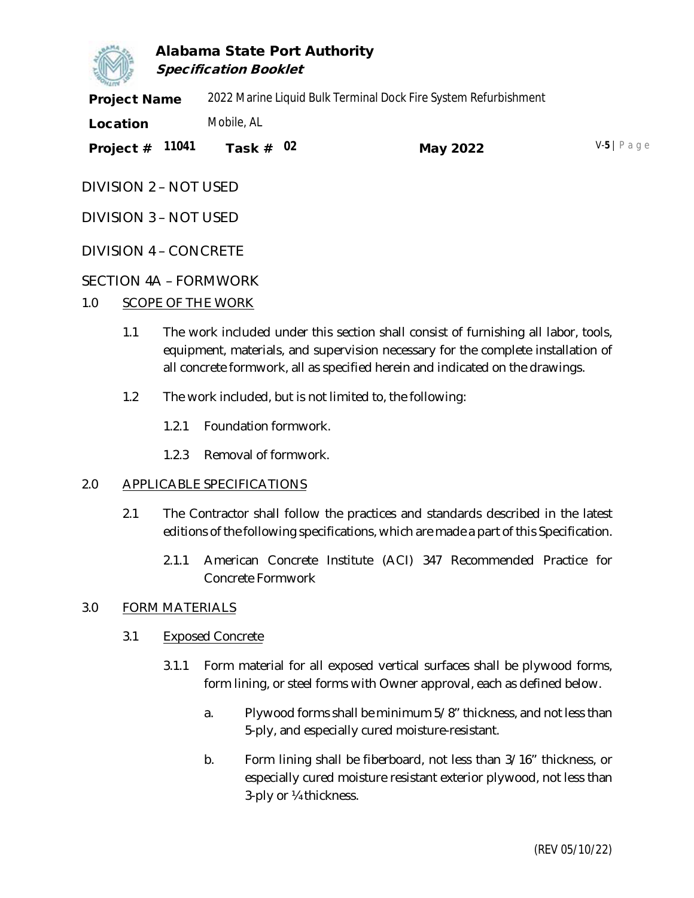# DIVISION 2 – NOT USED

# DIVISION 3 – NOT USED

# DIVISION 4 – CONCRETE

## SECTION 4A – FORMWORK

### 1.0 SCOPE OF THE WORK

1.1 The work included under this section shall consist of furnishing all labor, tools, equipment, materials, and supervision necessary for the complete installation of all concrete formwork, all as specified herein and indicated on the drawings.

1.2 The work included, but is not limited to, the following:

1.2.1 Foundation formwork.

1.2.3 Removal of formwork.

### 2.0 APPLICABLE SPECIFICATIONS

2.1 The Contractor shall follow the practices and standards described in the latest editions of the following specifications, which are made a part of this Specification.

2.1.1 American Concrete Institute (ACI) 347 Recommended Practice for Concrete Formwork

### 3.0 FORM MATERIALS

3.1 Exposed Concrete

3.1.1 Form material for all exposed vertical surfaces shall be plywood forms, form lining, or steel forms with Owner approval, each as defined below.

a. Plywood forms shall be minimum 5/8" thickness, and not less than 5-ply, and especially cured moisture-resistant.

b. Form lining shall be fiberboard, not less than 3/16" thickness, or especially cured moisture resistant exterior plywood, not less than 3-ply or ¼ thickness.

(REV 05/10/22)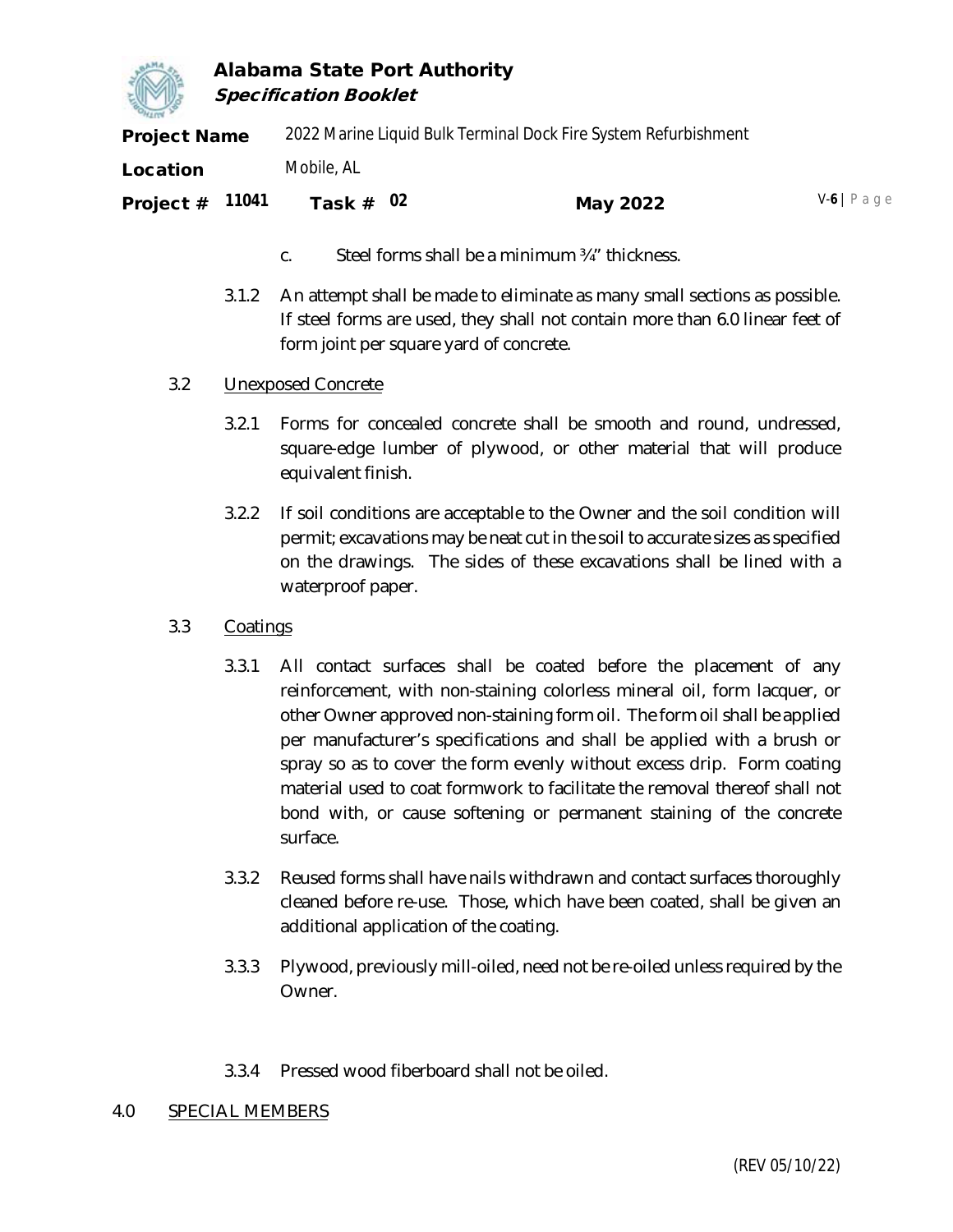c. Steel forms shall be a minimum ¾" thickness.

3.1.2 An attempt shall be made to eliminate as many small sections as possible. If steel forms are used, they shall not contain more than 6.0 linear feet of form joint per square yard of concrete.

3.2 Unexposed Concrete

3.2.1 Forms for concealed concrete shall be smooth and round, undressed, square-edge lumber of plywood, or other material that will produce equivalent finish.

3.2.2 If soil conditions are acceptable to the Owner and the soil condition will permit; excavations may be neat cut in the soil to accurate sizes as specified on the drawings. The sides of these excavations shall be lined with a waterproof paper.

3.3 Coatings

3.3.1 All contact surfaces shall be coated before the placement of any reinforcement, with non-staining colorless mineral oil, form lacquer, or other Owner approved non-staining form oil. The form oil shall be applied per manufacturer's specifications and shall be applied with a brush or spray so as to cover the form evenly without excess drip. Form coating material used to coat formwork to facilitate the removal thereof shall not bond with, or cause softening or permanent staining of the concrete surface.

3.3.2 Reused forms shall have nails withdrawn and contact surfaces thoroughly cleaned before re-use. Those, which have been coated, shall be given an additional application of the coating.

3.3.3 Plywood, previously mill-oiled, need not be re-oiled unless required by the Owner.

3.3.4 Pressed wood fiberboard shall not be oiled.

4.0 SPECIAL MEMBERS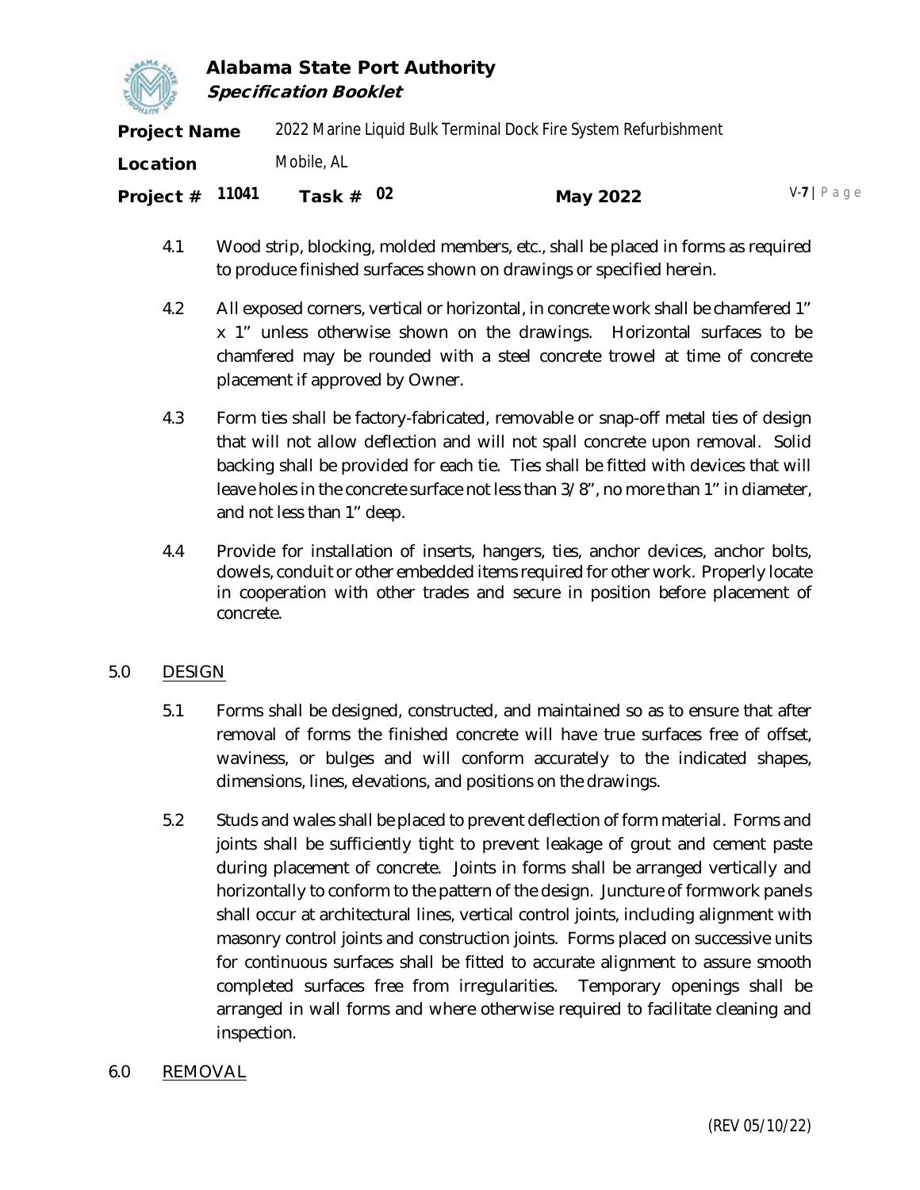4.1 Wood strip, blocking, molded members, etc., shall be placed in forms as required to produce finished surfaces shown on drawings or specified herein.

4.2 All exposed corners, vertical or horizontal, in concrete work shall be chamfered 1" x 1" unless otherwise shown on the drawings. Horizontal surfaces to be chamfered may be rounded with a steel concrete trowel at time of concrete placement if approved by Owner.

4.3 Form ties shall be factory-fabricated, removable or snap-off metal ties of design that will not allow deflection and will not spall concrete upon removal. Solid backing shall be provided for each tie. Ties shall be fitted with devices that will leave holes in the concrete surface not less than 3/8", no more than 1" in diameter, and not less than 1" deep.

4.4 Provide for installation of inserts, hangers, ties, anchor devices, anchor bolts, dowels, conduit or other embedded items required for other work. Properly locate in cooperation with other trades and secure in position before placement of concrete.

## 5.0 DESIGN

5.1 Forms shall be designed, constructed, and maintained so as to ensure that after removal of forms the finished concrete will have true surfaces free of offset, waviness, or bulges and will conform accurately to the indicated shapes, dimensions, lines, elevations, and positions on the drawings.

5.2 Studs and wales shall be placed to prevent deflection of form material. Forms and joints shall be sufficiently tight to prevent leakage of grout and cement paste during placement of concrete. Joints in forms shall be arranged vertically and horizontally to conform to the pattern of the design. Juncture of formwork panels shall occur at architectural lines, vertical control joints, including alignment with masonry control joints and construction joints. Forms placed on successive units for continuous surfaces shall be fitted to accurate alignment to assure smooth completed surfaces free from irregularities. Temporary openings shall be arranged in wall forms and where otherwise required to facilitate cleaning and inspection.

## 6.0 REMOVAL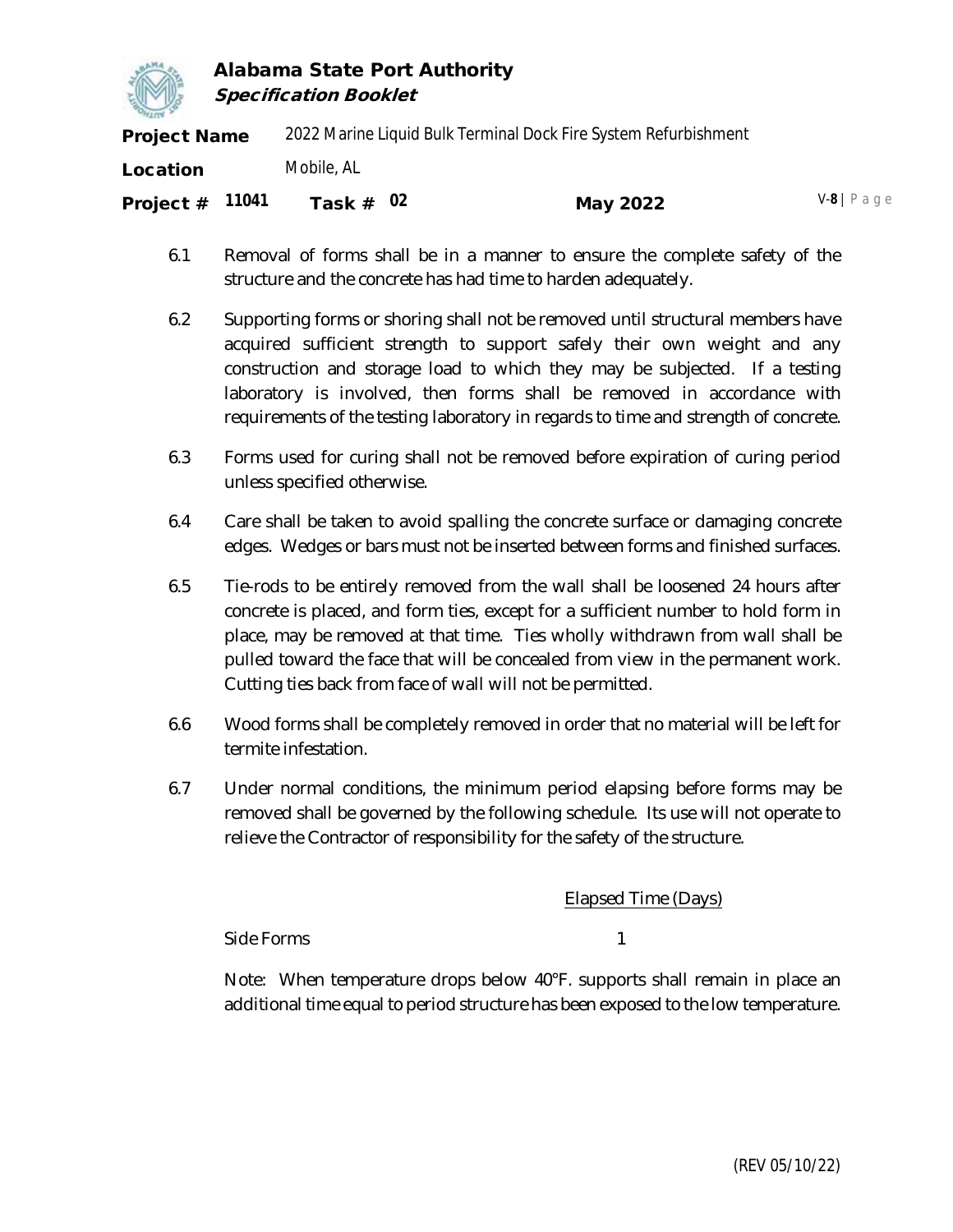6.1 Removal of forms shall be in a manner to ensure the complete safety of the structure and the concrete has had time to harden adequately.

6.2 Supporting forms or shoring shall not be removed until structural members have acquired sufficient strength to support safely their own weight and any construction and storage load to which they may be subjected. If a testing laboratory is involved, then forms shall be removed in accordance with requirements of the testing laboratory in regards to time and strength of concrete.

6.3 Forms used for curing shall not be removed before expiration of curing period unless specified otherwise.

6.4 Care shall be taken to avoid spalling the concrete surface or damaging concrete edges. Wedges or bars must not be inserted between forms and finished surfaces.

6.5 Tie-rods to be entirely removed from the wall shall be loosened 24 hours after concrete is placed, and form ties, except for a sufficient number to hold form in place, may be removed at that time. Ties wholly withdrawn from wall shall be pulled toward the face that will be concealed from view in the permanent work. Cutting ties back from face of wall will not be permitted.

6.6 Wood forms shall be completely removed in order that no material will be left for termite infestation.

6.7 Under normal conditions, the minimum period elapsing before forms may be removed shall be governed by the following schedule. Its use will not operate to relieve the Contractor of responsibility for the safety of the structure.

| | Elapsed Time (Days) |
|---|---|
| Side Forms | 1 |

Note: When temperature drops below 40°F. supports shall remain in place an additional time equal to period structure has been exposed to the low temperature.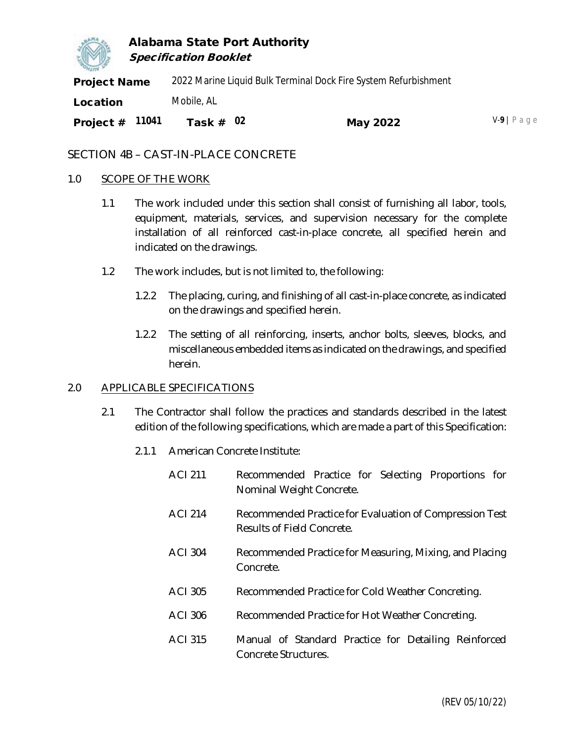## SECTION 4B – CAST-IN-PLACE CONCRETE

1.0 SCOPE OF THE WORK

1.1 The work included under this section shall consist of furnishing all labor, tools, equipment, materials, services, and supervision necessary for the complete installation of all reinforced cast-in-place concrete, all specified herein and indicated on the drawings.

1.2 The work includes, but is not limited to, the following:

1.2.2 The placing, curing, and finishing of all cast-in-place concrete, as indicated on the drawings and specified herein.

1.2.2 The setting of all reinforcing, inserts, anchor bolts, sleeves, blocks, and miscellaneous embedded items as indicated on the drawings, and specified herein.

2.0 APPLICABLE SPECIFICATIONS

2.1 The Contractor shall follow the practices and standards described in the latest edition of the following specifications, which are made a part of this Specification:

2.1.1 American Concrete Institute:

| | |
|---|---|
| ACI 211 | Recommended Practice for Selecting Proportions for Nominal Weight Concrete. |
| ACI 214 | Recommended Practice for Evaluation of Compression Test Results of Field Concrete. |
| ACI 304 | Recommended Practice for Measuring, Mixing, and Placing Concrete. |
| ACI 305 | Recommended Practice for Cold Weather Concreting. |
| ACI 306 | Recommended Practice for Hot Weather Concreting. |
| ACI 315 | Manual of Standard Practice for Detailing Reinforced Concrete Structures. |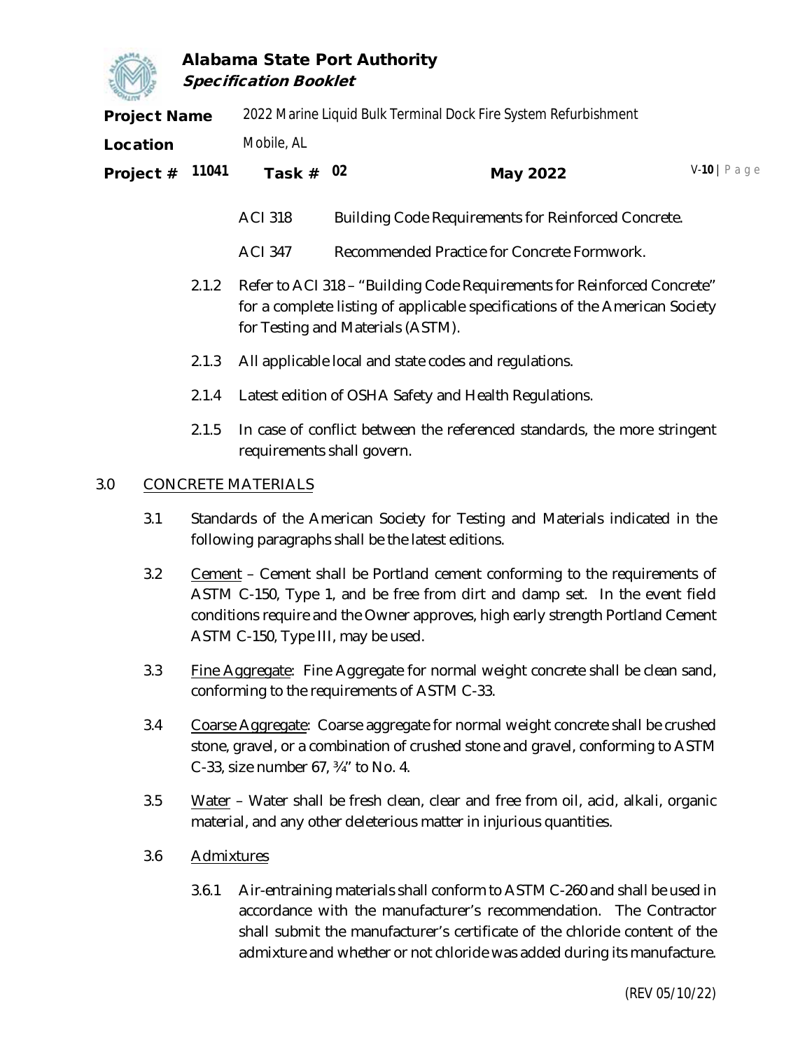ACI 318 Building Code Requirements for Reinforced Concrete.

ACI 347 Recommended Practice for Concrete Formwork.

2.1.2 Refer to ACI 318 – "Building Code Requirements for Reinforced Concrete" for a complete listing of applicable specifications of the American Society for Testing and Materials (ASTM).

2.1.3 All applicable local and state codes and regulations.

2.1.4 Latest edition of OSHA Safety and Health Regulations.

2.1.5 In case of conflict between the referenced standards, the more stringent requirements shall govern.

## 3.0 CONCRETE MATERIALS

3.1 Standards of the American Society for Testing and Materials indicated in the following paragraphs shall be the latest editions.

3.2 Cement – Cement shall be Portland cement conforming to the requirements of ASTM C-150, Type 1, and be free from dirt and damp set. In the event field conditions require and the Owner approves, high early strength Portland Cement ASTM C-150, Type III, may be used.

3.3 Fine Aggregate: Fine Aggregate for normal weight concrete shall be clean sand, conforming to the requirements of ASTM C-33.

3.4 Coarse Aggregate: Coarse aggregate for normal weight concrete shall be crushed stone, gravel, or a combination of crushed stone and gravel, conforming to ASTM C-33, size number 67, ¾" to No. 4.

3.5 Water – Water shall be fresh clean, clear and free from oil, acid, alkali, organic material, and any other deleterious matter in injurious quantities.

3.6 Admixtures

3.6.1 Air-entraining materials shall conform to ASTM C-260 and shall be used in accordance with the manufacturer's recommendation. The Contractor shall submit the manufacturer's certificate of the chloride content of the admixture and whether or not chloride was added during its manufacture.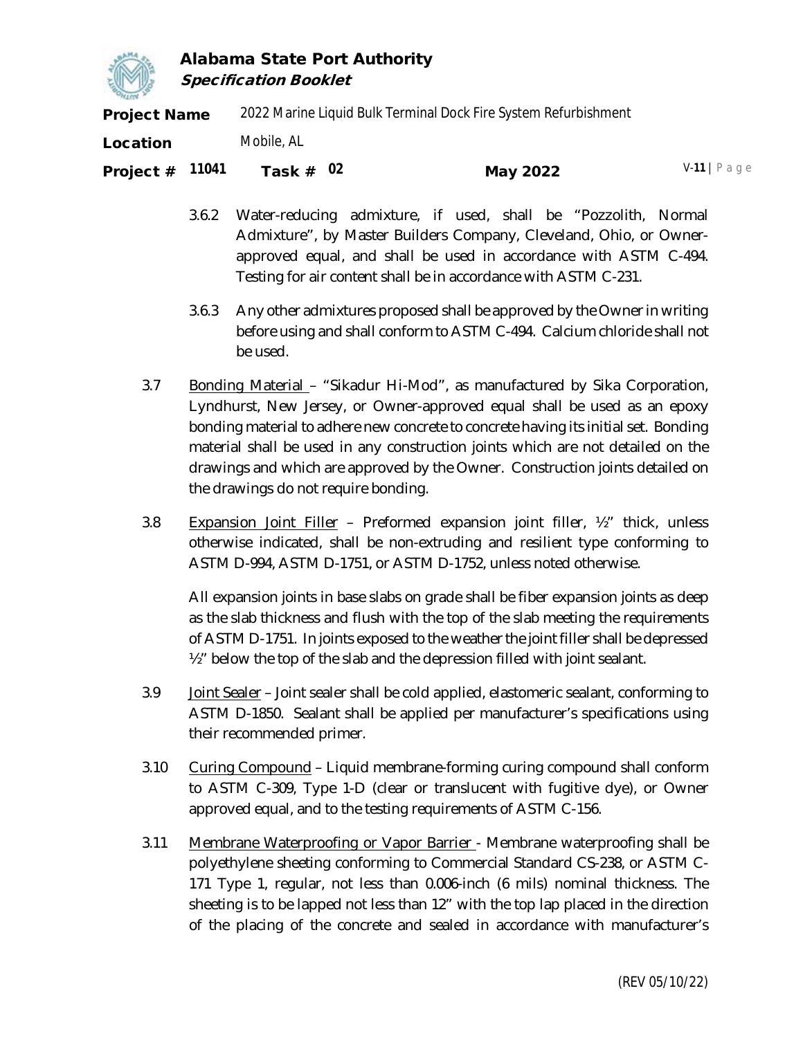3.6.2 Water-reducing admixture, if used, shall be "Pozzolith, Normal Admixture", by Master Builders Company, Cleveland, Ohio, or Owner-approved equal, and shall be used in accordance with ASTM C-494. Testing for air content shall be in accordance with ASTM C-231.

3.6.3 Any other admixtures proposed shall be approved by the Owner in writing before using and shall conform to ASTM C-494. Calcium chloride shall not be used.

3.7 Bonding Material – "Sikadur Hi-Mod", as manufactured by Sika Corporation, Lyndhurst, New Jersey, or Owner-approved equal shall be used as an epoxy bonding material to adhere new concrete to concrete having its initial set. Bonding material shall be used in any construction joints which are not detailed on the drawings and which are approved by the Owner. Construction joints detailed on the drawings do not require bonding.

3.8 Expansion Joint Filler – Preformed expansion joint filler, ½" thick, unless otherwise indicated, shall be non-extruding and resilient type conforming to ASTM D-994, ASTM D-1751, or ASTM D-1752, unless noted otherwise.

All expansion joints in base slabs on grade shall be fiber expansion joints as deep as the slab thickness and flush with the top of the slab meeting the requirements of ASTM D-1751. In joints exposed to the weather the joint filler shall be depressed ½" below the top of the slab and the depression filled with joint sealant.

3.9 Joint Sealer – Joint sealer shall be cold applied, elastomeric sealant, conforming to ASTM D-1850. Sealant shall be applied per manufacturer's specifications using their recommended primer.

3.10 Curing Compound – Liquid membrane-forming curing compound shall conform to ASTM C-309, Type 1-D (clear or translucent with fugitive dye), or Owner approved equal, and to the testing requirements of ASTM C-156.

3.11 Membrane Waterproofing or Vapor Barrier - Membrane waterproofing shall be polyethylene sheeting conforming to Commercial Standard CS-238, or ASTM C-171 Type 1, regular, not less than 0.006-inch (6 mils) nominal thickness. The sheeting is to be lapped not less than 12" with the top lap placed in the direction of the placing of the concrete and sealed in accordance with manufacturer's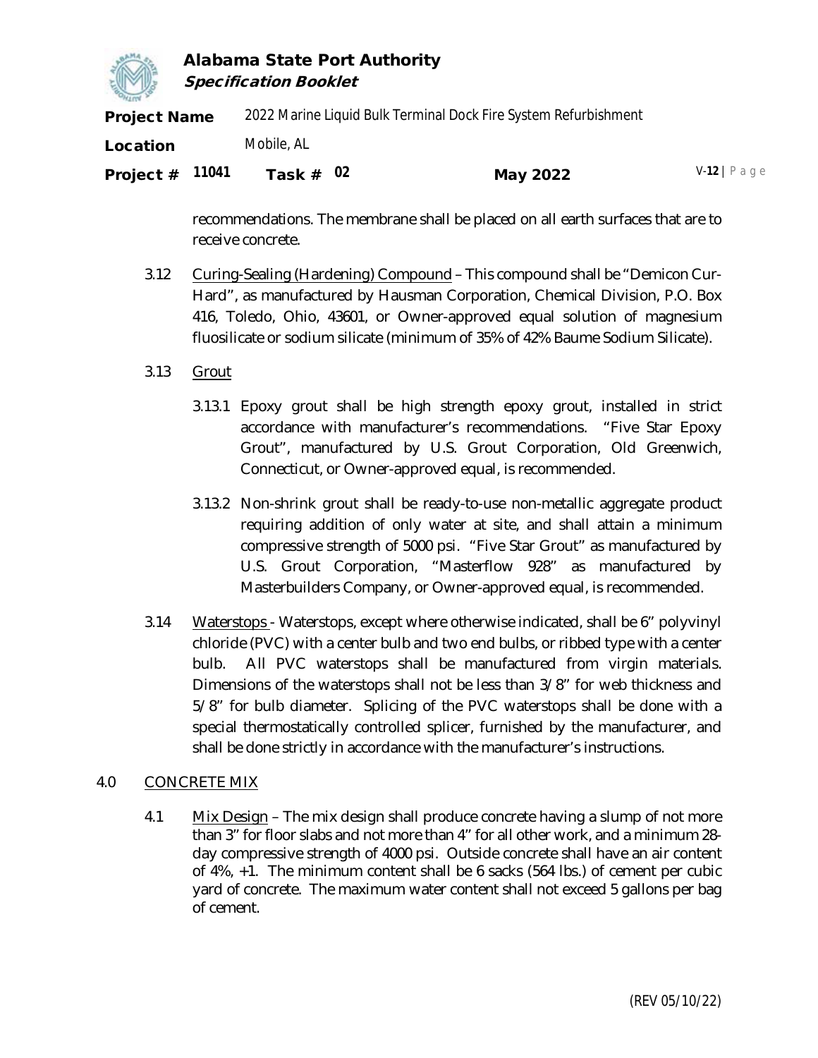recommendations. The membrane shall be placed on all earth surfaces that are to receive concrete.

3.12 Curing-Sealing (Hardening) Compound – This compound shall be "Demicon Cur-Hard", as manufactured by Hausman Corporation, Chemical Division, P.O. Box 416, Toledo, Ohio, 43601, or Owner-approved equal solution of magnesium fluosilicate or sodium silicate (minimum of 35% of 42% Baume Sodium Silicate).

3.13 Grout

3.13.1 Epoxy grout shall be high strength epoxy grout, installed in strict accordance with manufacturer's recommendations. "Five Star Epoxy Grout", manufactured by U.S. Grout Corporation, Old Greenwich, Connecticut, or Owner-approved equal, is recommended.

3.13.2 Non-shrink grout shall be ready-to-use non-metallic aggregate product requiring addition of only water at site, and shall attain a minimum compressive strength of 5000 psi. "Five Star Grout" as manufactured by U.S. Grout Corporation, "Masterflow 928" as manufactured by Masterbuilders Company, or Owner-approved equal, is recommended.

3.14 Waterstops - Waterstops, except where otherwise indicated, shall be 6" polyvinyl chloride (PVC) with a center bulb and two end bulbs, or ribbed type with a center bulb. All PVC waterstops shall be manufactured from virgin materials. Dimensions of the waterstops shall not be less than 3/8" for web thickness and 5/8" for bulb diameter. Splicing of the PVC waterstops shall be done with a special thermostatically controlled splicer, furnished by the manufacturer, and shall be done strictly in accordance with the manufacturer's instructions.

4.0 CONCRETE MIX

4.1 Mix Design – The mix design shall produce concrete having a slump of not more than 3" for floor slabs and not more than 4" for all other work, and a minimum 28-day compressive strength of 4000 psi. Outside concrete shall have an air content of 4%, +1. The minimum content shall be 6 sacks (564 lbs.) of cement per cubic yard of concrete. The maximum water content shall not exceed 5 gallons per bag of cement.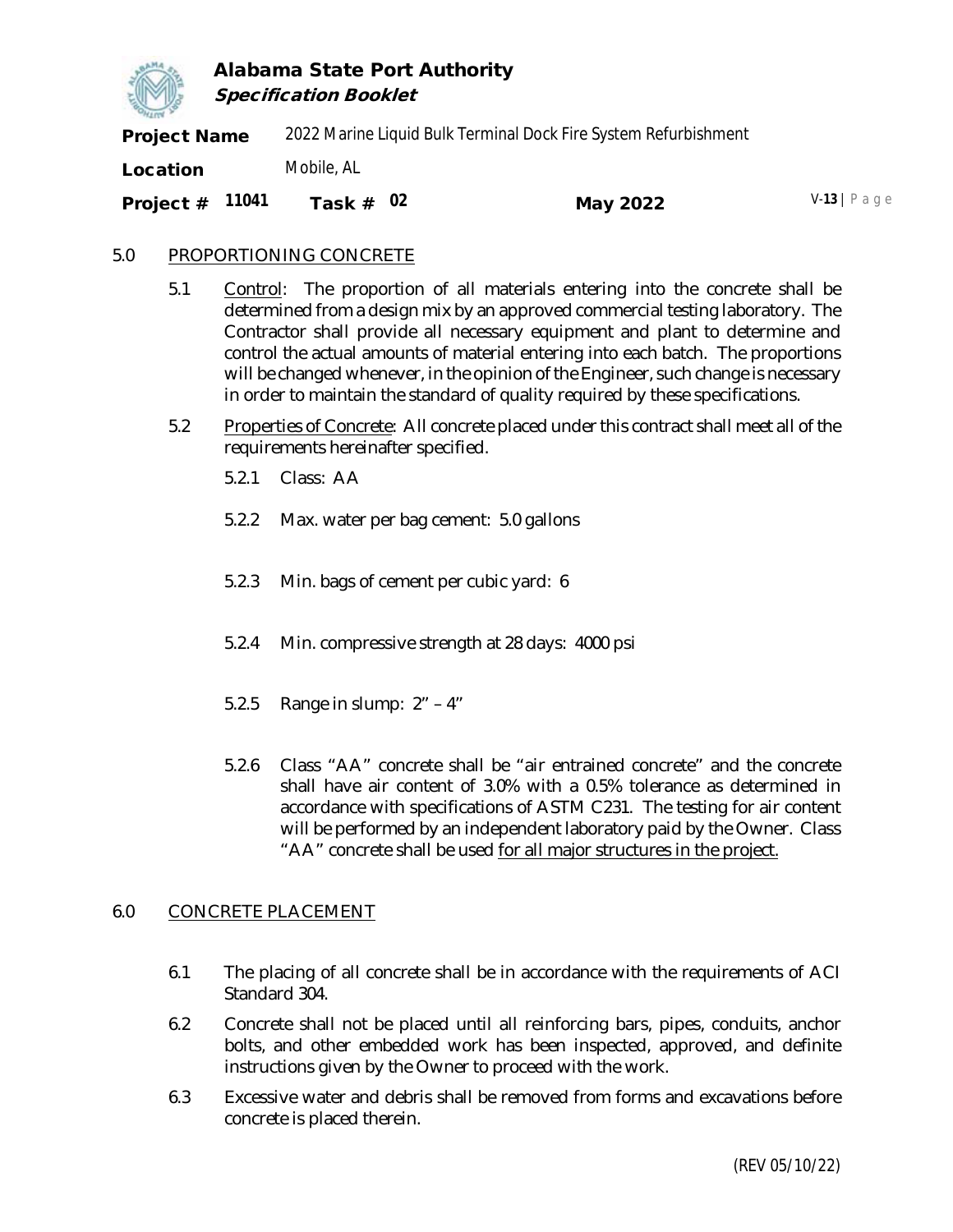## 5.0 PROPORTIONING CONCRETE

5.1 Control: The proportion of all materials entering into the concrete shall be determined from a design mix by an approved commercial testing laboratory. The Contractor shall provide all necessary equipment and plant to determine and control the actual amounts of material entering into each batch. The proportions will be changed whenever, in the opinion of the Engineer, such change is necessary in order to maintain the standard of quality required by these specifications.

5.2 Properties of Concrete: All concrete placed under this contract shall meet all of the requirements hereinafter specified.

5.2.1 Class: AA

5.2.2 Max. water per bag cement: 5.0 gallons

5.2.3 Min. bags of cement per cubic yard: 6

5.2.4 Min. compressive strength at 28 days: 4000 psi

5.2.5 Range in slump: 2" – 4"

5.2.6 Class "AA" concrete shall be "air entrained concrete" and the concrete shall have air content of 3.0% with a 0.5% tolerance as determined in accordance with specifications of ASTM C231. The testing for air content will be performed by an independent laboratory paid by the Owner. Class "AA" concrete shall be used for all major structures in the project.

## 6.0 CONCRETE PLACEMENT

6.1 The placing of all concrete shall be in accordance with the requirements of ACI Standard 304.

6.2 Concrete shall not be placed until all reinforcing bars, pipes, conduits, anchor bolts, and other embedded work has been inspected, approved, and definite instructions given by the Owner to proceed with the work.

6.3 Excessive water and debris shall be removed from forms and excavations before concrete is placed therein.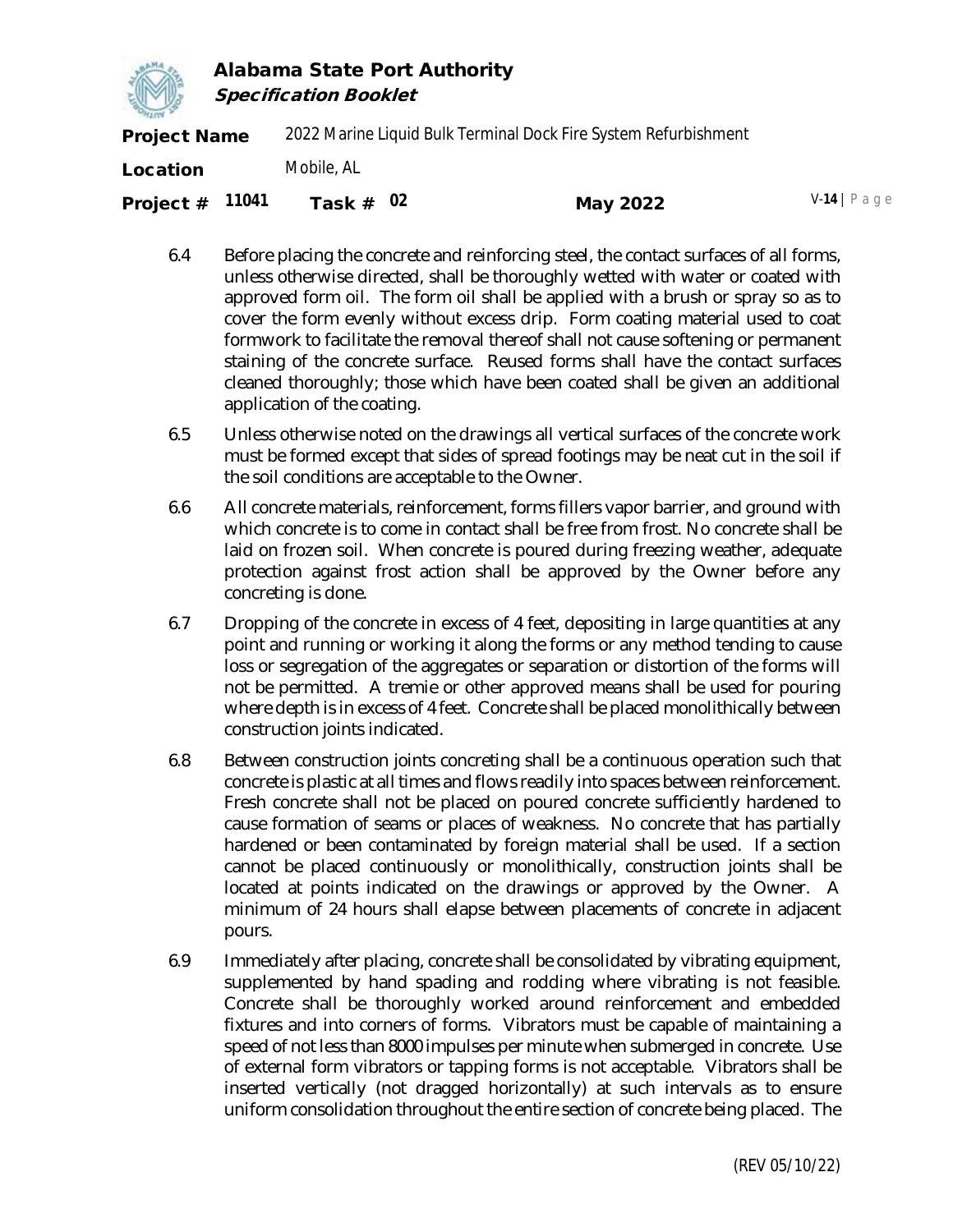6.4 Before placing the concrete and reinforcing steel, the contact surfaces of all forms, unless otherwise directed, shall be thoroughly wetted with water or coated with approved form oil. The form oil shall be applied with a brush or spray so as to cover the form evenly without excess drip. Form coating material used to coat formwork to facilitate the removal thereof shall not cause softening or permanent staining of the concrete surface. Reused forms shall have the contact surfaces cleaned thoroughly; those which have been coated shall be given an additional application of the coating.

6.5 Unless otherwise noted on the drawings all vertical surfaces of the concrete work must be formed except that sides of spread footings may be neat cut in the soil if the soil conditions are acceptable to the Owner.

6.6 All concrete materials, reinforcement, forms fillers vapor barrier, and ground with which concrete is to come in contact shall be free from frost. No concrete shall be laid on frozen soil. When concrete is poured during freezing weather, adequate protection against frost action shall be approved by the Owner before any concreting is done.

6.7 Dropping of the concrete in excess of 4 feet, depositing in large quantities at any point and running or working it along the forms or any method tending to cause loss or segregation of the aggregates or separation or distortion of the forms will not be permitted. A tremie or other approved means shall be used for pouring where depth is in excess of 4 feet. Concrete shall be placed monolithically between construction joints indicated.

6.8 Between construction joints concreting shall be a continuous operation such that concrete is plastic at all times and flows readily into spaces between reinforcement. Fresh concrete shall not be placed on poured concrete sufficiently hardened to cause formation of seams or places of weakness. No concrete that has partially hardened or been contaminated by foreign material shall be used. If a section cannot be placed continuously or monolithically, construction joints shall be located at points indicated on the drawings or approved by the Owner. A minimum of 24 hours shall elapse between placements of concrete in adjacent pours.

6.9 Immediately after placing, concrete shall be consolidated by vibrating equipment, supplemented by hand spading and rodding where vibrating is not feasible. Concrete shall be thoroughly worked around reinforcement and embedded fixtures and into corners of forms. Vibrators must be capable of maintaining a speed of not less than 8000 impulses per minute when submerged in concrete. Use of external form vibrators or tapping forms is not acceptable. Vibrators shall be inserted vertically (not dragged horizontally) at such intervals as to ensure uniform consolidation throughout the entire section of concrete being placed. The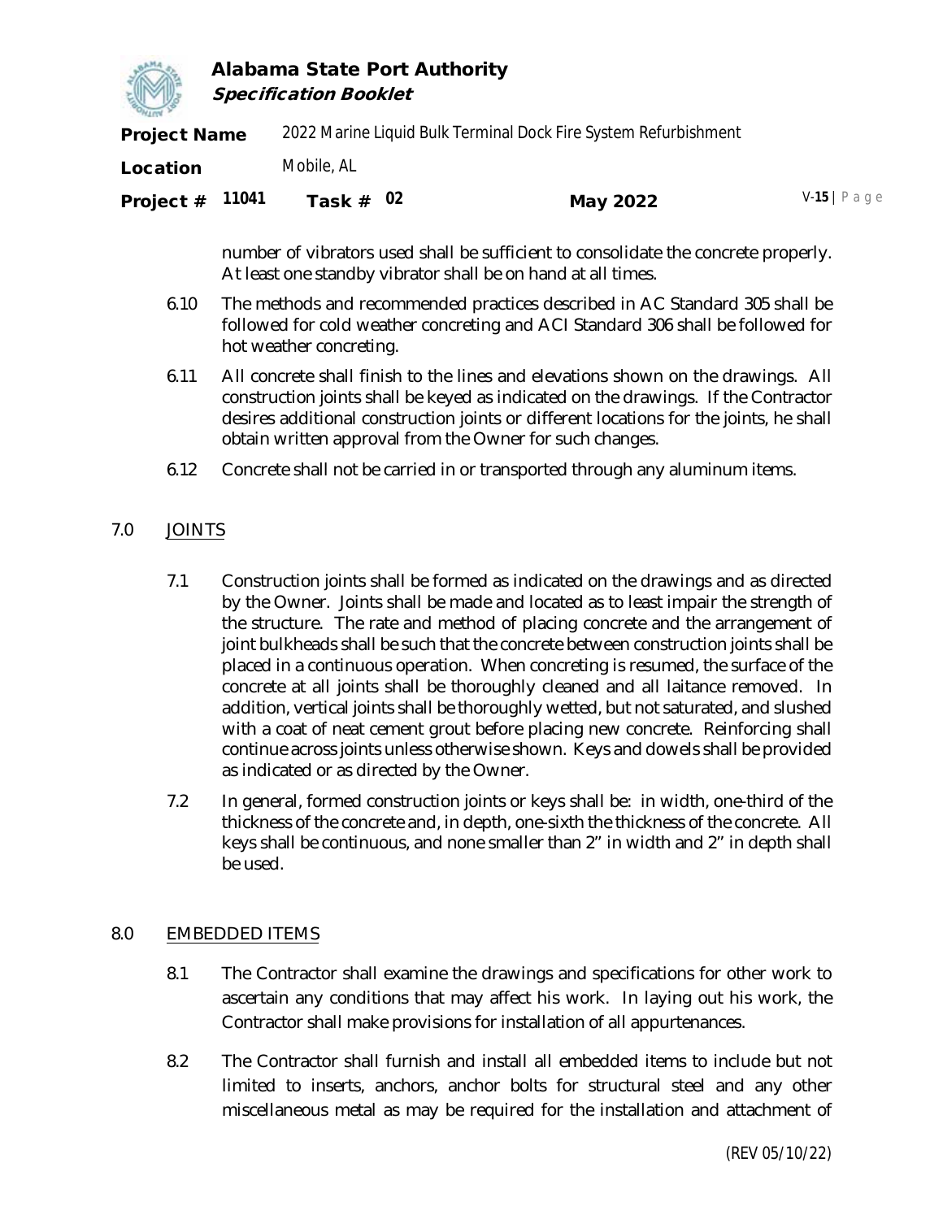number of vibrators used shall be sufficient to consolidate the concrete properly. At least one standby vibrator shall be on hand at all times.

6.10 The methods and recommended practices described in AC Standard 305 shall be followed for cold weather concreting and ACI Standard 306 shall be followed for hot weather concreting.

6.11 All concrete shall finish to the lines and elevations shown on the drawings. All construction joints shall be keyed as indicated on the drawings. If the Contractor desires additional construction joints or different locations for the joints, he shall obtain written approval from the Owner for such changes.

6.12 Concrete shall not be carried in or transported through any aluminum items.

## 7.0 JOINTS

7.1 Construction joints shall be formed as indicated on the drawings and as directed by the Owner. Joints shall be made and located as to least impair the strength of the structure. The rate and method of placing concrete and the arrangement of joint bulkheads shall be such that the concrete between construction joints shall be placed in a continuous operation. When concreting is resumed, the surface of the concrete at all joints shall be thoroughly cleaned and all laitance removed. In addition, vertical joints shall be thoroughly wetted, but not saturated, and slushed with a coat of neat cement grout before placing new concrete. Reinforcing shall continue across joints unless otherwise shown. Keys and dowels shall be provided as indicated or as directed by the Owner.

7.2 In general, formed construction joints or keys shall be: in width, one-third of the thickness of the concrete and, in depth, one-sixth the thickness of the concrete. All keys shall be continuous, and none smaller than 2" in width and 2" in depth shall be used.

## 8.0 EMBEDDED ITEMS

8.1 The Contractor shall examine the drawings and specifications for other work to ascertain any conditions that may affect his work. In laying out his work, the Contractor shall make provisions for installation of all appurtenances.

8.2 The Contractor shall furnish and install all embedded items to include but not limited to inserts, anchors, anchor bolts for structural steel and any other miscellaneous metal as may be required for the installation and attachment of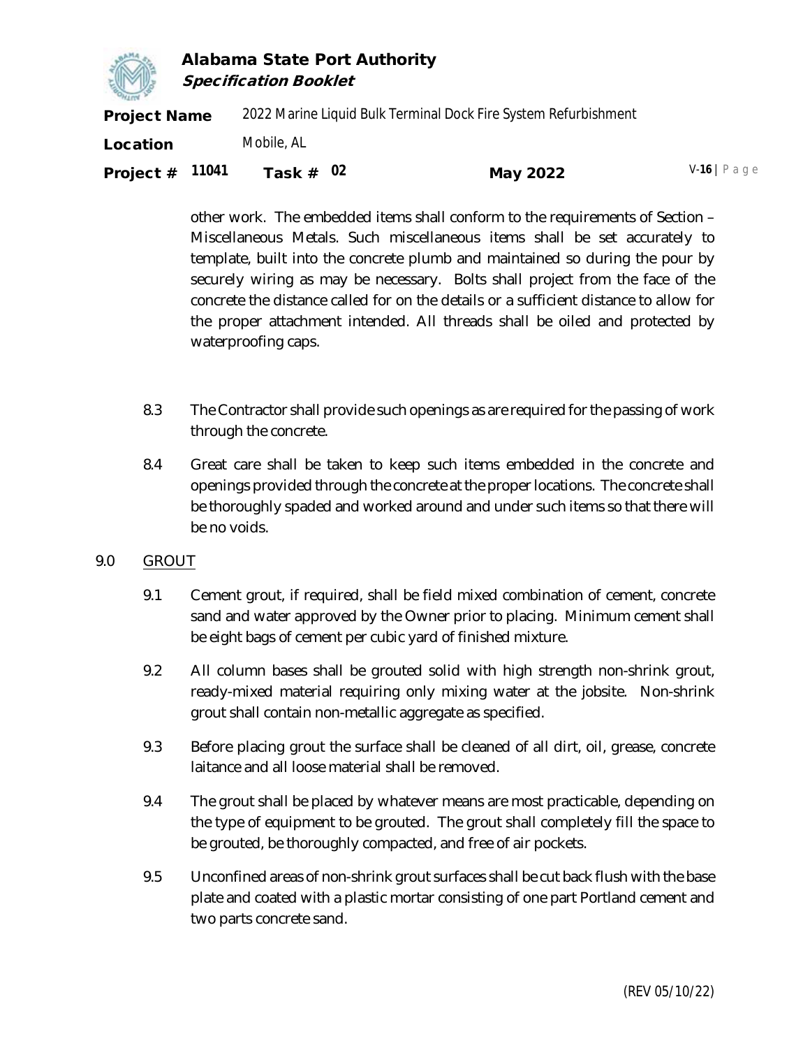other work. The embedded items shall conform to the requirements of Section – Miscellaneous Metals. Such miscellaneous items shall be set accurately to template, built into the concrete plumb and maintained so during the pour by securely wiring as may be necessary. Bolts shall project from the face of the concrete the distance called for on the details or a sufficient distance to allow for the proper attachment intended. All threads shall be oiled and protected by waterproofing caps.

8.3 The Contractor shall provide such openings as are required for the passing of work through the concrete.

8.4 Great care shall be taken to keep such items embedded in the concrete and openings provided through the concrete at the proper locations. The concrete shall be thoroughly spaded and worked around and under such items so that there will be no voids.

## 9.0 GROUT

9.1 Cement grout, if required, shall be field mixed combination of cement, concrete sand and water approved by the Owner prior to placing. Minimum cement shall be eight bags of cement per cubic yard of finished mixture.

9.2 All column bases shall be grouted solid with high strength non-shrink grout, ready-mixed material requiring only mixing water at the jobsite. Non-shrink grout shall contain non-metallic aggregate as specified.

9.3 Before placing grout the surface shall be cleaned of all dirt, oil, grease, concrete laitance and all loose material shall be removed.

9.4 The grout shall be placed by whatever means are most practicable, depending on the type of equipment to be grouted. The grout shall completely fill the space to be grouted, be thoroughly compacted, and free of air pockets.

9.5 Unconfined areas of non-shrink grout surfaces shall be cut back flush with the base plate and coated with a plastic mortar consisting of one part Portland cement and two parts concrete sand.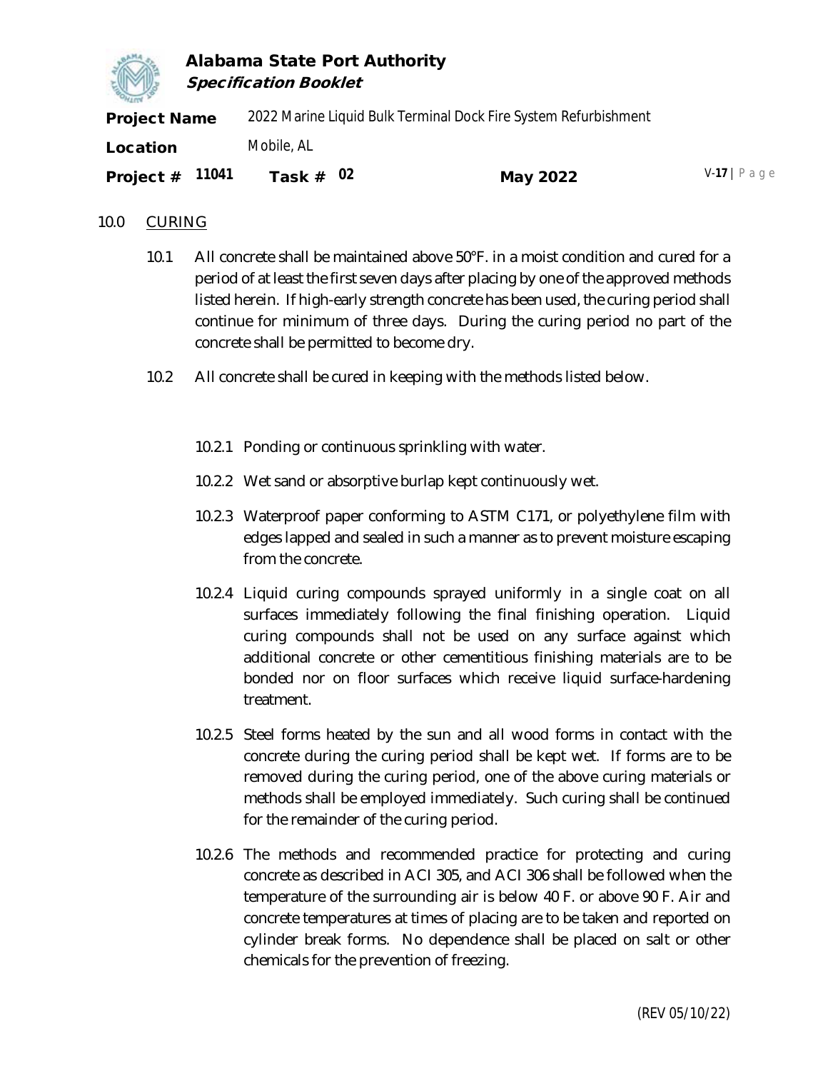## 10.0 CURING

10.1 All concrete shall be maintained above 50°F. in a moist condition and cured for a period of at least the first seven days after placing by one of the approved methods listed herein. If high-early strength concrete has been used, the curing period shall continue for minimum of three days. During the curing period no part of the concrete shall be permitted to become dry.

10.2 All concrete shall be cured in keeping with the methods listed below.

10.2.1 Ponding or continuous sprinkling with water.

10.2.2 Wet sand or absorptive burlap kept continuously wet.

10.2.3 Waterproof paper conforming to ASTM C171, or polyethylene film with edges lapped and sealed in such a manner as to prevent moisture escaping from the concrete.

10.2.4 Liquid curing compounds sprayed uniformly in a single coat on all surfaces immediately following the final finishing operation. Liquid curing compounds shall not be used on any surface against which additional concrete or other cementitious finishing materials are to be bonded nor on floor surfaces which receive liquid surface-hardening treatment.

10.2.5 Steel forms heated by the sun and all wood forms in contact with the concrete during the curing period shall be kept wet. If forms are to be removed during the curing period, one of the above curing materials or methods shall be employed immediately. Such curing shall be continued for the remainder of the curing period.

10.2.6 The methods and recommended practice for protecting and curing concrete as described in ACI 305, and ACI 306 shall be followed when the temperature of the surrounding air is below 40 F. or above 90 F. Air and concrete temperatures at times of placing are to be taken and reported on cylinder break forms. No dependence shall be placed on salt or other chemicals for the prevention of freezing.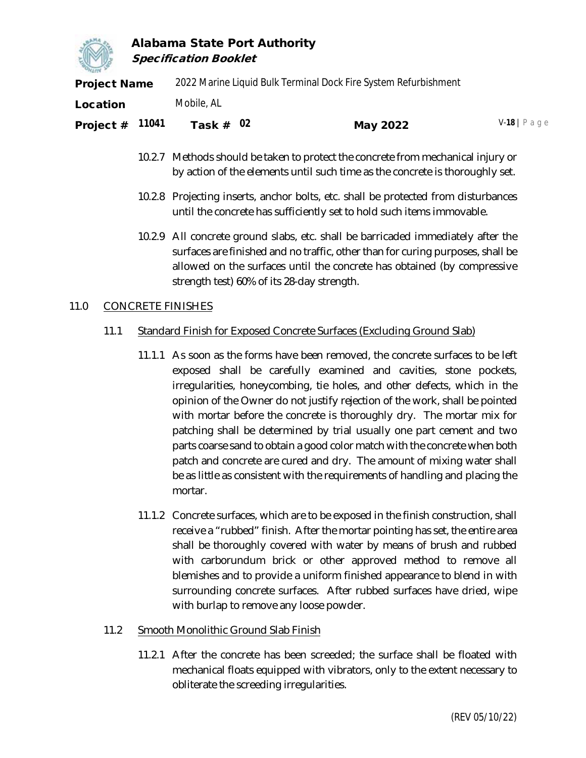10.2.7 Methods should be taken to protect the concrete from mechanical injury or by action of the elements until such time as the concrete is thoroughly set.

10.2.8 Projecting inserts, anchor bolts, etc. shall be protected from disturbances until the concrete has sufficiently set to hold such items immovable.

10.2.9 All concrete ground slabs, etc. shall be barricaded immediately after the surfaces are finished and no traffic, other than for curing purposes, shall be allowed on the surfaces until the concrete has obtained (by compressive strength test) 60% of its 28-day strength.

## 11.0 CONCRETE FINISHES

### 11.1 Standard Finish for Exposed Concrete Surfaces (Excluding Ground Slab)

11.1.1 As soon as the forms have been removed, the concrete surfaces to be left exposed shall be carefully examined and cavities, stone pockets, irregularities, honeycombing, tie holes, and other defects, which in the opinion of the Owner do not justify rejection of the work, shall be pointed with mortar before the concrete is thoroughly dry. The mortar mix for patching shall be determined by trial usually one part cement and two parts coarse sand to obtain a good color match with the concrete when both patch and concrete are cured and dry. The amount of mixing water shall be as little as consistent with the requirements of handling and placing the mortar.

11.1.2 Concrete surfaces, which are to be exposed in the finish construction, shall receive a "rubbed" finish. After the mortar pointing has set, the entire area shall be thoroughly covered with water by means of brush and rubbed with carborundum brick or other approved method to remove all blemishes and to provide a uniform finished appearance to blend in with surrounding concrete surfaces. After rubbed surfaces have dried, wipe with burlap to remove any loose powder.

### 11.2 Smooth Monolithic Ground Slab Finish

11.2.1 After the concrete has been screeded; the surface shall be floated with mechanical floats equipped with vibrators, only to the extent necessary to obliterate the screeding irregularities.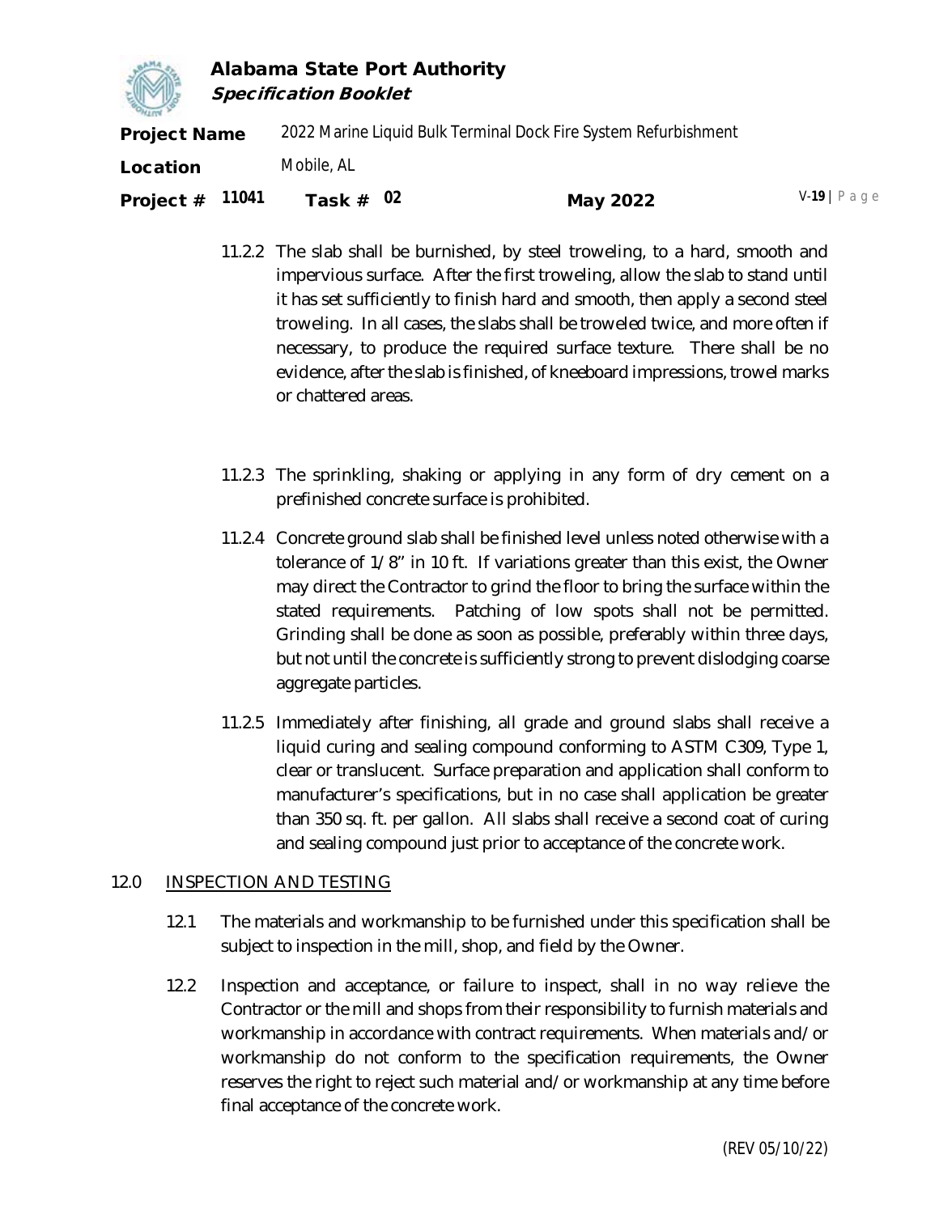11.2.2 The slab shall be burnished, by steel troweling, to a hard, smooth and impervious surface. After the first troweling, allow the slab to stand until it has set sufficiently to finish hard and smooth, then apply a second steel troweling. In all cases, the slabs shall be troweled twice, and more often if necessary, to produce the required surface texture. There shall be no evidence, after the slab is finished, of kneeboard impressions, trowel marks or chattered areas.

11.2.3 The sprinkling, shaking or applying in any form of dry cement on a prefinished concrete surface is prohibited.

11.2.4 Concrete ground slab shall be finished level unless noted otherwise with a tolerance of 1/8" in 10 ft. If variations greater than this exist, the Owner may direct the Contractor to grind the floor to bring the surface within the stated requirements. Patching of low spots shall not be permitted. Grinding shall be done as soon as possible, preferably within three days, but not until the concrete is sufficiently strong to prevent dislodging coarse aggregate particles.

11.2.5 Immediately after finishing, all grade and ground slabs shall receive a liquid curing and sealing compound conforming to ASTM C309, Type 1, clear or translucent. Surface preparation and application shall conform to manufacturer's specifications, but in no case shall application be greater than 350 sq. ft. per gallon. All slabs shall receive a second coat of curing and sealing compound just prior to acceptance of the concrete work.

## 12.0 INSPECTION AND TESTING

12.1 The materials and workmanship to be furnished under this specification shall be subject to inspection in the mill, shop, and field by the Owner.

12.2 Inspection and acceptance, or failure to inspect, shall in no way relieve the Contractor or the mill and shops from their responsibility to furnish materials and workmanship in accordance with contract requirements. When materials and/or workmanship do not conform to the specification requirements, the Owner reserves the right to reject such material and/or workmanship at any time before final acceptance of the concrete work.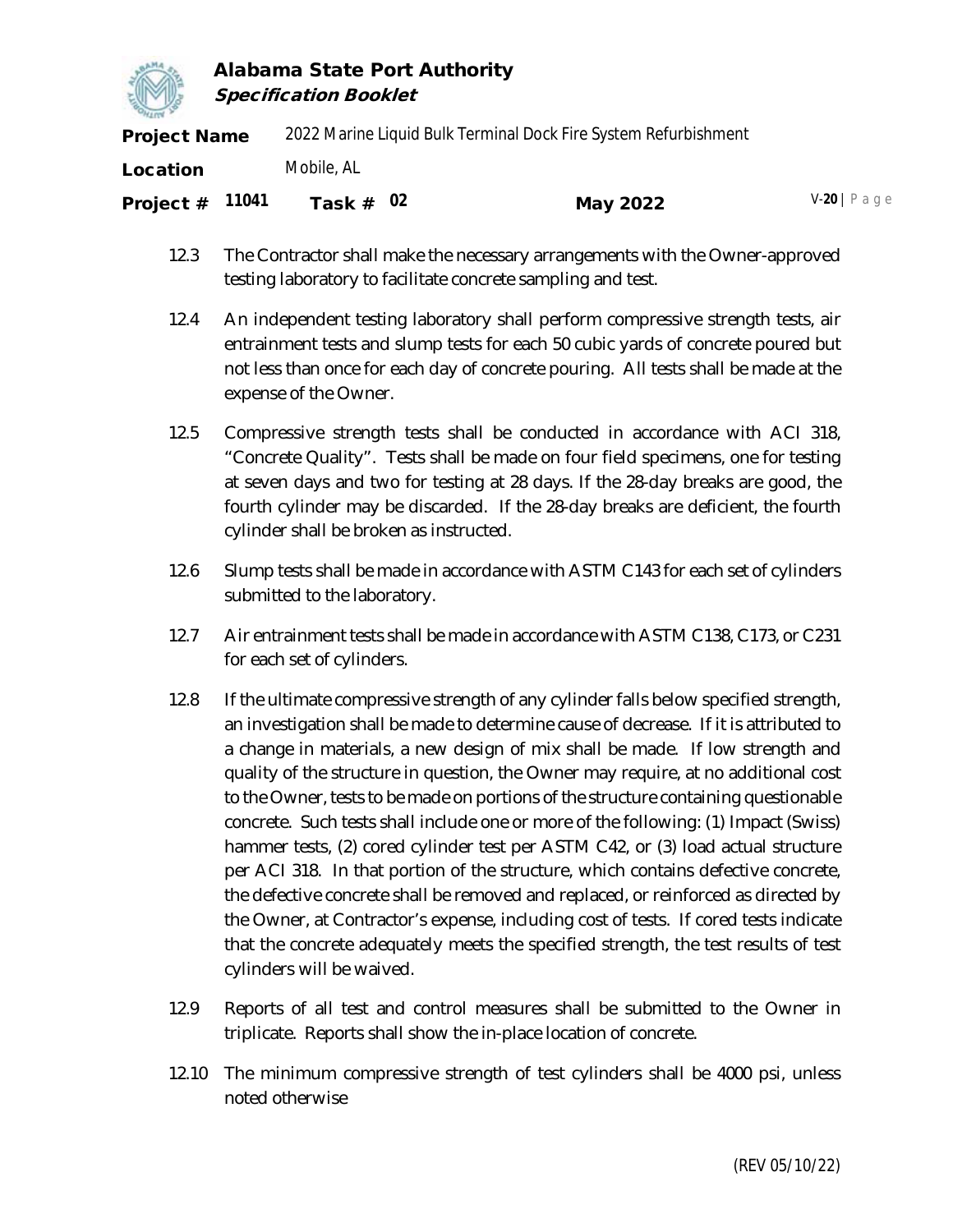12.3 The Contractor shall make the necessary arrangements with the Owner-approved testing laboratory to facilitate concrete sampling and test.

12.4 An independent testing laboratory shall perform compressive strength tests, air entrainment tests and slump tests for each 50 cubic yards of concrete poured but not less than once for each day of concrete pouring. All tests shall be made at the expense of the Owner.

12.5 Compressive strength tests shall be conducted in accordance with ACI 318, "Concrete Quality". Tests shall be made on four field specimens, one for testing at seven days and two for testing at 28 days. If the 28-day breaks are good, the fourth cylinder may be discarded. If the 28-day breaks are deficient, the fourth cylinder shall be broken as instructed.

12.6 Slump tests shall be made in accordance with ASTM C143 for each set of cylinders submitted to the laboratory.

12.7 Air entrainment tests shall be made in accordance with ASTM C138, C173, or C231 for each set of cylinders.

12.8 If the ultimate compressive strength of any cylinder falls below specified strength, an investigation shall be made to determine cause of decrease. If it is attributed to a change in materials, a new design of mix shall be made. If low strength and quality of the structure in question, the Owner may require, at no additional cost to the Owner, tests to be made on portions of the structure containing questionable concrete. Such tests shall include one or more of the following: (1) Impact (Swiss) hammer tests, (2) cored cylinder test per ASTM C42, or (3) load actual structure per ACI 318. In that portion of the structure, which contains defective concrete, the defective concrete shall be removed and replaced, or reinforced as directed by the Owner, at Contractor's expense, including cost of tests. If cored tests indicate that the concrete adequately meets the specified strength, the test results of test cylinders will be waived.

12.9 Reports of all test and control measures shall be submitted to the Owner in triplicate. Reports shall show the in-place location of concrete.

12.10 The minimum compressive strength of test cylinders shall be 4000 psi, unless noted otherwise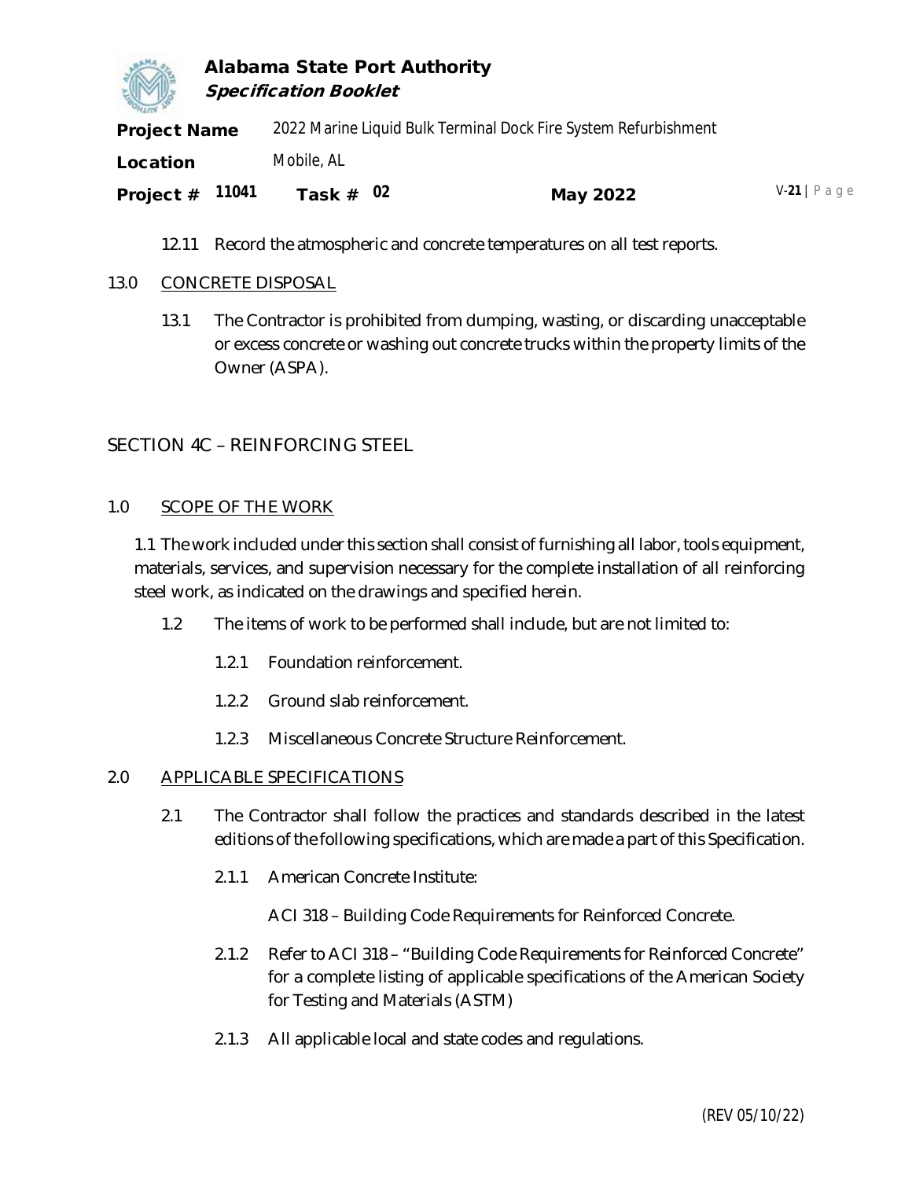12.11 Record the atmospheric and concrete temperatures on all test reports.

13.0 CONCRETE DISPOSAL

13.1 The Contractor is prohibited from dumping, wasting, or discarding unacceptable or excess concrete or washing out concrete trucks within the property limits of the Owner (ASPA).

## SECTION 4C – REINFORCING STEEL

1.0 SCOPE OF THE WORK

1.1 The work included under this section shall consist of furnishing all labor, tools equipment, materials, services, and supervision necessary for the complete installation of all reinforcing steel work, as indicated on the drawings and specified herein.

1.2 The items of work to be performed shall include, but are not limited to:

1.2.1 Foundation reinforcement.

1.2.2 Ground slab reinforcement.

1.2.3 Miscellaneous Concrete Structure Reinforcement.

2.0 APPLICABLE SPECIFICATIONS

2.1 The Contractor shall follow the practices and standards described in the latest editions of the following specifications, which are made a part of this Specification.

2.1.1 American Concrete Institute:

ACI 318 – Building Code Requirements for Reinforced Concrete.

2.1.2 Refer to ACI 318 – "Building Code Requirements for Reinforced Concrete" for a complete listing of applicable specifications of the American Society for Testing and Materials (ASTM)

2.1.3 All applicable local and state codes and regulations.

(REV 05/10/22)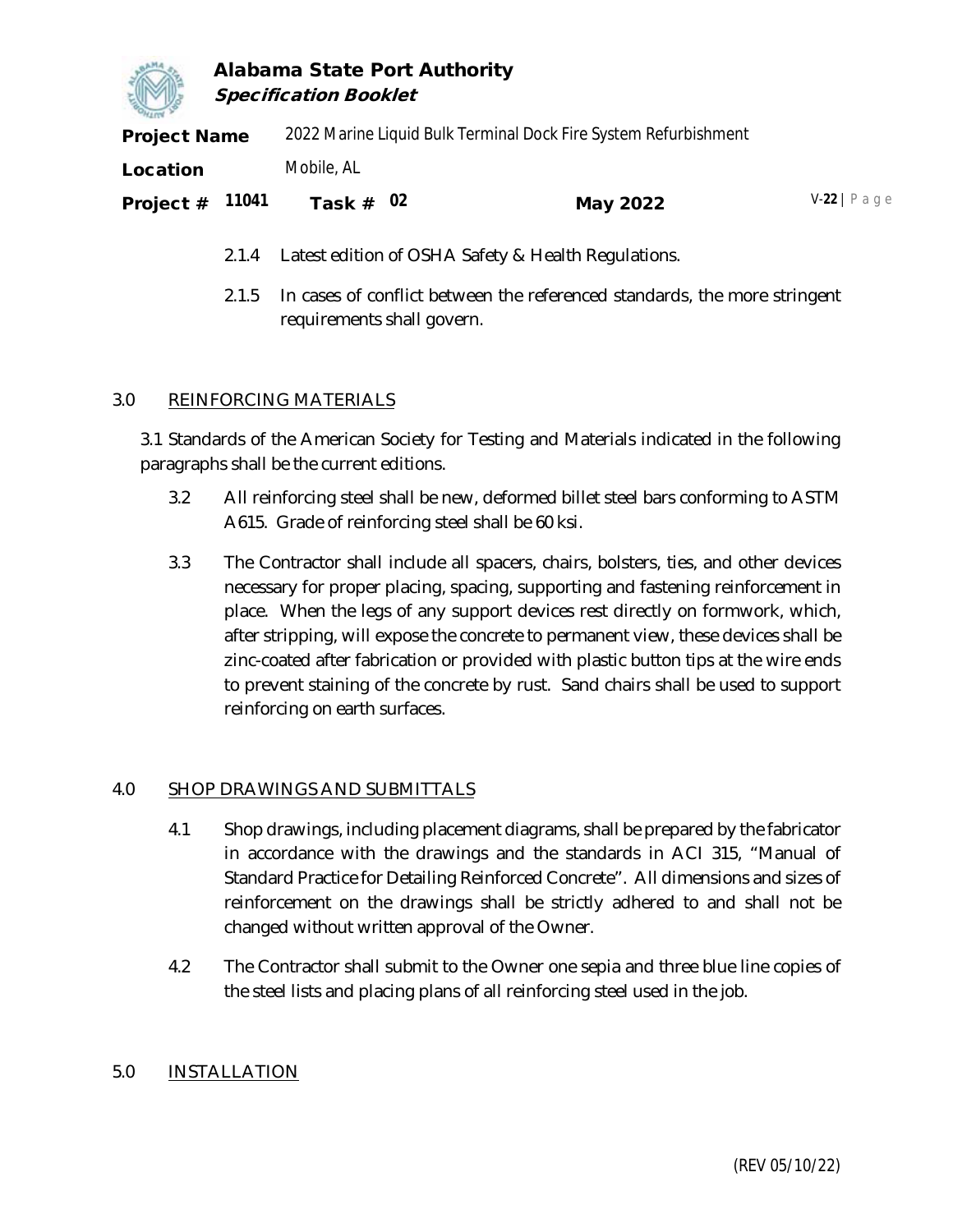2.1.4 Latest edition of OSHA Safety & Health Regulations.

2.1.5 In cases of conflict between the referenced standards, the more stringent requirements shall govern.

## 3.0 REINFORCING MATERIALS

3.1 Standards of the American Society for Testing and Materials indicated in the following paragraphs shall be the current editions.

3.2 All reinforcing steel shall be new, deformed billet steel bars conforming to ASTM A615. Grade of reinforcing steel shall be 60 ksi.

3.3 The Contractor shall include all spacers, chairs, bolsters, ties, and other devices necessary for proper placing, spacing, supporting and fastening reinforcement in place. When the legs of any support devices rest directly on formwork, which, after stripping, will expose the concrete to permanent view, these devices shall be zinc-coated after fabrication or provided with plastic button tips at the wire ends to prevent staining of the concrete by rust. Sand chairs shall be used to support reinforcing on earth surfaces.

## 4.0 SHOP DRAWINGS AND SUBMITTALS

4.1 Shop drawings, including placement diagrams, shall be prepared by the fabricator in accordance with the drawings and the standards in ACI 315, "Manual of Standard Practice for Detailing Reinforced Concrete". All dimensions and sizes of reinforcement on the drawings shall be strictly adhered to and shall not be changed without written approval of the Owner.

4.2 The Contractor shall submit to the Owner one sepia and three blue line copies of the steel lists and placing plans of all reinforcing steel used in the job.

## 5.0 INSTALLATION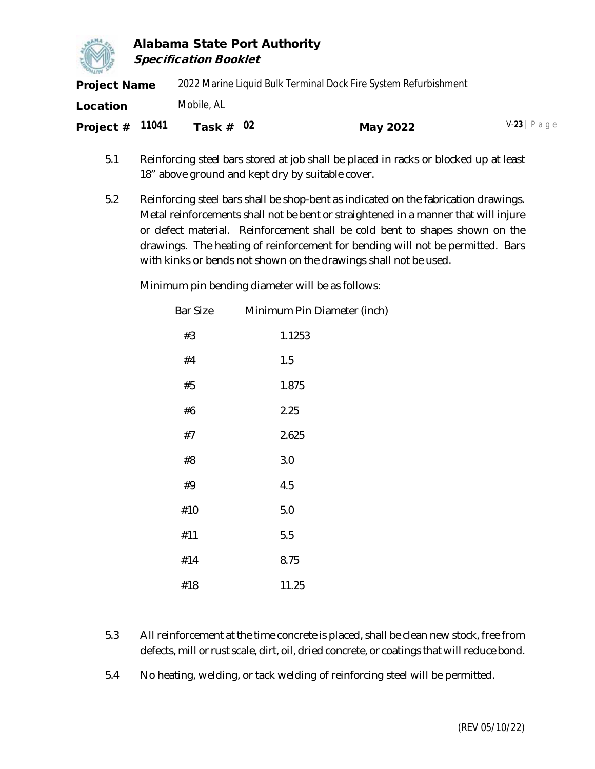5.1 Reinforcing steel bars stored at job shall be placed in racks or blocked up at least 18" above ground and kept dry by suitable cover.

5.2 Reinforcing steel bars shall be shop-bent as indicated on the fabrication drawings. Metal reinforcements shall not be bent or straightened in a manner that will injure or defect material. Reinforcement shall be cold bent to shapes shown on the drawings. The heating of reinforcement for bending will not be permitted. Bars with kinks or bends not shown on the drawings shall not be used.

Minimum pin bending diameter will be as follows:

| Bar Size | Minimum Pin Diameter (inch) |
|---|---|
| #3 | 1.1253 |
| #4 | 1.5 |
| #5 | 1.875 |
| #6 | 2.25 |
| #7 | 2.625 |
| #8 | 3.0 |
| #9 | 4.5 |
| #10 | 5.0 |
| #11 | 5.5 |
| #14 | 8.75 |
| #18 | 11.25 |

5.3 All reinforcement at the time concrete is placed, shall be clean new stock, free from defects, mill or rust scale, dirt, oil, dried concrete, or coatings that will reduce bond.

5.4 No heating, welding, or tack welding of reinforcing steel will be permitted.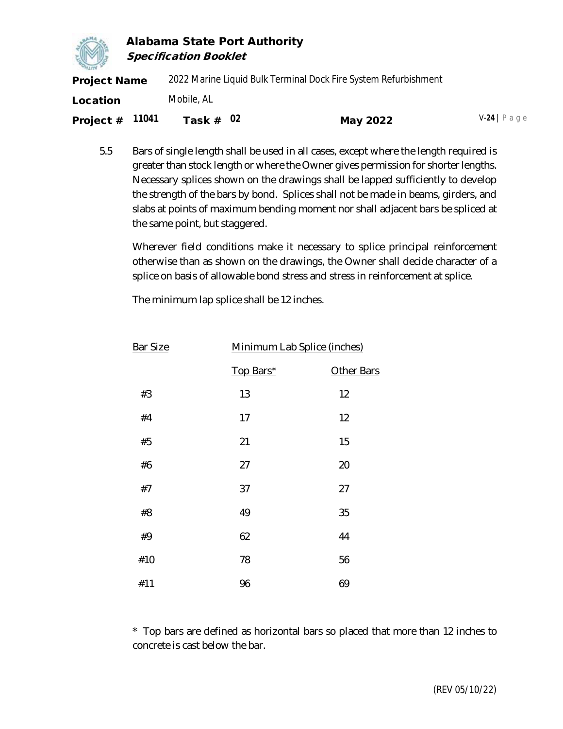5.5 Bars of single length shall be used in all cases, except where the length required is greater than stock length or where the Owner gives permission for shorter lengths. Necessary splices shown on the drawings shall be lapped sufficiently to develop the strength of the bars by bond. Splices shall not be made in beams, girders, and slabs at points of maximum bending moment nor shall adjacent bars be spliced at the same point, but staggered.

Wherever field conditions make it necessary to splice principal reinforcement otherwise than as shown on the drawings, the Owner shall decide character of a splice on basis of allowable bond stress and stress in reinforcement at splice.

The minimum lap splice shall be 12 inches.

| Bar Size | Minimum Lab Splice (inches) | |
|---|---|---|
| | Top Bars* | Other Bars |
| #3 | 13 | 12 |
| #4 | 17 | 12 |
| #5 | 21 | 15 |
| #6 | 27 | 20 |
| #7 | 37 | 27 |
| #8 | 49 | 35 |
| #9 | 62 | 44 |
| #10 | 78 | 56 |
| #11 | 96 | 69 |

\* Top bars are defined as horizontal bars so placed that more than 12 inches to concrete is cast below the bar.

(REV 05/10/22)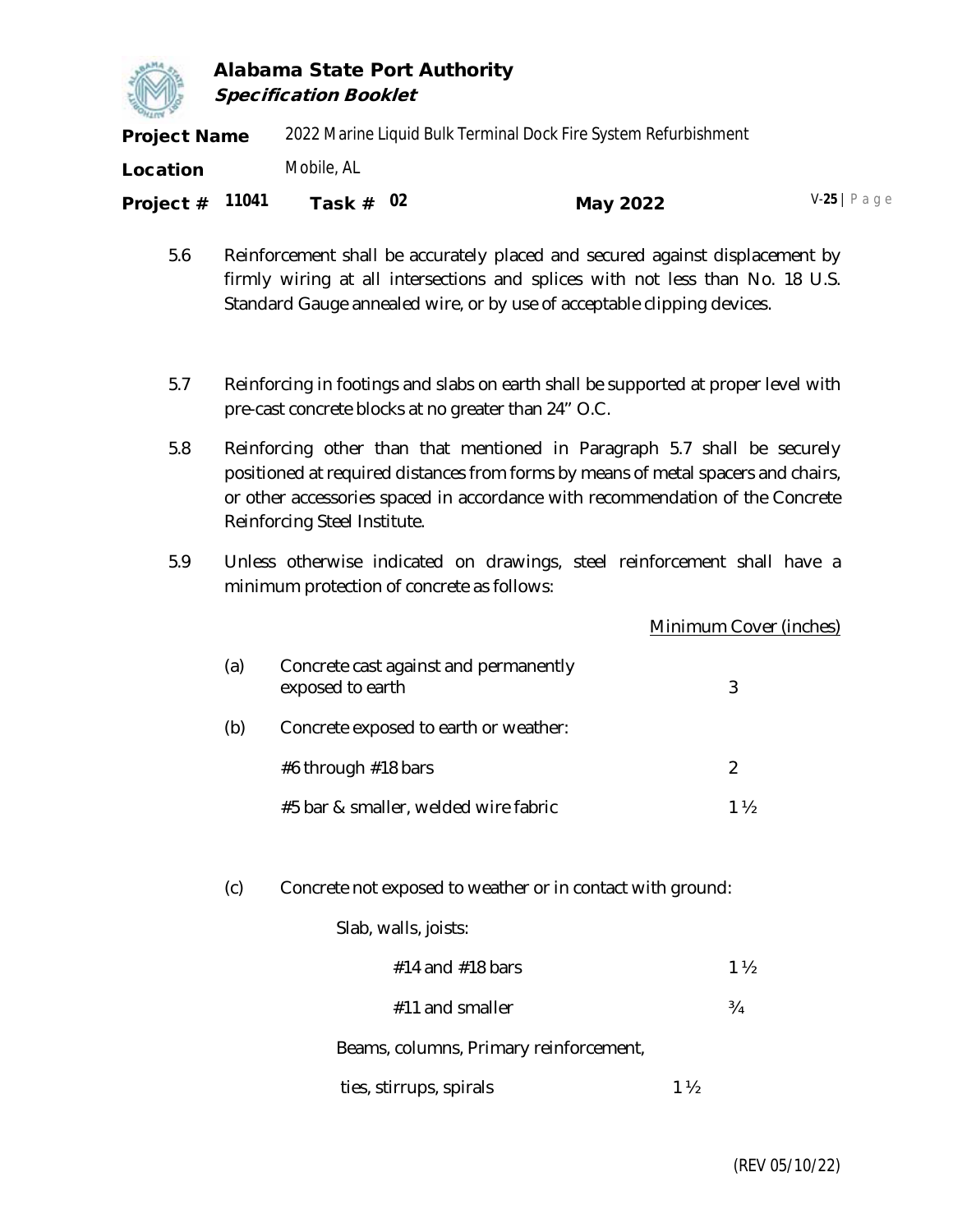5.6 Reinforcement shall be accurately placed and secured against displacement by firmly wiring at all intersections and splices with not less than No. 18 U.S. Standard Gauge annealed wire, or by use of acceptable clipping devices.

5.7 Reinforcing in footings and slabs on earth shall be supported at proper level with pre-cast concrete blocks at no greater than 24" O.C.

5.8 Reinforcing other than that mentioned in Paragraph 5.7 shall be securely positioned at required distances from forms by means of metal spacers and chairs, or other accessories spaced in accordance with recommendation of the Concrete Reinforcing Steel Institute.

5.9 Unless otherwise indicated on drawings, steel reinforcement shall have a minimum protection of concrete as follows:

| | | Minimum Cover (inches) |
|---|---|---|
| (a) | Concrete cast against and permanently exposed to earth | 3 |
| (b) | Concrete exposed to earth or weather: | |
| | #6 through #18 bars | 2 |
| | #5 bar & smaller, welded wire fabric | 1 ½ |
| (c) | Concrete not exposed to weather or in contact with ground: | |
| | Slab, walls, joists: | |
| | #14 and #18 bars | 1 ½ |
| | #11 and smaller | ¾ |
| | Beams, columns, Primary reinforcement, ties, stirrups, spirals | 1 ½ |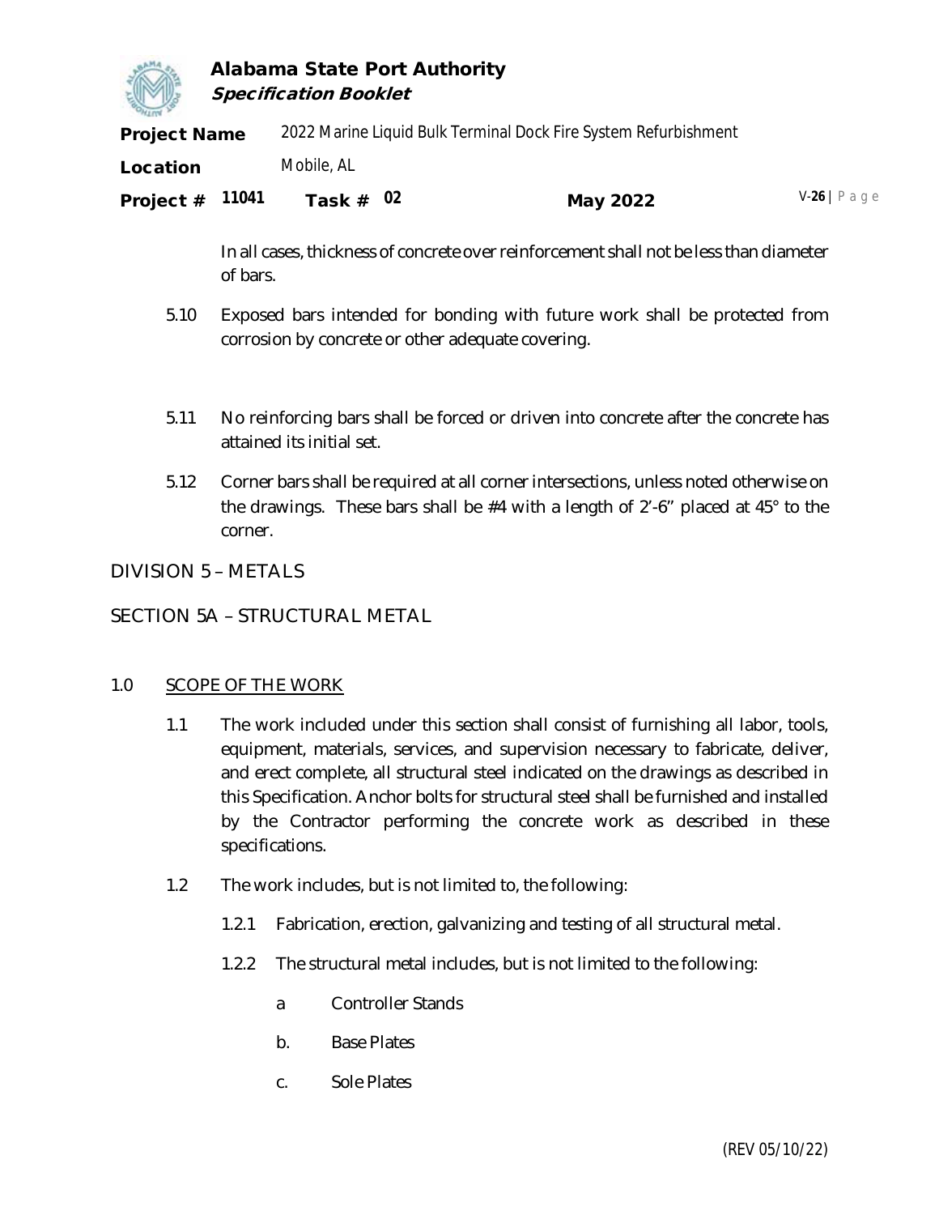In all cases, thickness of concrete over reinforcement shall not be less than diameter of bars.

5.10 Exposed bars intended for bonding with future work shall be protected from corrosion by concrete or other adequate covering.

5.11 No reinforcing bars shall be forced or driven into concrete after the concrete has attained its initial set.

5.12 Corner bars shall be required at all corner intersections, unless noted otherwise on the drawings. These bars shall be #4 with a length of 2'-6" placed at 45° to the corner.

## DIVISION 5 – METALS

## SECTION 5A – STRUCTURAL METAL

### 1.0 SCOPE OF THE WORK

1.1 The work included under this section shall consist of furnishing all labor, tools, equipment, materials, services, and supervision necessary to fabricate, deliver, and erect complete, all structural steel indicated on the drawings as described in this Specification. Anchor bolts for structural steel shall be furnished and installed by the Contractor performing the concrete work as described in these specifications.

1.2 The work includes, but is not limited to, the following:

1.2.1 Fabrication, erection, galvanizing and testing of all structural metal.

1.2.2 The structural metal includes, but is not limited to the following:

a Controller Stands

b. Base Plates

c. Sole Plates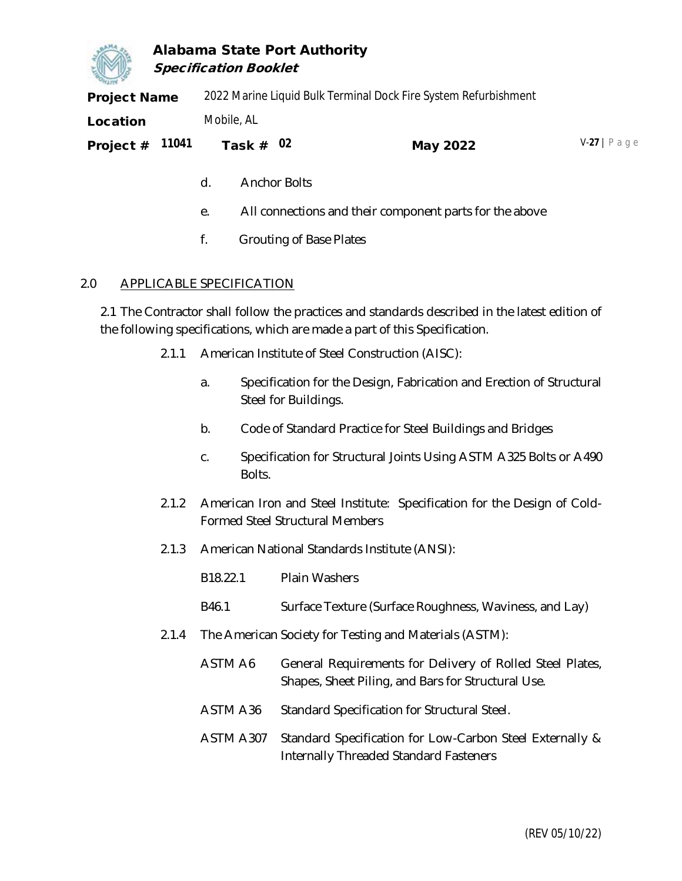d. Anchor Bolts

e. All connections and their component parts for the above

f. Grouting of Base Plates

## 2.0 APPLICABLE SPECIFICATION

2.1 The Contractor shall follow the practices and standards described in the latest edition of the following specifications, which are made a part of this Specification.

2.1.1 American Institute of Steel Construction (AISC):

a. Specification for the Design, Fabrication and Erection of Structural Steel for Buildings.

b. Code of Standard Practice for Steel Buildings and Bridges

c. Specification for Structural Joints Using ASTM A325 Bolts or A490 Bolts.

2.1.2 American Iron and Steel Institute: Specification for the Design of Cold-Formed Steel Structural Members

2.1.3 American National Standards Institute (ANSI):

| | |
|---|---|
| B18.22.1 | Plain Washers |
| B46.1 | Surface Texture (Surface Roughness, Waviness, and Lay) |

2.1.4 The American Society for Testing and Materials (ASTM):

| | |
|---|---|
| ASTM A6 | General Requirements for Delivery of Rolled Steel Plates, Shapes, Sheet Piling, and Bars for Structural Use. |
| ASTM A36 | Standard Specification for Structural Steel. |
| ASTM A307 | Standard Specification for Low-Carbon Steel Externally & Internally Threaded Standard Fasteners |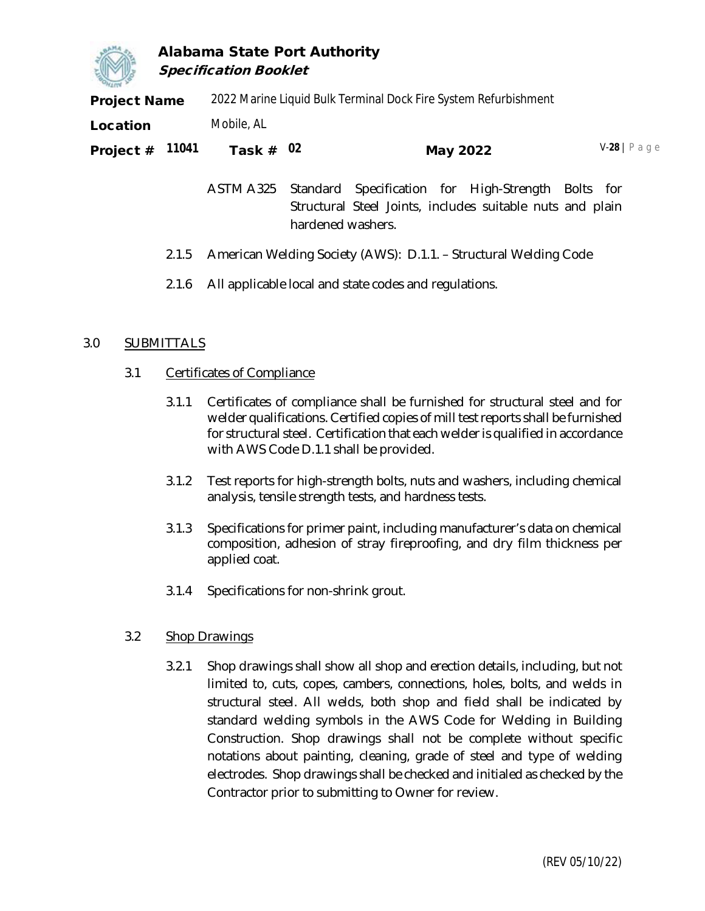ASTM A325 Standard Specification for High-Strength Bolts for Structural Steel Joints, includes suitable nuts and plain hardened washers.

2.1.5 American Welding Society (AWS): D.1.1. – Structural Welding Code

2.1.6 All applicable local and state codes and regulations.

## 3.0 SUBMITTALS

### 3.1 Certificates of Compliance

3.1.1 Certificates of compliance shall be furnished for structural steel and for welder qualifications. Certified copies of mill test reports shall be furnished for structural steel. Certification that each welder is qualified in accordance with AWS Code D.1.1 shall be provided.

3.1.2 Test reports for high-strength bolts, nuts and washers, including chemical analysis, tensile strength tests, and hardness tests.

3.1.3 Specifications for primer paint, including manufacturer's data on chemical composition, adhesion of stray fireproofing, and dry film thickness per applied coat.

3.1.4 Specifications for non-shrink grout.

### 3.2 Shop Drawings

3.2.1 Shop drawings shall show all shop and erection details, including, but not limited to, cuts, copes, cambers, connections, holes, bolts, and welds in structural steel. All welds, both shop and field shall be indicated by standard welding symbols in the AWS Code for Welding in Building Construction. Shop drawings shall not be complete without specific notations about painting, cleaning, grade of steel and type of welding electrodes. Shop drawings shall be checked and initialed as checked by the Contractor prior to submitting to Owner for review.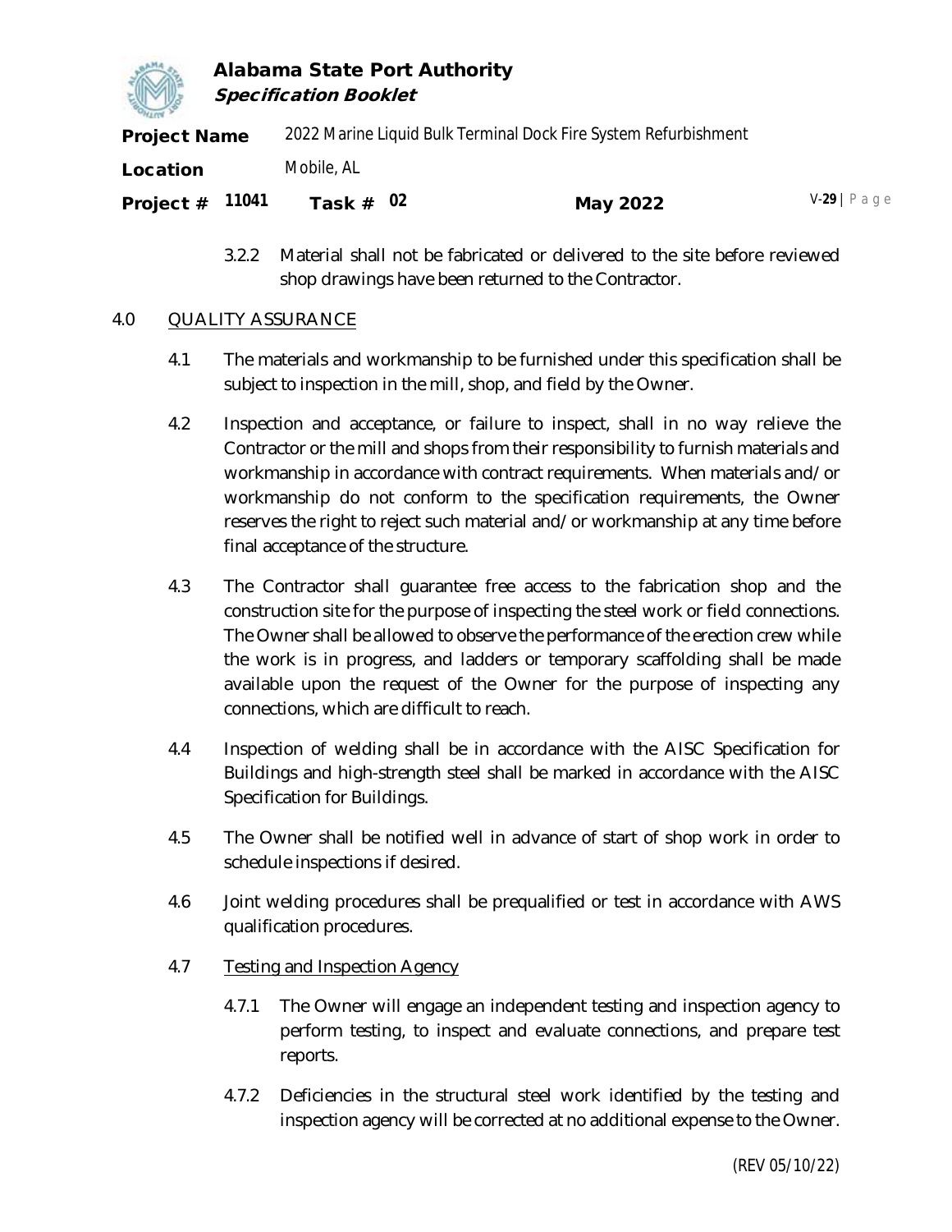3.2.2 Material shall not be fabricated or delivered to the site before reviewed shop drawings have been returned to the Contractor.

## 4.0 QUALITY ASSURANCE

4.1 The materials and workmanship to be furnished under this specification shall be subject to inspection in the mill, shop, and field by the Owner.

4.2 Inspection and acceptance, or failure to inspect, shall in no way relieve the Contractor or the mill and shops from their responsibility to furnish materials and workmanship in accordance with contract requirements. When materials and/or workmanship do not conform to the specification requirements, the Owner reserves the right to reject such material and/or workmanship at any time before final acceptance of the structure.

4.3 The Contractor shall guarantee free access to the fabrication shop and the construction site for the purpose of inspecting the steel work or field connections. The Owner shall be allowed to observe the performance of the erection crew while the work is in progress, and ladders or temporary scaffolding shall be made available upon the request of the Owner for the purpose of inspecting any connections, which are difficult to reach.

4.4 Inspection of welding shall be in accordance with the AISC Specification for Buildings and high-strength steel shall be marked in accordance with the AISC Specification for Buildings.

4.5 The Owner shall be notified well in advance of start of shop work in order to schedule inspections if desired.

4.6 Joint welding procedures shall be prequalified or test in accordance with AWS qualification procedures.

4.7 Testing and Inspection Agency

4.7.1 The Owner will engage an independent testing and inspection agency to perform testing, to inspect and evaluate connections, and prepare test reports.

4.7.2 Deficiencies in the structural steel work identified by the testing and inspection agency will be corrected at no additional expense to the Owner.

(REV 05/10/22)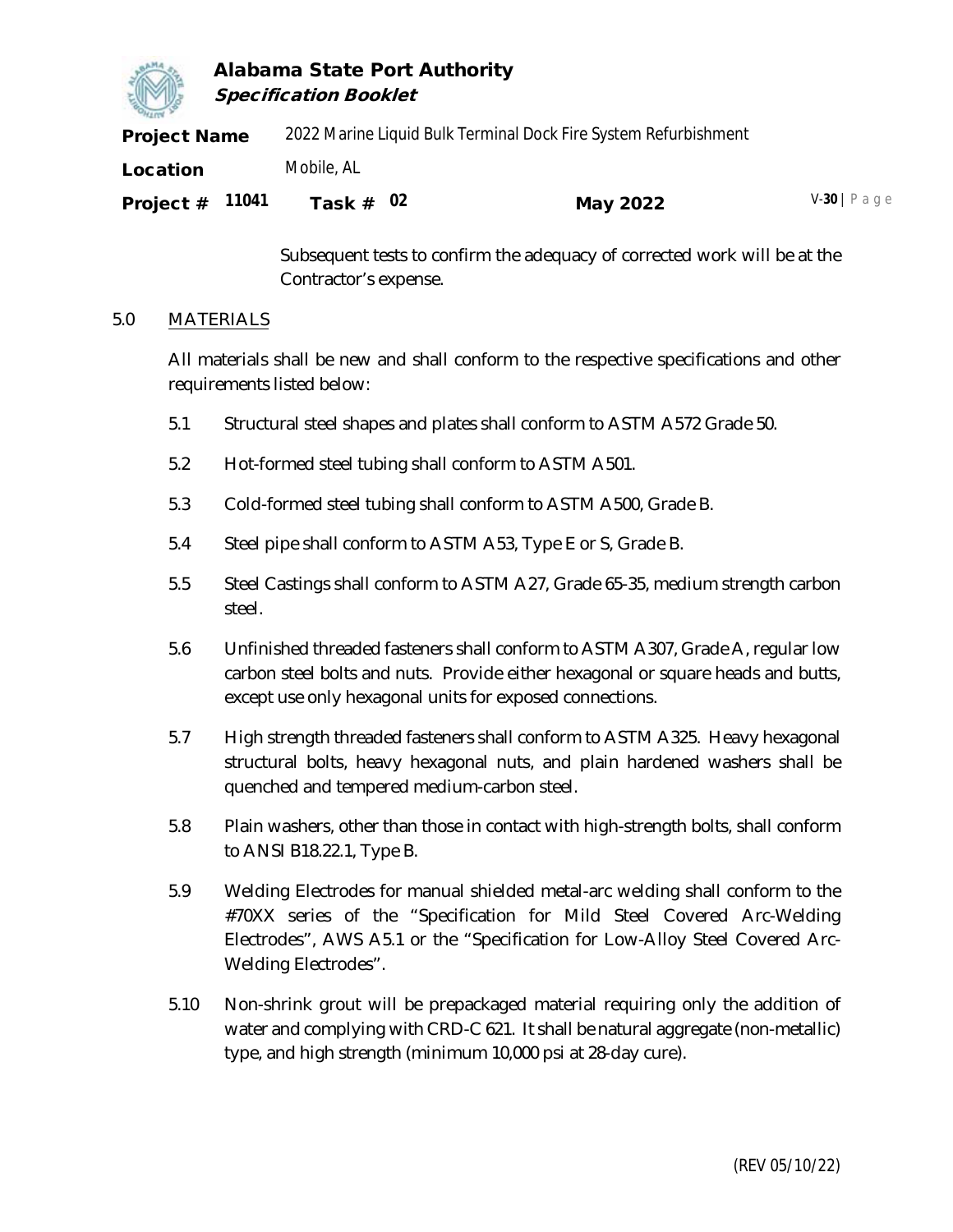Subsequent tests to confirm the adequacy of corrected work will be at the Contractor's expense.

## 5.0 MATERIALS

All materials shall be new and shall conform to the respective specifications and other requirements listed below:

5.1 Structural steel shapes and plates shall conform to ASTM A572 Grade 50.

5.2 Hot-formed steel tubing shall conform to ASTM A501.

5.3 Cold-formed steel tubing shall conform to ASTM A500, Grade B.

5.4 Steel pipe shall conform to ASTM A53, Type E or S, Grade B.

5.5 Steel Castings shall conform to ASTM A27, Grade 65-35, medium strength carbon steel.

5.6 Unfinished threaded fasteners shall conform to ASTM A307, Grade A, regular low carbon steel bolts and nuts. Provide either hexagonal or square heads and butts, except use only hexagonal units for exposed connections.

5.7 High strength threaded fasteners shall conform to ASTM A325. Heavy hexagonal structural bolts, heavy hexagonal nuts, and plain hardened washers shall be quenched and tempered medium-carbon steel.

5.8 Plain washers, other than those in contact with high-strength bolts, shall conform to ANSI B18.22.1, Type B.

5.9 Welding Electrodes for manual shielded metal-arc welding shall conform to the #70XX series of the "Specification for Mild Steel Covered Arc-Welding Electrodes", AWS A5.1 or the "Specification for Low-Alloy Steel Covered Arc-Welding Electrodes".

5.10 Non-shrink grout will be prepackaged material requiring only the addition of water and complying with CRD-C 621. It shall be natural aggregate (non-metallic) type, and high strength (minimum 10,000 psi at 28-day cure).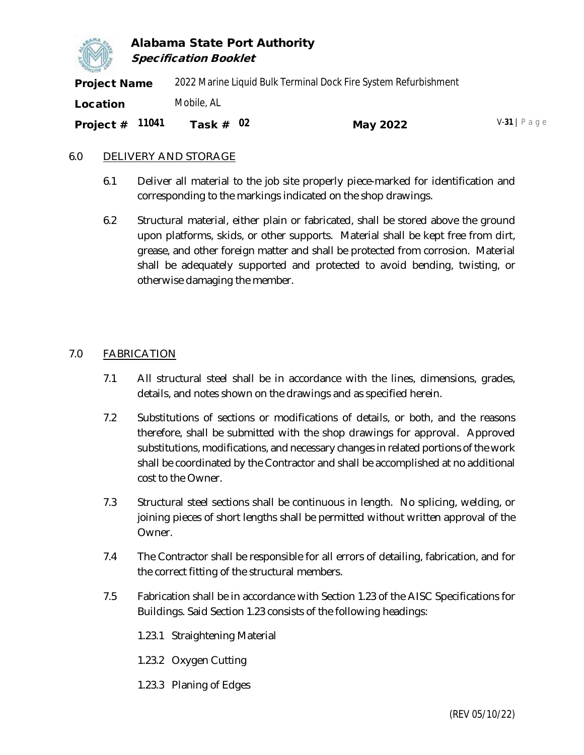## 6.0 DELIVERY AND STORAGE

6.1 Deliver all material to the job site properly piece-marked for identification and corresponding to the markings indicated on the shop drawings.

6.2 Structural material, either plain or fabricated, shall be stored above the ground upon platforms, skids, or other supports. Material shall be kept free from dirt, grease, and other foreign matter and shall be protected from corrosion. Material shall be adequately supported and protected to avoid bending, twisting, or otherwise damaging the member.

## 7.0 FABRICATION

7.1 All structural steel shall be in accordance with the lines, dimensions, grades, details, and notes shown on the drawings and as specified herein.

7.2 Substitutions of sections or modifications of details, or both, and the reasons therefore, shall be submitted with the shop drawings for approval. Approved substitutions, modifications, and necessary changes in related portions of the work shall be coordinated by the Contractor and shall be accomplished at no additional cost to the Owner.

7.3 Structural steel sections shall be continuous in length. No splicing, welding, or joining pieces of short lengths shall be permitted without written approval of the Owner.

7.4 The Contractor shall be responsible for all errors of detailing, fabrication, and for the correct fitting of the structural members.

7.5 Fabrication shall be in accordance with Section 1.23 of the AISC Specifications for Buildings. Said Section 1.23 consists of the following headings:

1.23.1 Straightening Material

1.23.2 Oxygen Cutting

1.23.3 Planing of Edges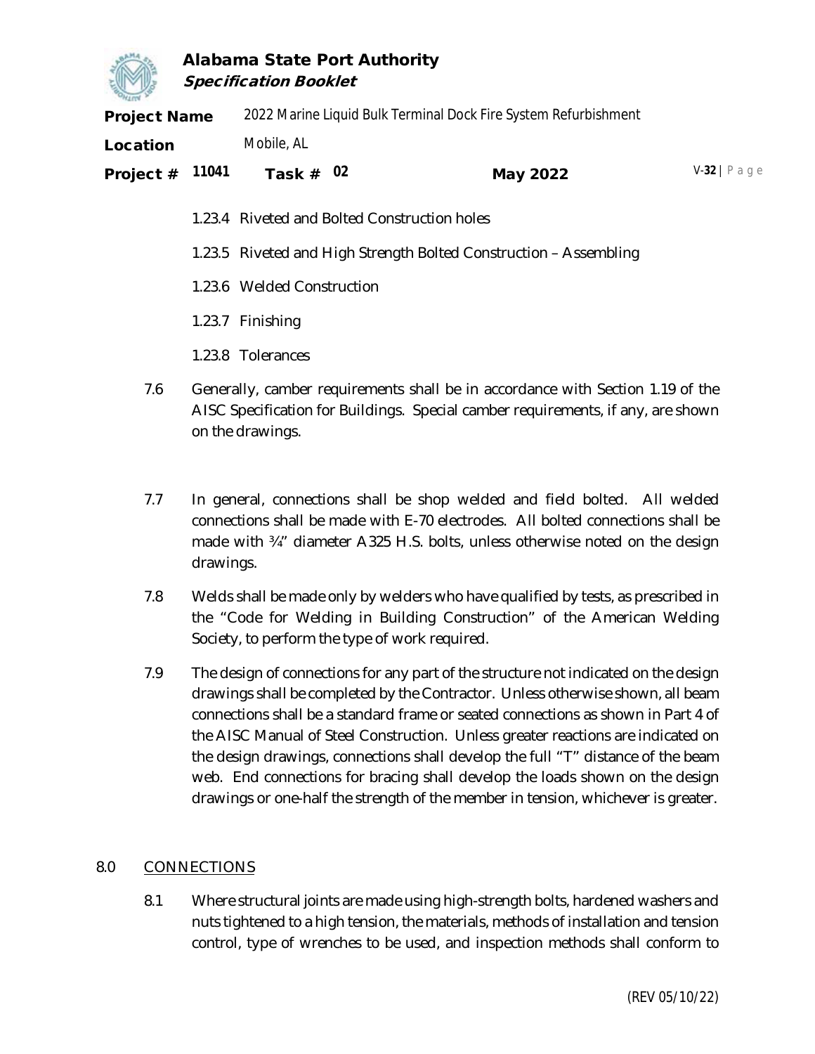1.23.4 Riveted and Bolted Construction holes

1.23.5 Riveted and High Strength Bolted Construction – Assembling

1.23.6 Welded Construction

1.23.7 Finishing

1.23.8 Tolerances

7.6 Generally, camber requirements shall be in accordance with Section 1.19 of the AISC Specification for Buildings. Special camber requirements, if any, are shown on the drawings.

7.7 In general, connections shall be shop welded and field bolted. All welded connections shall be made with E-70 electrodes. All bolted connections shall be made with ¾" diameter A325 H.S. bolts, unless otherwise noted on the design drawings.

7.8 Welds shall be made only by welders who have qualified by tests, as prescribed in the "Code for Welding in Building Construction" of the American Welding Society, to perform the type of work required.

7.9 The design of connections for any part of the structure not indicated on the design drawings shall be completed by the Contractor. Unless otherwise shown, all beam connections shall be a standard frame or seated connections as shown in Part 4 of the AISC Manual of Steel Construction. Unless greater reactions are indicated on the design drawings, connections shall develop the full "T" distance of the beam web. End connections for bracing shall develop the loads shown on the design drawings or one-half the strength of the member in tension, whichever is greater.

## 8.0 CONNECTIONS

8.1 Where structural joints are made using high-strength bolts, hardened washers and nuts tightened to a high tension, the materials, methods of installation and tension control, type of wrenches to be used, and inspection methods shall conform to

(REV 05/10/22)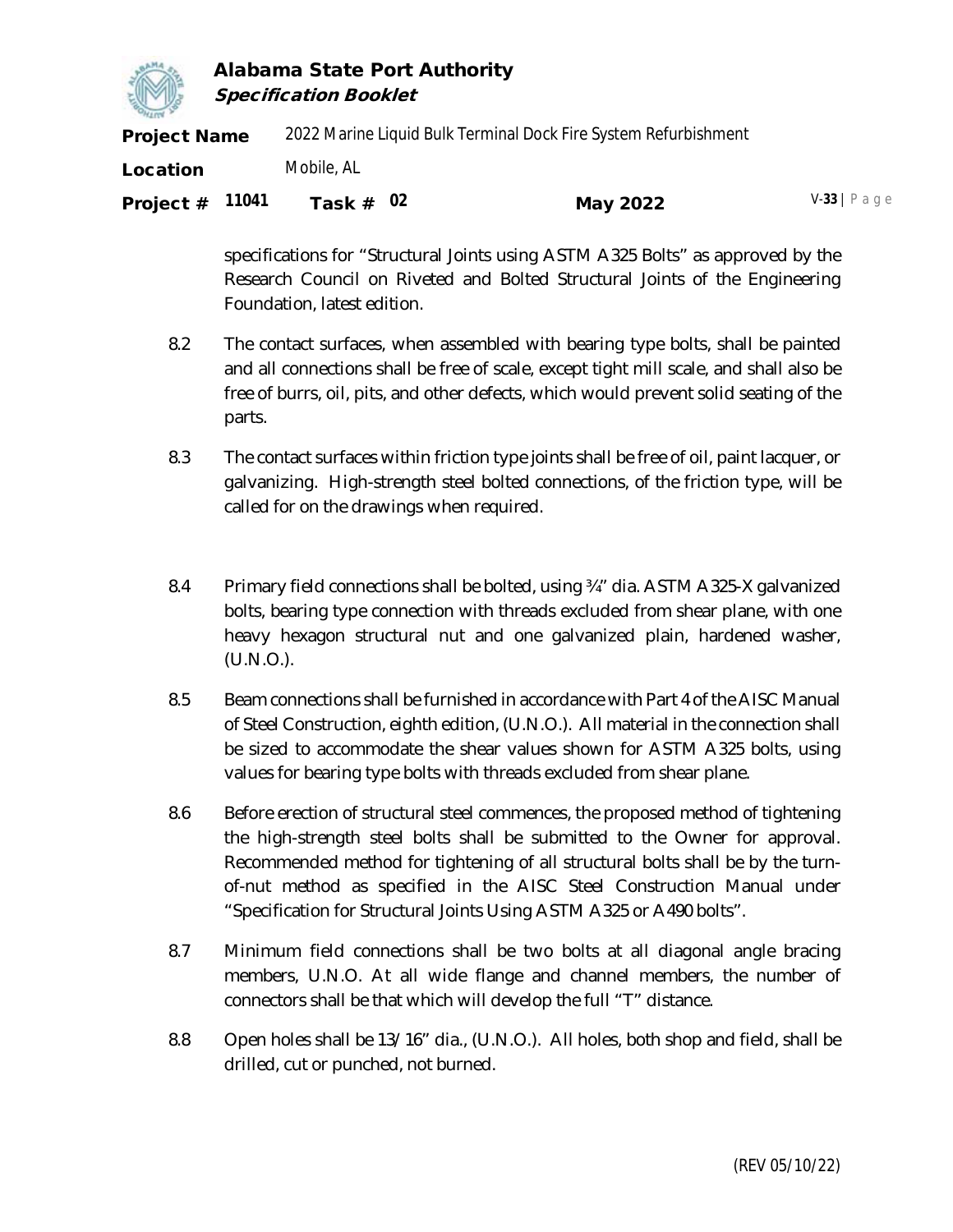specifications for "Structural Joints using ASTM A325 Bolts" as approved by the Research Council on Riveted and Bolted Structural Joints of the Engineering Foundation, latest edition.

8.2 The contact surfaces, when assembled with bearing type bolts, shall be painted and all connections shall be free of scale, except tight mill scale, and shall also be free of burrs, oil, pits, and other defects, which would prevent solid seating of the parts.

8.3 The contact surfaces within friction type joints shall be free of oil, paint lacquer, or galvanizing. High-strength steel bolted connections, of the friction type, will be called for on the drawings when required.

8.4 Primary field connections shall be bolted, using ¾" dia. ASTM A325-X galvanized bolts, bearing type connection with threads excluded from shear plane, with one heavy hexagon structural nut and one galvanized plain, hardened washer, (U.N.O.).

8.5 Beam connections shall be furnished in accordance with Part 4 of the AISC Manual of Steel Construction, eighth edition, (U.N.O.). All material in the connection shall be sized to accommodate the shear values shown for ASTM A325 bolts, using values for bearing type bolts with threads excluded from shear plane.

8.6 Before erection of structural steel commences, the proposed method of tightening the high-strength steel bolts shall be submitted to the Owner for approval. Recommended method for tightening of all structural bolts shall be by the turn-of-nut method as specified in the AISC Steel Construction Manual under "Specification for Structural Joints Using ASTM A325 or A490 bolts".

8.7 Minimum field connections shall be two bolts at all diagonal angle bracing members, U.N.O. At all wide flange and channel members, the number of connectors shall be that which will develop the full "T" distance.

8.8 Open holes shall be 13/16" dia., (U.N.O.). All holes, both shop and field, shall be drilled, cut or punched, not burned.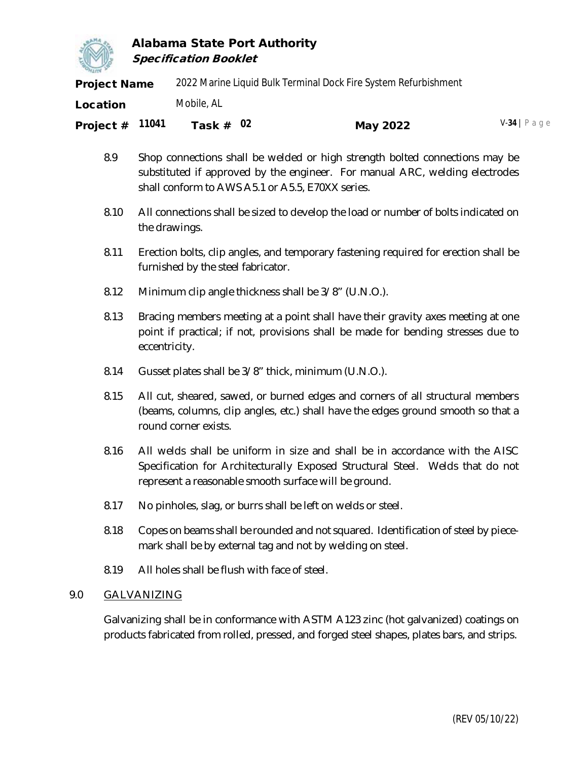8.9 Shop connections shall be welded or high strength bolted connections may be substituted if approved by the engineer. For manual ARC, welding electrodes shall conform to AWS A5.1 or A5.5, E70XX series.

8.10 All connections shall be sized to develop the load or number of bolts indicated on the drawings.

8.11 Erection bolts, clip angles, and temporary fastening required for erection shall be furnished by the steel fabricator.

8.12 Minimum clip angle thickness shall be 3/8" (U.N.O.).

8.13 Bracing members meeting at a point shall have their gravity axes meeting at one point if practical; if not, provisions shall be made for bending stresses due to eccentricity.

8.14 Gusset plates shall be 3/8" thick, minimum (U.N.O.).

8.15 All cut, sheared, sawed, or burned edges and corners of all structural members (beams, columns, clip angles, etc.) shall have the edges ground smooth so that a round corner exists.

8.16 All welds shall be uniform in size and shall be in accordance with the AISC Specification for Architecturally Exposed Structural Steel. Welds that do not represent a reasonable smooth surface will be ground.

8.17 No pinholes, slag, or burrs shall be left on welds or steel.

8.18 Copes on beams shall be rounded and not squared. Identification of steel by piece-mark shall be by external tag and not by welding on steel.

8.19 All holes shall be flush with face of steel.

## 9.0 GALVANIZING

Galvanizing shall be in conformance with ASTM A123 zinc (hot galvanized) coatings on products fabricated from rolled, pressed, and forged steel shapes, plates bars, and strips.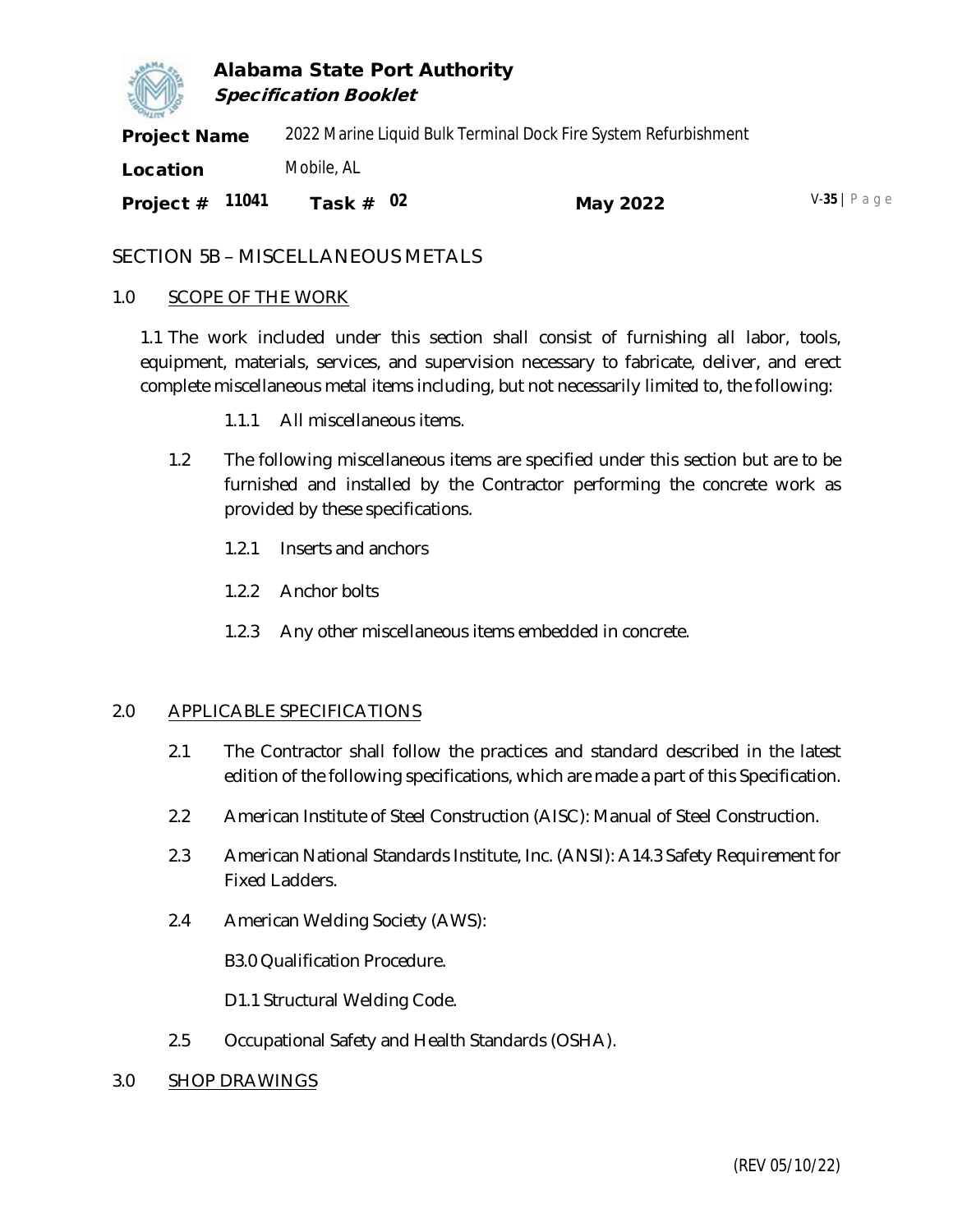## SECTION 5B – MISCELLANEOUS METALS

### 1.0 SCOPE OF THE WORK

1.1 The work included under this section shall consist of furnishing all labor, tools, equipment, materials, services, and supervision necessary to fabricate, deliver, and erect complete miscellaneous metal items including, but not necessarily limited to, the following:

1.1.1 All miscellaneous items.

1.2 The following miscellaneous items are specified under this section but are to be furnished and installed by the Contractor performing the concrete work as provided by these specifications.

1.2.1 Inserts and anchors

1.2.2 Anchor bolts

1.2.3 Any other miscellaneous items embedded in concrete.

### 2.0 APPLICABLE SPECIFICATIONS

2.1 The Contractor shall follow the practices and standard described in the latest edition of the following specifications, which are made a part of this Specification.

2.2 American Institute of Steel Construction (AISC): Manual of Steel Construction.

2.3 American National Standards Institute, Inc. (ANSI): A14.3 Safety Requirement for Fixed Ladders.

2.4 American Welding Society (AWS):

B3.0 Qualification Procedure.

D1.1 Structural Welding Code.

2.5 Occupational Safety and Health Standards (OSHA).

### 3.0 SHOP DRAWINGS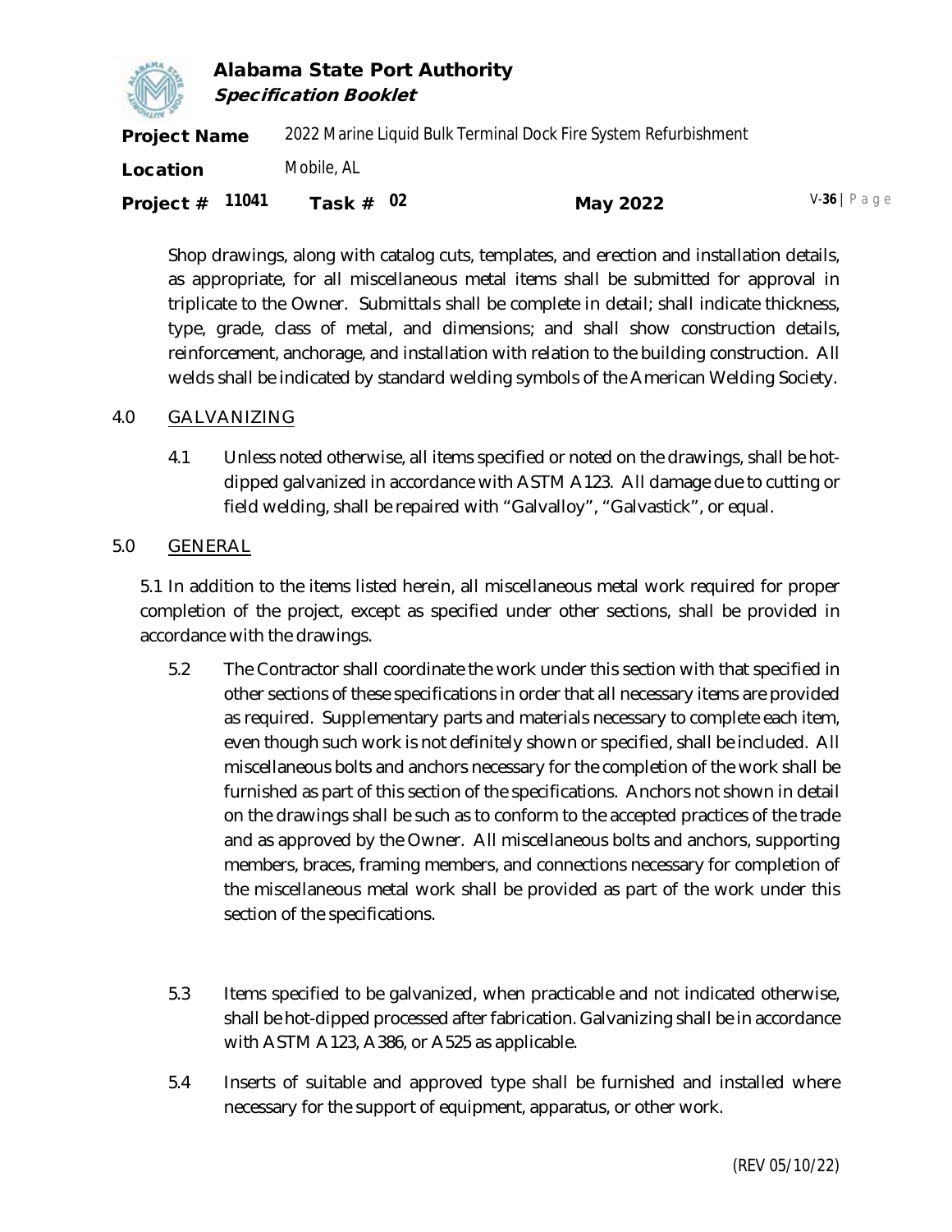Shop drawings, along with catalog cuts, templates, and erection and installation details, as appropriate, for all miscellaneous metal items shall be submitted for approval in triplicate to the Owner. Submittals shall be complete in detail; shall indicate thickness, type, grade, class of metal, and dimensions; and shall show construction details, reinforcement, anchorage, and installation with relation to the building construction. All welds shall be indicated by standard welding symbols of the American Welding Society.

## 4.0 GALVANIZING

4.1 Unless noted otherwise, all items specified or noted on the drawings, shall be hot-dipped galvanized in accordance with ASTM A123. All damage due to cutting or field welding, shall be repaired with "Galvalloy", "Galvastick", or equal.

## 5.0 GENERAL

5.1 In addition to the items listed herein, all miscellaneous metal work required for proper completion of the project, except as specified under other sections, shall be provided in accordance with the drawings.

5.2 The Contractor shall coordinate the work under this section with that specified in other sections of these specifications in order that all necessary items are provided as required. Supplementary parts and materials necessary to complete each item, even though such work is not definitely shown or specified, shall be included. All miscellaneous bolts and anchors necessary for the completion of the work shall be furnished as part of this section of the specifications. Anchors not shown in detail on the drawings shall be such as to conform to the accepted practices of the trade and as approved by the Owner. All miscellaneous bolts and anchors, supporting members, braces, framing members, and connections necessary for completion of the miscellaneous metal work shall be provided as part of the work under this section of the specifications.

5.3 Items specified to be galvanized, when practicable and not indicated otherwise, shall be hot-dipped processed after fabrication. Galvanizing shall be in accordance with ASTM A123, A386, or A525 as applicable.

5.4 Inserts of suitable and approved type shall be furnished and installed where necessary for the support of equipment, apparatus, or other work.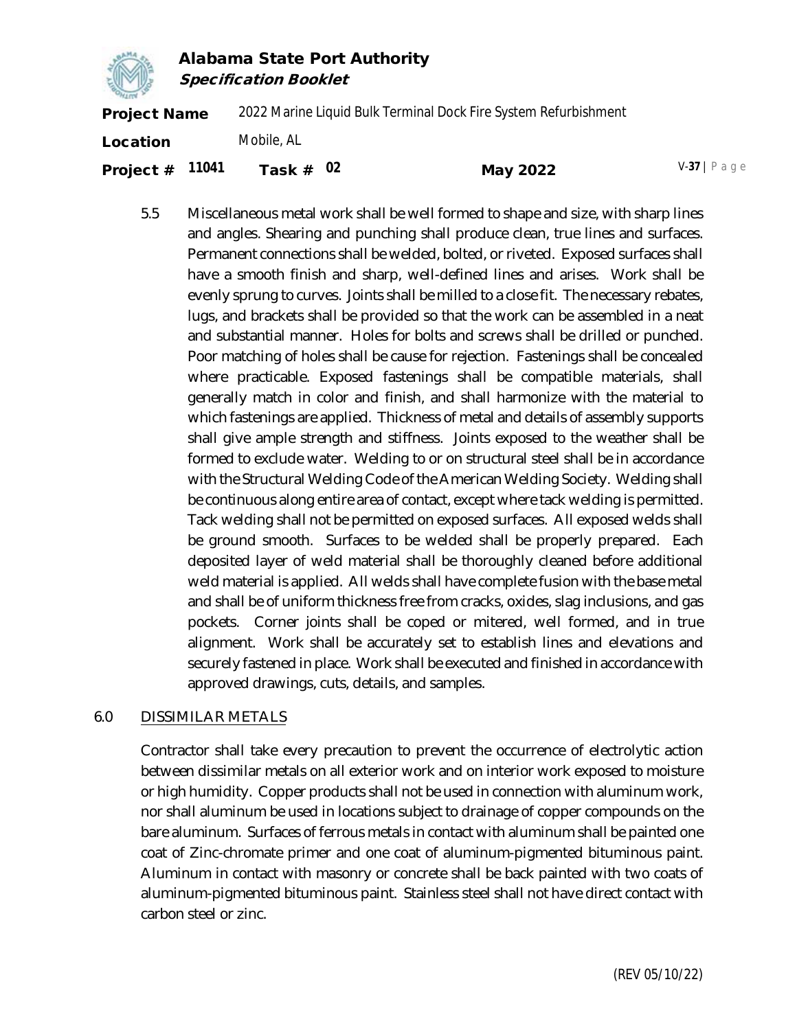5.5 Miscellaneous metal work shall be well formed to shape and size, with sharp lines and angles. Shearing and punching shall produce clean, true lines and surfaces. Permanent connections shall be welded, bolted, or riveted. Exposed surfaces shall have a smooth finish and sharp, well-defined lines and arises. Work shall be evenly sprung to curves. Joints shall be milled to a close fit. The necessary rebates, lugs, and brackets shall be provided so that the work can be assembled in a neat and substantial manner. Holes for bolts and screws shall be drilled or punched. Poor matching of holes shall be cause for rejection. Fastenings shall be concealed where practicable. Exposed fastenings shall be compatible materials, shall generally match in color and finish, and shall harmonize with the material to which fastenings are applied. Thickness of metal and details of assembly supports shall give ample strength and stiffness. Joints exposed to the weather shall be formed to exclude water. Welding to or on structural steel shall be in accordance with the Structural Welding Code of the American Welding Society. Welding shall be continuous along entire area of contact, except where tack welding is permitted. Tack welding shall not be permitted on exposed surfaces. All exposed welds shall be ground smooth. Surfaces to be welded shall be properly prepared. Each deposited layer of weld material shall be thoroughly cleaned before additional weld material is applied. All welds shall have complete fusion with the base metal and shall be of uniform thickness free from cracks, oxides, slag inclusions, and gas pockets. Corner joints shall be coped or mitered, well formed, and in true alignment. Work shall be accurately set to establish lines and elevations and securely fastened in place. Work shall be executed and finished in accordance with approved drawings, cuts, details, and samples.

## 6.0 DISSIMILAR METALS

Contractor shall take every precaution to prevent the occurrence of electrolytic action between dissimilar metals on all exterior work and on interior work exposed to moisture or high humidity. Copper products shall not be used in connection with aluminum work, nor shall aluminum be used in locations subject to drainage of copper compounds on the bare aluminum. Surfaces of ferrous metals in contact with aluminum shall be painted one coat of Zinc-chromate primer and one coat of aluminum-pigmented bituminous paint. Aluminum in contact with masonry or concrete shall be back painted with two coats of aluminum-pigmented bituminous paint. Stainless steel shall not have direct contact with carbon steel or zinc.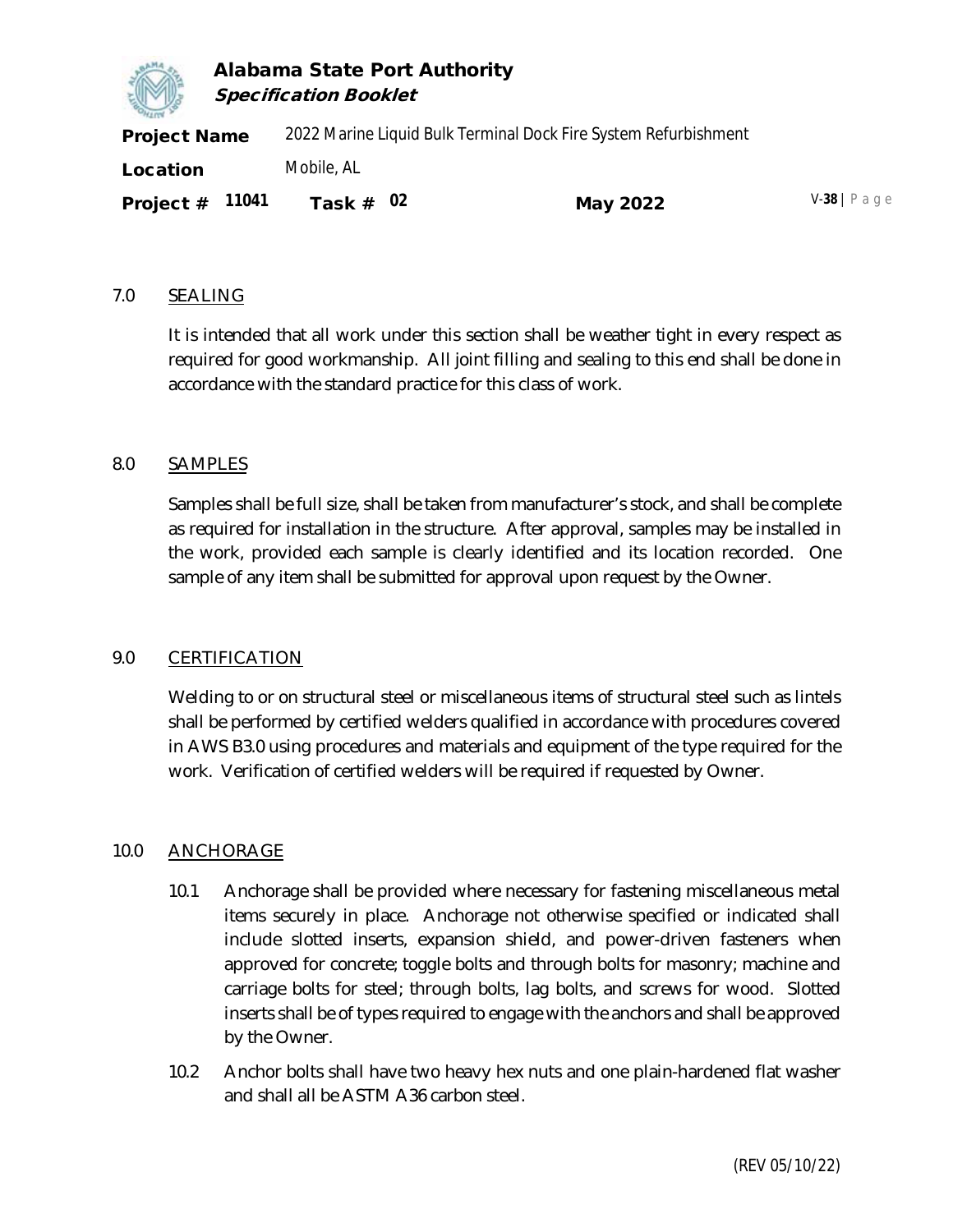## 7.0 SEALING

It is intended that all work under this section shall be weather tight in every respect as required for good workmanship. All joint filling and sealing to this end shall be done in accordance with the standard practice for this class of work.

## 8.0 SAMPLES

Samples shall be full size, shall be taken from manufacturer's stock, and shall be complete as required for installation in the structure. After approval, samples may be installed in the work, provided each sample is clearly identified and its location recorded. One sample of any item shall be submitted for approval upon request by the Owner.

## 9.0 CERTIFICATION

Welding to or on structural steel or miscellaneous items of structural steel such as lintels shall be performed by certified welders qualified in accordance with procedures covered in AWS B3.0 using procedures and materials and equipment of the type required for the work. Verification of certified welders will be required if requested by Owner.

## 10.0 ANCHORAGE

10.1 Anchorage shall be provided where necessary for fastening miscellaneous metal items securely in place. Anchorage not otherwise specified or indicated shall include slotted inserts, expansion shield, and power-driven fasteners when approved for concrete; toggle bolts and through bolts for masonry; machine and carriage bolts for steel; through bolts, lag bolts, and screws for wood. Slotted inserts shall be of types required to engage with the anchors and shall be approved by the Owner.

10.2 Anchor bolts shall have two heavy hex nuts and one plain-hardened flat washer and shall all be ASTM A36 carbon steel.

(REV 05/10/22)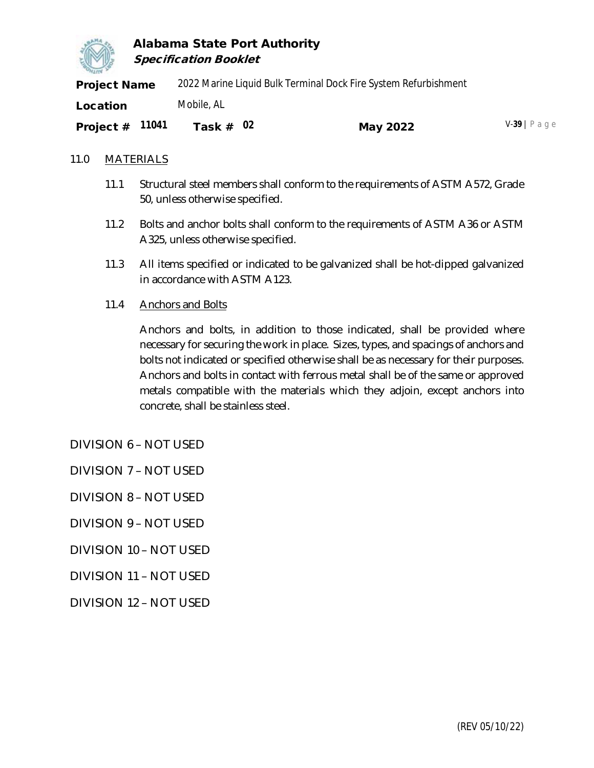## 11.0 MATERIALS

11.1 Structural steel members shall conform to the requirements of ASTM A572, Grade 50, unless otherwise specified.

11.2 Bolts and anchor bolts shall conform to the requirements of ASTM A36 or ASTM A325, unless otherwise specified.

11.3 All items specified or indicated to be galvanized shall be hot-dipped galvanized in accordance with ASTM A123.

11.4 Anchors and Bolts

Anchors and bolts, in addition to those indicated, shall be provided where necessary for securing the work in place. Sizes, types, and spacings of anchors and bolts not indicated or specified otherwise shall be as necessary for their purposes. Anchors and bolts in contact with ferrous metal shall be of the same or approved metals compatible with the materials which they adjoin, except anchors into concrete, shall be stainless steel.

# DIVISION 6 – NOT USED

# DIVISION 7 – NOT USED

# DIVISION 8 – NOT USED

# DIVISION 9 – NOT USED

# DIVISION 10 – NOT USED

# DIVISION 11 – NOT USED

# DIVISION 12 – NOT USED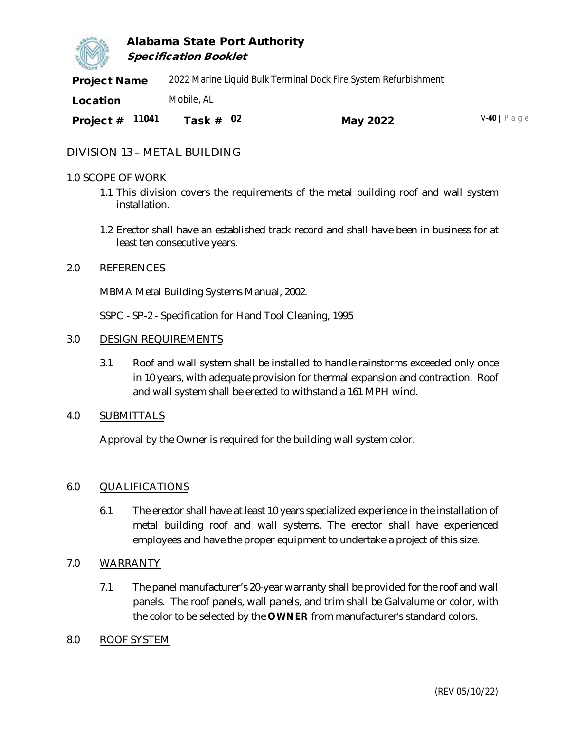# DIVISION 13 – METAL BUILDING

## 1.0 SCOPE OF WORK

1.1 This division covers the requirements of the metal building roof and wall system installation.

1.2 Erector shall have an established track record and shall have been in business for at least ten consecutive years.

## 2.0 REFERENCES

MBMA Metal Building Systems Manual, 2002.

SSPC - SP-2 - Specification for Hand Tool Cleaning, 1995

## 3.0 DESIGN REQUIREMENTS

3.1 Roof and wall system shall be installed to handle rainstorms exceeded only once in 10 years, with adequate provision for thermal expansion and contraction. Roof and wall system shall be erected to withstand a 161 MPH wind.

## 4.0 SUBMITTALS

Approval by the Owner is required for the building wall system color.

## 6.0 QUALIFICATIONS

6.1 The erector shall have at least 10 years specialized experience in the installation of metal building roof and wall systems. The erector shall have experienced employees and have the proper equipment to undertake a project of this size.

## 7.0 WARRANTY

7.1 The panel manufacturer's 20-year warranty shall be provided for the roof and wall panels. The roof panels, wall panels, and trim shall be Galvalume or color, with the color to be selected by the **OWNER** from manufacturer's standard colors.

## 8.0 ROOF SYSTEM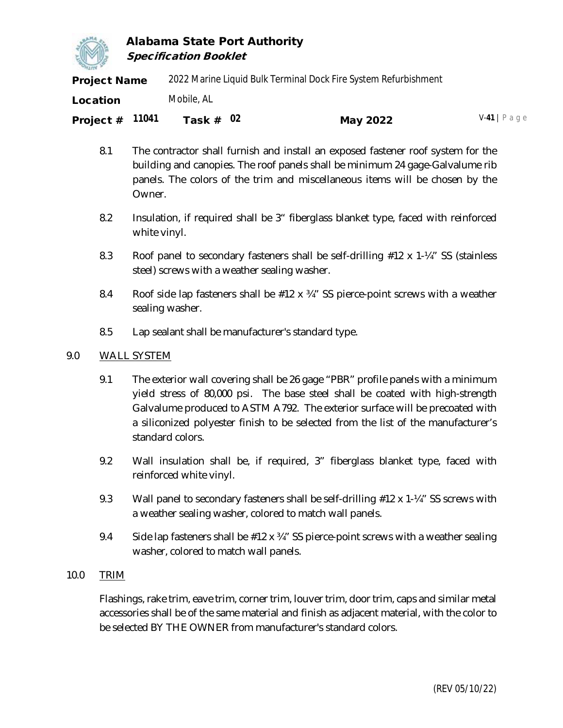8.1 The contractor shall furnish and install an exposed fastener roof system for the building and canopies. The roof panels shall be minimum 24 gage-Galvalume rib panels. The colors of the trim and miscellaneous items will be chosen by the Owner.

8.2 Insulation, if required shall be 3" fiberglass blanket type, faced with reinforced white vinyl.

8.3 Roof panel to secondary fasteners shall be self-drilling #12 x 1-¼" SS (stainless steel) screws with a weather sealing washer.

8.4 Roof side lap fasteners shall be #12 x ¾" SS pierce-point screws with a weather sealing washer.

8.5 Lap sealant shall be manufacturer's standard type.

## 9.0 WALL SYSTEM

9.1 The exterior wall covering shall be 26 gage "PBR" profile panels with a minimum yield stress of 80,000 psi. The base steel shall be coated with high-strength Galvalume produced to ASTM A792. The exterior surface will be precoated with a siliconized polyester finish to be selected from the list of the manufacturer's standard colors.

9.2 Wall insulation shall be, if required, 3" fiberglass blanket type, faced with reinforced white vinyl.

9.3 Wall panel to secondary fasteners shall be self-drilling #12 x 1-¼" SS screws with a weather sealing washer, colored to match wall panels.

9.4 Side lap fasteners shall be #12 x ¾" SS pierce-point screws with a weather sealing washer, colored to match wall panels.

## 10.0 TRIM

Flashings, rake trim, eave trim, corner trim, louver trim, door trim, caps and similar metal accessories shall be of the same material and finish as adjacent material, with the color to be selected BY THE OWNER from manufacturer's standard colors.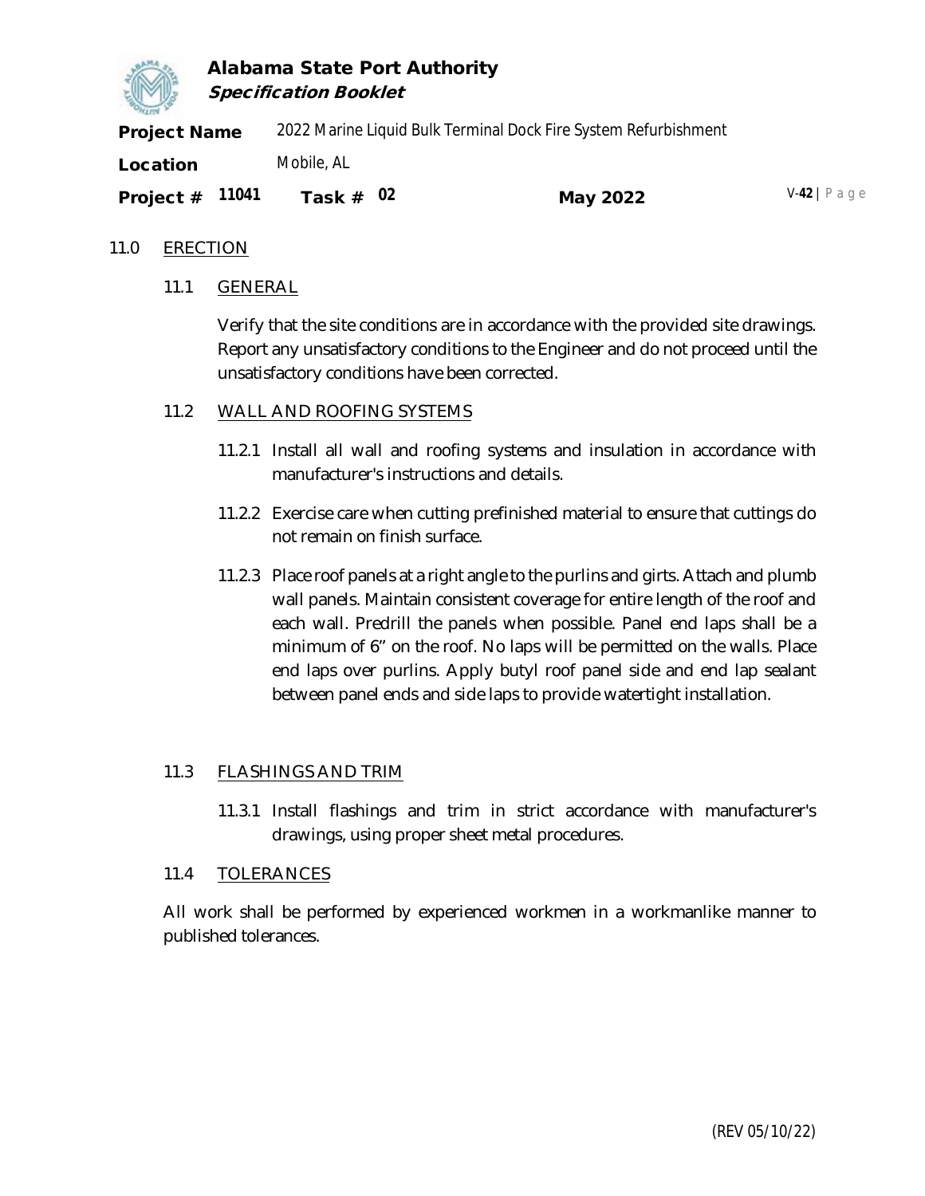## 11.0 ERECTION

### 11.1 GENERAL

Verify that the site conditions are in accordance with the provided site drawings. Report any unsatisfactory conditions to the Engineer and do not proceed until the unsatisfactory conditions have been corrected.

### 11.2 WALL AND ROOFING SYSTEMS

11.2.1 Install all wall and roofing systems and insulation in accordance with manufacturer's instructions and details.

11.2.2 Exercise care when cutting prefinished material to ensure that cuttings do not remain on finish surface.

11.2.3 Place roof panels at a right angle to the purlins and girts. Attach and plumb wall panels. Maintain consistent coverage for entire length of the roof and each wall. Predrill the panels when possible. Panel end laps shall be a minimum of 6" on the roof. No laps will be permitted on the walls. Place end laps over purlins. Apply butyl roof panel side and end lap sealant between panel ends and side laps to provide watertight installation.

### 11.3 FLASHINGS AND TRIM

11.3.1 Install flashings and trim in strict accordance with manufacturer's drawings, using proper sheet metal procedures.

### 11.4 TOLERANCES

All work shall be performed by experienced workmen in a workmanlike manner to published tolerances.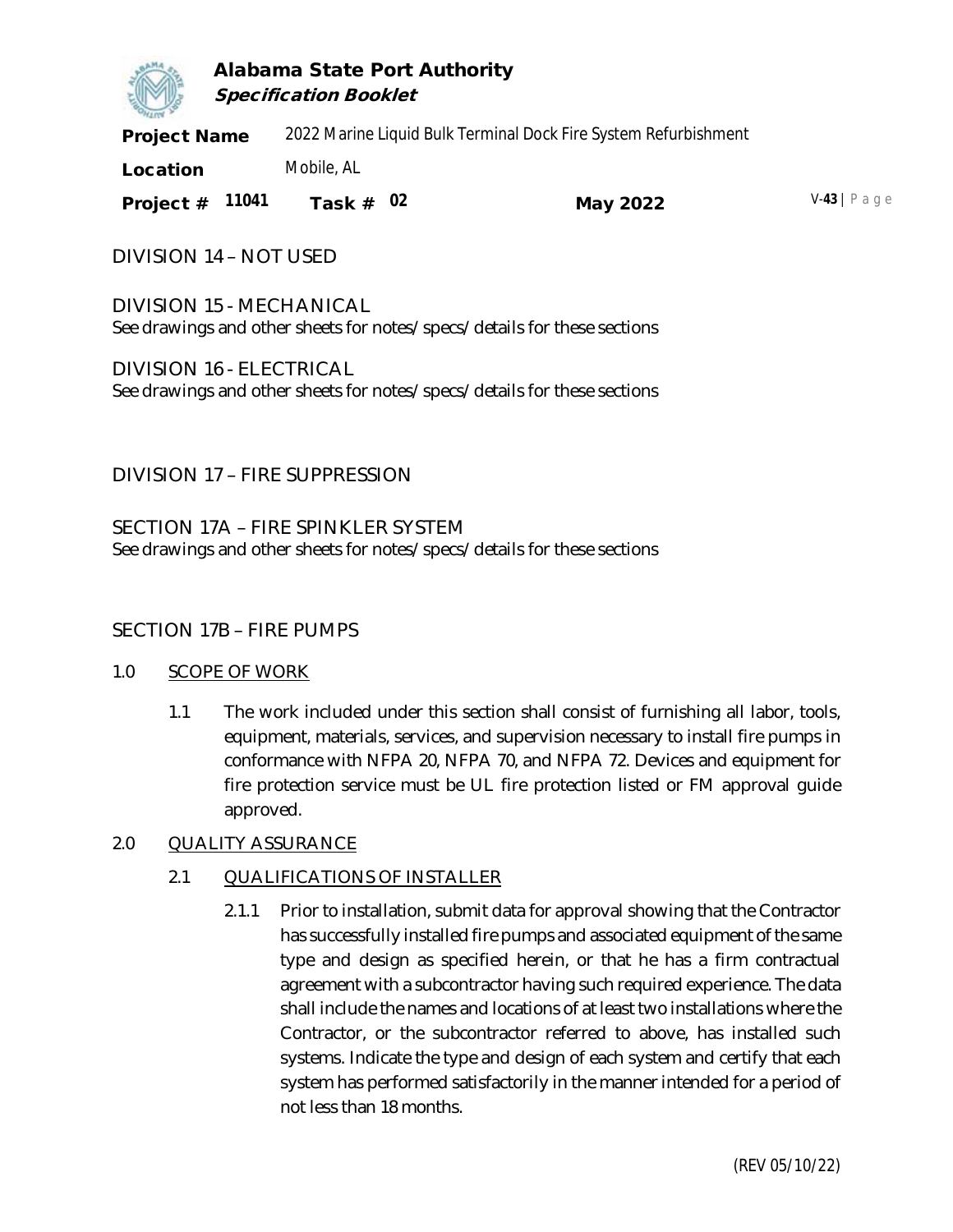# DIVISION 14 – NOT USED

# DIVISION 15 - MECHANICAL

See drawings and other sheets for notes/specs/details for these sections

# DIVISION 16 - ELECTRICAL

See drawings and other sheets for notes/specs/details for these sections

# DIVISION 17 – FIRE SUPPRESSION

## SECTION 17A – FIRE SPINKLER SYSTEM

See drawings and other sheets for notes/specs/details for these sections

## SECTION 17B – FIRE PUMPS

1.0 SCOPE OF WORK

1.1 The work included under this section shall consist of furnishing all labor, tools, equipment, materials, services, and supervision necessary to install fire pumps in conformance with NFPA 20, NFPA 70, and NFPA 72. Devices and equipment for fire protection service must be UL fire protection listed or FM approval guide approved.

2.0 QUALITY ASSURANCE

2.1 QUALIFICATIONS OF INSTALLER

2.1.1 Prior to installation, submit data for approval showing that the Contractor has successfully installed fire pumps and associated equipment of the same type and design as specified herein, or that he has a firm contractual agreement with a subcontractor having such required experience. The data shall include the names and locations of at least two installations where the Contractor, or the subcontractor referred to above, has installed such systems. Indicate the type and design of each system and certify that each system has performed satisfactorily in the manner intended for a period of not less than 18 months.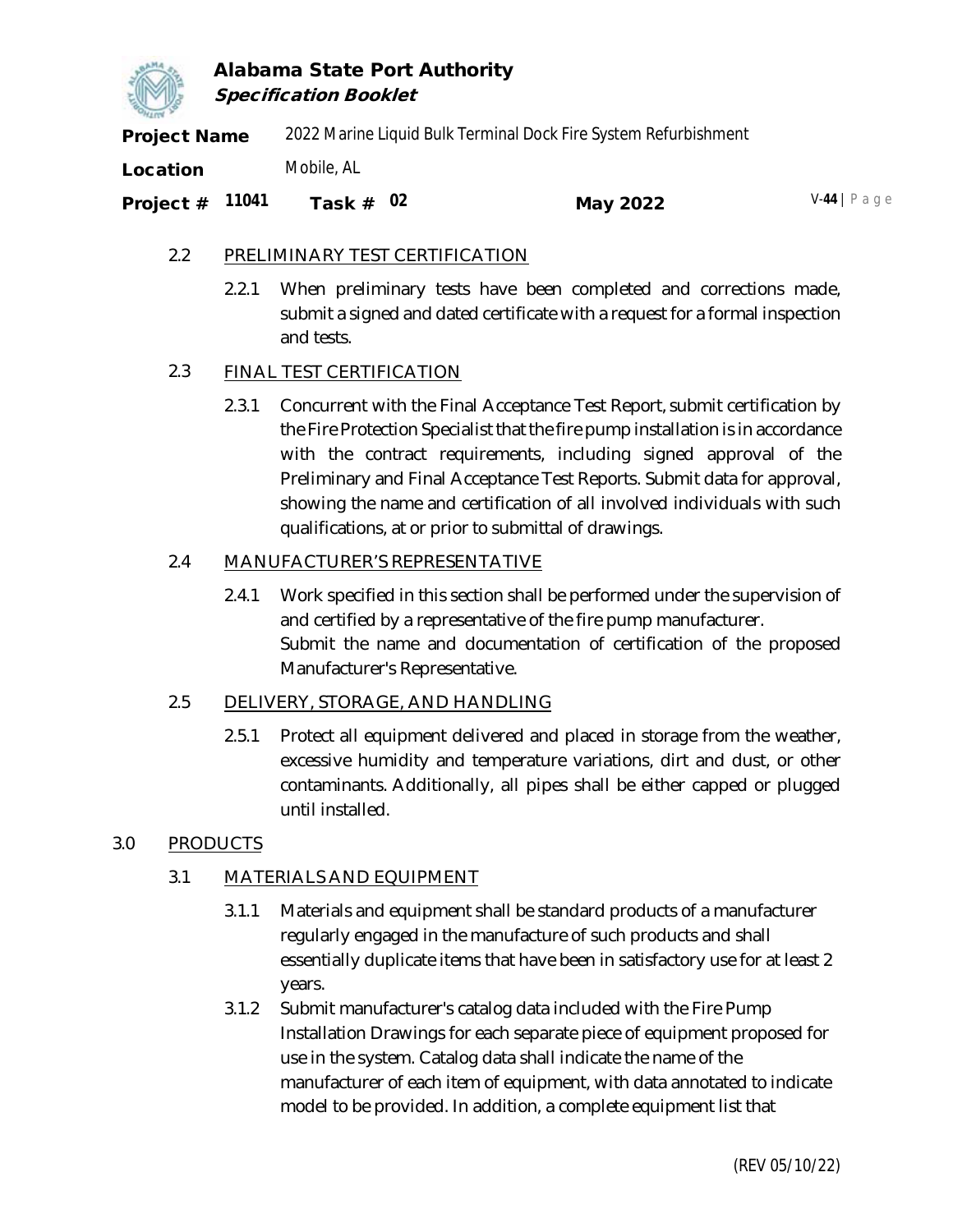### 2.2 PRELIMINARY TEST CERTIFICATION

2.2.1 When preliminary tests have been completed and corrections made, submit a signed and dated certificate with a request for a formal inspection and tests.

### 2.3 FINAL TEST CERTIFICATION

2.3.1 Concurrent with the Final Acceptance Test Report, submit certification by the Fire Protection Specialist that the fire pump installation is in accordance with the contract requirements, including signed approval of the Preliminary and Final Acceptance Test Reports. Submit data for approval, showing the name and certification of all involved individuals with such qualifications, at or prior to submittal of drawings.

### 2.4 MANUFACTURER'S REPRESENTATIVE

2.4.1 Work specified in this section shall be performed under the supervision of and certified by a representative of the fire pump manufacturer. Submit the name and documentation of certification of the proposed Manufacturer's Representative.

### 2.5 DELIVERY, STORAGE, AND HANDLING

2.5.1 Protect all equipment delivered and placed in storage from the weather, excessive humidity and temperature variations, dirt and dust, or other contaminants. Additionally, all pipes shall be either capped or plugged until installed.

## 3.0 PRODUCTS

### 3.1 MATERIALS AND EQUIPMENT

3.1.1 Materials and equipment shall be standard products of a manufacturer regularly engaged in the manufacture of such products and shall essentially duplicate items that have been in satisfactory use for at least 2 years.

3.1.2 Submit manufacturer's catalog data included with the Fire Pump Installation Drawings for each separate piece of equipment proposed for use in the system. Catalog data shall indicate the name of the manufacturer of each item of equipment, with data annotated to indicate model to be provided. In addition, a complete equipment list that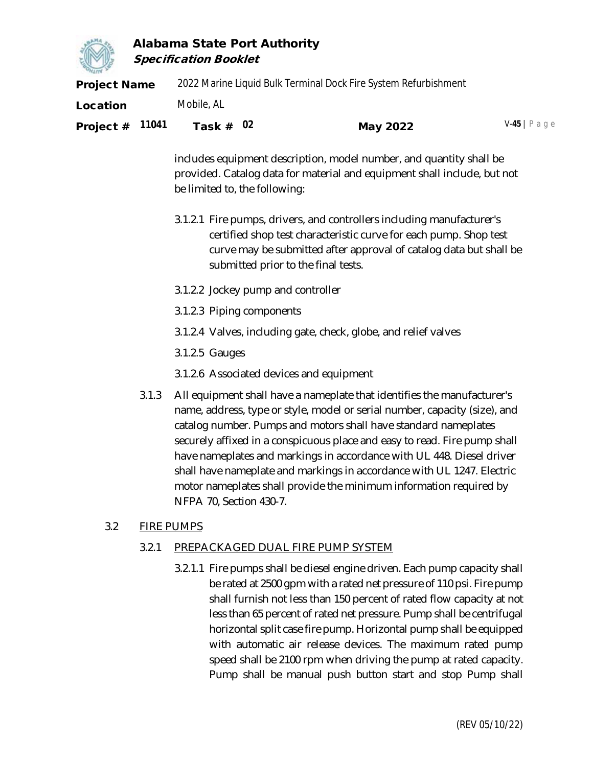includes equipment description, model number, and quantity shall be provided. Catalog data for material and equipment shall include, but not be limited to, the following:

3.1.2.1 Fire pumps, drivers, and controllers including manufacturer's certified shop test characteristic curve for each pump. Shop test curve may be submitted after approval of catalog data but shall be submitted prior to the final tests.

3.1.2.2 Jockey pump and controller

3.1.2.3 Piping components

3.1.2.4 Valves, including gate, check, globe, and relief valves

3.1.2.5 Gauges

3.1.2.6 Associated devices and equipment

3.1.3 All equipment shall have a nameplate that identifies the manufacturer's name, address, type or style, model or serial number, capacity (size), and catalog number. Pumps and motors shall have standard nameplates securely affixed in a conspicuous place and easy to read. Fire pump shall have nameplates and markings in accordance with UL 448. Diesel driver shall have nameplate and markings in accordance with UL 1247. Electric motor nameplates shall provide the minimum information required by NFPA 70, Section 430-7.

3.2 FIRE PUMPS

3.2.1 PREPACKAGED DUAL FIRE PUMP SYSTEM

3.2.1.1 Fire pumps shall be diesel engine driven. Each pump capacity shall be rated at 2500 gpm with a rated net pressure of 110 psi. Fire pump shall furnish not less than 150 percent of rated flow capacity at not less than 65 percent of rated net pressure. Pump shall be centrifugal horizontal split case fire pump. Horizontal pump shall be equipped with automatic air release devices. The maximum rated pump speed shall be 2100 rpm when driving the pump at rated capacity. Pump shall be manual push button start and stop Pump shall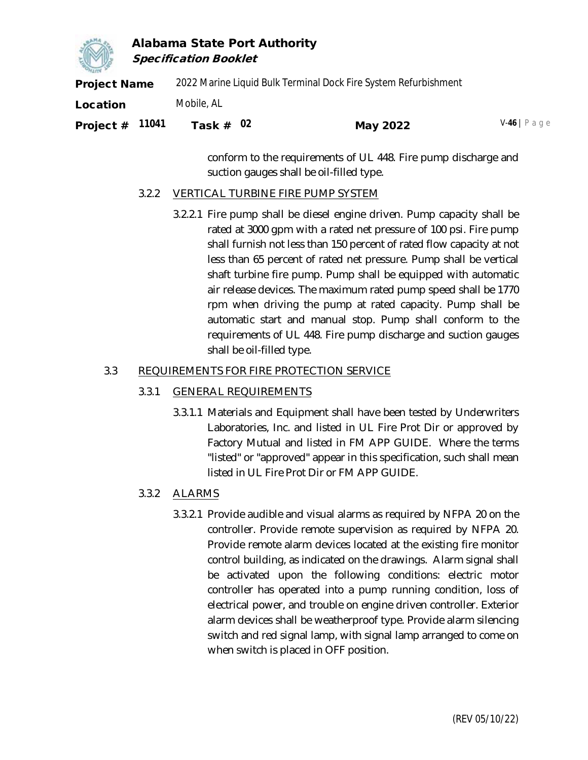conform to the requirements of UL 448. Fire pump discharge and suction gauges shall be oil-filled type.

### 3.2.2 VERTICAL TURBINE FIRE PUMP SYSTEM

3.2.2.1 Fire pump shall be diesel engine driven. Pump capacity shall be rated at 3000 gpm with a rated net pressure of 100 psi. Fire pump shall furnish not less than 150 percent of rated flow capacity at not less than 65 percent of rated net pressure. Pump shall be vertical shaft turbine fire pump. Pump shall be equipped with automatic air release devices. The maximum rated pump speed shall be 1770 rpm when driving the pump at rated capacity. Pump shall be automatic start and manual stop. Pump shall conform to the requirements of UL 448. Fire pump discharge and suction gauges shall be oil-filled type.

## 3.3 REQUIREMENTS FOR FIRE PROTECTION SERVICE

### 3.3.1 GENERAL REQUIREMENTS

3.3.1.1 Materials and Equipment shall have been tested by Underwriters Laboratories, Inc. and listed in UL Fire Prot Dir or approved by Factory Mutual and listed in FM APP GUIDE. Where the terms "listed" or "approved" appear in this specification, such shall mean listed in UL Fire Prot Dir or FM APP GUIDE.

### 3.3.2 ALARMS

3.3.2.1 Provide audible and visual alarms as required by NFPA 20 on the controller. Provide remote supervision as required by NFPA 20. Provide remote alarm devices located at the existing fire monitor control building, as indicated on the drawings. Alarm signal shall be activated upon the following conditions: electric motor controller has operated into a pump running condition, loss of electrical power, and trouble on engine driven controller. Exterior alarm devices shall be weatherproof type. Provide alarm silencing switch and red signal lamp, with signal lamp arranged to come on when switch is placed in OFF position.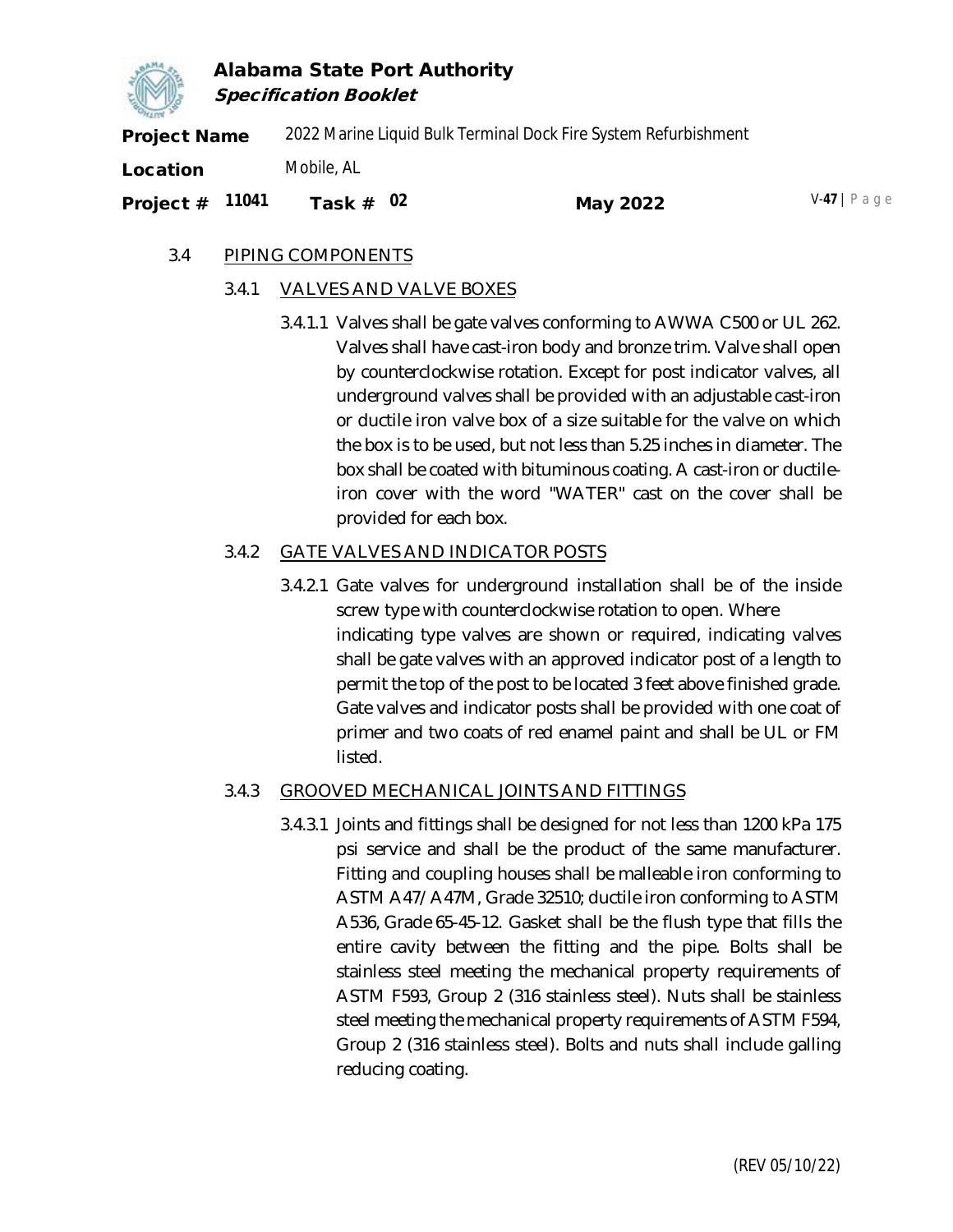### 3.4 PIPING COMPONENTS

#### 3.4.1 VALVES AND VALVE BOXES

3.4.1.1 Valves shall be gate valves conforming to AWWA C500 or UL 262. Valves shall have cast-iron body and bronze trim. Valve shall open by counterclockwise rotation. Except for post indicator valves, all underground valves shall be provided with an adjustable cast-iron or ductile iron valve box of a size suitable for the valve on which the box is to be used, but not less than 5.25 inches in diameter. The box shall be coated with bituminous coating. A cast-iron or ductile-iron cover with the word "WATER" cast on the cover shall be provided for each box.

#### 3.4.2 GATE VALVES AND INDICATOR POSTS

3.4.2.1 Gate valves for underground installation shall be of the inside screw type with counterclockwise rotation to open. Where indicating type valves are shown or required, indicating valves shall be gate valves with an approved indicator post of a length to permit the top of the post to be located 3 feet above finished grade. Gate valves and indicator posts shall be provided with one coat of primer and two coats of red enamel paint and shall be UL or FM listed.

#### 3.4.3 GROOVED MECHANICAL JOINTS AND FITTINGS

3.4.3.1 Joints and fittings shall be designed for not less than 1200 kPa 175 psi service and shall be the product of the same manufacturer. Fitting and coupling houses shall be malleable iron conforming to ASTM A47/A47M, Grade 32510; ductile iron conforming to ASTM A536, Grade 65-45-12. Gasket shall be the flush type that fills the entire cavity between the fitting and the pipe. Bolts shall be stainless steel meeting the mechanical property requirements of ASTM F593, Group 2 (316 stainless steel). Nuts shall be stainless steel meeting the mechanical property requirements of ASTM F594, Group 2 (316 stainless steel). Bolts and nuts shall include galling reducing coating.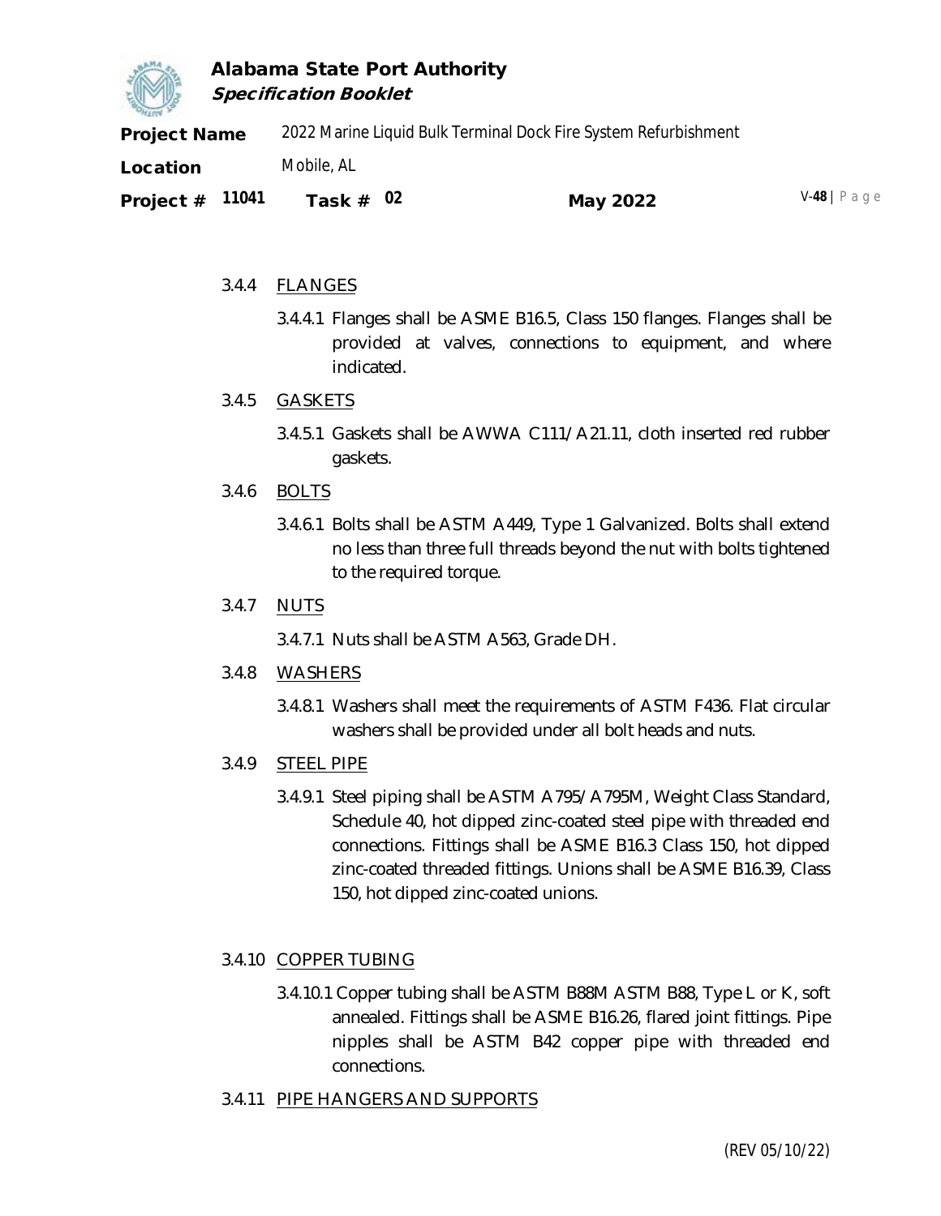### 3.4.4 FLANGES

3.4.4.1 Flanges shall be ASME B16.5, Class 150 flanges. Flanges shall be provided at valves, connections to equipment, and where indicated.

### 3.4.5 GASKETS

3.4.5.1 Gaskets shall be AWWA C111/A21.11, cloth inserted red rubber gaskets.

### 3.4.6 BOLTS

3.4.6.1 Bolts shall be ASTM A449, Type 1 Galvanized. Bolts shall extend no less than three full threads beyond the nut with bolts tightened to the required torque.

### 3.4.7 NUTS

3.4.7.1 Nuts shall be ASTM A563, Grade DH.

### 3.4.8 WASHERS

3.4.8.1 Washers shall meet the requirements of ASTM F436. Flat circular washers shall be provided under all bolt heads and nuts.

### 3.4.9 STEEL PIPE

3.4.9.1 Steel piping shall be ASTM A795/A795M, Weight Class Standard, Schedule 40, hot dipped zinc-coated steel pipe with threaded end connections. Fittings shall be ASME B16.3 Class 150, hot dipped zinc-coated threaded fittings. Unions shall be ASME B16.39, Class 150, hot dipped zinc-coated unions.

### 3.4.10 COPPER TUBING

3.4.10.1 Copper tubing shall be ASTM B88M ASTM B88, Type L or K, soft annealed. Fittings shall be ASME B16.26, flared joint fittings. Pipe nipples shall be ASTM B42 copper pipe with threaded end connections.

### 3.4.11 PIPE HANGERS AND SUPPORTS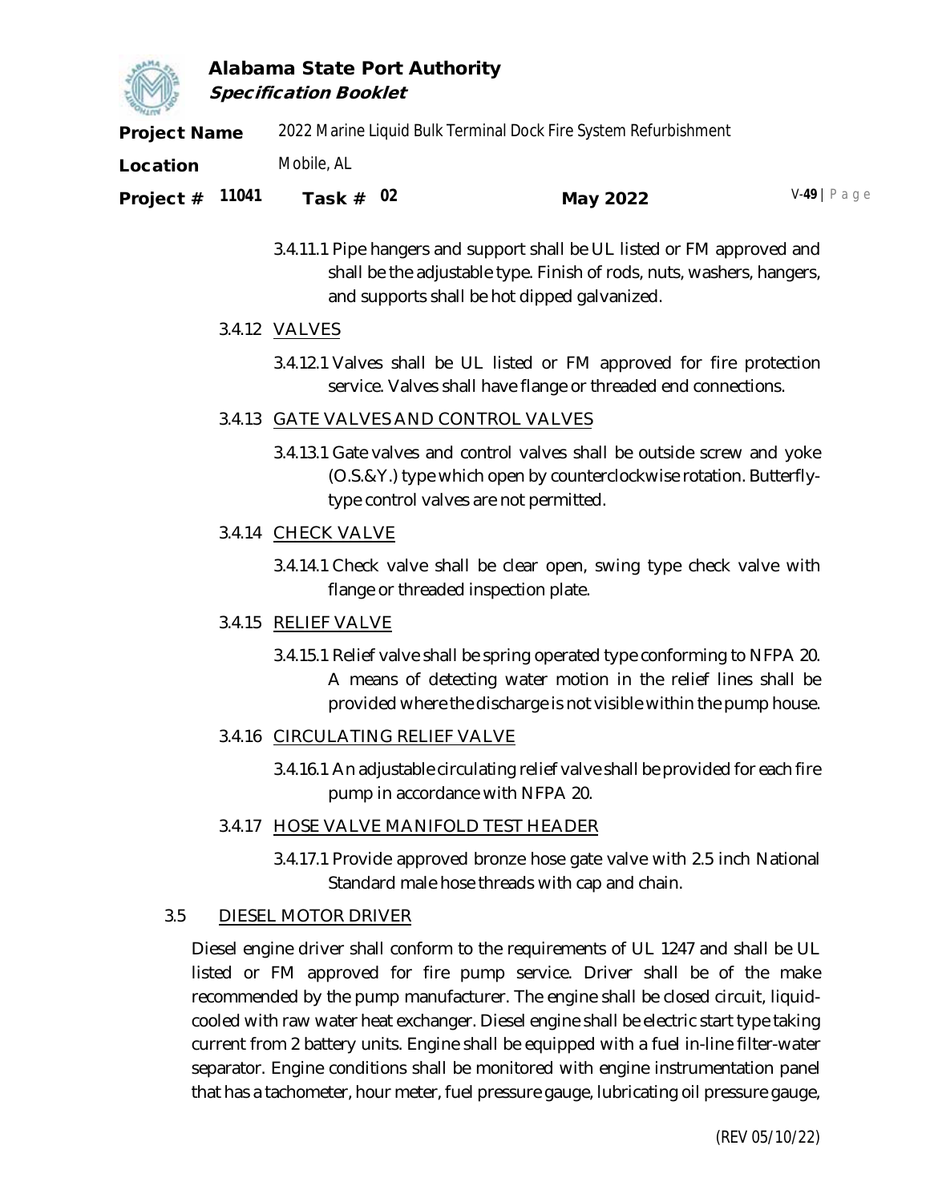3.4.11.1 Pipe hangers and support shall be UL listed or FM approved and shall be the adjustable type. Finish of rods, nuts, washers, hangers, and supports shall be hot dipped galvanized.

3.4.12 VALVES

3.4.12.1 Valves shall be UL listed or FM approved for fire protection service. Valves shall have flange or threaded end connections.

3.4.13 GATE VALVES AND CONTROL VALVES

3.4.13.1 Gate valves and control valves shall be outside screw and yoke (O.S.&Y.) type which open by counterclockwise rotation. Butterfly-type control valves are not permitted.

3.4.14 CHECK VALVE

3.4.14.1 Check valve shall be clear open, swing type check valve with flange or threaded inspection plate.

3.4.15 RELIEF VALVE

3.4.15.1 Relief valve shall be spring operated type conforming to NFPA 20. A means of detecting water motion in the relief lines shall be provided where the discharge is not visible within the pump house.

3.4.16 CIRCULATING RELIEF VALVE

3.4.16.1 An adjustable circulating relief valve shall be provided for each fire pump in accordance with NFPA 20.

3.4.17 HOSE VALVE MANIFOLD TEST HEADER

3.4.17.1 Provide approved bronze hose gate valve with 2.5 inch National Standard male hose threads with cap and chain.

3.5 DIESEL MOTOR DRIVER

Diesel engine driver shall conform to the requirements of UL 1247 and shall be UL listed or FM approved for fire pump service. Driver shall be of the make recommended by the pump manufacturer. The engine shall be closed circuit, liquid-cooled with raw water heat exchanger. Diesel engine shall be electric start type taking current from 2 battery units. Engine shall be equipped with a fuel in-line filter-water separator. Engine conditions shall be monitored with engine instrumentation panel that has a tachometer, hour meter, fuel pressure gauge, lubricating oil pressure gauge,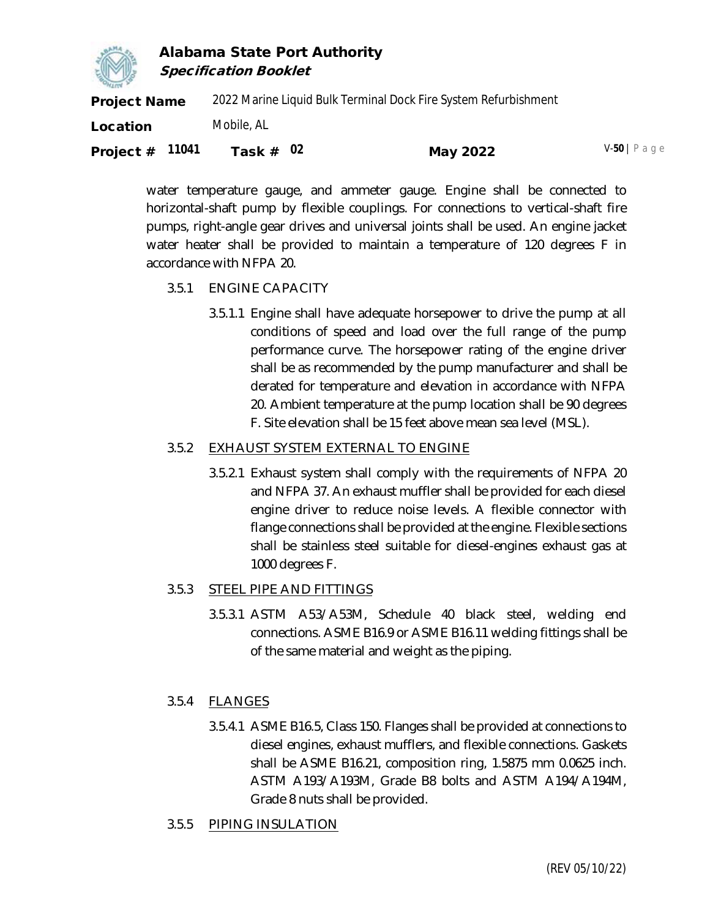water temperature gauge, and ammeter gauge. Engine shall be connected to horizontal-shaft pump by flexible couplings. For connections to vertical-shaft fire pumps, right-angle gear drives and universal joints shall be used. An engine jacket water heater shall be provided to maintain a temperature of 120 degrees F in accordance with NFPA 20.

3.5.1 ENGINE CAPACITY

3.5.1.1 Engine shall have adequate horsepower to drive the pump at all conditions of speed and load over the full range of the pump performance curve. The horsepower rating of the engine driver shall be as recommended by the pump manufacturer and shall be derated for temperature and elevation in accordance with NFPA 20. Ambient temperature at the pump location shall be 90 degrees F. Site elevation shall be 15 feet above mean sea level (MSL).

3.5.2 EXHAUST SYSTEM EXTERNAL TO ENGINE

3.5.2.1 Exhaust system shall comply with the requirements of NFPA 20 and NFPA 37. An exhaust muffler shall be provided for each diesel engine driver to reduce noise levels. A flexible connector with flange connections shall be provided at the engine. Flexible sections shall be stainless steel suitable for diesel-engines exhaust gas at 1000 degrees F.

3.5.3 STEEL PIPE AND FITTINGS

3.5.3.1 ASTM A53/A53M, Schedule 40 black steel, welding end connections. ASME B16.9 or ASME B16.11 welding fittings shall be of the same material and weight as the piping.

3.5.4 FLANGES

3.5.4.1 ASME B16.5, Class 150. Flanges shall be provided at connections to diesel engines, exhaust mufflers, and flexible connections. Gaskets shall be ASME B16.21, composition ring, 1.5875 mm 0.0625 inch. ASTM A193/A193M, Grade B8 bolts and ASTM A194/A194M, Grade 8 nuts shall be provided.

3.5.5 PIPING INSULATION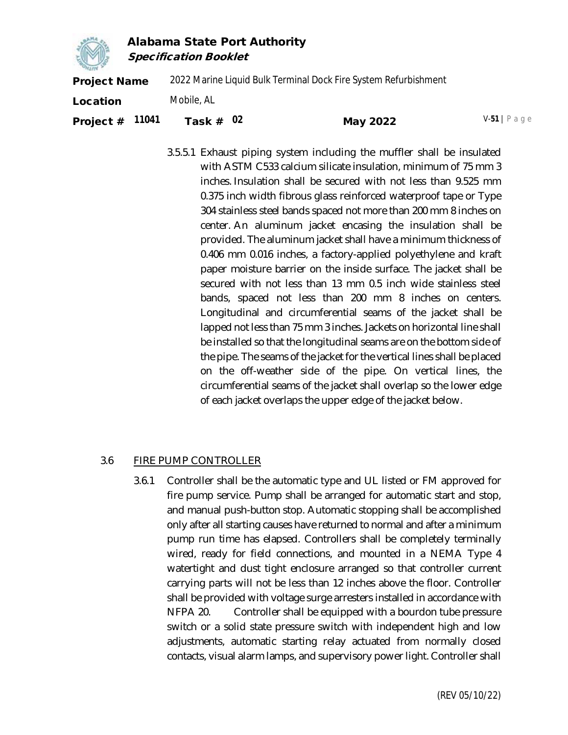3.5.5.1 Exhaust piping system including the muffler shall be insulated with ASTM C533 calcium silicate insulation, minimum of 75 mm 3 inches. Insulation shall be secured with not less than 9.525 mm 0.375 inch width fibrous glass reinforced waterproof tape or Type 304 stainless steel bands spaced not more than 200 mm 8 inches on center. An aluminum jacket encasing the insulation shall be provided. The aluminum jacket shall have a minimum thickness of 0.406 mm 0.016 inches, a factory-applied polyethylene and kraft paper moisture barrier on the inside surface. The jacket shall be secured with not less than 13 mm 0.5 inch wide stainless steel bands, spaced not less than 200 mm 8 inches on centers. Longitudinal and circumferential seams of the jacket shall be lapped not less than 75 mm 3 inches. Jackets on horizontal line shall be installed so that the longitudinal seams are on the bottom side of the pipe. The seams of the jacket for the vertical lines shall be placed on the off-weather side of the pipe. On vertical lines, the circumferential seams of the jacket shall overlap so the lower edge of each jacket overlaps the upper edge of the jacket below.

## 3.6 FIRE PUMP CONTROLLER

3.6.1 Controller shall be the automatic type and UL listed or FM approved for fire pump service. Pump shall be arranged for automatic start and stop, and manual push-button stop. Automatic stopping shall be accomplished only after all starting causes have returned to normal and after a minimum pump run time has elapsed. Controllers shall be completely terminally wired, ready for field connections, and mounted in a NEMA Type 4 watertight and dust tight enclosure arranged so that controller current carrying parts will not be less than 12 inches above the floor. Controller shall be provided with voltage surge arresters installed in accordance with NFPA 20. Controller shall be equipped with a bourdon tube pressure switch or a solid state pressure switch with independent high and low adjustments, automatic starting relay actuated from normally closed contacts, visual alarm lamps, and supervisory power light. Controller shall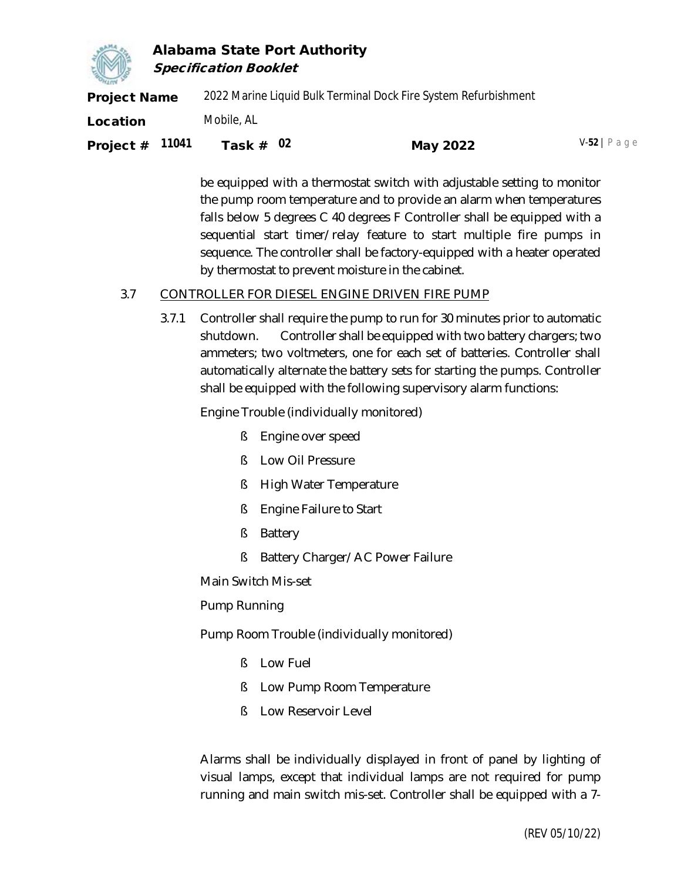be equipped with a thermostat switch with adjustable setting to monitor the pump room temperature and to provide an alarm when temperatures falls below 5 degrees C 40 degrees F Controller shall be equipped with a sequential start timer/relay feature to start multiple fire pumps in sequence. The controller shall be factory-equipped with a heater operated by thermostat to prevent moisture in the cabinet.

3.7 CONTROLLER FOR DIESEL ENGINE DRIVEN FIRE PUMP

3.7.1 Controller shall require the pump to run for 30 minutes prior to automatic shutdown. Controller shall be equipped with two battery chargers; two ammeters; two voltmeters, one for each set of batteries. Controller shall automatically alternate the battery sets for starting the pumps. Controller shall be equipped with the following supervisory alarm functions:

Engine Trouble (individually monitored)

- Engine over speed
- Low Oil Pressure
- High Water Temperature
- Engine Failure to Start
- Battery
- Battery Charger/AC Power Failure

Main Switch Mis-set

Pump Running

Pump Room Trouble (individually monitored)

- Low Fuel
- Low Pump Room Temperature
- Low Reservoir Level

Alarms shall be individually displayed in front of panel by lighting of visual lamps, except that individual lamps are not required for pump running and main switch mis-set. Controller shall be equipped with a 7-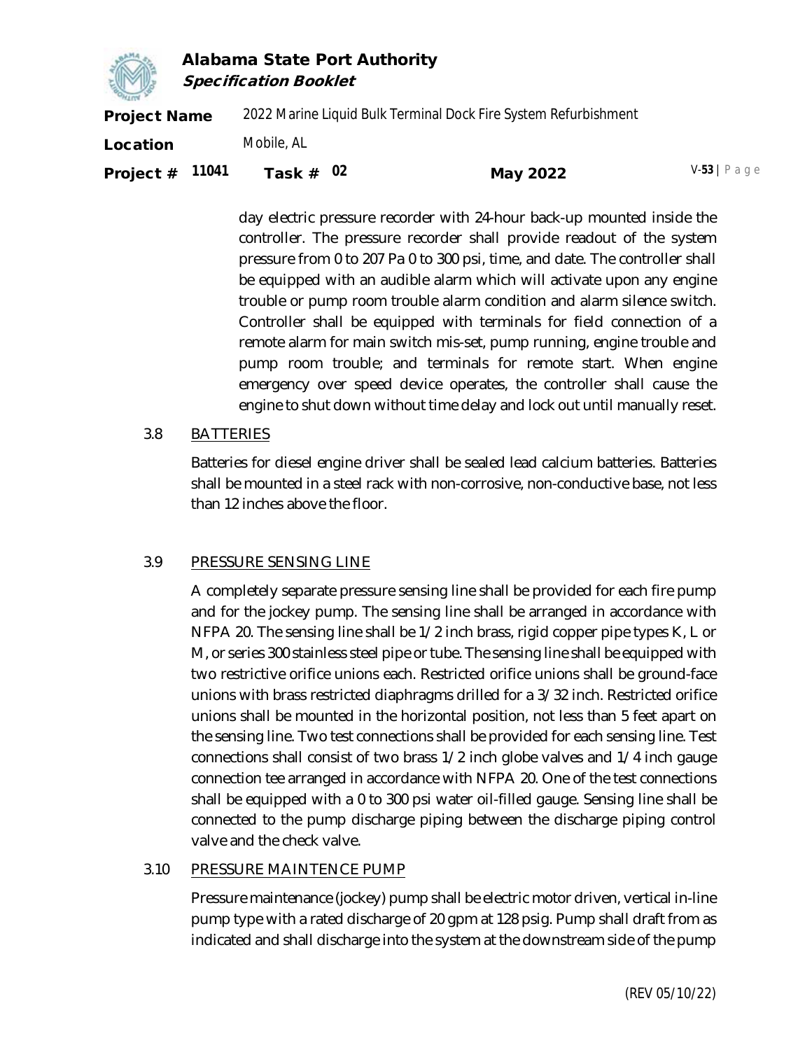day electric pressure recorder with 24-hour back-up mounted inside the controller. The pressure recorder shall provide readout of the system pressure from 0 to 207 Pa 0 to 300 psi, time, and date. The controller shall be equipped with an audible alarm which will activate upon any engine trouble or pump room trouble alarm condition and alarm silence switch. Controller shall be equipped with terminals for field connection of a remote alarm for main switch mis-set, pump running, engine trouble and pump room trouble; and terminals for remote start. When engine emergency over speed device operates, the controller shall cause the engine to shut down without time delay and lock out until manually reset.

### 3.8 BATTERIES

Batteries for diesel engine driver shall be sealed lead calcium batteries. Batteries shall be mounted in a steel rack with non-corrosive, non-conductive base, not less than 12 inches above the floor.

### 3.9 PRESSURE SENSING LINE

A completely separate pressure sensing line shall be provided for each fire pump and for the jockey pump. The sensing line shall be arranged in accordance with NFPA 20. The sensing line shall be 1/2 inch brass, rigid copper pipe types K, L or M, or series 300 stainless steel pipe or tube. The sensing line shall be equipped with two restrictive orifice unions each. Restricted orifice unions shall be ground-face unions with brass restricted diaphragms drilled for a 3/32 inch. Restricted orifice unions shall be mounted in the horizontal position, not less than 5 feet apart on the sensing line. Two test connections shall be provided for each sensing line. Test connections shall consist of two brass 1/2 inch globe valves and 1/4 inch gauge connection tee arranged in accordance with NFPA 20. One of the test connections shall be equipped with a 0 to 300 psi water oil-filled gauge. Sensing line shall be connected to the pump discharge piping between the discharge piping control valve and the check valve.

### 3.10 PRESSURE MAINTENCE PUMP

Pressure maintenance (jockey) pump shall be electric motor driven, vertical in-line pump type with a rated discharge of 20 gpm at 128 psig. Pump shall draft from as indicated and shall discharge into the system at the downstream side of the pump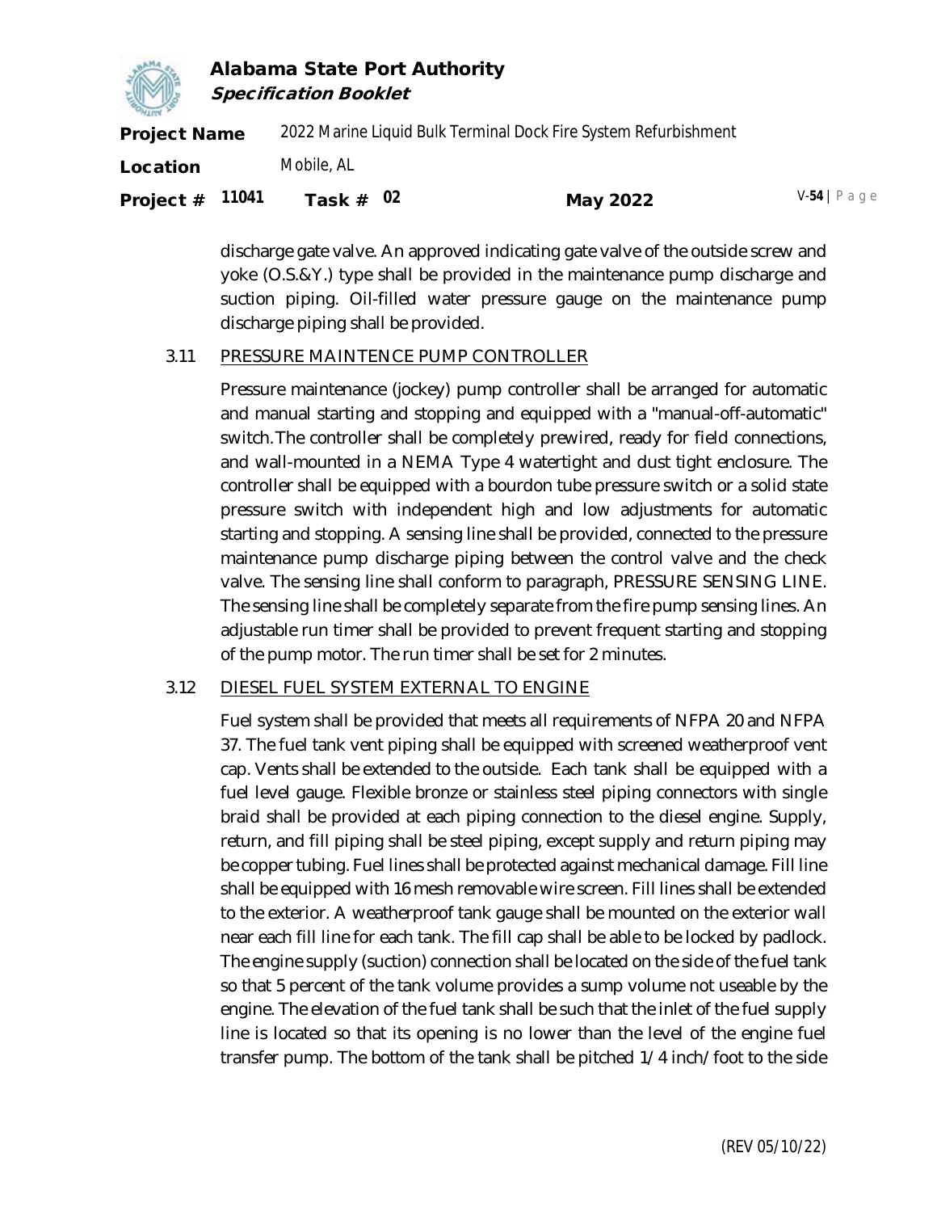discharge gate valve. An approved indicating gate valve of the outside screw and yoke (O.S.&Y.) type shall be provided in the maintenance pump discharge and suction piping. Oil-filled water pressure gauge on the maintenance pump discharge piping shall be provided.

### 3.11 PRESSURE MAINTENCE PUMP CONTROLLER

Pressure maintenance (jockey) pump controller shall be arranged for automatic and manual starting and stopping and equipped with a "manual-off-automatic" switch.The controller shall be completely prewired, ready for field connections, and wall-mounted in a NEMA Type 4 watertight and dust tight enclosure. The controller shall be equipped with a bourdon tube pressure switch or a solid state pressure switch with independent high and low adjustments for automatic starting and stopping. A sensing line shall be provided, connected to the pressure maintenance pump discharge piping between the control valve and the check valve. The sensing line shall conform to paragraph, PRESSURE SENSING LINE. The sensing line shall be completely separate from the fire pump sensing lines. An adjustable run timer shall be provided to prevent frequent starting and stopping of the pump motor. The run timer shall be set for 2 minutes.

### 3.12 DIESEL FUEL SYSTEM EXTERNAL TO ENGINE

Fuel system shall be provided that meets all requirements of NFPA 20 and NFPA 37. The fuel tank vent piping shall be equipped with screened weatherproof vent cap. Vents shall be extended to the outside. Each tank shall be equipped with a fuel level gauge. Flexible bronze or stainless steel piping connectors with single braid shall be provided at each piping connection to the diesel engine. Supply, return, and fill piping shall be steel piping, except supply and return piping may be copper tubing. Fuel lines shall be protected against mechanical damage. Fill line shall be equipped with 16 mesh removable wire screen. Fill lines shall be extended to the exterior. A weatherproof tank gauge shall be mounted on the exterior wall near each fill line for each tank. The fill cap shall be able to be locked by padlock. The engine supply (suction) connection shall be located on the side of the fuel tank so that 5 percent of the tank volume provides a sump volume not useable by the engine. The elevation of the fuel tank shall be such that the inlet of the fuel supply line is located so that its opening is no lower than the level of the engine fuel transfer pump. The bottom of the tank shall be pitched 1/4 inch/foot to the side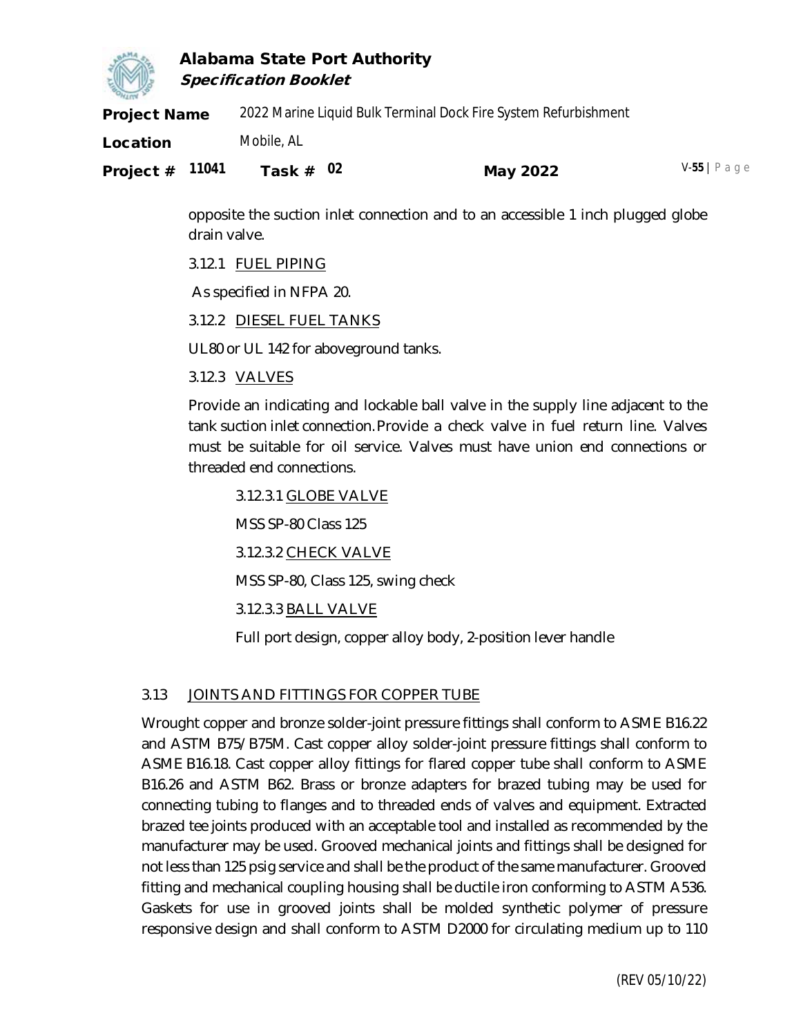opposite the suction inlet connection and to an accessible 1 inch plugged globe drain valve.

3.12.1 FUEL PIPING

As specified in NFPA 20.

3.12.2 DIESEL FUEL TANKS

UL80 or UL 142 for aboveground tanks.

3.12.3 VALVES

Provide an indicating and lockable ball valve in the supply line adjacent to the tank suction inlet connection. Provide a check valve in fuel return line. Valves must be suitable for oil service. Valves must have union end connections or threaded end connections.

3.12.3.1 GLOBE VALVE

MSS SP-80 Class 125

3.12.3.2 CHECK VALVE

MSS SP-80, Class 125, swing check

3.12.3.3 BALL VALVE

Full port design, copper alloy body, 2-position lever handle

## 3.13 JOINTS AND FITTINGS FOR COPPER TUBE

Wrought copper and bronze solder-joint pressure fittings shall conform to ASME B16.22 and ASTM B75/B75M. Cast copper alloy solder-joint pressure fittings shall conform to ASME B16.18. Cast copper alloy fittings for flared copper tube shall conform to ASME B16.26 and ASTM B62. Brass or bronze adapters for brazed tubing may be used for connecting tubing to flanges and to threaded ends of valves and equipment. Extracted brazed tee joints produced with an acceptable tool and installed as recommended by the manufacturer may be used. Grooved mechanical joints and fittings shall be designed for not less than 125 psig service and shall be the product of the same manufacturer. Grooved fitting and mechanical coupling housing shall be ductile iron conforming to ASTM A536. Gaskets for use in grooved joints shall be molded synthetic polymer of pressure responsive design and shall conform to ASTM D2000 for circulating medium up to 110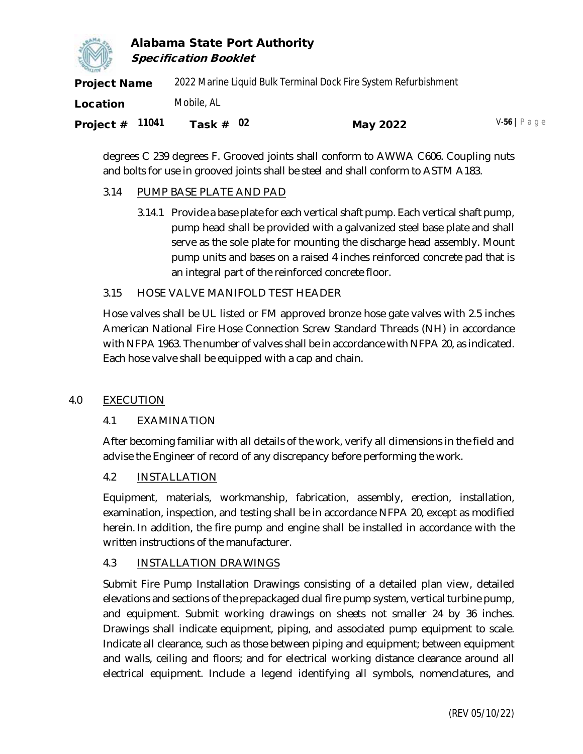degrees C 239 degrees F. Grooved joints shall conform to AWWA C606. Coupling nuts and bolts for use in grooved joints shall be steel and shall conform to ASTM A183.

### 3.14 PUMP BASE PLATE AND PAD

3.14.1 Provide a base plate for each vertical shaft pump. Each vertical shaft pump, pump head shall be provided with a galvanized steel base plate and shall serve as the sole plate for mounting the discharge head assembly. Mount pump units and bases on a raised 4 inches reinforced concrete pad that is an integral part of the reinforced concrete floor.

### 3.15 HOSE VALVE MANIFOLD TEST HEADER

Hose valves shall be UL listed or FM approved bronze hose gate valves with 2.5 inches American National Fire Hose Connection Screw Standard Threads (NH) in accordance with NFPA 1963. The number of valves shall be in accordance with NFPA 20, as indicated. Each hose valve shall be equipped with a cap and chain.

## 4.0 EXECUTION

### 4.1 EXAMINATION

After becoming familiar with all details of the work, verify all dimensions in the field and advise the Engineer of record of any discrepancy before performing the work.

### 4.2 INSTALLATION

Equipment, materials, workmanship, fabrication, assembly, erection, installation, examination, inspection, and testing shall be in accordance NFPA 20, except as modified herein. In addition, the fire pump and engine shall be installed in accordance with the written instructions of the manufacturer.

### 4.3 INSTALLATION DRAWINGS

Submit Fire Pump Installation Drawings consisting of a detailed plan view, detailed elevations and sections of the prepackaged dual fire pump system, vertical turbine pump, and equipment. Submit working drawings on sheets not smaller 24 by 36 inches. Drawings shall indicate equipment, piping, and associated pump equipment to scale. Indicate all clearance, such as those between piping and equipment; between equipment and walls, ceiling and floors; and for electrical working distance clearance around all electrical equipment. Include a legend identifying all symbols, nomenclatures, and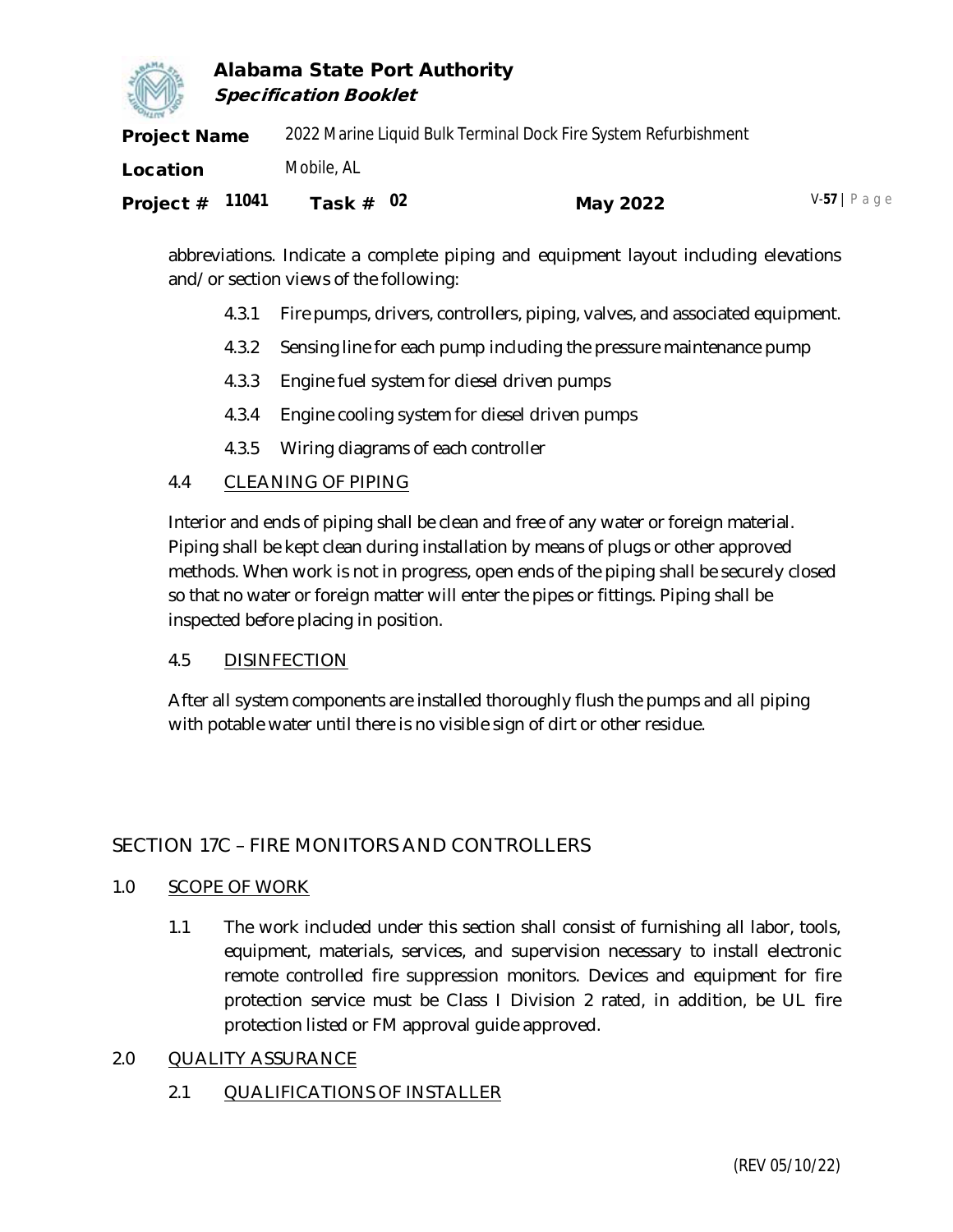abbreviations. Indicate a complete piping and equipment layout including elevations and/or section views of the following:

4.3.1 Fire pumps, drivers, controllers, piping, valves, and associated equipment.

4.3.2 Sensing line for each pump including the pressure maintenance pump

4.3.3 Engine fuel system for diesel driven pumps

4.3.4 Engine cooling system for diesel driven pumps

4.3.5 Wiring diagrams of each controller

4.4 CLEANING OF PIPING

Interior and ends of piping shall be clean and free of any water or foreign material. Piping shall be kept clean during installation by means of plugs or other approved methods. When work is not in progress, open ends of the piping shall be securely closed so that no water or foreign matter will enter the pipes or fittings. Piping shall be inspected before placing in position.

4.5 DISINFECTION

After all system components are installed thoroughly flush the pumps and all piping with potable water until there is no visible sign of dirt or other residue.

## SECTION 17C – FIRE MONITORS AND CONTROLLERS

1.0 SCOPE OF WORK

1.1 The work included under this section shall consist of furnishing all labor, tools, equipment, materials, services, and supervision necessary to install electronic remote controlled fire suppression monitors. Devices and equipment for fire protection service must be Class I Division 2 rated, in addition, be UL fire protection listed or FM approval guide approved.

2.0 QUALITY ASSURANCE

2.1 QUALIFICATIONS OF INSTALLER

(REV 05/10/22)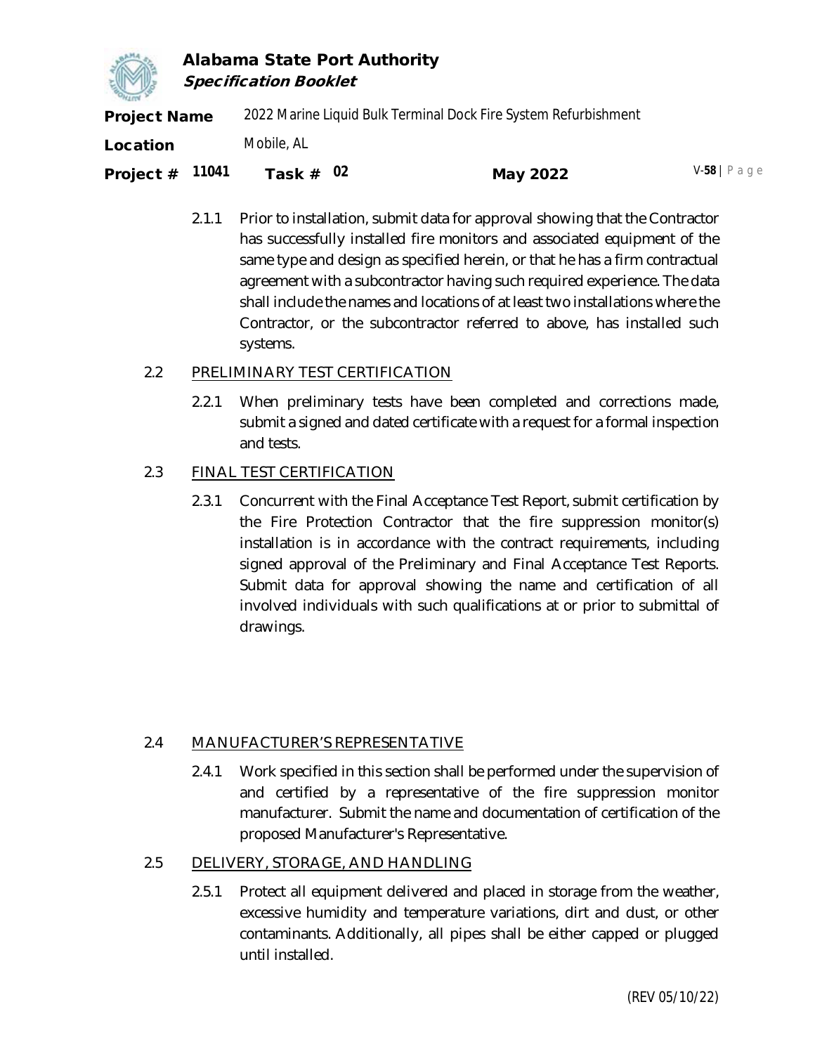2.1.1 Prior to installation, submit data for approval showing that the Contractor has successfully installed fire monitors and associated equipment of the same type and design as specified herein, or that he has a firm contractual agreement with a subcontractor having such required experience. The data shall include the names and locations of at least two installations where the Contractor, or the subcontractor referred to above, has installed such systems.

## 2.2 PRELIMINARY TEST CERTIFICATION

2.2.1 When preliminary tests have been completed and corrections made, submit a signed and dated certificate with a request for a formal inspection and tests.

## 2.3 FINAL TEST CERTIFICATION

2.3.1 Concurrent with the Final Acceptance Test Report, submit certification by the Fire Protection Contractor that the fire suppression monitor(s) installation is in accordance with the contract requirements, including signed approval of the Preliminary and Final Acceptance Test Reports. Submit data for approval showing the name and certification of all involved individuals with such qualifications at or prior to submittal of drawings.

## 2.4 MANUFACTURER'S REPRESENTATIVE

2.4.1 Work specified in this section shall be performed under the supervision of and certified by a representative of the fire suppression monitor manufacturer. Submit the name and documentation of certification of the proposed Manufacturer's Representative.

## 2.5 DELIVERY, STORAGE, AND HANDLING

2.5.1 Protect all equipment delivered and placed in storage from the weather, excessive humidity and temperature variations, dirt and dust, or other contaminants. Additionally, all pipes shall be either capped or plugged until installed.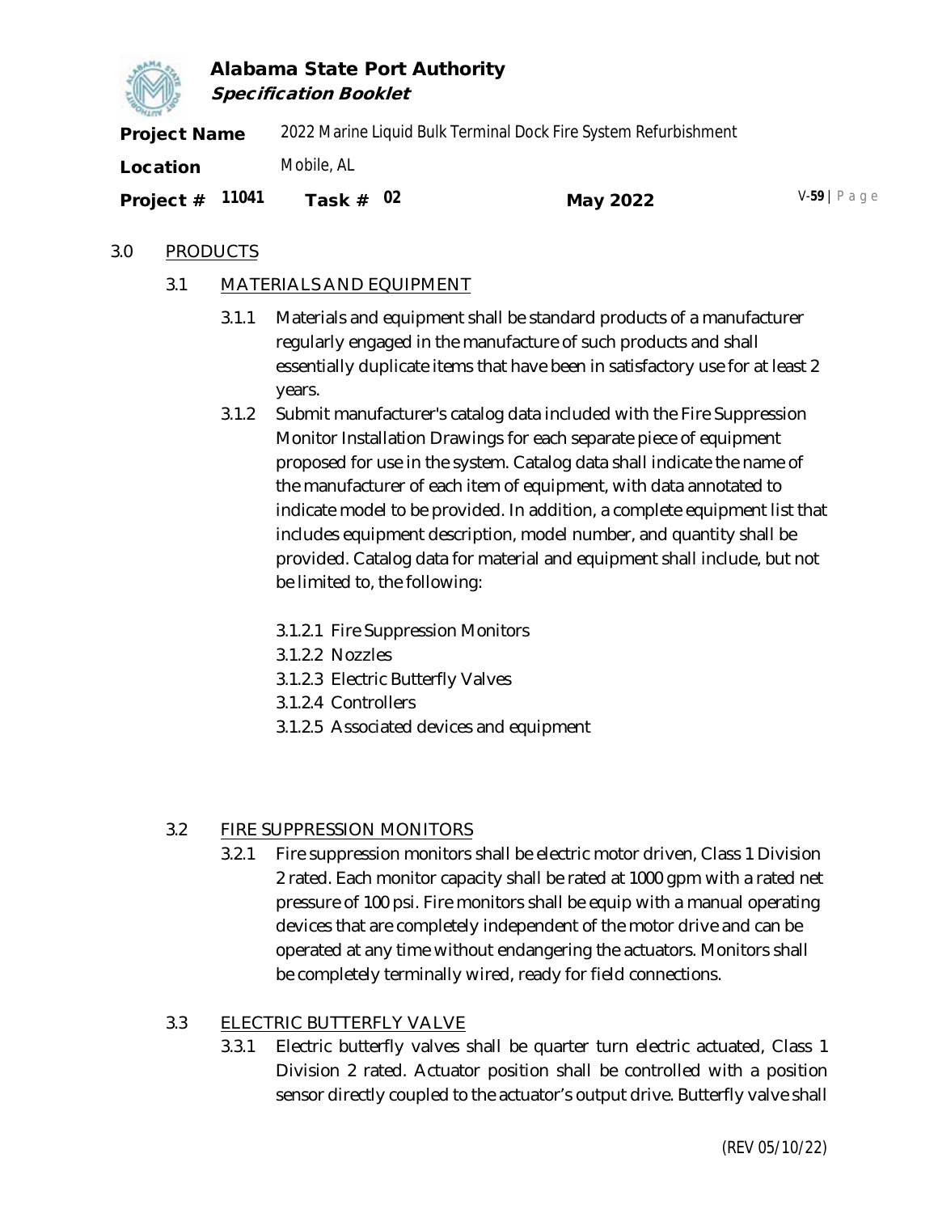## 3.0 PRODUCTS

### 3.1 MATERIALS AND EQUIPMENT

3.1.1 Materials and equipment shall be standard products of a manufacturer regularly engaged in the manufacture of such products and shall essentially duplicate items that have been in satisfactory use for at least 2 years.

3.1.2 Submit manufacturer's catalog data included with the Fire Suppression Monitor Installation Drawings for each separate piece of equipment proposed for use in the system. Catalog data shall indicate the name of the manufacturer of each item of equipment, with data annotated to indicate model to be provided. In addition, a complete equipment list that includes equipment description, model number, and quantity shall be provided. Catalog data for material and equipment shall include, but not be limited to, the following:

- 3.1.2.1 Fire Suppression Monitors
- 3.1.2.2 Nozzles
- 3.1.2.3 Electric Butterfly Valves
- 3.1.2.4 Controllers
- 3.1.2.5 Associated devices and equipment

### 3.2 FIRE SUPPRESSION MONITORS

3.2.1 Fire suppression monitors shall be electric motor driven, Class 1 Division 2 rated. Each monitor capacity shall be rated at 1000 gpm with a rated net pressure of 100 psi. Fire monitors shall be equip with a manual operating devices that are completely independent of the motor drive and can be operated at any time without endangering the actuators. Monitors shall be completely terminally wired, ready for field connections.

### 3.3 ELECTRIC BUTTERFLY VALVE

3.3.1 Electric butterfly valves shall be quarter turn electric actuated, Class 1 Division 2 rated. Actuator position shall be controlled with a position sensor directly coupled to the actuator's output drive. Butterfly valve shall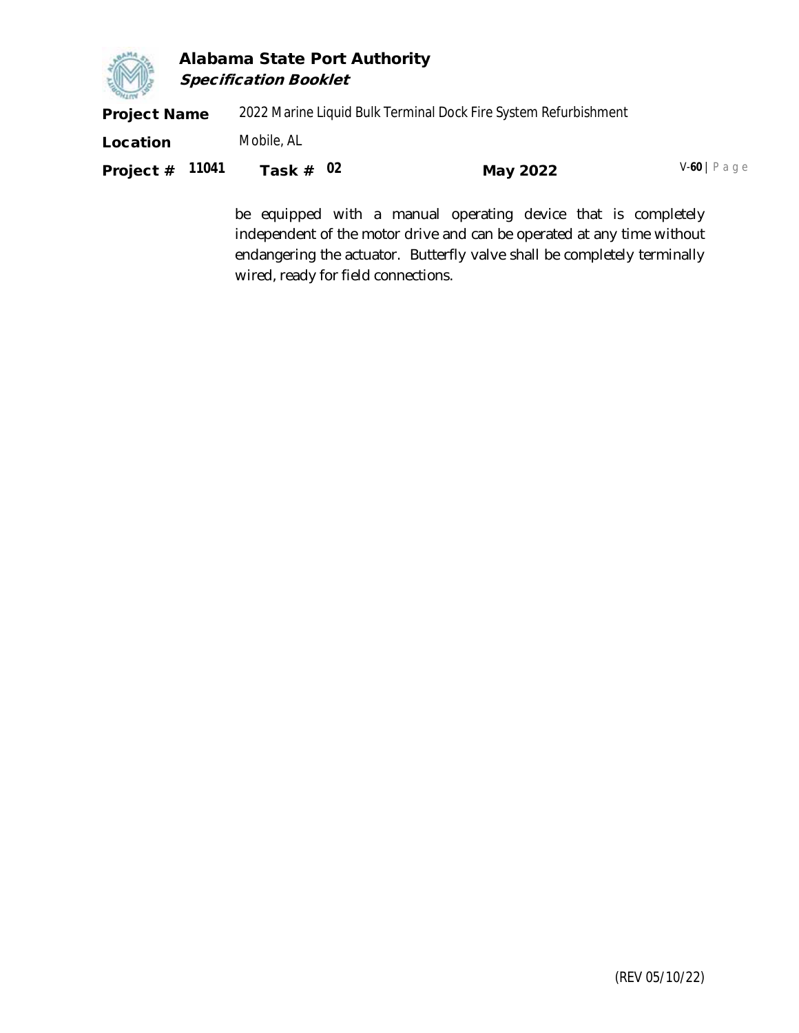be equipped with a manual operating device that is completely independent of the motor drive and can be operated at any time without endangering the actuator. Butterfly valve shall be completely terminally wired, ready for field connections.